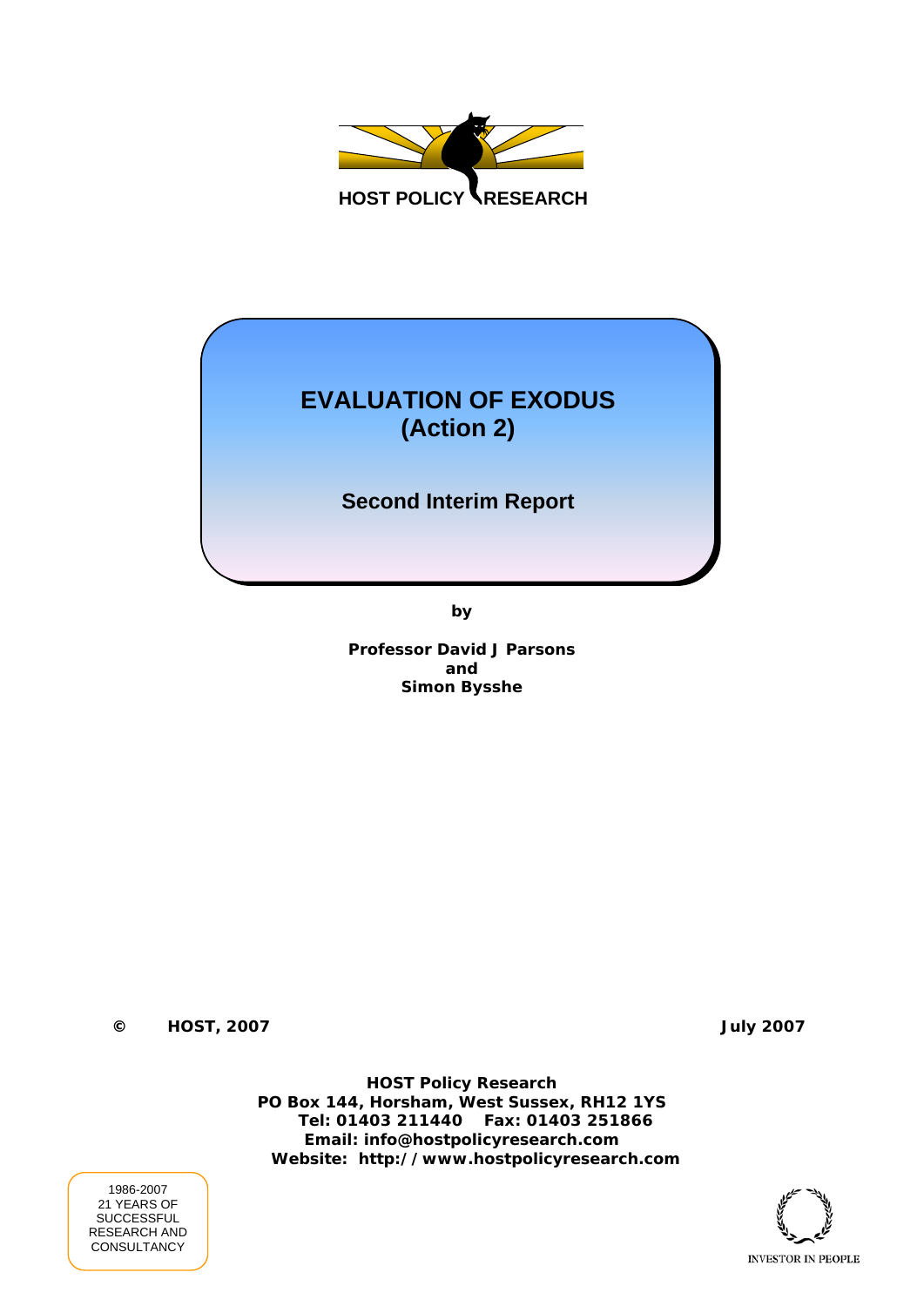HOST POLICY RESEARCH

# EVALUATION OF EXODUS (Action 2)

## Second Interim Report

by

**Professor David J Parsons**
**and**
**Simon Bysshe**

**© HOST, 2007** **July 2007**

**HOST Policy Research**
**PO Box 144, Horsham, West Sussex, RH12 1YS**
**Tel: 01403 211440 Fax: 01403 251866**
**Email: info@hostpolicyresearch.com**
**Website: http://www.hostpolicyresearch.com**

1986-2007
21 YEARS OF
SUCCESSFUL
RESEARCH AND
CONSULTANCY

INVESTOR IN PEOPLE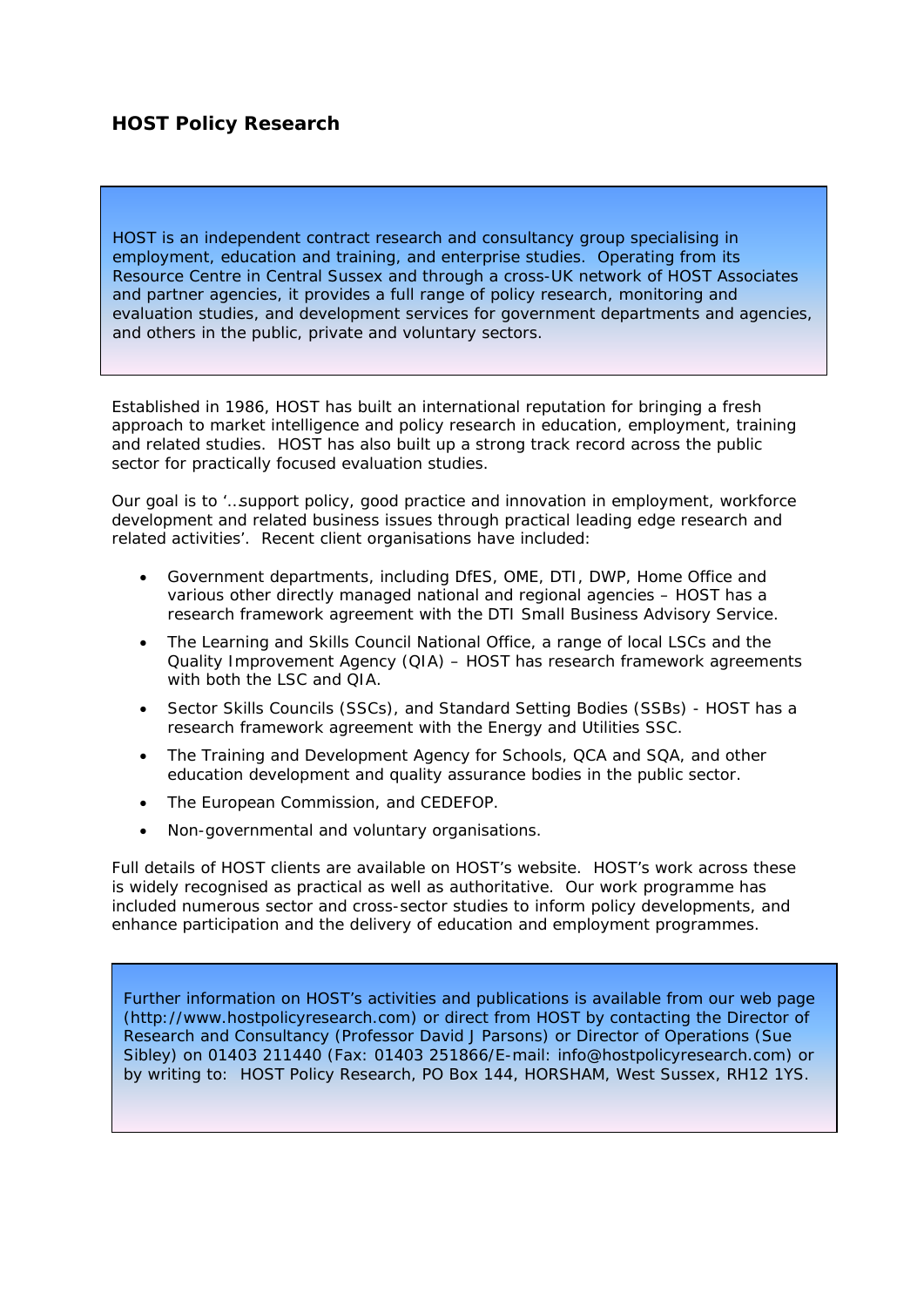## HOST Policy Research

HOST is an independent contract research and consultancy group specialising in employment, education and training, and enterprise studies. Operating from its Resource Centre in Central Sussex and through a cross-UK network of HOST Associates and partner agencies, it provides a full range of policy research, monitoring and evaluation studies, and development services for government departments and agencies, and others in the public, private and voluntary sectors.

Established in 1986, HOST has built an international reputation for bringing a fresh approach to market intelligence and policy research in education, employment, training and related studies. HOST has also built up a strong track record across the public sector for practically focused evaluation studies.

Our goal is to '…support policy, good practice and innovation in employment, workforce development and related business issues through practical leading edge research and related activities'. Recent client organisations have included:

- Government departments, including DfES, OME, DTI, DWP, Home Office and various other directly managed national and regional agencies – HOST has a research framework agreement with the DTI Small Business Advisory Service.
- The Learning and Skills Council National Office, a range of local LSCs and the Quality Improvement Agency (QIA) – HOST has research framework agreements with both the LSC and QIA.
- Sector Skills Councils (SSCs), and Standard Setting Bodies (SSBs) - HOST has a research framework agreement with the Energy and Utilities SSC.
- The Training and Development Agency for Schools, QCA and SQA, and other education development and quality assurance bodies in the public sector.
- The European Commission, and CEDEFOP.
- Non-governmental and voluntary organisations.

Full details of HOST clients are available on HOST's website. HOST's work across these is widely recognised as practical as well as authoritative. Our work programme has included numerous sector and cross-sector studies to inform policy developments, and enhance participation and the delivery of education and employment programmes.

Further information on HOST's activities and publications is available from our web page (http://www.hostpolicyresearch.com) or direct from HOST by contacting the Director of Research and Consultancy (Professor David J Parsons) or Director of Operations (Sue Sibley) on 01403 211440 (Fax: 01403 251866/E-mail: info@hostpolicyresearch.com) or by writing to: HOST Policy Research, PO Box 144, HORSHAM, West Sussex, RH12 1YS.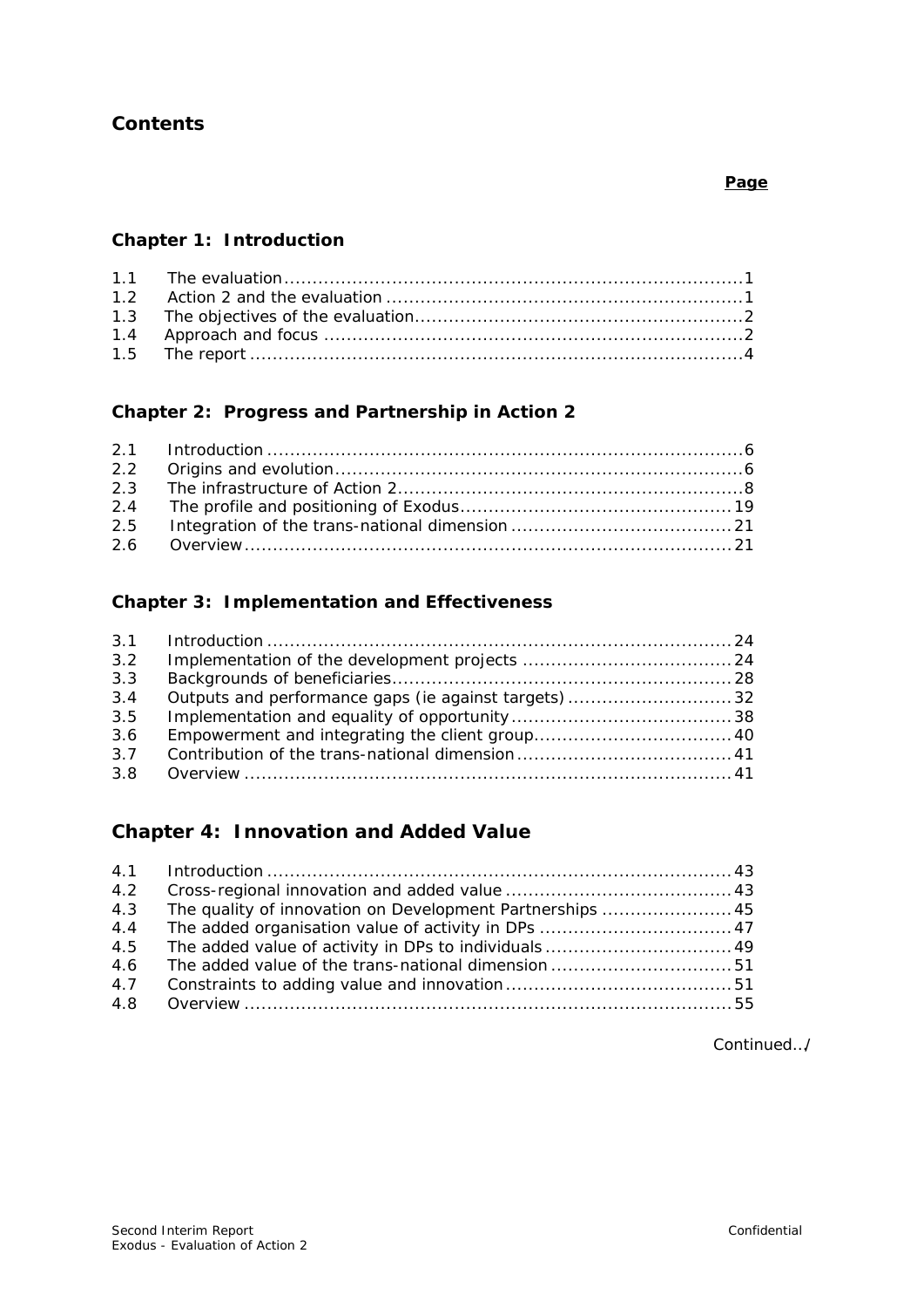## Contents

**Page**

### Chapter 1: Introduction

| | | |
|---|---|---|
| 1.1 | The evaluation | 1 |
| 1.2 | Action 2 and the evaluation | 1 |
| 1.3 | The objectives of the evaluation | 2 |
| 1.4 | Approach and focus | 2 |
| 1.5 | The report | 4 |

### Chapter 2: Progress and Partnership in Action 2

| | | |
|---|---|---|
| 2.1 | Introduction | 6 |
| 2.2 | Origins and evolution | 6 |
| 2.3 | The infrastructure of Action 2 | 8 |
| 2.4 | The profile and positioning of Exodus | 19 |
| 2.5 | Integration of the trans-national dimension | 21 |
| 2.6 | Overview | 21 |

### Chapter 3: Implementation and Effectiveness

| | | |
|---|---|---|
| 3.1 | Introduction | 24 |
| 3.2 | Implementation of the development projects | 24 |
| 3.3 | Backgrounds of beneficiaries | 28 |
| 3.4 | Outputs and performance gaps (ie against targets) | 32 |
| 3.5 | Implementation and equality of opportunity | 38 |
| 3.6 | Empowerment and integrating the client group | 40 |
| 3.7 | Contribution of the trans-national dimension | 41 |
| 3.8 | Overview | 41 |

### Chapter 4: Innovation and Added Value

| | | |
|---|---|---|
| 4.1 | Introduction | 43 |
| 4.2 | Cross-regional innovation and added value | 43 |
| 4.3 | The quality of innovation on Development Partnerships | 45 |
| 4.4 | The added organisation value of activity in DPs | 47 |
| 4.5 | The added value of activity in DPs to individuals | 49 |
| 4.6 | The added value of the trans-national dimension | 51 |
| 4.7 | Constraints to adding value and innovation | 51 |
| 4.8 | Overview | 55 |

Continued../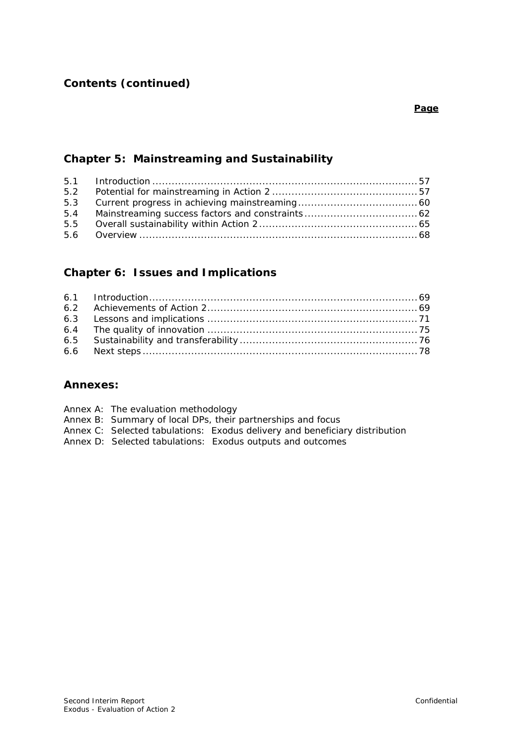## Contents (continued)

**Page**

### Chapter 5: Mainstreaming and Sustainability

| | | |
|---|---|---|
| 5.1 | Introduction | 57 |
| 5.2 | Potential for mainstreaming in Action 2 | 57 |
| 5.3 | Current progress in achieving mainstreaming | 60 |
| 5.4 | Mainstreaming success factors and constraints | 62 |
| 5.5 | Overall sustainability within Action 2 | 65 |
| 5.6 | Overview | 68 |

### Chapter 6: Issues and Implications

| | | |
|---|---|---|
| 6.1 | Introduction | 69 |
| 6.2 | Achievements of Action 2 | 69 |
| 6.3 | Lessons and implications | 71 |
| 6.4 | The quality of innovation | 75 |
| 6.5 | Sustainability and transferability | 76 |
| 6.6 | Next steps | 78 |

### Annexes:

Annex A: The evaluation methodology
Annex B: Summary of local DPs, their partnerships and focus
Annex C: Selected tabulations: Exodus delivery and beneficiary distribution
Annex D: Selected tabulations: Exodus outputs and outcomes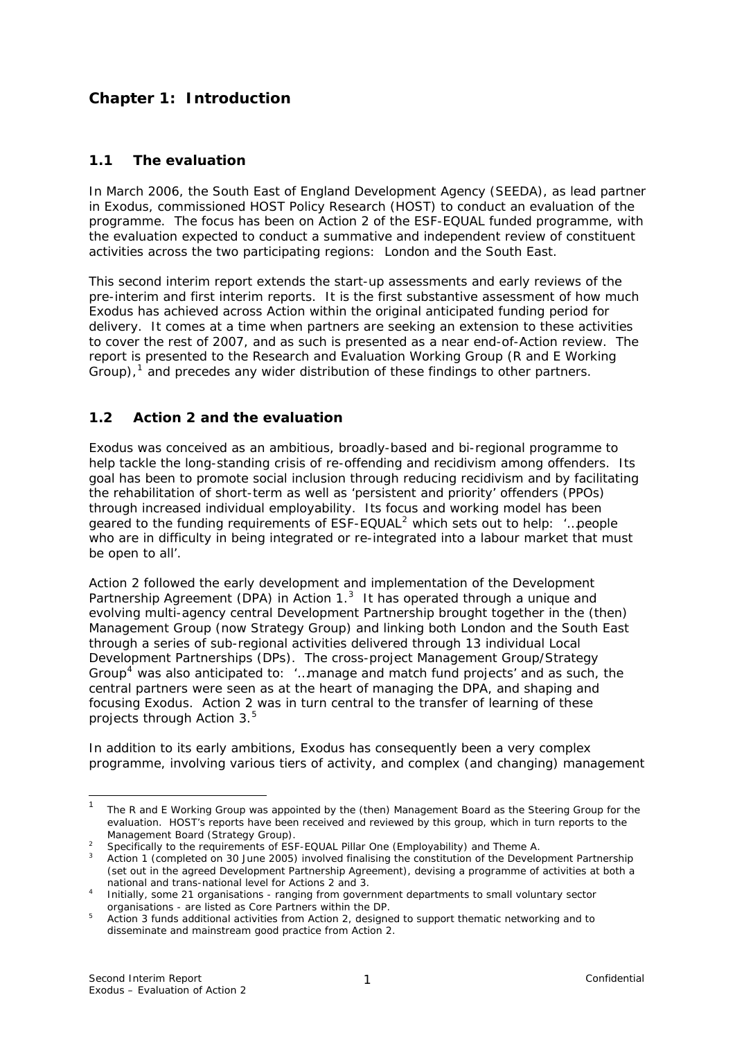# Chapter 1: Introduction

## 1.1 The evaluation

In March 2006, the South East of England Development Agency (SEEDA), as lead partner in Exodus, commissioned HOST Policy Research (HOST) to conduct an evaluation of the programme. The focus has been on Action 2 of the ESF-EQUAL funded programme, with the evaluation expected to conduct a summative and independent review of constituent activities across the two participating regions: London and the South East.

This second interim report extends the start-up assessments and early reviews of the pre-interim and first interim reports. It is the first substantive assessment of how much Exodus has achieved across Action within the original anticipated funding period for delivery. It comes at a time when partners are seeking an extension to these activities to cover the rest of 2007, and as such is presented as a near end-of-Action review. The report is presented to the Research and Evaluation Working Group (R and E Working Group),[1] and precedes any wider distribution of these findings to other partners.

## 1.2 Action 2 and the evaluation

Exodus was conceived as an ambitious, broadly-based and bi-regional programme to help tackle the long-standing crisis of re-offending and recidivism among offenders. Its goal has been to promote social inclusion through reducing recidivism and by facilitating the rehabilitation of short-term as well as 'persistent and priority' offenders (PPOs) through increased individual employability. Its focus and working model has been geared to the funding requirements of ESF-EQUAL[2] which sets out to help: '…people who are in difficulty in being integrated or re-integrated into a labour market that must be open to all'.

Action 2 followed the early development and implementation of the Development Partnership Agreement (DPA) in Action 1.[3] It has operated through a unique and evolving multi-agency central Development Partnership brought together in the (then) Management Group (now Strategy Group) and linking both London and the South East through a series of sub-regional activities delivered through 13 individual Local Development Partnerships (DPs). The cross-project Management Group/Strategy Group[4] was also anticipated to: '…manage and match fund projects' and as such, the central partners were seen as at the heart of managing the DPA, and shaping and focusing Exodus. Action 2 was in turn central to the transfer of learning of these projects through Action 3.[5]

In addition to its early ambitions, Exodus has consequently been a very complex programme, involving various tiers of activity, and complex (and changing) management

---

[1] The R and E Working Group was appointed by the (then) Management Board as the Steering Group for the evaluation. HOST's reports have been received and reviewed by this group, which in turn reports to the Management Board (Strategy Group).

[2] Specifically to the requirements of ESF-EQUAL Pillar One (Employability) and Theme A.

[3] Action 1 (completed on 30 June 2005) involved finalising the constitution of the Development Partnership (set out in the agreed Development Partnership Agreement), devising a programme of activities at both a national and trans-national level for Actions 2 and 3.

[4] Initially, some 21 organisations - ranging from government departments to small voluntary sector organisations - are listed as Core Partners within the DP.

[5] Action 3 funds additional activities from Action 2, designed to support thematic networking and to disseminate and mainstream good practice from Action 2.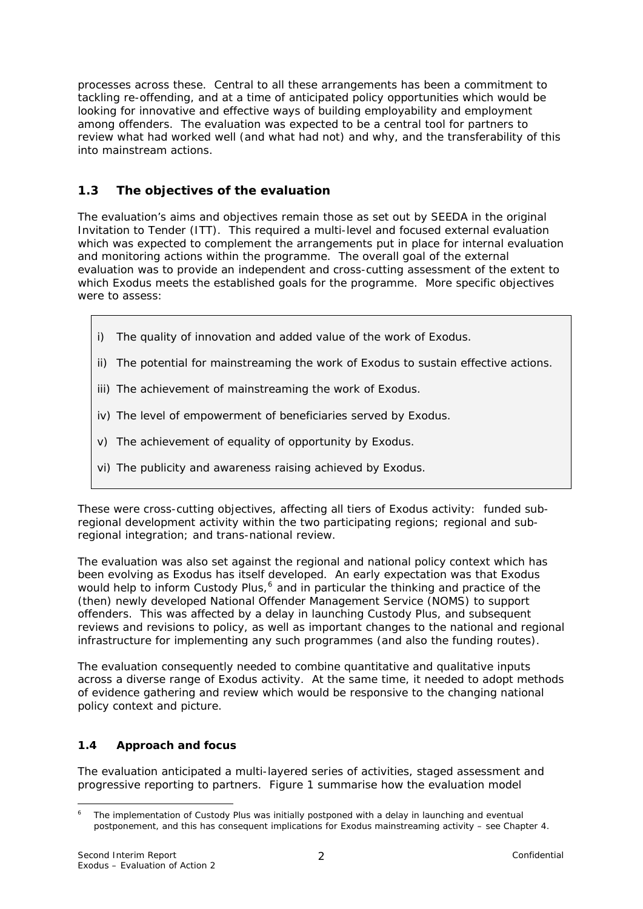processes across these. Central to all these arrangements has been a commitment to tackling re-offending, and at a time of anticipated policy opportunities which would be looking for innovative and effective ways of building employability and employment among offenders. The evaluation was expected to be a central tool for partners to review what had worked well (and what had not) and why, and the transferability of this into mainstream actions.

## 1.3 The objectives of the evaluation

The evaluation's aims and objectives remain those as set out by SEEDA in the original Invitation to Tender (ITT). This required a multi-level and focused external evaluation which was expected to complement the arrangements put in place for internal evaluation and monitoring actions within the programme. The overall goal of the external evaluation was to provide an independent and cross-cutting assessment of the extent to which Exodus meets the established goals for the programme. More specific objectives were to assess:

i) The quality of innovation and added value of the work of Exodus.

ii) The potential for mainstreaming the work of Exodus to sustain effective actions.

iii) The achievement of mainstreaming the work of Exodus.

iv) The level of empowerment of beneficiaries served by Exodus.

v) The achievement of equality of opportunity by Exodus.

vi) The publicity and awareness raising achieved by Exodus.

These were cross-cutting objectives, affecting all tiers of Exodus activity: funded sub-regional development activity within the two participating regions; regional and sub-regional integration; and trans-national review.

The evaluation was also set against the regional and national policy context which has been evolving as Exodus has itself developed. An early expectation was that Exodus would help to inform Custody Plus,[6] and in particular the thinking and practice of the (then) newly developed National Offender Management Service (NOMS) to support offenders. This was affected by a delay in launching Custody Plus, and subsequent reviews and revisions to policy, as well as important changes to the national and regional infrastructure for implementing any such programmes (and also the funding routes).

The evaluation consequently needed to combine quantitative and qualitative inputs across a diverse range of Exodus activity. At the same time, it needed to adopt methods of evidence gathering and review which would be responsive to the changing national policy context and picture.

### 1.4 Approach and focus

The evaluation anticipated a multi-layered series of activities, staged assessment and progressive reporting to partners. Figure 1 summarise how the evaluation model

[6] The implementation of Custody Plus was initially postponed with a delay in launching and eventual postponement, and this has consequent implications for Exodus mainstreaming activity – see Chapter 4.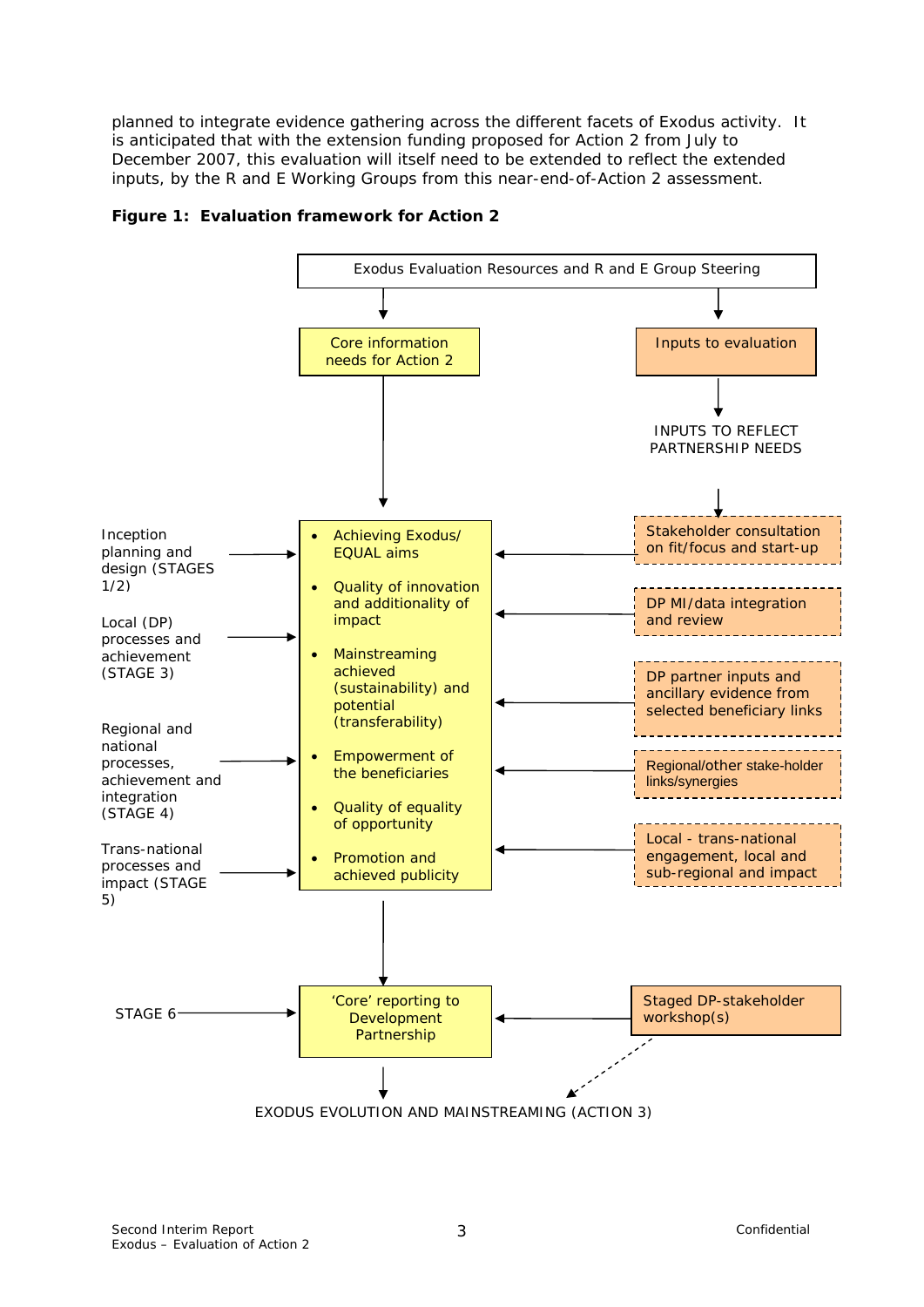planned to integrate evidence gathering across the different facets of Exodus activity. It is anticipated that with the extension funding proposed for Action 2 from July to December 2007, this evaluation will itself need to be extended to reflect the extended inputs, by the R and E Working Groups from this near-end-of-Action 2 assessment.

**Figure 1: Evaluation framework for Action 2**

Exodus Evaluation Resources and R and E Group Steering

Core information needs for Action 2

Inputs to evaluation

INPUTS TO REFLECT PARTNERSHIP NEEDS

Inception planning and design (STAGES 1/2)

Local (DP) processes and achievement (STAGE 3)

Regional and national processes, achievement and integration (STAGE 4)

Trans-national processes and impact (STAGE 5)

- Achieving Exodus/ EQUAL aims
- Quality of innovation and additionality of impact
- Mainstreaming achieved (sustainability) and potential (transferability)
- Empowerment of the beneficiaries
- Quality of equality of opportunity
- Promotion and achieved publicity

Stakeholder consultation on fit/focus and start-up

DP MI/data integration and review

DP partner inputs and ancillary evidence from selected beneficiary links

Regional/other stake-holder links/synergies

Local - trans-national engagement, local and sub-regional and impact

STAGE 6

'Core' reporting to Development Partnership

Staged DP-stakeholder workshop(s)

EXODUS EVOLUTION AND MAINSTREAMING (ACTION 3)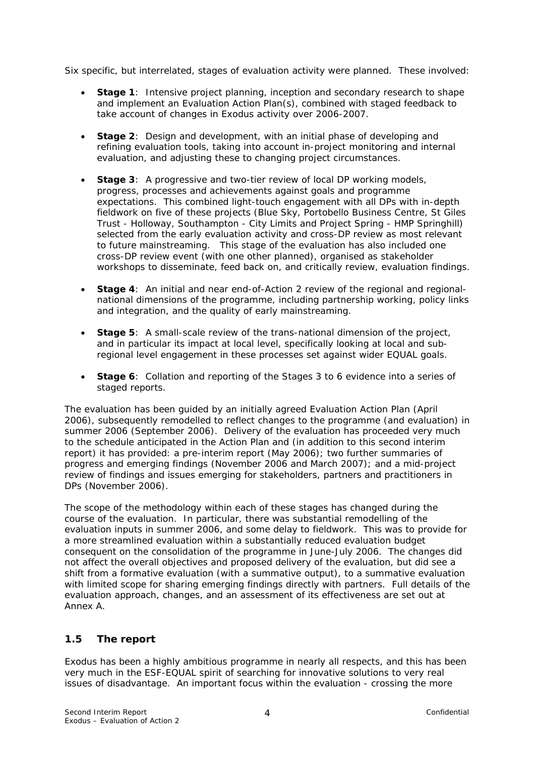Six specific, but interrelated, stages of evaluation activity were planned. These involved:

- **Stage 1**: Intensive project planning, inception and secondary research to shape and implement an Evaluation Action Plan(s), combined with staged feedback to take account of changes in Exodus activity over 2006-2007.
- **Stage 2**: Design and development, with an initial phase of developing and refining evaluation tools, taking into account in-project monitoring and internal evaluation, and adjusting these to changing project circumstances.
- **Stage 3**: A progressive and two-tier review of local DP working models, progress, processes and achievements against goals and programme expectations. This combined light-touch engagement with all DPs with in-depth fieldwork on five of these projects (Blue Sky, Portobello Business Centre, St Giles Trust - Holloway, Southampton - City Limits and Project Spring - HMP Springhill) selected from the early evaluation activity and cross-DP review as most relevant to future mainstreaming. This stage of the evaluation has also included one cross-DP review event (with one other planned), organised as stakeholder workshops to disseminate, feed back on, and critically review, evaluation findings.
- **Stage 4**: An initial and near end-of-Action 2 review of the regional and regional-national dimensions of the programme, including partnership working, policy links and integration, and the quality of early mainstreaming.
- **Stage 5**: A small-scale review of the trans-national dimension of the project, and in particular its impact at local level, specifically looking at local and sub-regional level engagement in these processes set against wider EQUAL goals.
- **Stage 6**: Collation and reporting of the Stages 3 to 6 evidence into a series of staged reports.

The evaluation has been guided by an initially agreed Evaluation Action Plan (April 2006), subsequently remodelled to reflect changes to the programme (and evaluation) in summer 2006 (September 2006). Delivery of the evaluation has proceeded very much to the schedule anticipated in the Action Plan and (in addition to this second interim report) it has provided: a pre-interim report (May 2006); two further summaries of progress and emerging findings (November 2006 and March 2007); and a mid-project review of findings and issues emerging for stakeholders, partners and practitioners in DPs (November 2006).

The scope of the methodology within each of these stages has changed during the course of the evaluation. In particular, there was substantial remodelling of the evaluation inputs in summer 2006, and some delay to fieldwork. This was to provide for a more streamlined evaluation within a substantially reduced evaluation budget consequent on the consolidation of the programme in June-July 2006. The changes did not affect the overall objectives and proposed delivery of the evaluation, but did see a shift from a formative evaluation (with a summative output), to a summative evaluation with limited scope for sharing emerging findings directly with partners. Full details of the evaluation approach, changes, and an assessment of its effectiveness are set out at Annex A.

## 1.5 The report

Exodus has been a highly ambitious programme in nearly all respects, and this has been very much in the ESF-EQUAL spirit of searching for innovative solutions to very real issues of disadvantage. An important focus within the evaluation - crossing the more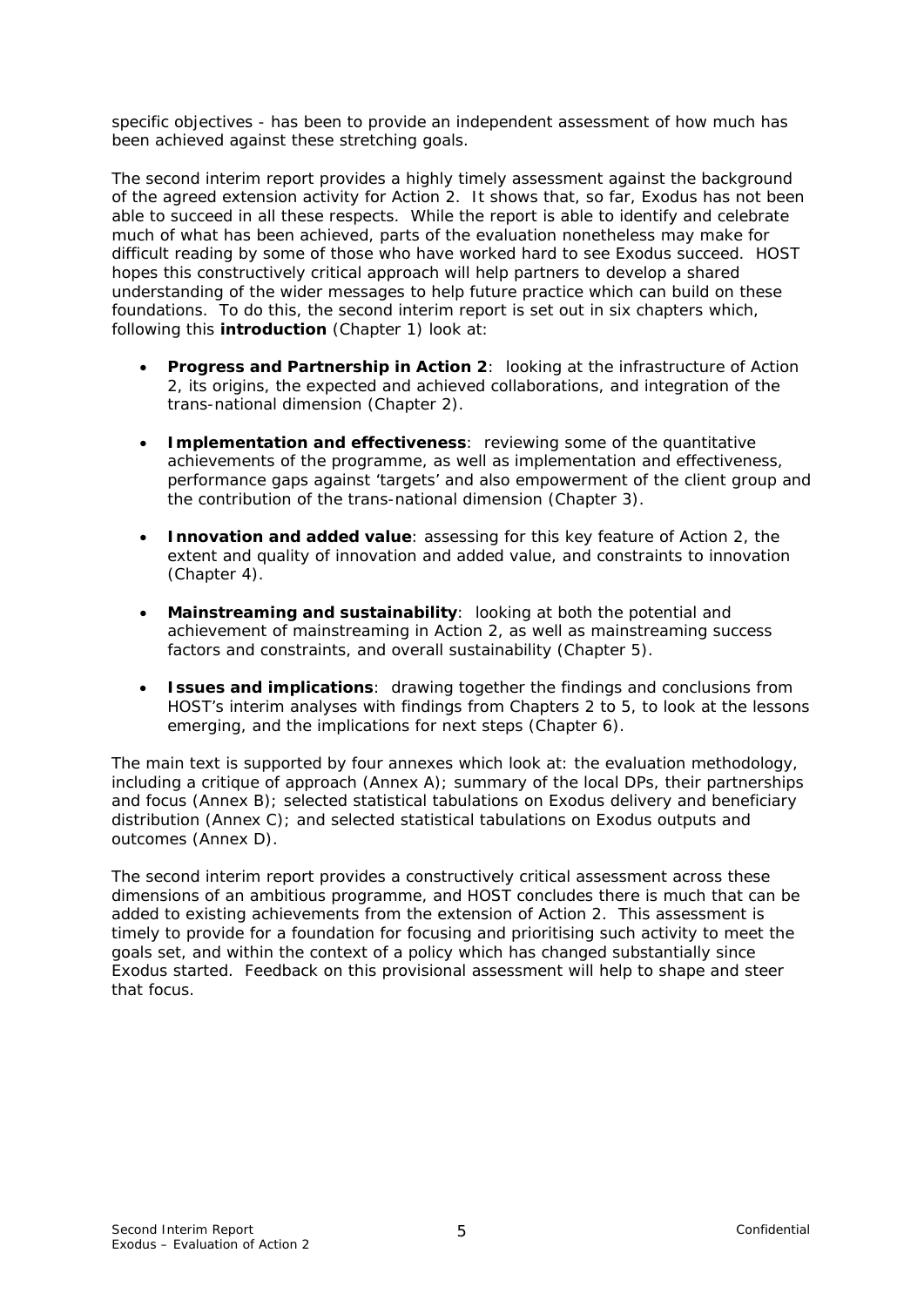specific objectives - has been to provide an independent assessment of how much has been achieved against these stretching goals.

The second interim report provides a highly timely assessment against the background of the agreed extension activity for Action 2. It shows that, so far, Exodus has not been able to succeed in all these respects. While the report is able to identify and celebrate much of what has been achieved, parts of the evaluation nonetheless may make for difficult reading by some of those who have worked hard to see Exodus succeed. HOST hopes this constructively critical approach will help partners to develop a shared understanding of the wider messages to help future practice which can build on these foundations. To do this, the second interim report is set out in six chapters which, following this **introduction** (Chapter 1) look at:

- **Progress and Partnership in Action 2**: looking at the infrastructure of Action 2, its origins, the expected and achieved collaborations, and integration of the trans-national dimension (Chapter 2).

- **Implementation and effectiveness**: reviewing some of the quantitative achievements of the programme, as well as implementation and effectiveness, performance gaps against 'targets' and also empowerment of the client group and the contribution of the trans-national dimension (Chapter 3).

- **Innovation and added value**: assessing for this key feature of Action 2, the extent and quality of innovation and added value, and constraints to innovation (Chapter 4).

- **Mainstreaming and sustainability**: looking at both the potential and achievement of mainstreaming in Action 2, as well as mainstreaming success factors and constraints, and overall sustainability (Chapter 5).

- **Issues and implications**: drawing together the findings and conclusions from HOST's interim analyses with findings from Chapters 2 to 5, to look at the lessons emerging, and the implications for next steps (Chapter 6).

The main text is supported by four annexes which look at: the evaluation methodology, including a critique of approach (Annex A); summary of the local DPs, their partnerships and focus (Annex B); selected statistical tabulations on Exodus delivery and beneficiary distribution (Annex C); and selected statistical tabulations on Exodus outputs and outcomes (Annex D).

The second interim report provides a constructively critical assessment across these dimensions of an ambitious programme, and HOST concludes there is much that can be added to existing achievements from the extension of Action 2. This assessment is timely to provide for a foundation for focusing and prioritising such activity to meet the goals set, and within the context of a policy which has changed substantially since Exodus started. Feedback on this provisional assessment will help to shape and steer that focus.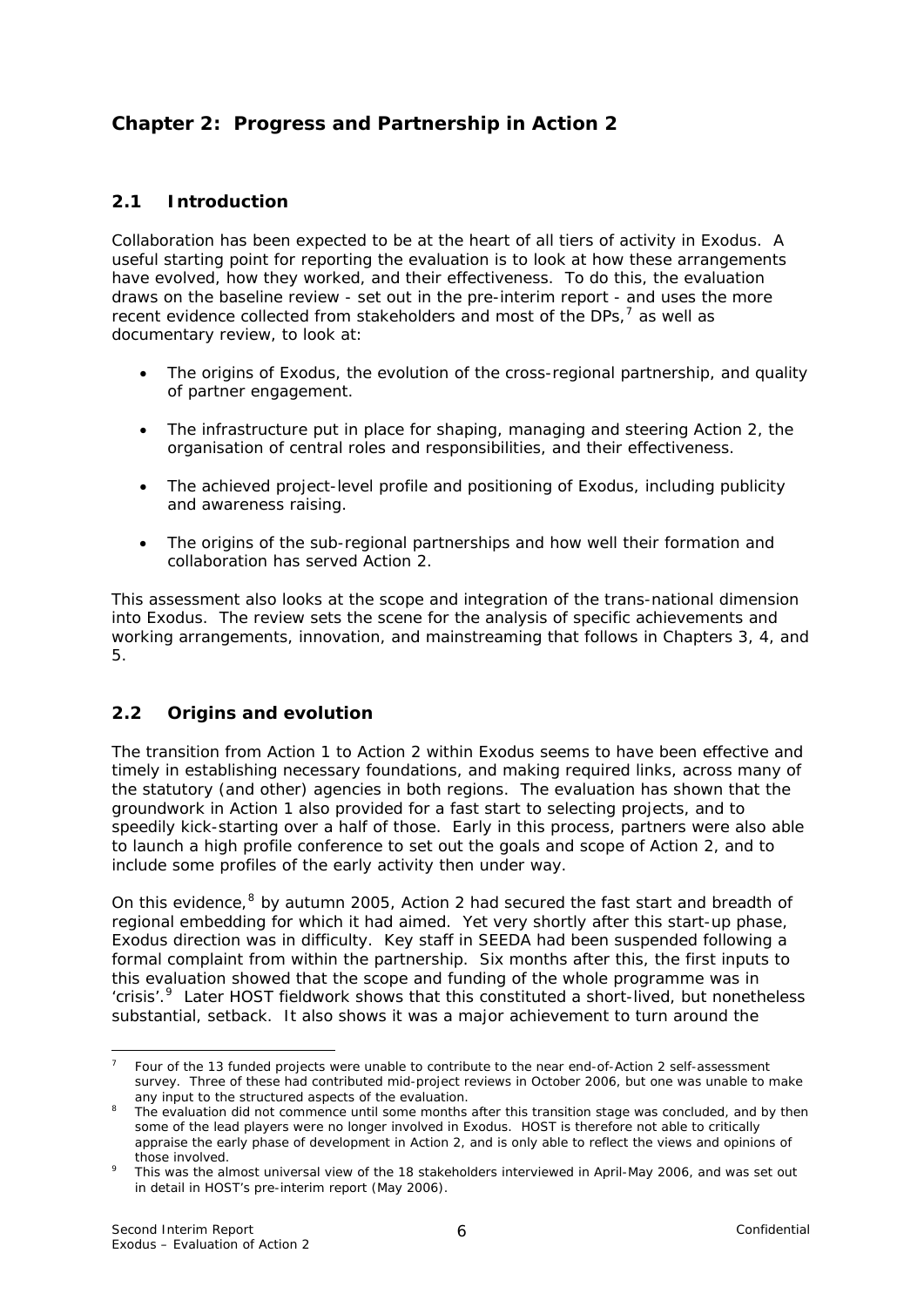# Chapter 2: Progress and Partnership in Action 2

## 2.1 Introduction

Collaboration has been expected to be at the heart of all tiers of activity in Exodus. A useful starting point for reporting the evaluation is to look at how these arrangements have evolved, how they worked, and their effectiveness. To do this, the evaluation draws on the baseline review - set out in the pre-interim report - and uses the more recent evidence collected from stakeholders and most of the DPs,[7] as well as documentary review, to look at:

- The origins of Exodus, the evolution of the cross-regional partnership, and quality of partner engagement.
- The infrastructure put in place for shaping, managing and steering Action 2, the organisation of central roles and responsibilities, and their effectiveness.
- The achieved project-level profile and positioning of Exodus, including publicity and awareness raising.
- The origins of the sub-regional partnerships and how well their formation and collaboration has served Action 2.

This assessment also looks at the scope and integration of the trans-national dimension into Exodus. The review sets the scene for the analysis of specific achievements and working arrangements, innovation, and mainstreaming that follows in Chapters 3, 4, and 5.

## 2.2 Origins and evolution

The transition from Action 1 to Action 2 within Exodus seems to have been effective and timely in establishing necessary foundations, and making required links, across many of the statutory (and other) agencies in both regions. The evaluation has shown that the groundwork in Action 1 also provided for a fast start to selecting projects, and to speedily kick-starting over a half of those. Early in this process, partners were also able to launch a high profile conference to set out the goals and scope of Action 2, and to include some profiles of the early activity then under way.

On this evidence,[8] by autumn 2005, Action 2 had secured the fast start and breadth of regional embedding for which it had aimed. Yet very shortly after this start-up phase, Exodus direction was in difficulty. Key staff in SEEDA had been suspended following a formal complaint from within the partnership. Six months after this, the first inputs to this evaluation showed that the scope and funding of the whole programme was in 'crisis'.[9] Later HOST fieldwork shows that this constituted a short-lived, but nonetheless substantial, setback. It also shows it was a major achievement to turn around the

---

[7] Four of the 13 funded projects were unable to contribute to the near end-of-Action 2 self-assessment survey. Three of these had contributed mid-project reviews in October 2006, but one was unable to make any input to the structured aspects of the evaluation.

[8] The evaluation did not commence until some months after this transition stage was concluded, and by then some of the lead players were no longer involved in Exodus. HOST is therefore not able to critically appraise the early phase of development in Action 2, and is only able to reflect the views and opinions of those involved.

[9] This was the almost universal view of the 18 stakeholders interviewed in April-May 2006, and was set out in detail in HOST's pre-interim report (May 2006).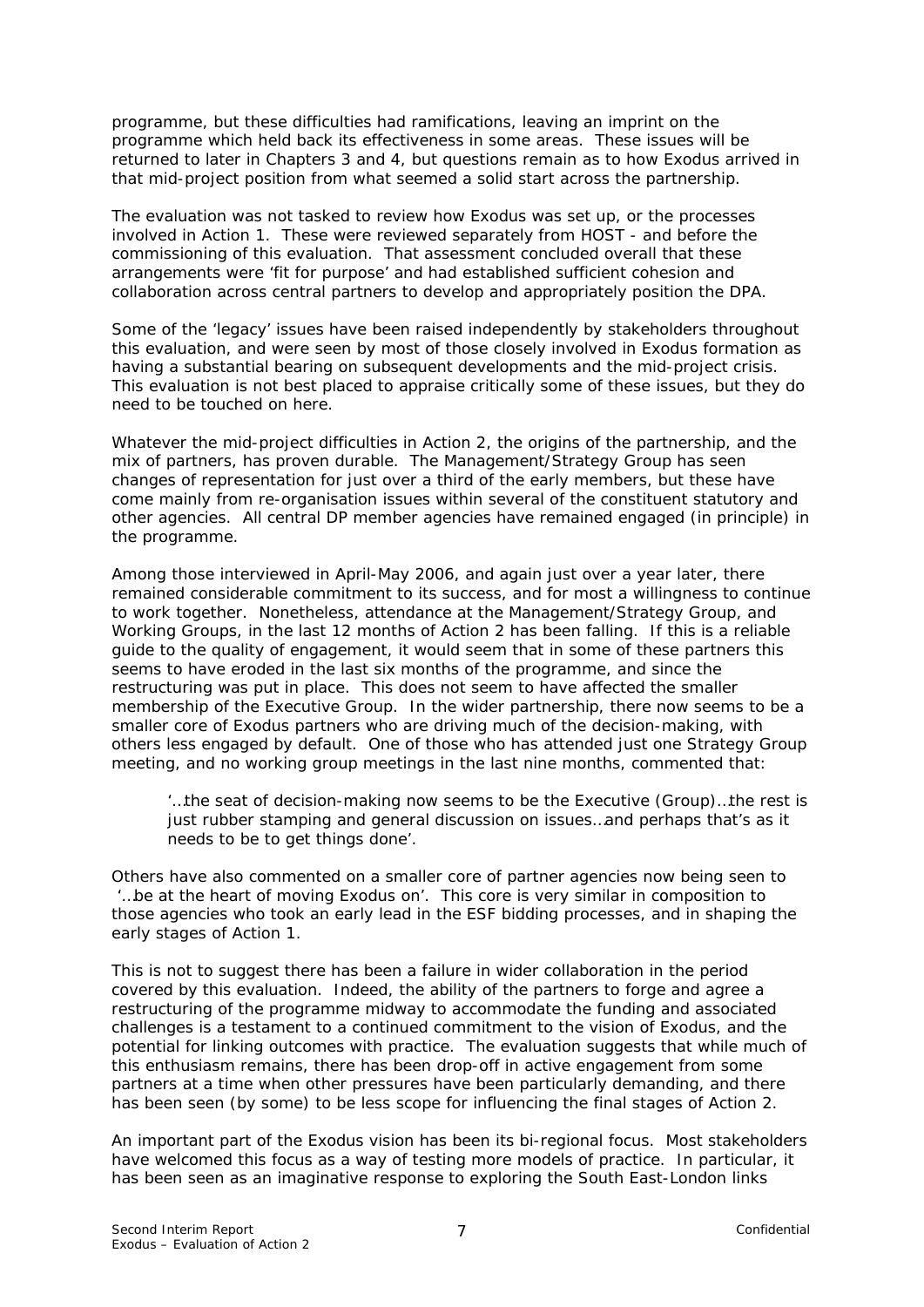programme, but these difficulties had ramifications, leaving an imprint on the programme which held back its effectiveness in some areas. These issues will be returned to later in Chapters 3 and 4, but questions remain as to how Exodus arrived in that mid-project position from what seemed a solid start across the partnership.

The evaluation was not tasked to review how Exodus was set up, or the processes involved in Action 1. These were reviewed separately from HOST - and before the commissioning of this evaluation. That assessment concluded overall that these arrangements were 'fit for purpose' and had established sufficient cohesion and collaboration across central partners to develop and appropriately position the DPA.

Some of the 'legacy' issues have been raised independently by stakeholders throughout this evaluation, and were seen by most of those closely involved in Exodus formation as having a substantial bearing on subsequent developments and the mid-project crisis. This evaluation is not best placed to appraise critically some of these issues, but they do need to be touched on here.

Whatever the mid-project difficulties in Action 2, the origins of the partnership, and the mix of partners, has proven durable. The Management/Strategy Group has seen changes of representation for just over a third of the early members, but these have come mainly from re-organisation issues within several of the constituent statutory and other agencies. All central DP member agencies have remained engaged (in principle) in the programme.

Among those interviewed in April-May 2006, and again just over a year later, there remained considerable commitment to its success, and for most a willingness to continue to work together. Nonetheless, attendance at the Management/Strategy Group, and Working Groups, in the last 12 months of Action 2 has been falling. If this is a reliable guide to the quality of engagement, it would seem that in some of these partners this seems to have eroded in the last six months of the programme, and since the restructuring was put in place. This does not seem to have affected the smaller membership of the Executive Group. In the wider partnership, there now seems to be a smaller core of Exodus partners who are driving much of the decision-making, with others less engaged by default. One of those who has attended just one Strategy Group meeting, and no working group meetings in the last nine months, commented that:

> '…the seat of decision-making now seems to be the Executive (Group)…the rest is just rubber stamping and general discussion on issues…and perhaps that's as it needs to be to get things done'.

Others have also commented on a smaller core of partner agencies now being seen to '…be at the heart of moving Exodus on'. This core is very similar in composition to those agencies who took an early lead in the ESF bidding processes, and in shaping the early stages of Action 1.

This is not to suggest there has been a failure in wider collaboration in the period covered by this evaluation. Indeed, the ability of the partners to forge and agree a restructuring of the programme midway to accommodate the funding and associated challenges is a testament to a continued commitment to the vision of Exodus, and the potential for linking outcomes with practice. The evaluation suggests that while much of this enthusiasm remains, there has been drop-off in active engagement from some partners at a time when other pressures have been particularly demanding, and there has been seen (by some) to be less scope for influencing the final stages of Action 2.

An important part of the Exodus vision has been its bi-regional focus. Most stakeholders have welcomed this focus as a way of testing more models of practice. In particular, it has been seen as an imaginative response to exploring the South East-London links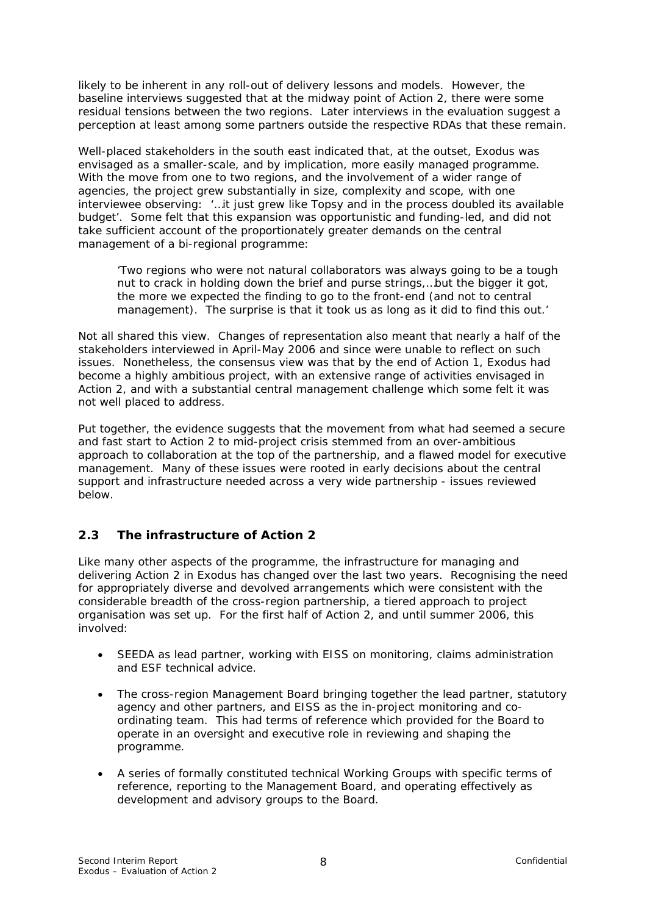likely to be inherent in any roll-out of delivery lessons and models. However, the baseline interviews suggested that at the midway point of Action 2, there were some residual tensions between the two regions. Later interviews in the evaluation suggest a perception at least among some partners outside the respective RDAs that these remain.

Well-placed stakeholders in the south east indicated that, at the outset, Exodus was envisaged as a smaller-scale, and by implication, more easily managed programme. With the move from one to two regions, and the involvement of a wider range of agencies, the project grew substantially in size, complexity and scope, with one interviewee observing: '…it just grew like Topsy and in the process doubled its available budget'. Some felt that this expansion was opportunistic and funding-led, and did not take sufficient account of the proportionately greater demands on the central management of a bi-regional programme:

> 'Two regions who were not natural collaborators was always going to be a tough nut to crack in holding down the brief and purse strings,…but the bigger it got, the more we expected the finding to go to the front-end (and not to central management). The surprise is that it took us as long as it did to find this out.'

Not all shared this view. Changes of representation also meant that nearly a half of the stakeholders interviewed in April-May 2006 and since were unable to reflect on such issues. Nonetheless, the consensus view was that by the end of Action 1, Exodus had become a highly ambitious project, with an extensive range of activities envisaged in Action 2, and with a substantial central management challenge which some felt it was not well placed to address.

Put together, the evidence suggests that the movement from what had seemed a secure and fast start to Action 2 to mid-project crisis stemmed from an over-ambitious approach to collaboration at the top of the partnership, and a flawed model for executive management. Many of these issues were rooted in early decisions about the central support and infrastructure needed across a very wide partnership - issues reviewed below.

## 2.3 The infrastructure of Action 2

Like many other aspects of the programme, the infrastructure for managing and delivering Action 2 in Exodus has changed over the last two years. Recognising the need for appropriately diverse and devolved arrangements which were consistent with the considerable breadth of the cross-region partnership, a tiered approach to project organisation was set up. For the first half of Action 2, and until summer 2006, this involved:

- SEEDA as lead partner, working with EISS on monitoring, claims administration and ESF technical advice.
- The cross-region Management Board bringing together the lead partner, statutory agency and other partners, and EISS as the in-project monitoring and co-ordinating team. This had terms of reference which provided for the Board to operate in an oversight and executive role in reviewing and shaping the programme.
- A series of formally constituted technical Working Groups with specific terms of reference, reporting to the Management Board, and operating effectively as development and advisory groups to the Board.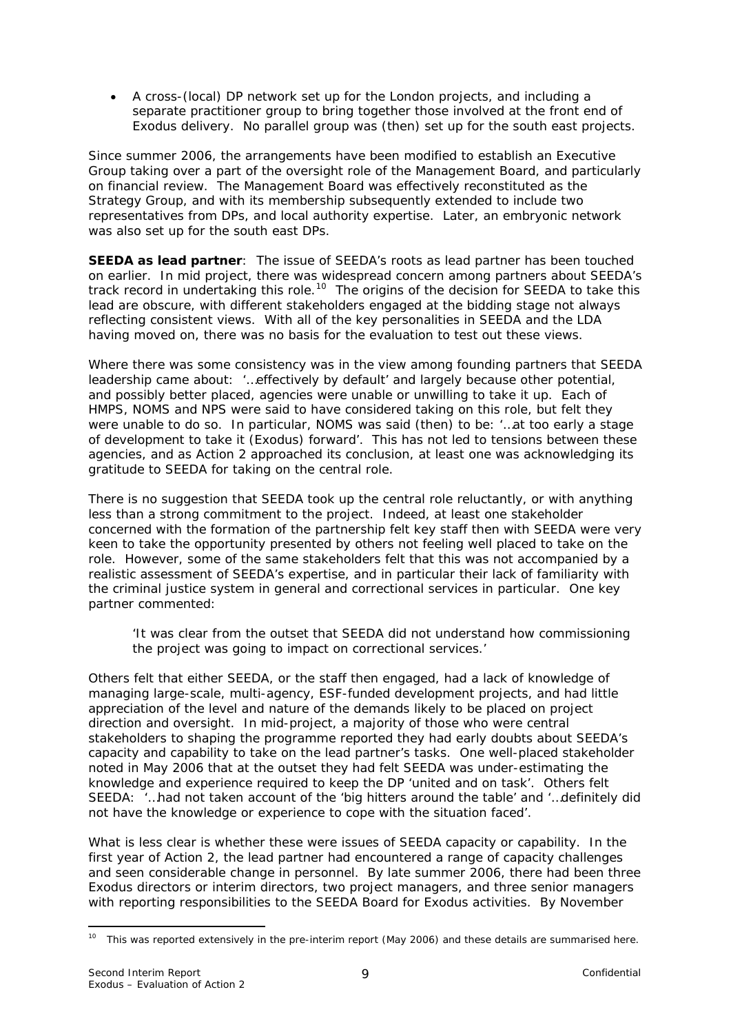- A cross-(local) DP network set up for the London projects, and including a separate practitioner group to bring together those involved at the front end of Exodus delivery. No parallel group was (then) set up for the south east projects.

Since summer 2006, the arrangements have been modified to establish an Executive Group taking over a part of the oversight role of the Management Board, and particularly on financial review. The Management Board was effectively reconstituted as the Strategy Group, and with its membership subsequently extended to include two representatives from DPs, and local authority expertise. Later, an embryonic network was also set up for the south east DPs.

**SEEDA as lead partner**: The issue of SEEDA's roots as lead partner has been touched on earlier. In mid project, there was widespread concern among partners about SEEDA's track record in undertaking this role.[10] The origins of the decision for SEEDA to take this lead are obscure, with different stakeholders engaged at the bidding stage not always reflecting consistent views. With all of the key personalities in SEEDA and the LDA having moved on, there was no basis for the evaluation to test out these views.

Where there was some consistency was in the view among founding partners that SEEDA leadership came about: '…effectively by default' and largely because other potential, and possibly better placed, agencies were unable or unwilling to take it up. Each of HMPS, NOMS and NPS were said to have considered taking on this role, but felt they were unable to do so. In particular, NOMS was said (then) to be: '…at too early a stage of development to take it (Exodus) forward'. This has not led to tensions between these agencies, and as Action 2 approached its conclusion, at least one was acknowledging its gratitude to SEEDA for taking on the central role.

There is no suggestion that SEEDA took up the central role reluctantly, or with anything less than a strong commitment to the project. Indeed, at least one stakeholder concerned with the formation of the partnership felt key staff then with SEEDA were very keen to take the opportunity presented by others not feeling well placed to take on the role. However, some of the same stakeholders felt that this was not accompanied by a realistic assessment of SEEDA's expertise, and in particular their lack of familiarity with the criminal justice system in general and correctional services in particular. One key partner commented:

> 'It was clear from the outset that SEEDA did not understand how commissioning the project was going to impact on correctional services.'

Others felt that either SEEDA, or the staff then engaged, had a lack of knowledge of managing large-scale, multi-agency, ESF-funded development projects, and had little appreciation of the level and nature of the demands likely to be placed on project direction and oversight. In mid-project, a majority of those who were central stakeholders to shaping the programme reported they had early doubts about SEEDA's capacity and capability to take on the lead partner's tasks. One well-placed stakeholder noted in May 2006 that at the outset they had felt SEEDA was under-estimating the knowledge and experience required to keep the DP 'united and on task'. Others felt SEEDA: '…had not taken account of the 'big hitters around the table' and '…definitely did not have the knowledge or experience to cope with the situation faced'.

What is less clear is whether these were issues of SEEDA capacity or capability. In the first year of Action 2, the lead partner had encountered a range of capacity challenges and seen considerable change in personnel. By late summer 2006, there had been three Exodus directors or interim directors, two project managers, and three senior managers with reporting responsibilities to the SEEDA Board for Exodus activities. By November

---

[10] This was reported extensively in the pre-interim report (May 2006) and these details are summarised here.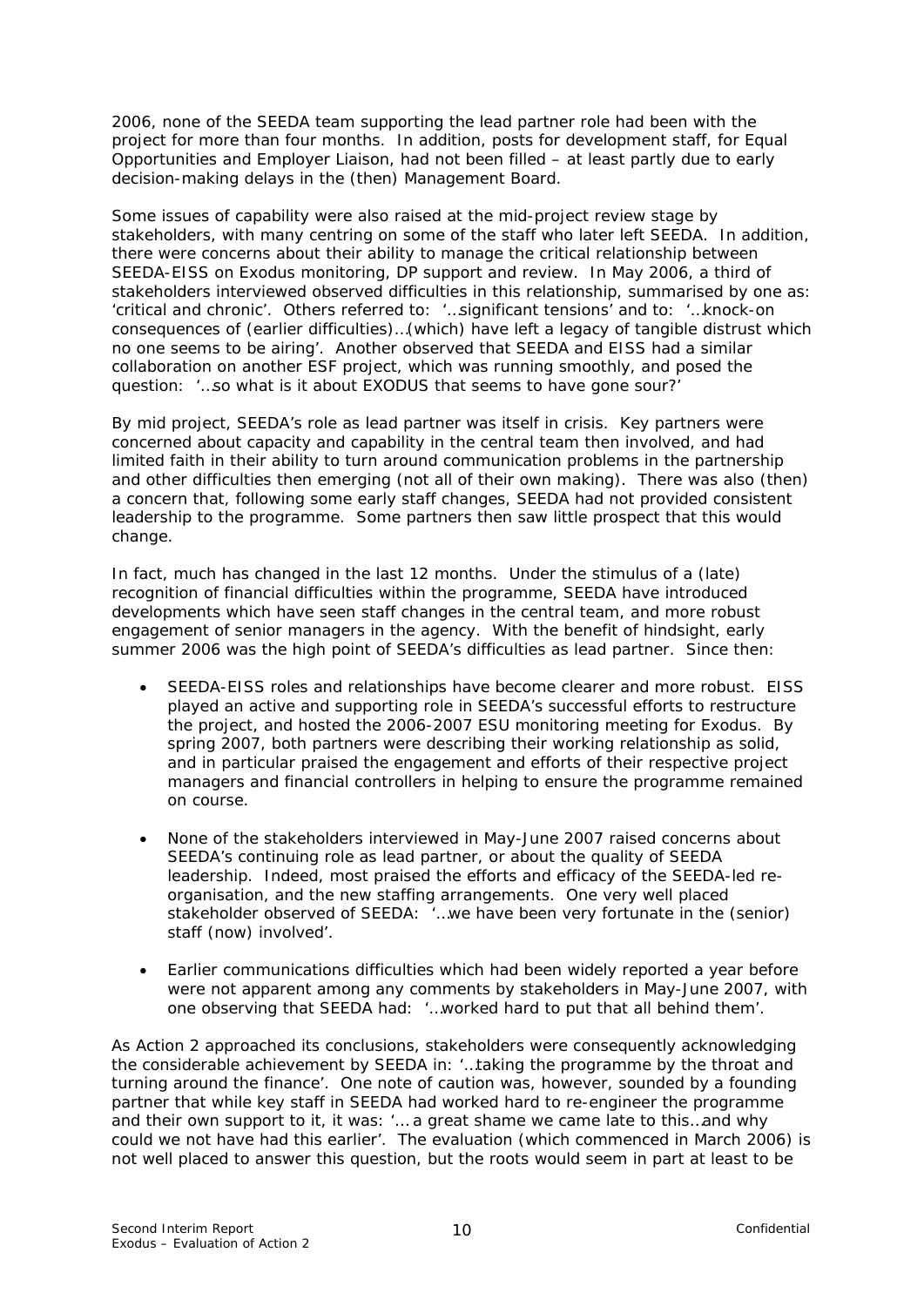2006, none of the SEEDA team supporting the lead partner role had been with the project for more than four months. In addition, posts for development staff, for Equal Opportunities and Employer Liaison, had not been filled – at least partly due to early decision-making delays in the (then) Management Board.

Some issues of capability were also raised at the mid-project review stage by stakeholders, with many centring on some of the staff who later left SEEDA. In addition, there were concerns about their ability to manage the critical relationship between SEEDA-EISS on Exodus monitoring, DP support and review. In May 2006, a third of stakeholders interviewed observed difficulties in this relationship, summarised by one as: 'critical and chronic'. Others referred to: '…significant tensions' and to: '…knock-on consequences of (earlier difficulties)…(which) have left a legacy of tangible distrust which no one seems to be airing'. Another observed that SEEDA and EISS had a similar collaboration on another ESF project, which was running smoothly, and posed the question: '…so what is it about EXODUS that seems to have gone sour?'

By mid project, SEEDA's role as lead partner was itself in crisis. Key partners were concerned about capacity and capability in the central team then involved, and had limited faith in their ability to turn around communication problems in the partnership and other difficulties then emerging (not all of their own making). There was also (then) a concern that, following some early staff changes, SEEDA had not provided consistent leadership to the programme. Some partners then saw little prospect that this would change.

In fact, much has changed in the last 12 months. Under the stimulus of a (late) recognition of financial difficulties within the programme, SEEDA have introduced developments which have seen staff changes in the central team, and more robust engagement of senior managers in the agency. With the benefit of hindsight, early summer 2006 was the high point of SEEDA's difficulties as lead partner. Since then:

- SEEDA-EISS roles and relationships have become clearer and more robust. EISS played an active and supporting role in SEEDA's successful efforts to restructure the project, and hosted the 2006-2007 ESU monitoring meeting for Exodus. By spring 2007, both partners were describing their working relationship as solid, and in particular praised the engagement and efforts of their respective project managers and financial controllers in helping to ensure the programme remained on course.

- None of the stakeholders interviewed in May-June 2007 raised concerns about SEEDA's continuing role as lead partner, or about the quality of SEEDA leadership. Indeed, most praised the efforts and efficacy of the SEEDA-led re-organisation, and the new staffing arrangements. One very well placed stakeholder observed of SEEDA: '…we have been very fortunate in the (senior) staff (now) involved'.

- Earlier communications difficulties which had been widely reported a year before were not apparent among any comments by stakeholders in May-June 2007, with one observing that SEEDA had: '…worked hard to put that all behind them'.

As Action 2 approached its conclusions, stakeholders were consequently acknowledging the considerable achievement by SEEDA in: '…taking the programme by the throat and turning around the finance'. One note of caution was, however, sounded by a founding partner that while key staff in SEEDA had worked hard to re-engineer the programme and their own support to it, it was: '… a great shame we came late to this…and why could we not have had this earlier'. The evaluation (which commenced in March 2006) is not well placed to answer this question, but the roots would seem in part at least to be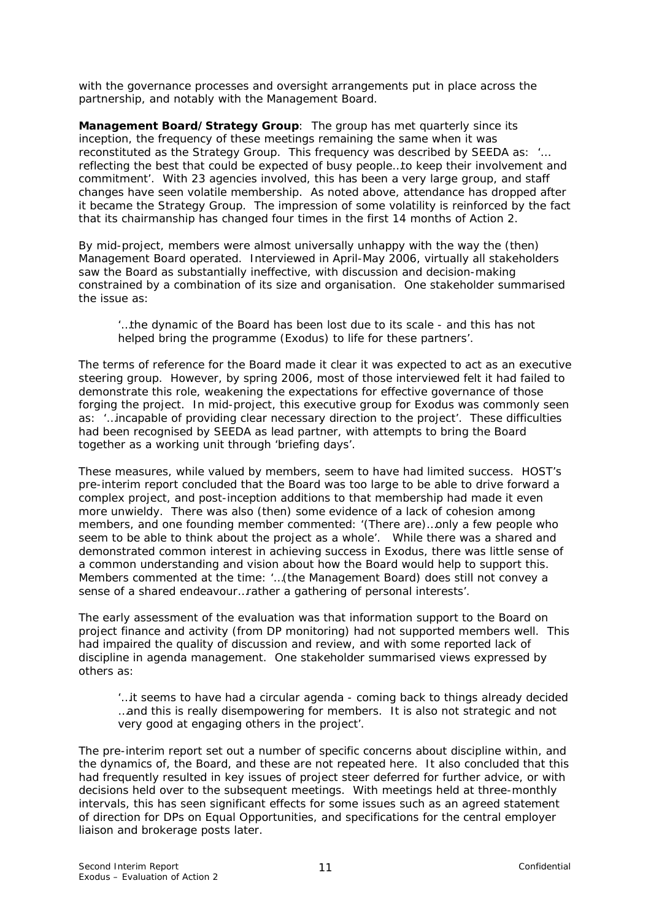with the governance processes and oversight arrangements put in place across the partnership, and notably with the Management Board.

**Management Board/Strategy Group**: The group has met quarterly since its inception, the frequency of these meetings remaining the same when it was reconstituted as the Strategy Group. This frequency was described by SEEDA as: '…reflecting the best that could be expected of busy people…to keep their involvement and commitment'. With 23 agencies involved, this has been a very large group, and staff changes have seen volatile membership. As noted above, attendance has dropped after it became the Strategy Group. The impression of some volatility is reinforced by the fact that its chairmanship has changed four times in the first 14 months of Action 2.

By mid-project, members were almost universally unhappy with the way the (then) Management Board operated. Interviewed in April-May 2006, virtually all stakeholders saw the Board as substantially ineffective, with discussion and decision-making constrained by a combination of its size and organisation. One stakeholder summarised the issue as:

> '…the dynamic of the Board has been lost due to its scale - and this has not helped bring the programme (Exodus) to life for these partners'.

The terms of reference for the Board made it clear it was expected to act as an executive steering group. However, by spring 2006, most of those interviewed felt it had failed to demonstrate this role, weakening the expectations for effective governance of those forging the project. In mid-project, this executive group for Exodus was commonly seen as: '…incapable of providing clear necessary direction to the project'. These difficulties had been recognised by SEEDA as lead partner, with attempts to bring the Board together as a working unit through 'briefing days'.

These measures, while valued by members, seem to have had limited success. HOST's pre-interim report concluded that the Board was too large to be able to drive forward a complex project, and post-inception additions to that membership had made it even more unwieldy. There was also (then) some evidence of a lack of cohesion among members, and one founding member commented: '(There are)…only a few people who seem to be able to think about the project as a whole'. While there was a shared and demonstrated common interest in achieving success in Exodus, there was little sense of a common understanding and vision about how the Board would help to support this. Members commented at the time: '…(the Management Board) does still not convey a sense of a shared endeavour…rather a gathering of personal interests'.

The early assessment of the evaluation was that information support to the Board on project finance and activity (from DP monitoring) had not supported members well. This had impaired the quality of discussion and review, and with some reported lack of discipline in agenda management. One stakeholder summarised views expressed by others as:

> '…it seems to have had a circular agenda - coming back to things already decided …and this is really disempowering for members. It is also not strategic and not very good at engaging others in the project'.

The pre-interim report set out a number of specific concerns about discipline within, and the dynamics of, the Board, and these are not repeated here. It also concluded that this had frequently resulted in key issues of project steer deferred for further advice, or with decisions held over to the subsequent meetings. With meetings held at three-monthly intervals, this has seen significant effects for some issues such as an agreed statement of direction for DPs on Equal Opportunities, and specifications for the central employer liaison and brokerage posts later.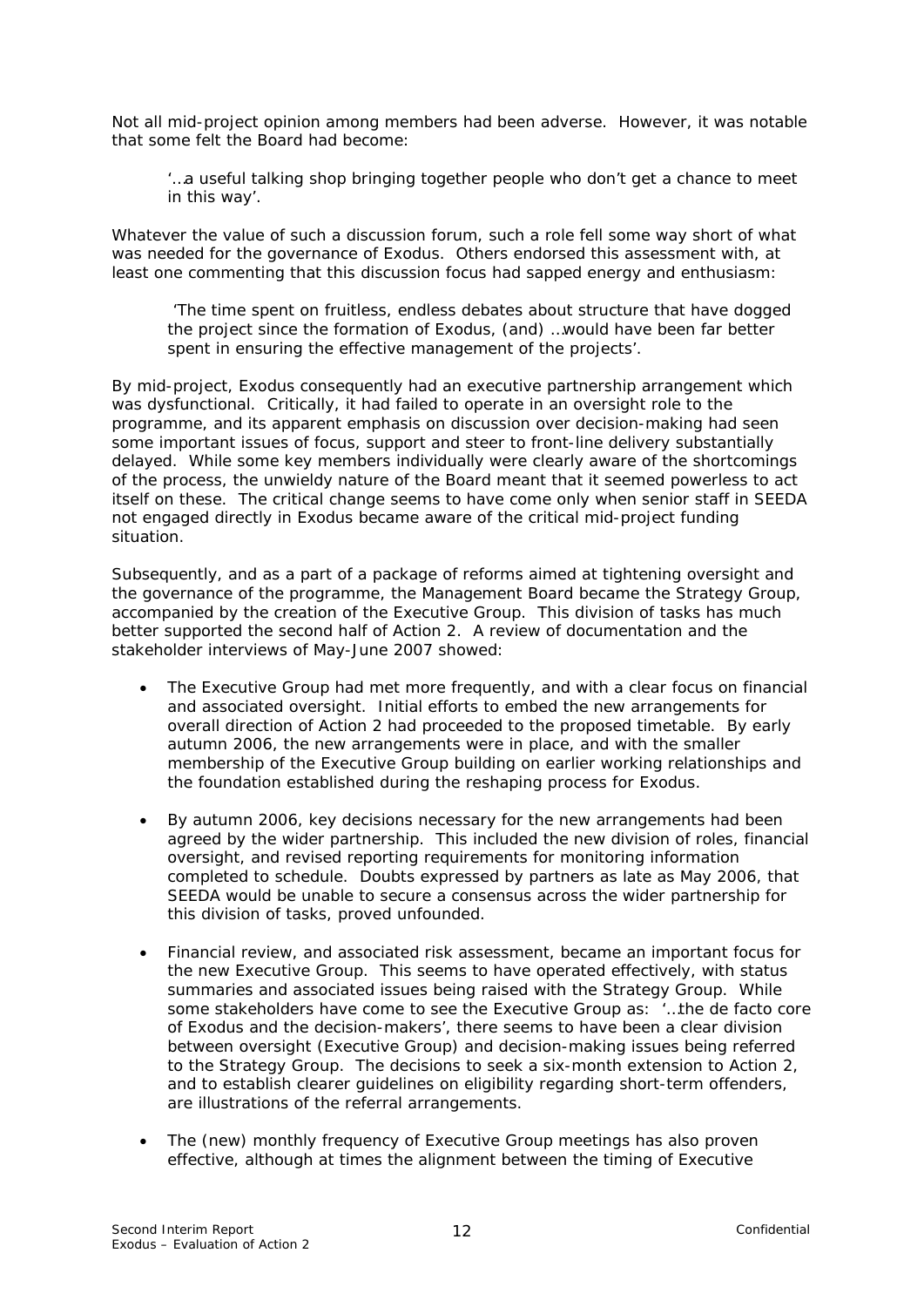Not all mid-project opinion among members had been adverse. However, it was notable that some felt the Board had become:

> '…a useful talking shop bringing together people who don't get a chance to meet in this way'.

Whatever the value of such a discussion forum, such a role fell some way short of what was needed for the governance of Exodus. Others endorsed this assessment with, at least one commenting that this discussion focus had sapped energy and enthusiasm:

> 'The time spent on fruitless, endless debates about structure that have dogged the project since the formation of Exodus, (and) …would have been far better spent in ensuring the effective management of the projects'.

By mid-project, Exodus consequently had an executive partnership arrangement which was dysfunctional. Critically, it had failed to operate in an oversight role to the programme, and its apparent emphasis on discussion over decision-making had seen some important issues of focus, support and steer to front-line delivery substantially delayed. While some key members individually were clearly aware of the shortcomings of the process, the unwieldy nature of the Board meant that it seemed powerless to act itself on these. The critical change seems to have come only when senior staff in SEEDA not engaged directly in Exodus became aware of the critical mid-project funding situation.

Subsequently, and as a part of a package of reforms aimed at tightening oversight and the governance of the programme, the Management Board became the Strategy Group, accompanied by the creation of the Executive Group. This division of tasks has much better supported the second half of Action 2. A review of documentation and the stakeholder interviews of May-June 2007 showed:

- The Executive Group had met more frequently, and with a clear focus on financial and associated oversight. Initial efforts to embed the new arrangements for overall direction of Action 2 had proceeded to the proposed timetable. By early autumn 2006, the new arrangements were in place, and with the smaller membership of the Executive Group building on earlier working relationships and the foundation established during the reshaping process for Exodus.

- By autumn 2006, key decisions necessary for the new arrangements had been agreed by the wider partnership. This included the new division of roles, financial oversight, and revised reporting requirements for monitoring information completed to schedule. Doubts expressed by partners as late as May 2006, that SEEDA would be unable to secure a consensus across the wider partnership for this division of tasks, proved unfounded.

- Financial review, and associated risk assessment, became an important focus for the new Executive Group. This seems to have operated effectively, with status summaries and associated issues being raised with the Strategy Group. While some stakeholders have come to see the Executive Group as: '…the de facto core of Exodus and the decision-makers', there seems to have been a clear division between oversight (Executive Group) and decision-making issues being referred to the Strategy Group. The decisions to seek a six-month extension to Action 2, and to establish clearer guidelines on eligibility regarding short-term offenders, are illustrations of the referral arrangements.

- The (new) monthly frequency of Executive Group meetings has also proven effective, although at times the alignment between the timing of Executive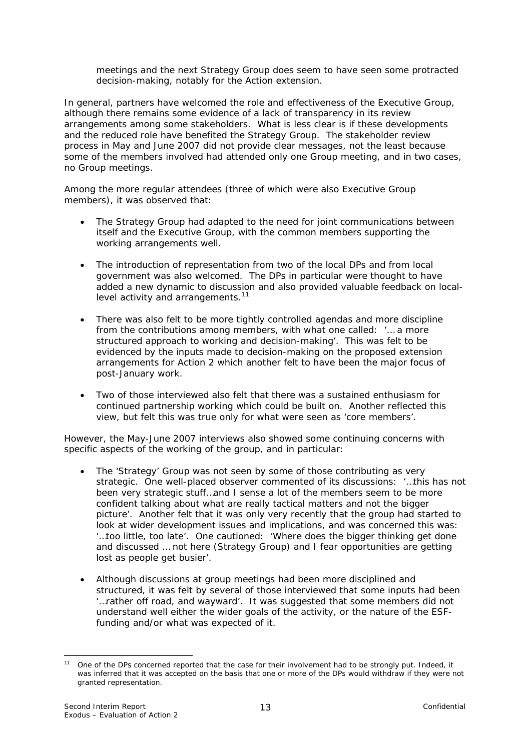meetings and the next Strategy Group does seem to have seen some protracted decision-making, notably for the Action extension.

In general, partners have welcomed the role and effectiveness of the Executive Group, although there remains some evidence of a lack of transparency in its review arrangements among some stakeholders. What is less clear is if these developments and the reduced role have benefited the Strategy Group. The stakeholder review process in May and June 2007 did not provide clear messages, not the least because some of the members involved had attended only one Group meeting, and in two cases, no Group meetings.

Among the more regular attendees (three of which were also Executive Group members), it was observed that:

- The Strategy Group had adapted to the need for joint communications between itself and the Executive Group, with the common members supporting the working arrangements well.

- The introduction of representation from two of the local DPs and from local government was also welcomed. The DPs in particular were thought to have added a new dynamic to discussion and also provided valuable feedback on local-level activity and arrangements.[11]

- There was also felt to be more tightly controlled agendas and more discipline from the contributions among members, with what one called: '… a more structured approach to working and decision-making'. This was felt to be evidenced by the inputs made to decision-making on the proposed extension arrangements for Action 2 which another felt to have been the major focus of post-January work.

- Two of those interviewed also felt that there was a sustained enthusiasm for continued partnership working which could be built on. Another reflected this view, but felt this was true only for what were seen as 'core members'.

However, the May-June 2007 interviews also showed some continuing concerns with specific aspects of the working of the group, and in particular:

- The 'Strategy' Group was not seen by some of those contributing as very strategic. One well-placed observer commented of its discussions: '…this has not been very strategic stuff…and I sense a lot of the members seem to be more confident talking about what are really tactical matters and not the bigger picture'. Another felt that it was only very recently that the group had started to look at wider development issues and implications, and was concerned this was: '…too little, too late'. One cautioned: 'Where does the bigger thinking get done and discussed … not here (Strategy Group) and I fear opportunities are getting lost as people get busier'.

- Although discussions at group meetings had been more disciplined and structured, it was felt by several of those interviewed that some inputs had been '…rather off road, and wayward'. It was suggested that some members did not understand well either the wider goals of the activity, or the nature of the ESF-funding and/or what was expected of it.

---

[11] One of the DPs concerned reported that the case for their involvement had to be strongly put. Indeed, it was inferred that it was accepted on the basis that one or more of the DPs would withdraw if they were not granted representation.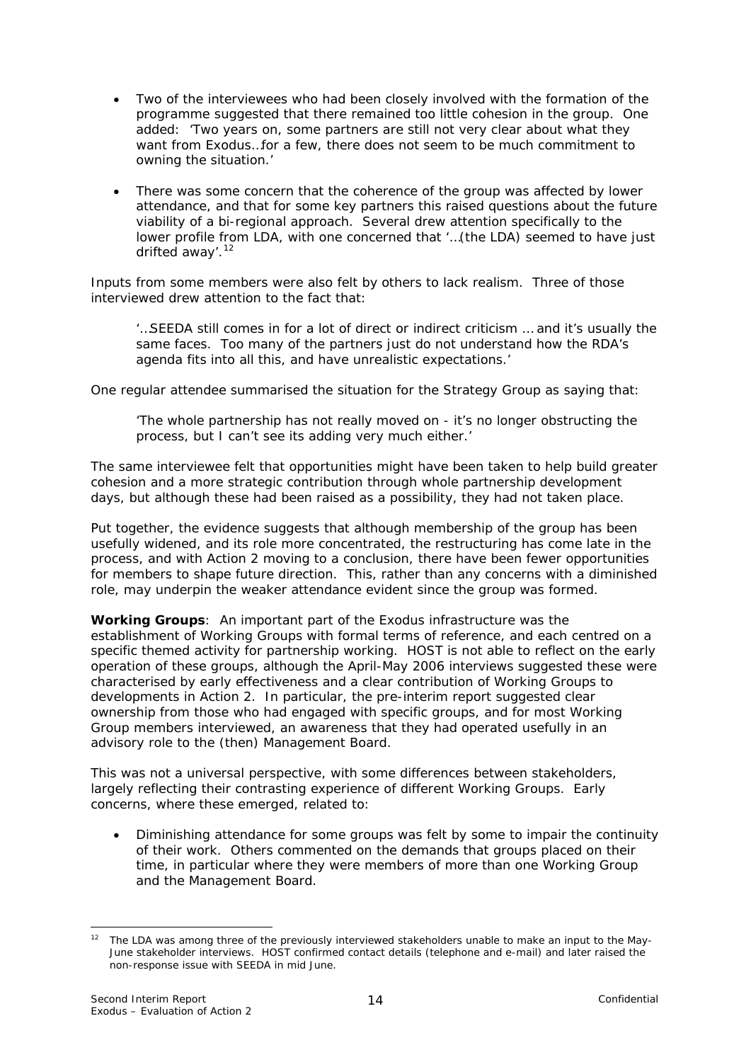- Two of the interviewees who had been closely involved with the formation of the programme suggested that there remained too little cohesion in the group. One added: *'Two years on, some partners are still not very clear about what they want from Exodus…for a few, there does not seem to be much commitment to owning the situation.'*

- There was some concern that the coherence of the group was affected by lower attendance, and that for some key partners this raised questions about the future viability of a bi-regional approach. Several drew attention specifically to the lower profile from LDA, with one concerned that *'…(the LDA) seemed to have just drifted away'*.[12]

Inputs from some members were also felt by others to lack realism. Three of those interviewed drew attention to the fact that:

> *'…SEEDA still comes in for a lot of direct or indirect criticism … and it's usually the same faces. Too many of the partners just do not understand how the RDA's agenda fits into all this, and have unrealistic expectations.'*

One regular attendee summarised the situation for the Strategy Group as saying that:

> *'The whole partnership has not really moved on - it's no longer obstructing the process, but I can't see its adding very much either.'*

The same interviewee felt that opportunities might have been taken to help build greater cohesion and a more strategic contribution through whole partnership development days, but although these had been raised as a possibility, they had not taken place.

Put together, the evidence suggests that although membership of the group has been usefully widened, and its role more concentrated, the restructuring has come late in the process, and with Action 2 moving to a conclusion, there have been fewer opportunities for members to shape future direction. This, rather than any concerns with a diminished role, may underpin the weaker attendance evident since the group was formed.

**Working Groups**: An important part of the Exodus infrastructure was the establishment of Working Groups with formal terms of reference, and each centred on a specific themed activity for partnership working. HOST is not able to reflect on the early operation of these groups, although the April-May 2006 interviews suggested these were characterised by early effectiveness and a clear contribution of Working Groups to developments in Action 2. In particular, the pre-interim report suggested clear ownership from those who had engaged with specific groups, and for most Working Group members interviewed, an awareness that they had operated usefully in an advisory role to the (then) Management Board.

This was not a universal perspective, with some differences between stakeholders, largely reflecting their contrasting experience of different Working Groups. Early concerns, where these emerged, related to:

- Diminishing attendance for some groups was felt by some to impair the continuity of their work. Others commented on the demands that groups placed on their time, in particular where they were members of more than one Working Group and the Management Board.

---

[12] The LDA was among three of the previously interviewed stakeholders unable to make an input to the May-June stakeholder interviews. HOST confirmed contact details (telephone and e-mail) and later raised the non-response issue with SEEDA in mid June.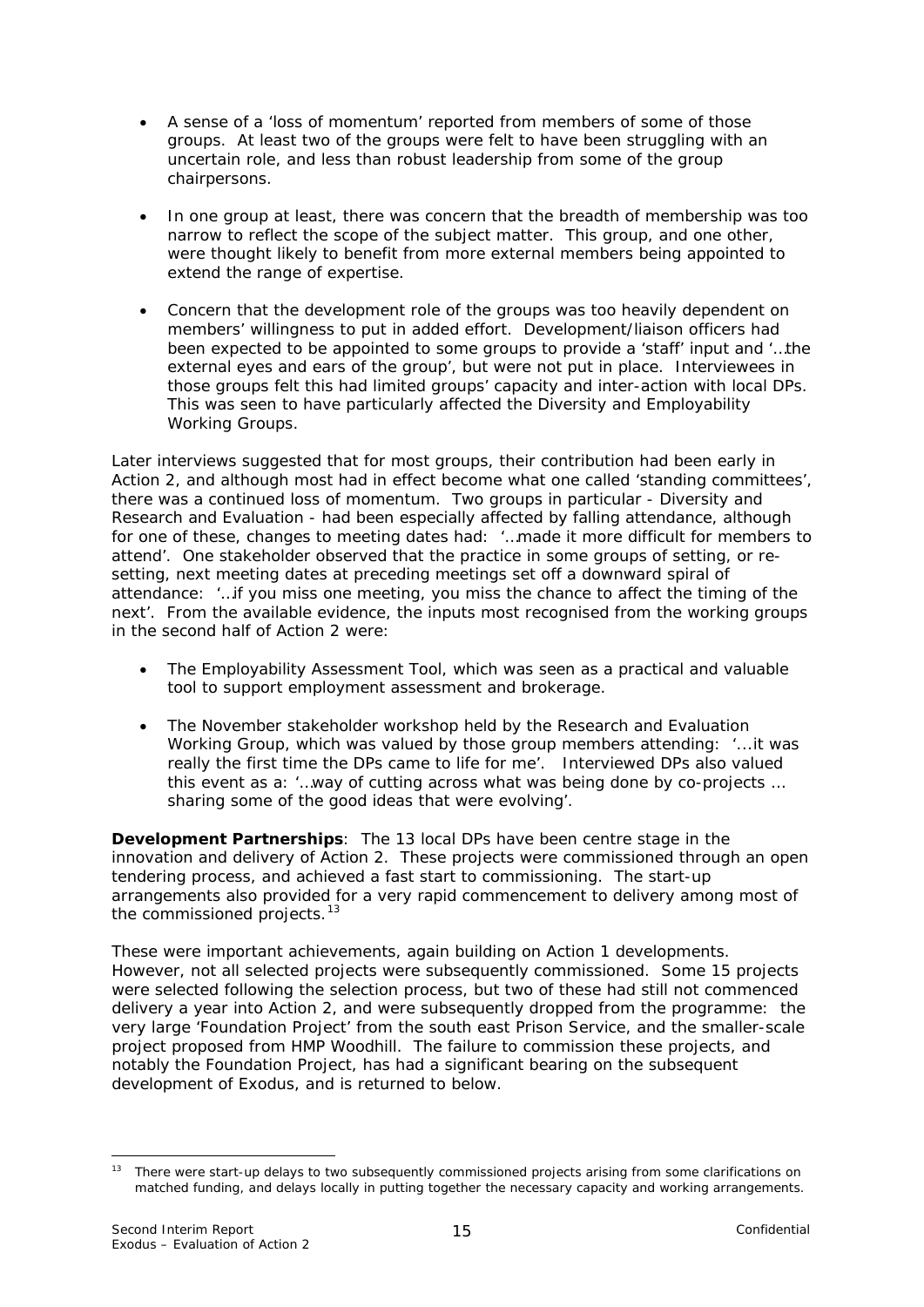- A sense of a 'loss of momentum' reported from members of some of those groups. At least two of the groups were felt to have been struggling with an uncertain role, and less than robust leadership from some of the group chairpersons.

- In one group at least, there was concern that the breadth of membership was too narrow to reflect the scope of the subject matter. This group, and one other, were thought likely to benefit from more external members being appointed to extend the range of expertise.

- Concern that the development role of the groups was too heavily dependent on members' willingness to put in added effort. Development/liaison officers had been expected to be appointed to some groups to provide a 'staff' input and '…the external eyes and ears of the group', but were not put in place. Interviewees in those groups felt this had limited groups' capacity and inter-action with local DPs. This was seen to have particularly affected the Diversity and Employability Working Groups.

Later interviews suggested that for most groups, their contribution had been early in Action 2, and although most had in effect become what one called 'standing committees', there was a continued loss of momentum. Two groups in particular - Diversity and Research and Evaluation - had been especially affected by falling attendance, although for one of these, changes to meeting dates had: '…made it more difficult for members to attend'. One stakeholder observed that the practice in some groups of setting, or re-setting, next meeting dates at preceding meetings set off a downward spiral of attendance: '…if you miss one meeting, you miss the chance to affect the timing of the next'. From the available evidence, the inputs most recognised from the working groups in the second half of Action 2 were:

- The Employability Assessment Tool, which was seen as a practical and valuable tool to support employment assessment and brokerage.

- The November stakeholder workshop held by the Research and Evaluation Working Group, which was valued by those group members attending: '…it was really the first time the DPs came to life for me'. Interviewed DPs also valued this event as a: '…way of cutting across what was being done by co-projects … sharing some of the good ideas that were evolving'.

**Development Partnerships**: The 13 local DPs have been centre stage in the innovation and delivery of Action 2. These projects were commissioned through an open tendering process, and achieved a fast start to commissioning. The start-up arrangements also provided for a very rapid commencement to delivery among most of the commissioned projects.[13]

These were important achievements, again building on Action 1 developments. However, not all selected projects were subsequently commissioned. Some 15 projects were selected following the selection process, but two of these had still not commenced delivery a year into Action 2, and were subsequently dropped from the programme: the very large 'Foundation Project' from the south east Prison Service, and the smaller-scale project proposed from HMP Woodhill. The failure to commission these projects, and notably the Foundation Project, has had a significant bearing on the subsequent development of Exodus, and is returned to below.

[13] There were start-up delays to two subsequently commissioned projects arising from some clarifications on matched funding, and delays locally in putting together the necessary capacity and working arrangements.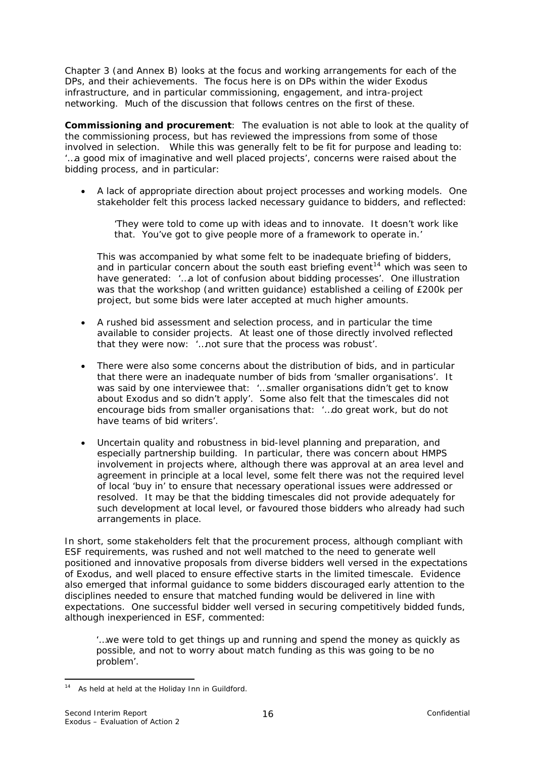Chapter 3 (and Annex B) looks at the focus and working arrangements for each of the DPs, and their achievements. The focus here is on DPs within the wider Exodus infrastructure, and in particular commissioning, engagement, and intra-project networking. Much of the discussion that follows centres on the first of these.

**Commissioning and procurement**: The evaluation is not able to look at the quality of the commissioning process, but has reviewed the impressions from some of those involved in selection. While this was generally felt to be fit for purpose and leading to: '…a good mix of imaginative and well placed projects', concerns were raised about the bidding process, and in particular:

- A lack of appropriate direction about project processes and working models. One stakeholder felt this process lacked necessary guidance to bidders, and reflected:

  'They were told to come up with ideas and to innovate. It doesn't work like that. You've got to give people more of a framework to operate in.'

  This was accompanied by what some felt to be inadequate briefing of bidders, and in particular concern about the south east briefing event[14] which was seen to have generated: '…a lot of confusion about bidding processes'. One illustration was that the workshop (and written guidance) established a ceiling of £200k per project, but some bids were later accepted at much higher amounts.

- A rushed bid assessment and selection process, and in particular the time available to consider projects. At least one of those directly involved reflected that they were now: '…not sure that the process was robust'.

- There were also some concerns about the distribution of bids, and in particular that there were an inadequate number of bids from 'smaller organisations'. It was said by one interviewee that: '…smaller organisations didn't get to know about Exodus and so didn't apply'. Some also felt that the timescales did not encourage bids from smaller organisations that: '…do great work, but do not have teams of bid writers'.

- Uncertain quality and robustness in bid-level planning and preparation, and especially partnership building. In particular, there was concern about HMPS involvement in projects where, although there was approval at an area level and agreement in principle at a local level, some felt there was not the required level of local 'buy in' to ensure that necessary operational issues were addressed or resolved. It may be that the bidding timescales did not provide adequately for such development at local level, or favoured those bidders who already had such arrangements in place.

In short, some stakeholders felt that the procurement process, although compliant with ESF requirements, was rushed and not well matched to the need to generate well positioned and innovative proposals from diverse bidders well versed in the expectations of Exodus, and well placed to ensure effective starts in the limited timescale. Evidence also emerged that informal guidance to some bidders discouraged early attention to the disciplines needed to ensure that matched funding would be delivered in line with expectations. One successful bidder well versed in securing competitively bidded funds, although inexperienced in ESF, commented:

> '…we were told to get things up and running and spend the money as quickly as possible, and not to worry about match funding as this was going to be no problem'.

---

[14] As held at held at the Holiday Inn in Guildford.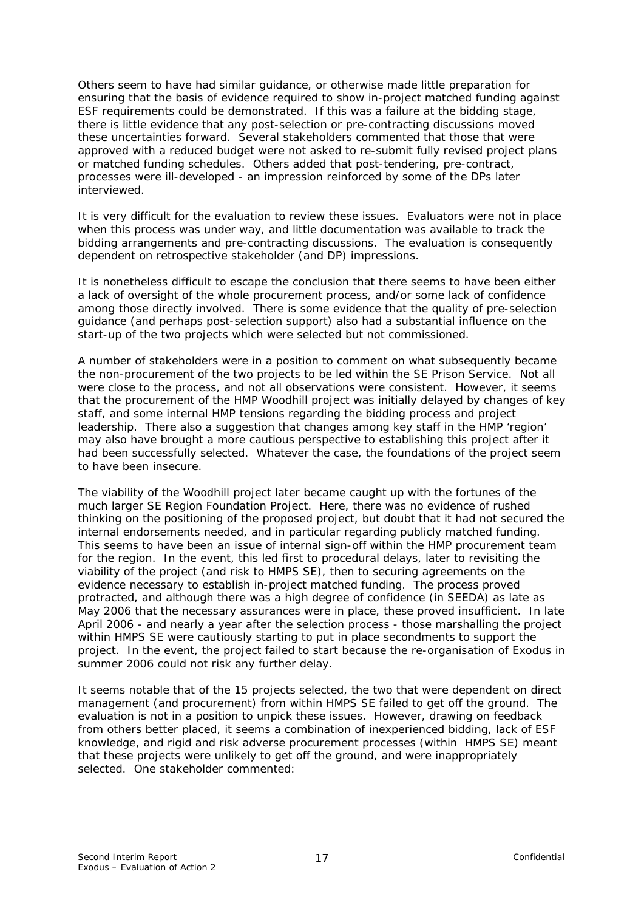Others seem to have had similar guidance, or otherwise made little preparation for ensuring that the basis of evidence required to show in-project matched funding against ESF requirements could be demonstrated. If this was a failure at the bidding stage, there is little evidence that any post-selection or pre-contracting discussions moved these uncertainties forward. Several stakeholders commented that those that were approved with a reduced budget were not asked to re-submit fully revised project plans or matched funding schedules. Others added that post-tendering, pre-contract, processes were ill-developed - an impression reinforced by some of the DPs later interviewed.

It is very difficult for the evaluation to review these issues. Evaluators were not in place when this process was under way, and little documentation was available to track the bidding arrangements and pre-contracting discussions. The evaluation is consequently dependent on retrospective stakeholder (and DP) impressions.

It is nonetheless difficult to escape the conclusion that there seems to have been either a lack of oversight of the whole procurement process, and/or some lack of confidence among those directly involved. There is some evidence that the quality of pre-selection guidance (and perhaps post-selection support) also had a substantial influence on the start-up of the two projects which were selected but not commissioned.

A number of stakeholders were in a position to comment on what subsequently became the non-procurement of the two projects to be led within the SE Prison Service. Not all were close to the process, and not all observations were consistent. However, it seems that the procurement of the HMP Woodhill project was initially delayed by changes of key staff, and some internal HMP tensions regarding the bidding process and project leadership. There also a suggestion that changes among key staff in the HMP 'region' may also have brought a more cautious perspective to establishing this project after it had been successfully selected. Whatever the case, the foundations of the project seem to have been insecure.

The viability of the Woodhill project later became caught up with the fortunes of the much larger SE Region Foundation Project. Here, there was no evidence of rushed thinking on the positioning of the proposed project, but doubt that it had not secured the internal endorsements needed, and in particular regarding publicly matched funding. This seems to have been an issue of internal sign-off within the HMP procurement team for the region. In the event, this led first to procedural delays, later to revisiting the viability of the project (and risk to HMPS SE), then to securing agreements on the evidence necessary to establish in-project matched funding. The process proved protracted, and although there was a high degree of confidence (in SEEDA) as late as May 2006 that the necessary assurances were in place, these proved insufficient. In late April 2006 - and nearly a year after the selection process - those marshalling the project within HMPS SE were cautiously starting to put in place secondments to support the project. In the event, the project failed to start because the re-organisation of Exodus in summer 2006 could not risk any further delay.

It seems notable that of the 15 projects selected, the two that were dependent on direct management (and procurement) from within HMPS SE failed to get off the ground. The evaluation is not in a position to unpick these issues. However, drawing on feedback from others better placed, it seems a combination of inexperienced bidding, lack of ESF knowledge, and rigid and risk adverse procurement processes (within HMPS SE) meant that these projects were unlikely to get off the ground, and were inappropriately selected. One stakeholder commented: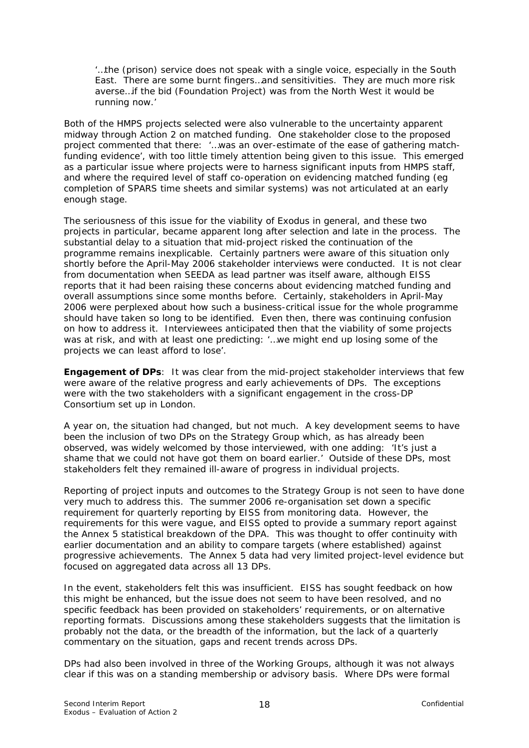> '…the (prison) service does not speak with a single voice, especially in the South East. There are some burnt fingers…and sensitivities. They are much more risk averse…if the bid (Foundation Project) was from the North West it would be running now.'

Both of the HMPS projects selected were also vulnerable to the uncertainty apparent midway through Action 2 on matched funding. One stakeholder close to the proposed project commented that there: '…was an over-estimate of the ease of gathering match-funding evidence', with too little timely attention being given to this issue. This emerged as a particular issue where projects were to harness significant inputs from HMPS staff, and where the required level of staff co-operation on evidencing matched funding (eg completion of SPARS time sheets and similar systems) was not articulated at an early enough stage.

The seriousness of this issue for the viability of Exodus in general, and these two projects in particular, became apparent long after selection and late in the process. The substantial delay to a situation that mid-project risked the continuation of the programme remains inexplicable. Certainly partners were aware of this situation only shortly before the April-May 2006 stakeholder interviews were conducted. It is not clear from documentation when SEEDA as lead partner was itself aware, although EISS reports that it had been raising these concerns about evidencing matched funding and overall assumptions since some months before. Certainly, stakeholders in April-May 2006 were perplexed about how such a business-critical issue for the whole programme should have taken so long to be identified. Even then, there was continuing confusion on how to address it. Interviewees anticipated then that the viability of some projects was at risk, and with at least one predicting: '…we might end up losing some of the projects we can least afford to lose'.

**Engagement of DPs**: It was clear from the mid-project stakeholder interviews that few were aware of the relative progress and early achievements of DPs. The exceptions were with the two stakeholders with a significant engagement in the cross-DP Consortium set up in London.

A year on, the situation had changed, but not much. A key development seems to have been the inclusion of two DPs on the Strategy Group which, as has already been observed, was widely welcomed by those interviewed, with one adding: 'It's just a shame that we could not have got them on board earlier.' Outside of these DPs, most stakeholders felt they remained ill-aware of progress in individual projects.

Reporting of project inputs and outcomes to the Strategy Group is not seen to have done very much to address this. The summer 2006 re-organisation set down a specific requirement for quarterly reporting by EISS from monitoring data. However, the requirements for this were vague, and EISS opted to provide a summary report against the Annex 5 statistical breakdown of the DPA. This was thought to offer continuity with earlier documentation and an ability to compare targets (where established) against progressive achievements. The Annex 5 data had very limited project-level evidence but focused on aggregated data across all 13 DPs.

In the event, stakeholders felt this was insufficient. EISS has sought feedback on how this might be enhanced, but the issue does not seem to have been resolved, and no specific feedback has been provided on stakeholders' requirements, or on alternative reporting formats. Discussions among these stakeholders suggests that the limitation is probably not the data, or the breadth of the information, but the lack of a quarterly commentary on the situation, gaps and recent trends across DPs.

DPs had also been involved in three of the Working Groups, although it was not always clear if this was on a standing membership or advisory basis. Where DPs were formal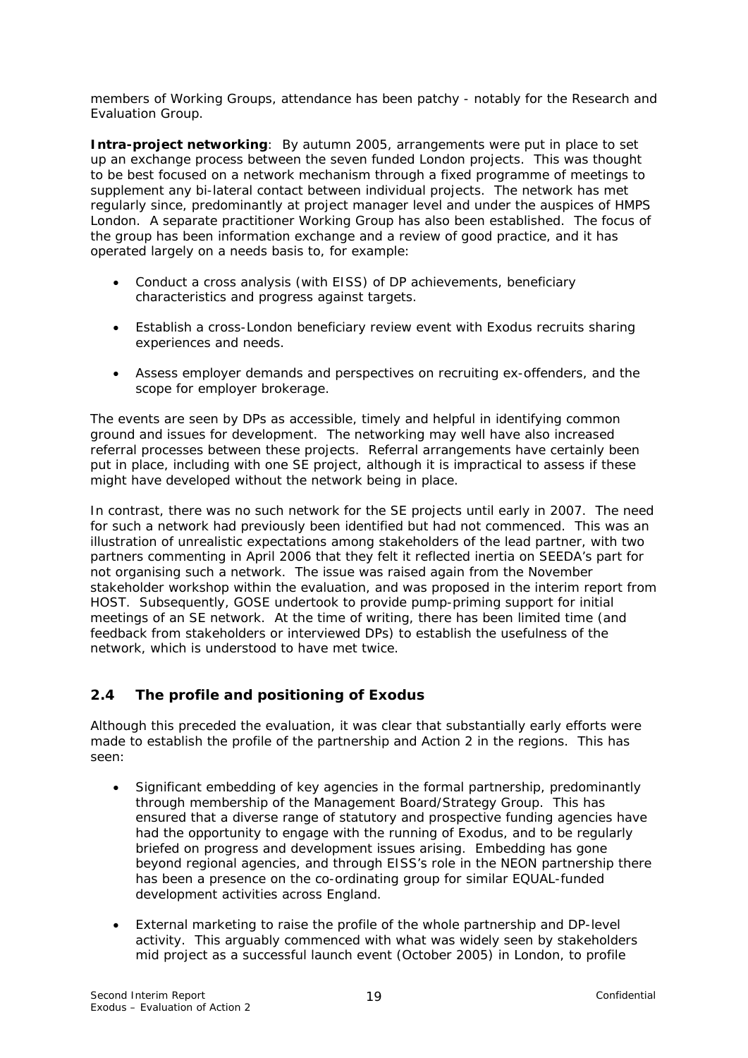members of Working Groups, attendance has been patchy - notably for the Research and Evaluation Group.

**Intra-project networking**: By autumn 2005, arrangements were put in place to set up an exchange process between the seven funded London projects. This was thought to be best focused on a network mechanism through a fixed programme of meetings to supplement any bi-lateral contact between individual projects. The network has met regularly since, predominantly at project manager level and under the auspices of HMPS London. A separate practitioner Working Group has also been established. The focus of the group has been information exchange and a review of good practice, and it has operated largely on a needs basis to, for example:

- Conduct a cross analysis (with EISS) of DP achievements, beneficiary characteristics and progress against targets.
- Establish a cross-London beneficiary review event with Exodus recruits sharing experiences and needs.
- Assess employer demands and perspectives on recruiting ex-offenders, and the scope for employer brokerage.

The events are seen by DPs as accessible, timely and helpful in identifying common ground and issues for development. The networking may well have also increased referral processes between these projects. Referral arrangements have certainly been put in place, including with one SE project, although it is impractical to assess if these might have developed without the network being in place.

In contrast, there was no such network for the SE projects until early in 2007. The need for such a network had previously been identified but had not commenced. This was an illustration of unrealistic expectations among stakeholders of the lead partner, with two partners commenting in April 2006 that they felt it reflected inertia on SEEDA's part for not organising such a network. The issue was raised again from the November stakeholder workshop within the evaluation, and was proposed in the interim report from HOST. Subsequently, GOSE undertook to provide pump-priming support for initial meetings of an SE network. At the time of writing, there has been limited time (and feedback from stakeholders or interviewed DPs) to establish the usefulness of the network, which is understood to have met twice.

## 2.4 The profile and positioning of Exodus

Although this preceded the evaluation, it was clear that substantially early efforts were made to establish the profile of the partnership and Action 2 in the regions. This has seen:

- Significant embedding of key agencies in the formal partnership, predominantly through membership of the Management Board/Strategy Group. This has ensured that a diverse range of statutory and prospective funding agencies have had the opportunity to engage with the running of Exodus, and to be regularly briefed on progress and development issues arising. Embedding has gone beyond regional agencies, and through EISS's role in the NEON partnership there has been a presence on the co-ordinating group for similar EQUAL-funded development activities across England.
- External marketing to raise the profile of the whole partnership and DP-level activity. This arguably commenced with what was widely seen by stakeholders mid project as a successful launch event (October 2005) in London, to profile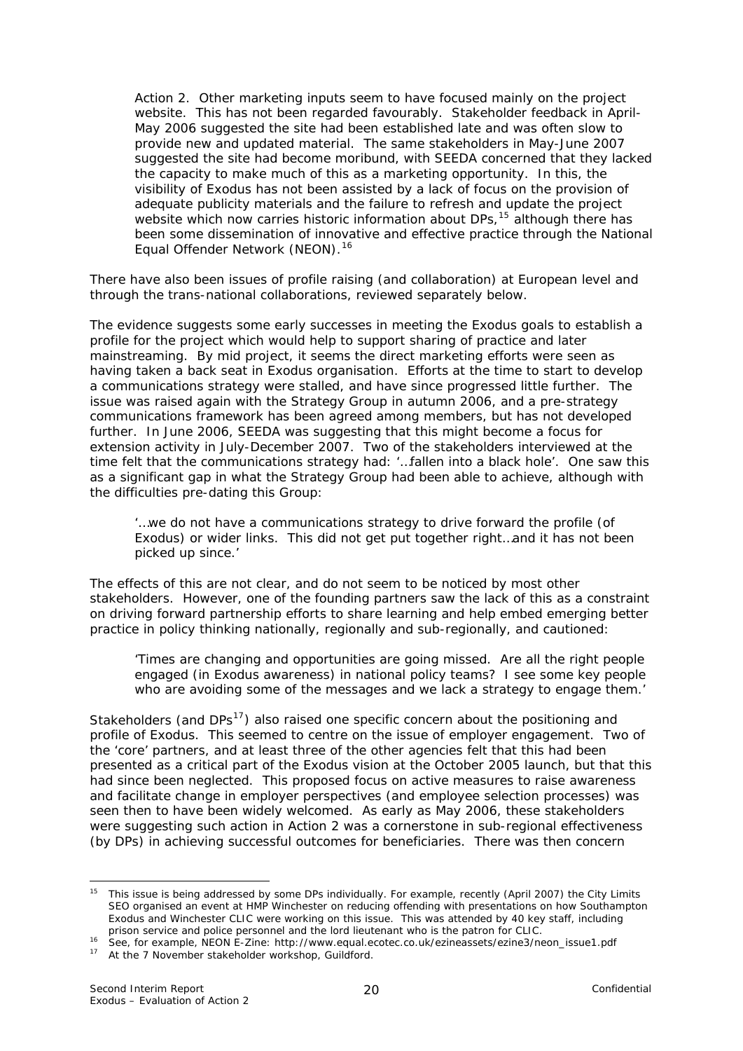Action 2. Other marketing inputs seem to have focused mainly on the project website. This has not been regarded favourably. Stakeholder feedback in April-May 2006 suggested the site had been established late and was often slow to provide new and updated material. The same stakeholders in May-June 2007 suggested the site had become moribund, with SEEDA concerned that they lacked the capacity to make much of this as a marketing opportunity. In this, the visibility of Exodus has not been assisted by a lack of focus on the provision of adequate publicity materials and the failure to refresh and update the project website which now carries historic information about DPs,[15] although there has been some dissemination of innovative and effective practice through the National Equal Offender Network (NEON).[16]

There have also been issues of profile raising (and collaboration) at European level and through the trans-national collaborations, reviewed separately below.

The evidence suggests some early successes in meeting the Exodus goals to establish a profile for the project which would help to support sharing of practice and later mainstreaming. By mid project, it seems the direct marketing efforts were seen as having taken a back seat in Exodus organisation. Efforts at the time to start to develop a communications strategy were stalled, and have since progressed little further. The issue was raised again with the Strategy Group in autumn 2006, and a pre-strategy communications framework has been agreed among members, but has not developed further. In June 2006, SEEDA was suggesting that this might become a focus for extension activity in July-December 2007. Two of the stakeholders interviewed at the time felt that the communications strategy had: '…fallen into a black hole'. One saw this as a significant gap in what the Strategy Group had been able to achieve, although with the difficulties pre-dating this Group:

> '…we do not have a communications strategy to drive forward the profile (of Exodus) or wider links. This did not get put together right…and it has not been picked up since.'

The effects of this are not clear, and do not seem to be noticed by most other stakeholders. However, one of the founding partners saw the lack of this as a constraint on driving forward partnership efforts to share learning and help embed emerging better practice in policy thinking nationally, regionally and sub-regionally, and cautioned:

> 'Times are changing and opportunities are going missed. Are all the right people engaged (in Exodus awareness) in national policy teams? I see some key people who are avoiding some of the messages and we lack a strategy to engage them.'

Stakeholders (and DPs[17]) also raised one specific concern about the positioning and profile of Exodus. This seemed to centre on the issue of employer engagement. Two of the 'core' partners, and at least three of the other agencies felt that this had been presented as a critical part of the Exodus vision at the October 2005 launch, but that this had since been neglected. This proposed focus on active measures to raise awareness and facilitate change in employer perspectives (and employee selection processes) was seen then to have been widely welcomed. As early as May 2006, these stakeholders were suggesting such action in Action 2 was a cornerstone in sub-regional effectiveness (by DPs) in achieving successful outcomes for beneficiaries. There was then concern

---

[15] This issue is being addressed by some DPs individually. For example, recently (April 2007) the City Limits SEO organised an event at HMP Winchester on reducing offending with presentations on how Southampton Exodus and Winchester CLIC were working on this issue. This was attended by 40 key staff, including prison service and police personnel and the lord lieutenant who is the patron for CLIC.

[16] See, for example, NEON E-Zine: http://www.equal.ecotec.co.uk/ezineassets/ezine3/neon_issue1.pdf

[17] At the 7 November stakeholder workshop, Guildford.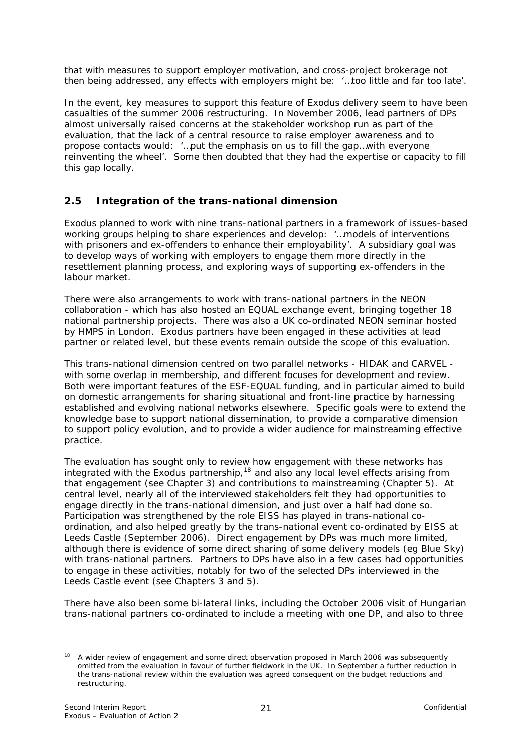that with measures to support employer motivation, and cross-project brokerage not then being addressed, any effects with employers might be: '…too little and far too late'.

In the event, key measures to support this feature of Exodus delivery seem to have been casualties of the summer 2006 restructuring. In November 2006, lead partners of DPs almost universally raised concerns at the stakeholder workshop run as part of the evaluation, that the lack of a central resource to raise employer awareness and to propose contacts would: '…put the emphasis on us to fill the gap…with everyone reinventing the wheel'. Some then doubted that they had the expertise or capacity to fill this gap locally.

## 2.5 Integration of the trans-national dimension

Exodus planned to work with nine trans-national partners in a framework of issues-based working groups helping to share experiences and develop: '…models of interventions with prisoners and ex-offenders to enhance their employability'. A subsidiary goal was to develop ways of working with employers to engage them more directly in the resettlement planning process, and exploring ways of supporting ex-offenders in the labour market.

There were also arrangements to work with trans-national partners in the NEON collaboration - which has also hosted an EQUAL exchange event, bringing together 18 national partnership projects. There was also a UK co-ordinated NEON seminar hosted by HMPS in London. Exodus partners have been engaged in these activities at lead partner or related level, but these events remain outside the scope of this evaluation.

This trans-national dimension centred on two parallel networks - HIDAK and CARVEL - with some overlap in membership, and different focuses for development and review. Both were important features of the ESF-EQUAL funding, and in particular aimed to build on domestic arrangements for sharing situational and front-line practice by harnessing established and evolving national networks elsewhere. Specific goals were to extend the knowledge base to support national dissemination, to provide a comparative dimension to support policy evolution, and to provide a wider audience for mainstreaming effective practice.

The evaluation has sought only to review how engagement with these networks has integrated with the Exodus partnership,[18] and also any local level effects arising from that engagement (see Chapter 3) and contributions to mainstreaming (Chapter 5). At central level, nearly all of the interviewed stakeholders felt they had opportunities to engage directly in the trans-national dimension, and just over a half had done so. Participation was strengthened by the role EISS has played in trans-national co-ordination, and also helped greatly by the trans-national event co-ordinated by EISS at Leeds Castle (September 2006). Direct engagement by DPs was much more limited, although there is evidence of some direct sharing of some delivery models (eg Blue Sky) with trans-national partners. Partners to DPs have also in a few cases had opportunities to engage in these activities, notably for two of the selected DPs interviewed in the Leeds Castle event (see Chapters 3 and 5).

There have also been some bi-lateral links, including the October 2006 visit of Hungarian trans-national partners co-ordinated to include a meeting with one DP, and also to three

[18] A wider review of engagement and some direct observation proposed in March 2006 was subsequently omitted from the evaluation in favour of further fieldwork in the UK. In September a further reduction in the trans-national review within the evaluation was agreed consequent on the budget reductions and restructuring.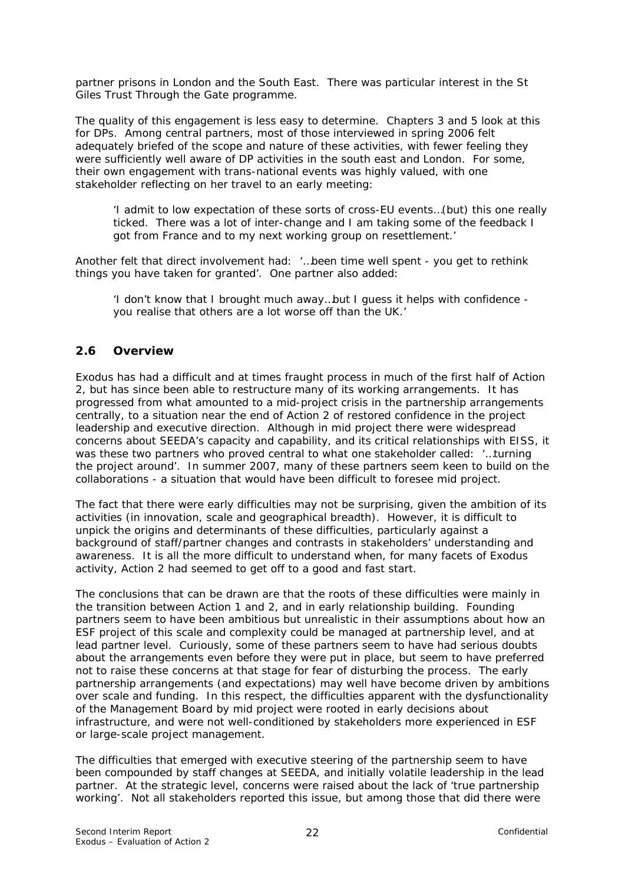partner prisons in London and the South East. There was particular interest in the St Giles Trust Through the Gate programme.

The quality of this engagement is less easy to determine. Chapters 3 and 5 look at this for DPs. Among central partners, most of those interviewed in spring 2006 felt adequately briefed of the scope and nature of these activities, with fewer feeling they were sufficiently well aware of DP activities in the south east and London. For some, their own engagement with trans-national events was highly valued, with one stakeholder reflecting on her travel to an early meeting:

> 'I admit to low expectation of these sorts of cross-EU events…(but) this one really ticked. There was a lot of inter-change and I am taking some of the feedback I got from France and to my next working group on resettlement.'

Another felt that direct involvement had: '…been time well spent - you get to rethink things you have taken for granted'. One partner also added:

> 'I don't know that I brought much away…but I guess it helps with confidence - you realise that others are a lot worse off than the UK.'

## 2.6 Overview

Exodus has had a difficult and at times fraught process in much of the first half of Action 2, but has since been able to restructure many of its working arrangements. It has progressed from what amounted to a mid-project crisis in the partnership arrangements centrally, to a situation near the end of Action 2 of restored confidence in the project leadership and executive direction. Although in mid project there were widespread concerns about SEEDA's capacity and capability, and its critical relationships with EISS, it was these two partners who proved central to what one stakeholder called: '…turning the project around'. In summer 2007, many of these partners seem keen to build on the collaborations - a situation that would have been difficult to foresee mid project.

The fact that there were early difficulties may not be surprising, given the ambition of its activities (in innovation, scale and geographical breadth). However, it is difficult to unpick the origins and determinants of these difficulties, particularly against a background of staff/partner changes and contrasts in stakeholders' understanding and awareness. It is all the more difficult to understand when, for many facets of Exodus activity, Action 2 had seemed to get off to a good and fast start.

The conclusions that can be drawn are that the roots of these difficulties were mainly in the transition between Action 1 and 2, and in early relationship building. Founding partners seem to have been ambitious but unrealistic in their assumptions about how an ESF project of this scale and complexity could be managed at partnership level, and at lead partner level. Curiously, some of these partners seem to have had serious doubts about the arrangements even before they were put in place, but seem to have preferred not to raise these concerns at that stage for fear of disturbing the process. The early partnership arrangements (and expectations) may well have become driven by ambitions over scale and funding. In this respect, the difficulties apparent with the dysfunctionality of the Management Board by mid project were rooted in early decisions about infrastructure, and were not well-conditioned by stakeholders more experienced in ESF or large-scale project management.

The difficulties that emerged with executive steering of the partnership seem to have been compounded by staff changes at SEEDA, and initially volatile leadership in the lead partner. At the strategic level, concerns were raised about the lack of 'true partnership working'. Not all stakeholders reported this issue, but among those that did there were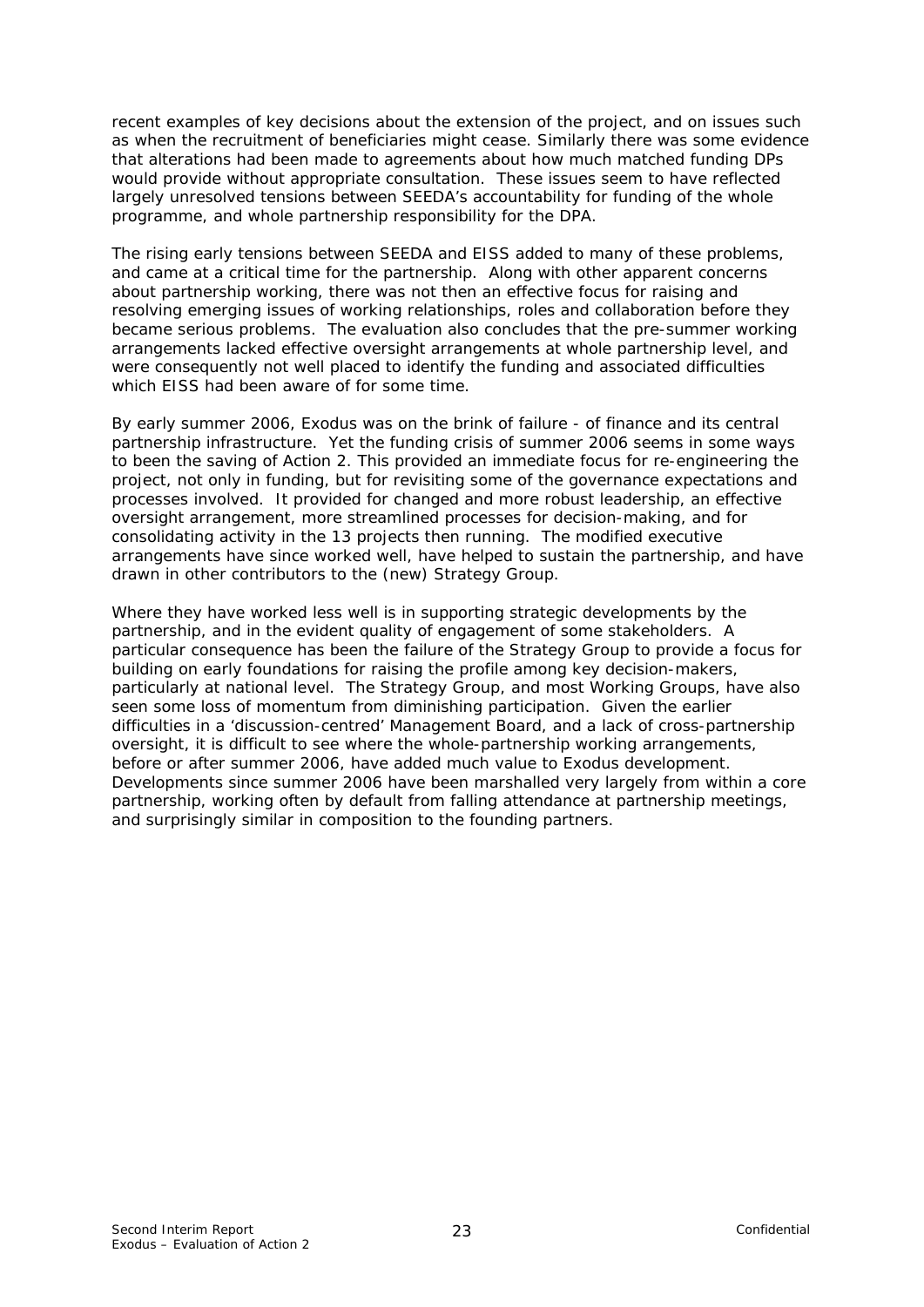recent examples of key decisions about the extension of the project, and on issues such as when the recruitment of beneficiaries might cease. Similarly there was some evidence that alterations had been made to agreements about how much matched funding DPs would provide without appropriate consultation. These issues seem to have reflected largely unresolved tensions between SEEDA's accountability for funding of the whole programme, and whole partnership responsibility for the DPA.

The rising early tensions between SEEDA and EISS added to many of these problems, and came at a critical time for the partnership. Along with other apparent concerns about partnership working, there was not then an effective focus for raising and resolving emerging issues of working relationships, roles and collaboration before they became serious problems. The evaluation also concludes that the pre-summer working arrangements lacked effective oversight arrangements at whole partnership level, and were consequently not well placed to identify the funding and associated difficulties which EISS had been aware of for some time.

By early summer 2006, Exodus was on the brink of failure - of finance and its central partnership infrastructure. Yet the funding crisis of summer 2006 seems in some ways to been the saving of Action 2. This provided an immediate focus for re-engineering the project, not only in funding, but for revisiting some of the governance expectations and processes involved. It provided for changed and more robust leadership, an effective oversight arrangement, more streamlined processes for decision-making, and for consolidating activity in the 13 projects then running. The modified executive arrangements have since worked well, have helped to sustain the partnership, and have drawn in other contributors to the (new) Strategy Group.

Where they have worked less well is in supporting strategic developments by the partnership, and in the evident quality of engagement of some stakeholders. A particular consequence has been the failure of the Strategy Group to provide a focus for building on early foundations for raising the profile among key decision-makers, particularly at national level. The Strategy Group, and most Working Groups, have also seen some loss of momentum from diminishing participation. Given the earlier difficulties in a 'discussion-centred' Management Board, and a lack of cross-partnership oversight, it is difficult to see where the whole-partnership working arrangements, before or after summer 2006, have added much value to Exodus development. Developments since summer 2006 have been marshalled very largely from within a core partnership, working often by default from falling attendance at partnership meetings, and surprisingly similar in composition to the founding partners.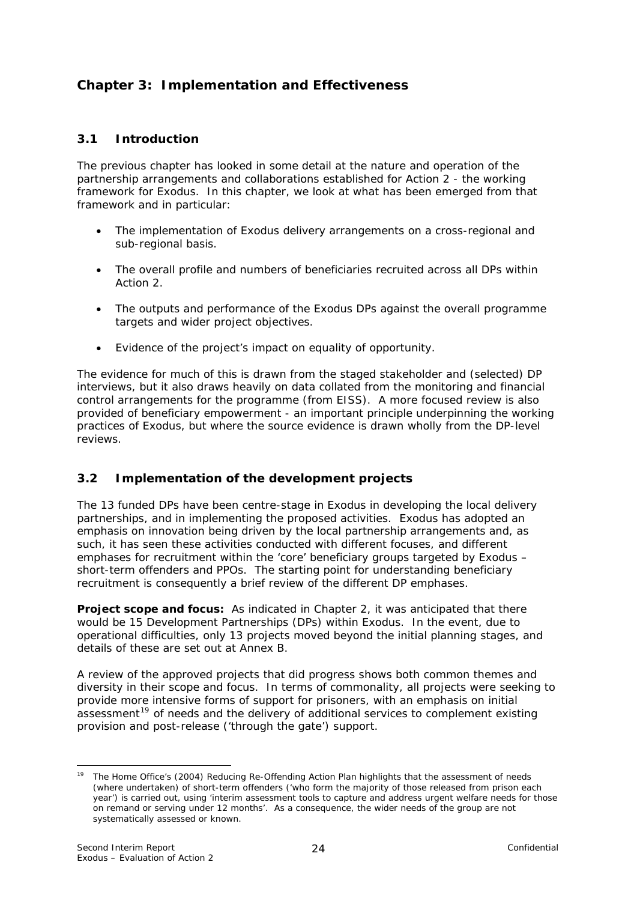## Chapter 3: Implementation and Effectiveness

### 3.1 Introduction

The previous chapter has looked in some detail at the nature and operation of the partnership arrangements and collaborations established for Action 2 - the working framework for Exodus. In this chapter, we look at what has been emerged from that framework and in particular:

- The implementation of Exodus delivery arrangements on a cross-regional and sub-regional basis.
- The overall profile and numbers of beneficiaries recruited across all DPs within Action 2.
- The outputs and performance of the Exodus DPs against the overall programme targets and wider project objectives.
- Evidence of the project's impact on equality of opportunity.

The evidence for much of this is drawn from the staged stakeholder and (selected) DP interviews, but it also draws heavily on data collated from the monitoring and financial control arrangements for the programme (from EISS). A more focused review is also provided of beneficiary empowerment - an important principle underpinning the working practices of Exodus, but where the source evidence is drawn wholly from the DP-level reviews.

### 3.2 Implementation of the development projects

The 13 funded DPs have been centre-stage in Exodus in developing the local delivery partnerships, and in implementing the proposed activities. Exodus has adopted an emphasis on innovation being driven by the local partnership arrangements and, as such, it has seen these activities conducted with different focuses, and different emphases for recruitment within the 'core' beneficiary groups targeted by Exodus – short-term offenders and PPOs. The starting point for understanding beneficiary recruitment is consequently a brief review of the different DP emphases.

**Project scope and focus:** As indicated in Chapter 2, it was anticipated that there would be 15 Development Partnerships (DPs) within Exodus. In the event, due to operational difficulties, only 13 projects moved beyond the initial planning stages, and details of these are set out at Annex B.

A review of the approved projects that did progress shows both common themes and diversity in their scope and focus. In terms of commonality, all projects were seeking to provide more intensive forms of support for prisoners, with an emphasis on initial assessment[19] of needs and the delivery of additional services to complement existing provision and post-release ('through the gate') support.

[19] The Home Office's (2004) Reducing Re-Offending Action Plan highlights that the assessment of needs (where undertaken) of short-term offenders ('who form the majority of those released from prison each year') is carried out, using 'interim assessment tools to capture and address urgent welfare needs for those on remand or serving under 12 months'. As a consequence, the wider needs of the group are not systematically assessed or known.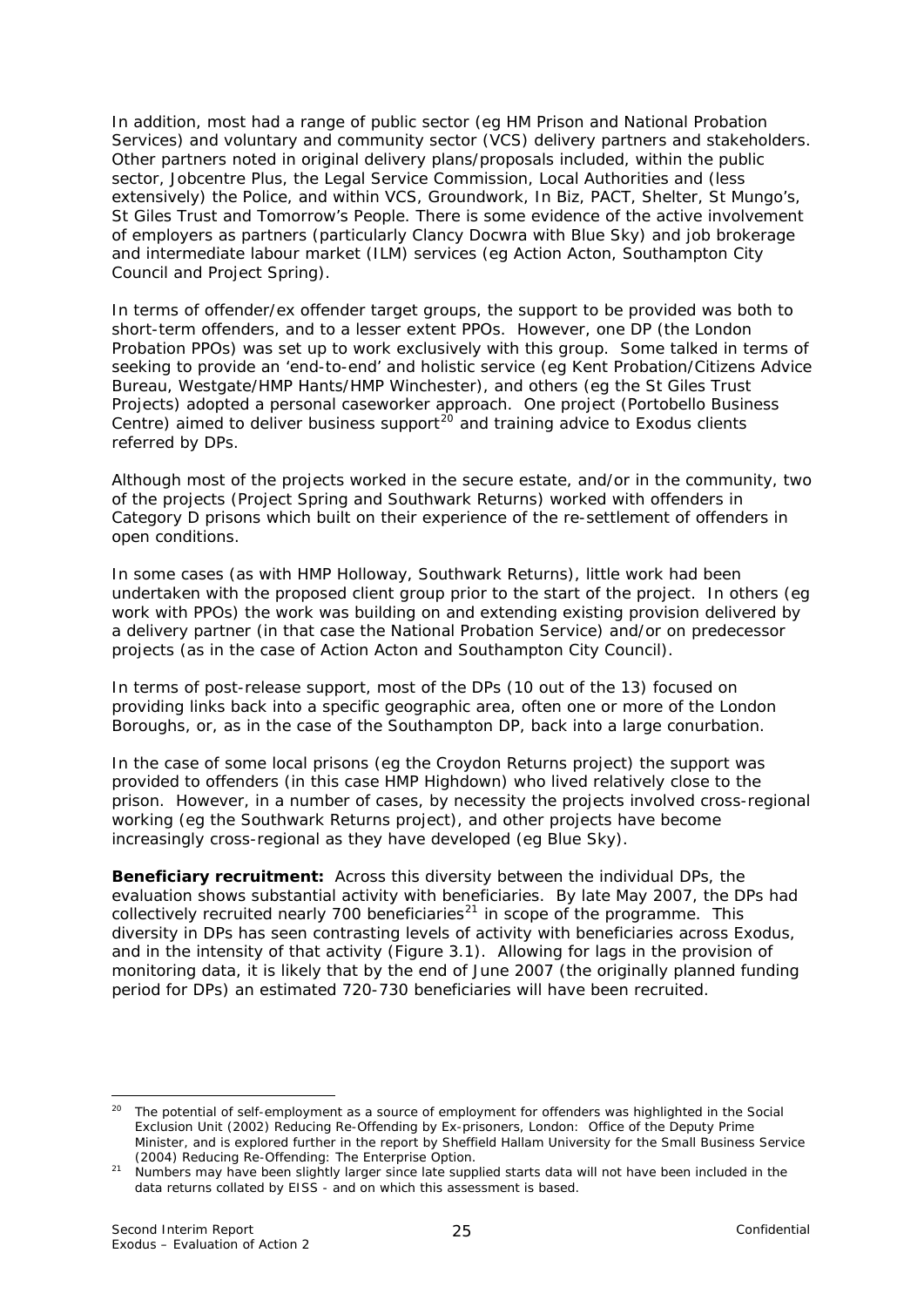In addition, most had a range of public sector (eg HM Prison and National Probation Services) and voluntary and community sector (VCS) delivery partners and stakeholders. Other partners noted in original delivery plans/proposals included, within the public sector, Jobcentre Plus, the Legal Service Commission, Local Authorities and (less extensively) the Police, and within VCS, Groundwork, In Biz, PACT, Shelter, St Mungo's, St Giles Trust and Tomorrow's People. There is some evidence of the active involvement of employers as partners (particularly Clancy Docwra with Blue Sky) and job brokerage and intermediate labour market (ILM) services (eg Action Acton, Southampton City Council and Project Spring).

In terms of offender/ex offender target groups, the support to be provided was both to short-term offenders, and to a lesser extent PPOs. However, one DP (the London Probation PPOs) was set up to work exclusively with this group. Some talked in terms of seeking to provide an 'end-to-end' and holistic service (eg Kent Probation/Citizens Advice Bureau, Westgate/HMP Hants/HMP Winchester), and others (eg the St Giles Trust Projects) adopted a personal caseworker approach. One project (Portobello Business Centre) aimed to deliver business support[20] and training advice to Exodus clients referred by DPs.

Although most of the projects worked in the secure estate, and/or in the community, two of the projects (Project Spring and Southwark Returns) worked with offenders in Category D prisons which built on their experience of the re-settlement of offenders in open conditions.

In some cases (as with HMP Holloway, Southwark Returns), little work had been undertaken with the proposed client group prior to the start of the project. In others (eg work with PPOs) the work was building on and extending existing provision delivered by a delivery partner (in that case the National Probation Service) and/or on predecessor projects (as in the case of Action Acton and Southampton City Council).

In terms of post-release support, most of the DPs (10 out of the 13) focused on providing links back into a specific geographic area, often one or more of the London Boroughs, or, as in the case of the Southampton DP, back into a large conurbation.

In the case of some local prisons (eg the Croydon Returns project) the support was provided to offenders (in this case HMP Highdown) who lived relatively close to the prison. However, in a number of cases, by necessity the projects involved cross-regional working (eg the Southwark Returns project), and other projects have become increasingly cross-regional as they have developed (eg Blue Sky).

**Beneficiary recruitment:** Across this diversity between the individual DPs, the evaluation shows substantial activity with beneficiaries. By late May 2007, the DPs had collectively recruited nearly 700 beneficiaries[21] in scope of the programme. This diversity in DPs has seen contrasting levels of activity with beneficiaries across Exodus, and in the intensity of that activity (Figure 3.1). Allowing for lags in the provision of monitoring data, it is likely that by the end of June 2007 (the originally planned funding period for DPs) an estimated 720-730 beneficiaries will have been recruited.

---

[20] The potential of self-employment as a source of employment for offenders was highlighted in the Social Exclusion Unit (2002) Reducing Re-Offending by Ex-prisoners, London: Office of the Deputy Prime Minister, and is explored further in the report by Sheffield Hallam University for the Small Business Service (2004) Reducing Re-Offending: The Enterprise Option.

[21] Numbers may have been slightly larger since late supplied starts data will not have been included in the data returns collated by EISS - and on which this assessment is based.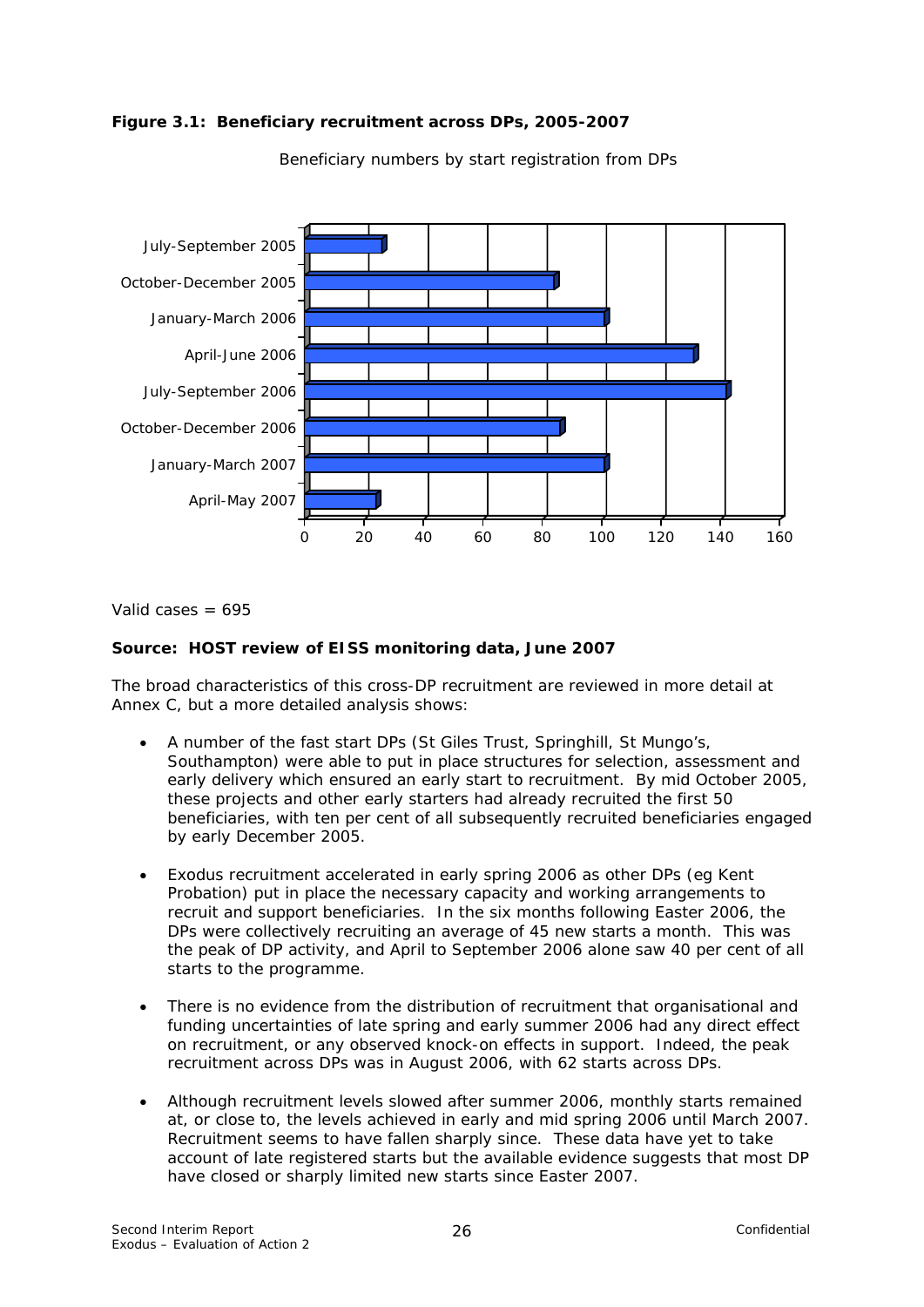**Figure 3.1: Beneficiary recruitment across DPs, 2005-2007**

Beneficiary numbers by start registration from DPs

| Period | Beneficiaries |
|---|---|
| July-September 2005 | 26 |
| October-December 2005 | 84 |
| January-March 2006 | 101 |
| April-June 2006 | 131 |
| July-September 2006 | 142 |
| October-December 2006 | 86 |
| January-March 2007 | 101 |
| April-May 2007 | 24 |

Valid cases = 695

**Source: HOST review of EISS monitoring data, June 2007**

The broad characteristics of this cross-DP recruitment are reviewed in more detail at Annex C, but a more detailed analysis shows:

- A number of the fast start DPs (St Giles Trust, Springhill, St Mungo's, Southampton) were able to put in place structures for selection, assessment and early delivery which ensured an early start to recruitment. By mid October 2005, these projects and other early starters had already recruited the first 50 beneficiaries, with ten per cent of all subsequently recruited beneficiaries engaged by early December 2005.

- Exodus recruitment accelerated in early spring 2006 as other DPs (eg Kent Probation) put in place the necessary capacity and working arrangements to recruit and support beneficiaries. In the six months following Easter 2006, the DPs were collectively recruiting an average of 45 new starts a month. This was the peak of DP activity, and April to September 2006 alone saw 40 per cent of all starts to the programme.

- There is no evidence from the distribution of recruitment that organisational and funding uncertainties of late spring and early summer 2006 had any direct effect on recruitment, or any observed knock-on effects in support. Indeed, the peak recruitment across DPs was in August 2006, with 62 starts across DPs.

- Although recruitment levels slowed after summer 2006, monthly starts remained at, or close to, the levels achieved in early and mid spring 2006 until March 2007. Recruitment seems to have fallen sharply since. These data have yet to take account of late registered starts but the available evidence suggests that most DP have closed or sharply limited new starts since Easter 2007.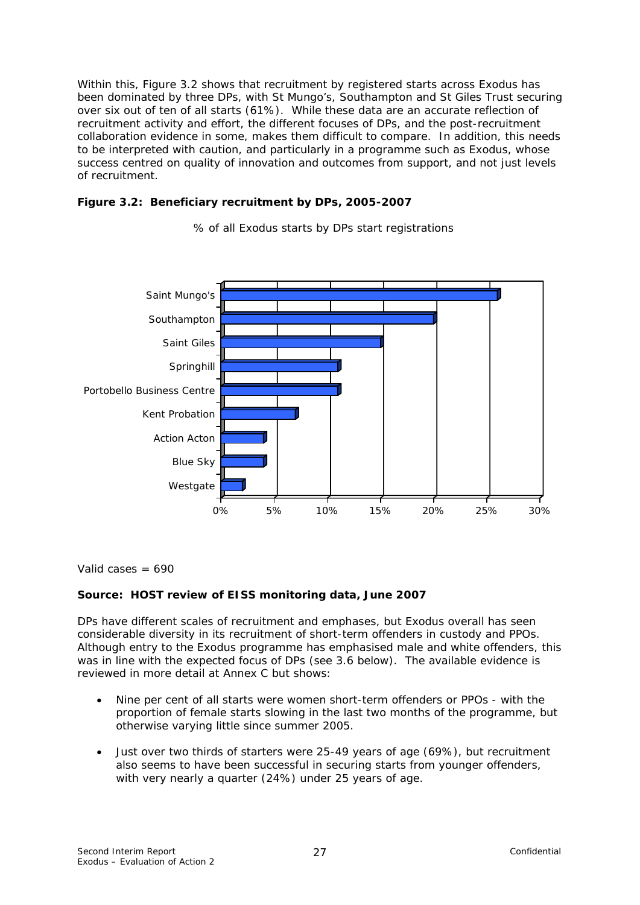Within this, Figure 3.2 shows that recruitment by registered starts across Exodus has been dominated by three DPs, with St Mungo's, Southampton and St Giles Trust securing over six out of ten of all starts (61%). While these data are an accurate reflection of recruitment activity and effort, the different focuses of DPs, and the post-recruitment collaboration evidence in some, makes them difficult to compare. In addition, this needs to be interpreted with caution, and particularly in a programme such as Exodus, whose success centred on quality of innovation and outcomes from support, and not just levels of recruitment.

**Figure 3.2: Beneficiary recruitment by DPs, 2005-2007**

% of all Exodus starts by DPs start registrations

| DP | % of starts |
|---|---|
| Saint Mungo's | 26% |
| Southampton | 20% |
| Saint Giles | 15% |
| Springhill | 11% |
| Portobello Business Centre | 11% |
| Kent Probation | 7% |
| Action Acton | 4% |
| Blue Sky | 4% |
| Westgate | 2% |

Valid cases = 690

**Source: HOST review of EISS monitoring data, June 2007**

DPs have different scales of recruitment and emphases, but Exodus overall has seen considerable diversity in its recruitment of short-term offenders in custody and PPOs. Although entry to the Exodus programme has emphasised male and white offenders, this was in line with the expected focus of DPs (see 3.6 below). The available evidence is reviewed in more detail at Annex C but shows:

- Nine per cent of all starts were women short-term offenders or PPOs - with the proportion of female starts slowing in the last two months of the programme, but otherwise varying little since summer 2005.
- Just over two thirds of starters were 25-49 years of age (69%), but recruitment also seems to have been successful in securing starts from younger offenders, with very nearly a quarter (24%) under 25 years of age.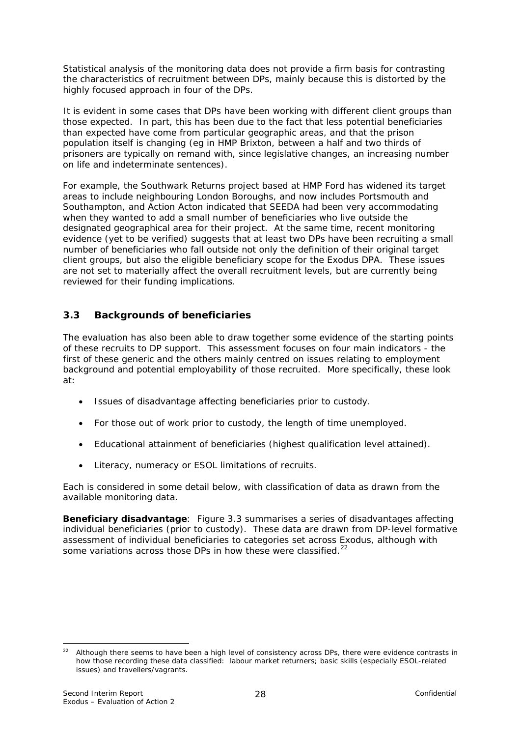Statistical analysis of the monitoring data does not provide a firm basis for contrasting the characteristics of recruitment between DPs, mainly because this is distorted by the highly focused approach in four of the DPs.

It is evident in some cases that DPs have been working with different client groups than those expected. In part, this has been due to the fact that less potential beneficiaries than expected have come from particular geographic areas, and that the prison population itself is changing (eg in HMP Brixton, between a half and two thirds of prisoners are typically on remand with, since legislative changes, an increasing number on life and indeterminate sentences).

For example, the Southwark Returns project based at HMP Ford has widened its target areas to include neighbouring London Boroughs, and now includes Portsmouth and Southampton, and Action Acton indicated that SEEDA had been very accommodating when they wanted to add a small number of beneficiaries who live outside the designated geographical area for their project. At the same time, recent monitoring evidence (yet to be verified) suggests that at least two DPs have been recruiting a small number of beneficiaries who fall outside not only the definition of their original target client groups, but also the eligible beneficiary scope for the Exodus DPA. These issues are not set to materially affect the overall recruitment levels, but are currently being reviewed for their funding implications.

## 3.3 Backgrounds of beneficiaries

The evaluation has also been able to draw together some evidence of the starting points of these recruits to DP support. This assessment focuses on four main indicators - the first of these generic and the others mainly centred on issues relating to employment background and potential employability of those recruited. More specifically, these look at:

- Issues of disadvantage affecting beneficiaries prior to custody.
- For those out of work prior to custody, the length of time unemployed.
- Educational attainment of beneficiaries (highest qualification level attained).
- Literacy, numeracy or ESOL limitations of recruits.

Each is considered in some detail below, with classification of data as drawn from the available monitoring data.

**Beneficiary disadvantage**: Figure 3.3 summarises a series of disadvantages affecting individual beneficiaries (prior to custody). These data are drawn from DP-level formative assessment of individual beneficiaries to categories set across Exodus, although with some variations across those DPs in how these were classified.[22]

[22] Although there seems to have been a high level of consistency across DPs, there were evidence contrasts in how those recording these data classified: labour market returners; basic skills (especially ESOL-related issues) and travellers/vagrants.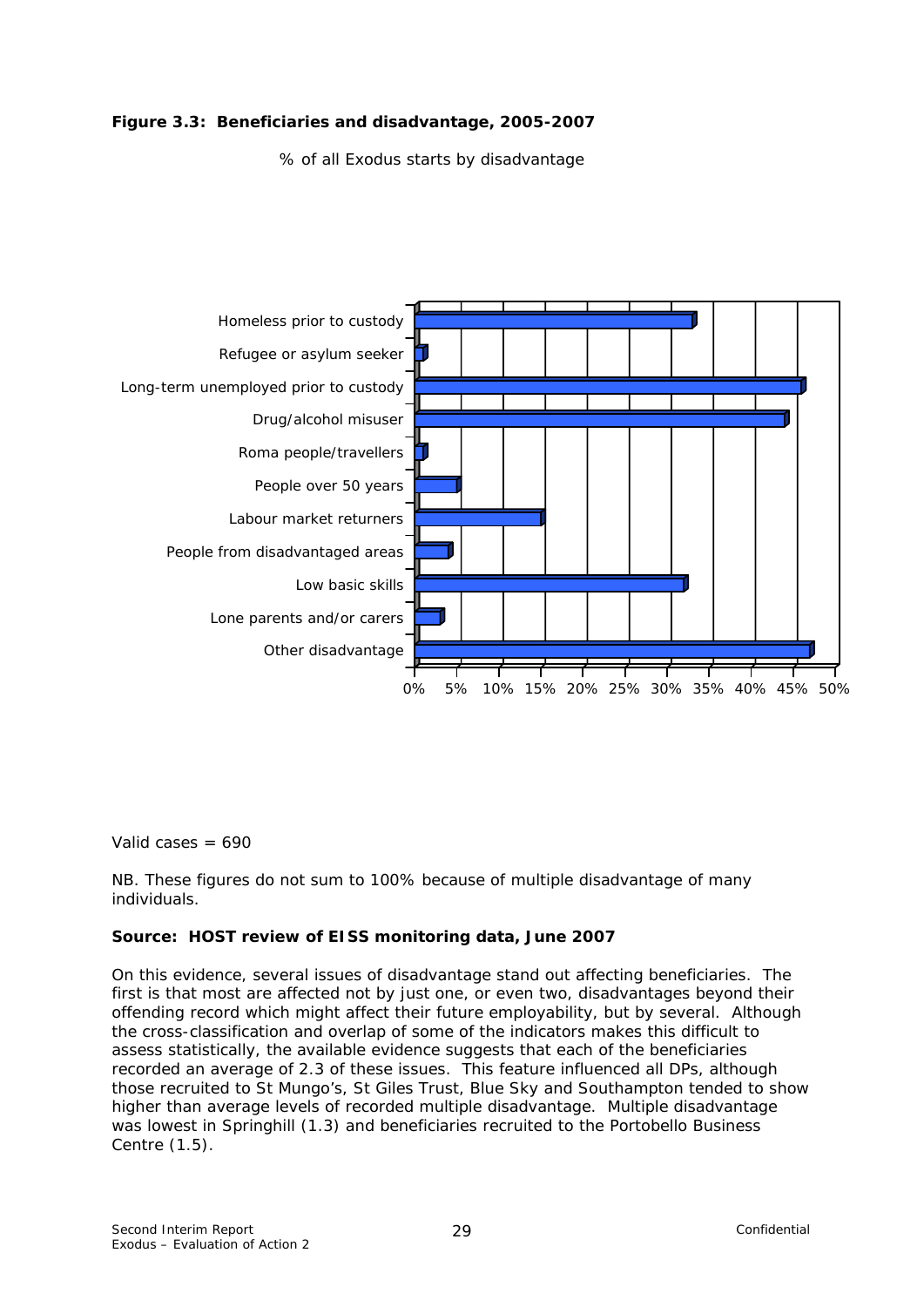**Figure 3.3: Beneficiaries and disadvantage, 2005-2007**

% of all Exodus starts by disadvantage

Homeless prior to custody
Refugee or asylum seeker
Long-term unemployed prior to custody
Drug/alcohol misuser
Roma people/travellers
People over 50 years
Labour market returners
People from disadvantaged areas
Low basic skills
Lone parents and/or carers
Other disadvantage

0% 5% 10% 15% 20% 25% 30% 35% 40% 45% 50%

Valid cases = 690

NB. These figures do not sum to 100% because of multiple disadvantage of many individuals.

**Source: HOST review of EISS monitoring data, June 2007**

On this evidence, several issues of disadvantage stand out affecting beneficiaries. The first is that most are affected not by just one, or even two, disadvantages beyond their offending record which might affect their future employability, but by several. Although the cross-classification and overlap of some of the indicators makes this difficult to assess statistically, the available evidence suggests that each of the beneficiaries recorded an average of 2.3 of these issues. This feature influenced all DPs, although those recruited to St Mungo's, St Giles Trust, Blue Sky and Southampton tended to show higher than average levels of recorded multiple disadvantage. Multiple disadvantage was lowest in Springhill (1.3) and beneficiaries recruited to the Portobello Business Centre (1.5).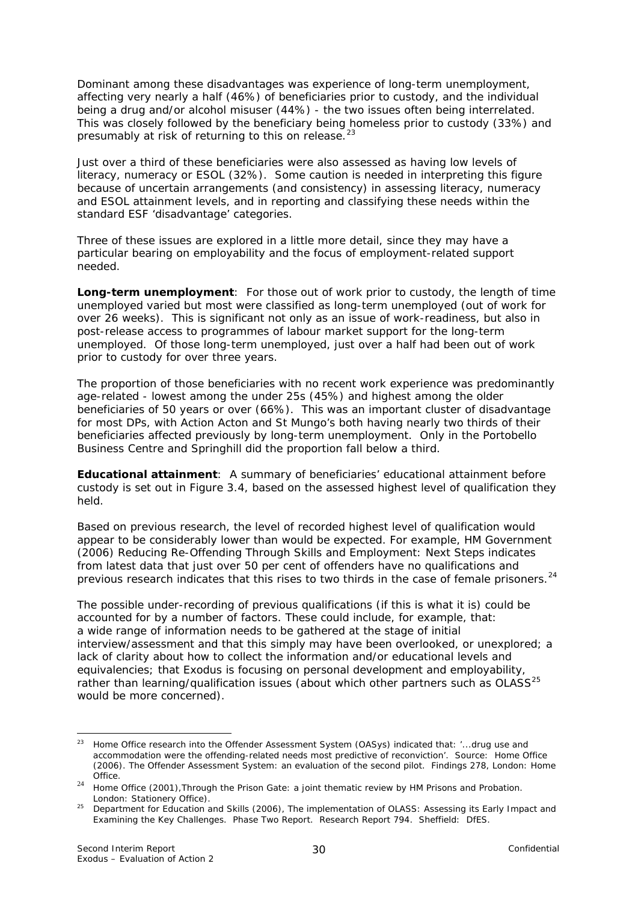Dominant among these disadvantages was experience of long-term unemployment, affecting very nearly a half (46%) of beneficiaries prior to custody, and the individual being a drug and/or alcohol misuser (44%) - the two issues often being interrelated. This was closely followed by the beneficiary being homeless prior to custody (33%) and presumably at risk of returning to this on release.[23]

Just over a third of these beneficiaries were also assessed as having low levels of literacy, numeracy or ESOL (32%). Some caution is needed in interpreting this figure because of uncertain arrangements (and consistency) in assessing literacy, numeracy and ESOL attainment levels, and in reporting and classifying these needs within the standard ESF 'disadvantage' categories.

Three of these issues are explored in a little more detail, since they may have a particular bearing on employability and the focus of employment-related support needed.

**Long-term unemployment**: For those out of work prior to custody, the length of time unemployed varied but most were classified as long-term unemployed (out of work for over 26 weeks). This is significant not only as an issue of work-readiness, but also in post-release access to programmes of labour market support for the long-term unemployed. Of those long-term unemployed, just over a half had been out of work prior to custody for over three years.

The proportion of those beneficiaries with no recent work experience was predominantly age-related - lowest among the under 25s (45%) and highest among the older beneficiaries of 50 years or over (66%). This was an important cluster of disadvantage for most DPs, with Action Acton and St Mungo's both having nearly two thirds of their beneficiaries affected previously by long-term unemployment. Only in the Portobello Business Centre and Springhill did the proportion fall below a third.

**Educational attainment**: A summary of beneficiaries' educational attainment before custody is set out in Figure 3.4, based on the assessed highest level of qualification they held.

Based on previous research, the level of recorded highest level of qualification would appear to be considerably lower than would be expected. For example, HM Government (2006) Reducing Re-Offending Through Skills and Employment: Next Steps indicates from latest data that just over 50 per cent of offenders have no qualifications and previous research indicates that this rises to two thirds in the case of female prisoners.[24]

The possible under-recording of previous qualifications (if this is what it is) could be accounted for by a number of factors. These could include, for example, that: a wide range of information needs to be gathered at the stage of initial interview/assessment and that this simply may have been overlooked, or unexplored; a lack of clarity about how to collect the information and/or educational levels and equivalencies; that Exodus is focusing on personal development and employability, rather than learning/qualification issues (about which other partners such as OLASS[25] would be more concerned).

---

[23] Home Office research into the Offender Assessment System (OASys) indicated that: '...drug use and accommodation were the offending-related needs most predictive of reconviction'. Source: Home Office (2006). The Offender Assessment System: an evaluation of the second pilot. Findings 278, London: Home Office.

[24] Home Office (2001),Through the Prison Gate: a joint thematic review by HM Prisons and Probation. London: Stationery Office).

[25] Department for Education and Skills (2006), The implementation of OLASS: Assessing its Early Impact and Examining the Key Challenges. Phase Two Report. Research Report 794. Sheffield: DfES.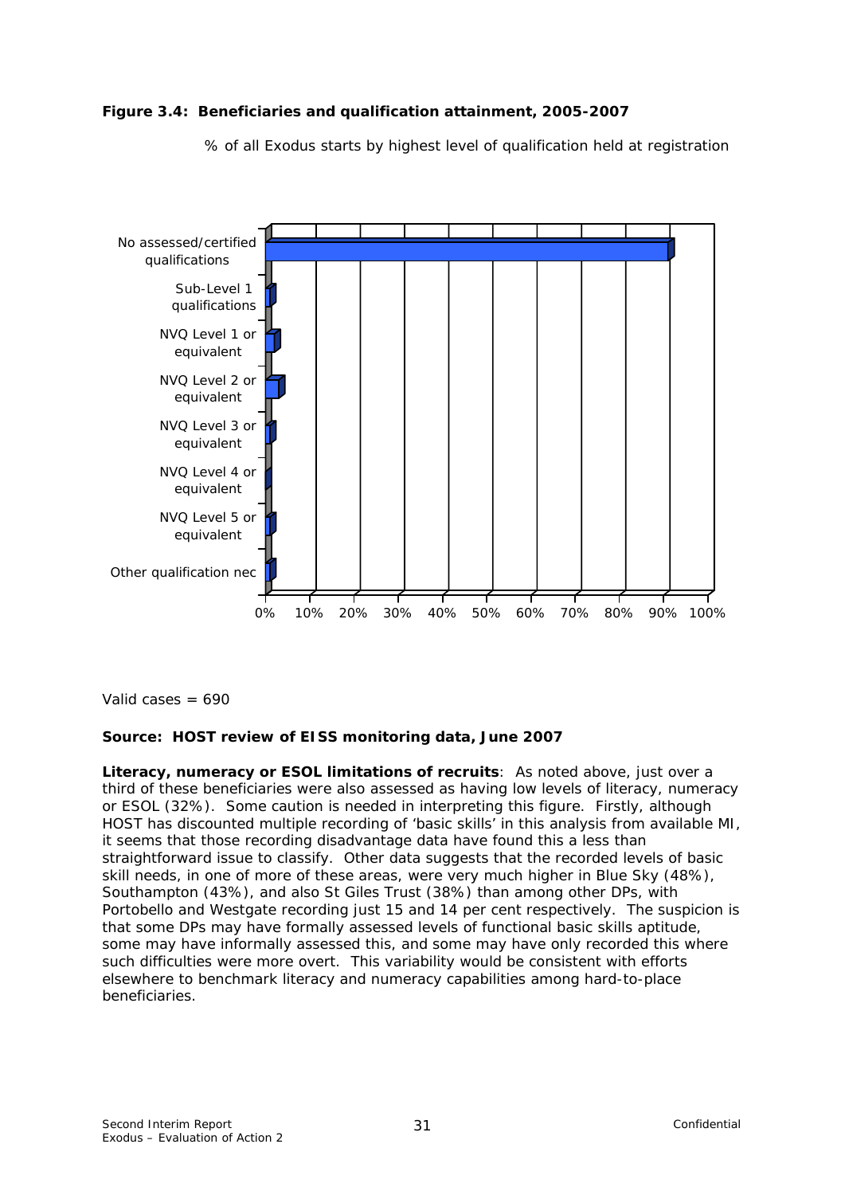**Figure 3.4: Beneficiaries and qualification attainment, 2005-2007**

% of all Exodus starts by highest level of qualification held at registration

Valid cases = 690

**Source: HOST review of EISS monitoring data, June 2007**

**Literacy, numeracy or ESOL limitations of recruits**: As noted above, just over a third of these beneficiaries were also assessed as having low levels of literacy, numeracy or ESOL (32%). Some caution is needed in interpreting this figure. Firstly, although HOST has discounted multiple recording of 'basic skills' in this analysis from available MI, it seems that those recording disadvantage data have found this a less than straightforward issue to classify. Other data suggests that the recorded levels of basic skill needs, in one of more of these areas, were very much higher in Blue Sky (48%), Southampton (43%), and also St Giles Trust (38%) than among other DPs, with Portobello and Westgate recording just 15 and 14 per cent respectively. The suspicion is that some DPs may have formally assessed levels of functional basic skills aptitude, some may have informally assessed this, and some may have only recorded this where such difficulties were more overt. This variability would be consistent with efforts elsewhere to benchmark literacy and numeracy capabilities among hard-to-place beneficiaries.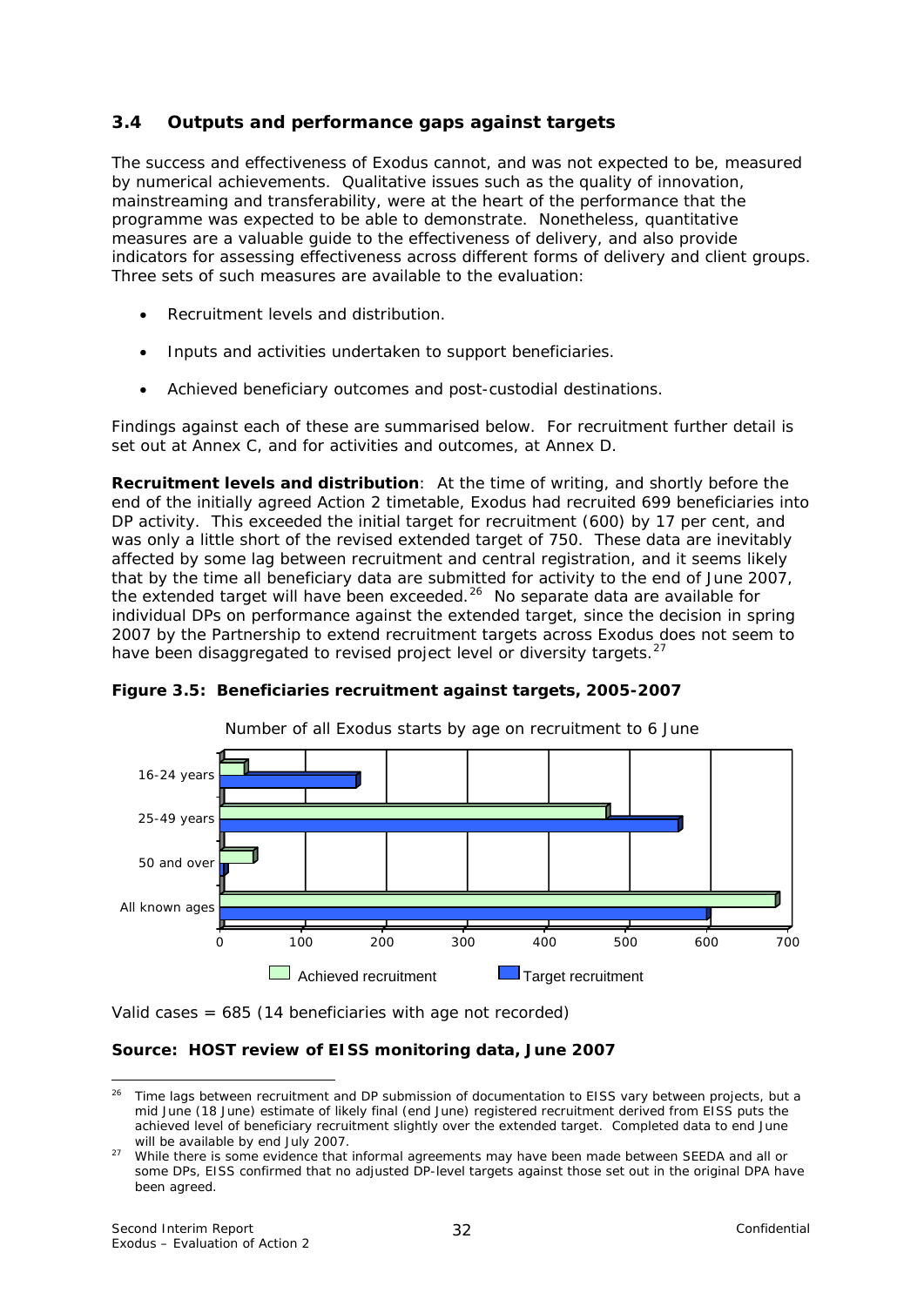### 3.4 Outputs and performance gaps against targets

The success and effectiveness of Exodus cannot, and was not expected to be, measured by numerical achievements. Qualitative issues such as the quality of innovation, mainstreaming and transferability, were at the heart of the performance that the programme was expected to be able to demonstrate. Nonetheless, quantitative measures are a valuable guide to the effectiveness of delivery, and also provide indicators for assessing effectiveness across different forms of delivery and client groups. Three sets of such measures are available to the evaluation:

- Recruitment levels and distribution.
- Inputs and activities undertaken to support beneficiaries.
- Achieved beneficiary outcomes and post-custodial destinations.

Findings against each of these are summarised below. For recruitment further detail is set out at Annex C, and for activities and outcomes, at Annex D.

**Recruitment levels and distribution**: At the time of writing, and shortly before the end of the initially agreed Action 2 timetable, Exodus had recruited 699 beneficiaries into DP activity. This exceeded the initial target for recruitment (600) by 17 per cent, and was only a little short of the revised extended target of 750. These data are inevitably affected by some lag between recruitment and central registration, and it seems likely that by the time all beneficiary data are submitted for activity to the end of June 2007, the extended target will have been exceeded.[26] No separate data are available for individual DPs on performance against the extended target, since the decision in spring 2007 by the Partnership to extend recruitment targets across Exodus does not seem to have been disaggregated to revised project level or diversity targets.[27]

**Figure 3.5: Beneficiaries recruitment against targets, 2005-2007**

Number of all Exodus starts by age on recruitment to 6 June

| | Achieved recruitment | Target recruitment |
|---|---|---|
| 16-24 years | ~30 | ~165 |
| 25-49 years | ~475 | ~565 |
| 50 and over | ~40 | ~8 |
| All known ages | ~685 | 600 |

Valid cases = 685 (14 beneficiaries with age not recorded)

**Source: HOST review of EISS monitoring data, June 2007**

---

[26] Time lags between recruitment and DP submission of documentation to EISS vary between projects, but a mid June (18 June) estimate of likely final (end June) registered recruitment derived from EISS puts the achieved level of beneficiary recruitment slightly over the extended target. Completed data to end June will be available by end July 2007.

[27] While there is some evidence that informal agreements may have been made between SEEDA and all or some DPs, EISS confirmed that no adjusted DP-level targets against those set out in the original DPA have been agreed.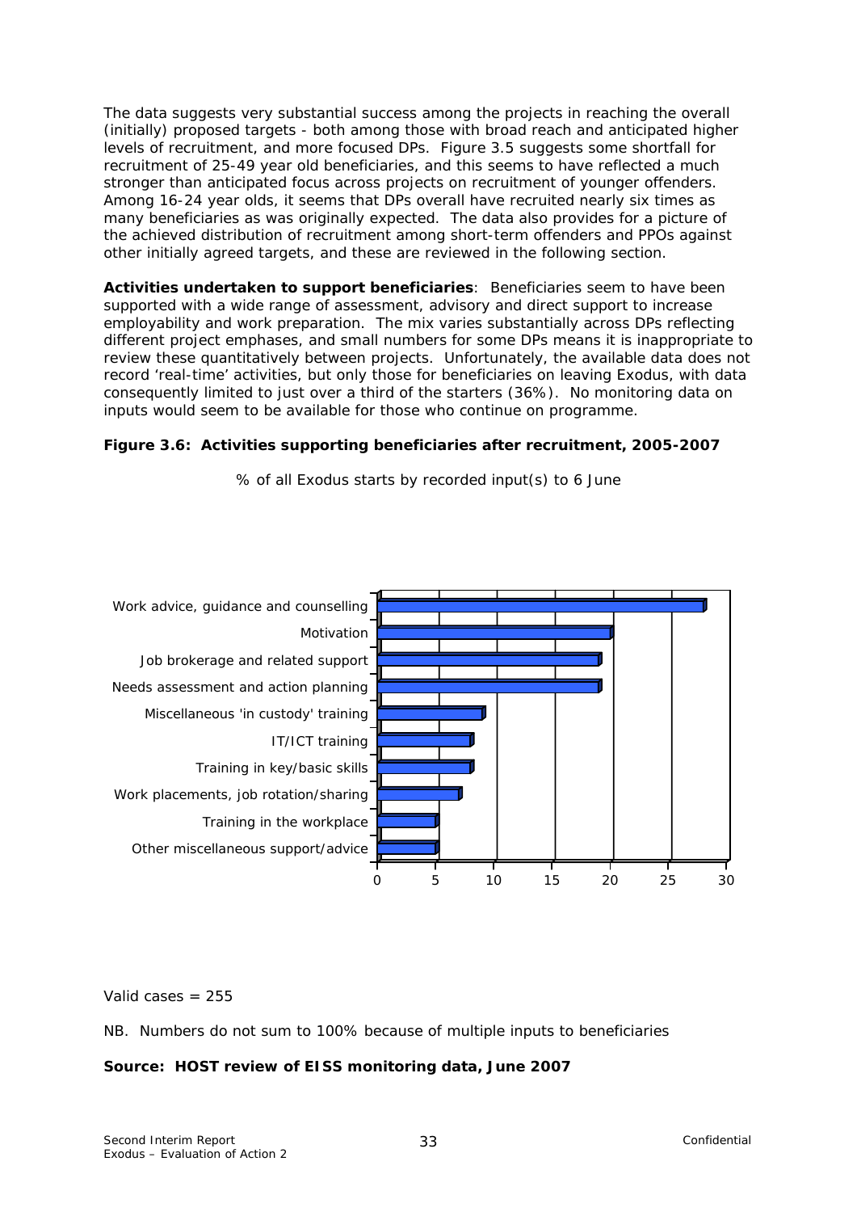The data suggests very substantial success among the projects in reaching the overall (initially) proposed targets - both among those with broad reach and anticipated higher levels of recruitment, and more focused DPs. Figure 3.5 suggests some shortfall for recruitment of 25-49 year old beneficiaries, and this seems to have reflected a much stronger than anticipated focus across projects on recruitment of younger offenders. Among 16-24 year olds, it seems that DPs overall have recruited nearly six times as many beneficiaries as was originally expected. The data also provides for a picture of the achieved distribution of recruitment among short-term offenders and PPOs against other initially agreed targets, and these are reviewed in the following section.

**Activities undertaken to support beneficiaries**: Beneficiaries seem to have been supported with a wide range of assessment, advisory and direct support to increase employability and work preparation. The mix varies substantially across DPs reflecting different project emphases, and small numbers for some DPs means it is inappropriate to review these quantitatively between projects. Unfortunately, the available data does not record 'real-time' activities, but only those for beneficiaries on leaving Exodus, with data consequently limited to just over a third of the starters (36%). No monitoring data on inputs would seem to be available for those who continue on programme.

**Figure 3.6: Activities supporting beneficiaries after recruitment, 2005-2007**

% of all Exodus starts by recorded input(s) to 6 June

| Activity | % (approx.) |
|---|---|
| Work advice, guidance and counselling | 28 |
| Motivation | 20 |
| Job brokerage and related support | 19 |
| Needs assessment and action planning | 19 |
| Miscellaneous 'in custody' training | 9 |
| IT/ICT training | 8 |
| Training in key/basic skills | 8 |
| Work placements, job rotation/sharing | 7 |
| Training in the workplace | 5 |
| Other miscellaneous support/advice | 5 |

Valid cases = 255

NB. Numbers do not sum to 100% because of multiple inputs to beneficiaries

**Source: HOST review of EISS monitoring data, June 2007**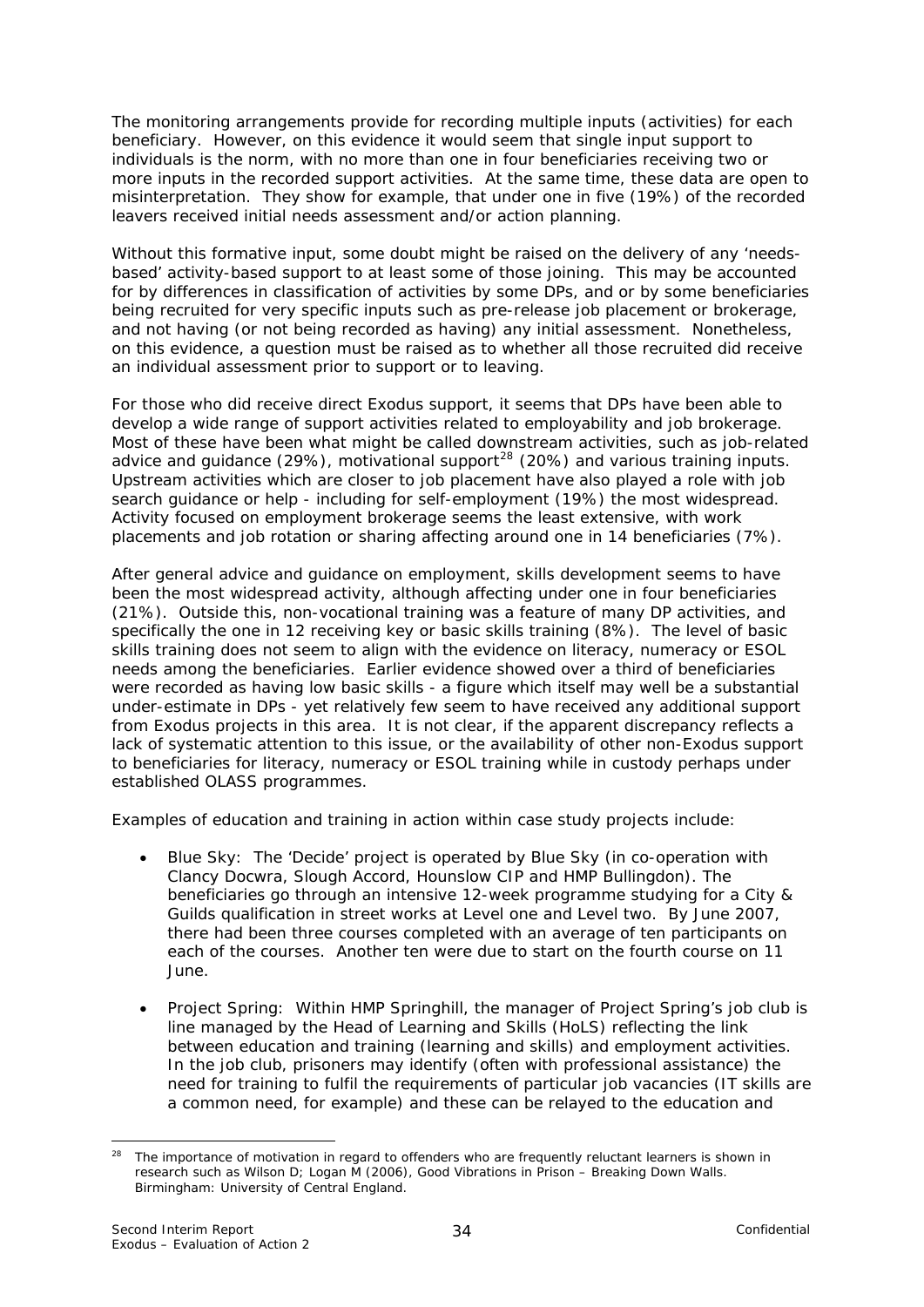The monitoring arrangements provide for recording multiple inputs (activities) for each beneficiary. However, on this evidence it would seem that single input support to individuals is the norm, with no more than one in four beneficiaries receiving two or more inputs in the recorded support activities. At the same time, these data are open to misinterpretation. They show for example, that under one in five (19%) of the recorded leavers received initial needs assessment and/or action planning.

Without this formative input, some doubt might be raised on the delivery of any 'needs-based' activity-based support to at least some of those joining. This may be accounted for by differences in classification of activities by some DPs, and or by some beneficiaries being recruited for very specific inputs such as pre-release job placement or brokerage, and not having (or not being recorded as having) any initial assessment. Nonetheless, on this evidence, a question must be raised as to whether all those recruited did receive an individual assessment prior to support or to leaving.

For those who did receive direct Exodus support, it seems that DPs have been able to develop a wide range of support activities related to employability and job brokerage. Most of these have been what might be called downstream activities, such as job-related advice and guidance (29%), motivational support[28] (20%) and various training inputs. Upstream activities which are closer to job placement have also played a role with job search guidance or help - including for self-employment (19%) the most widespread. Activity focused on employment brokerage seems the least extensive, with work placements and job rotation or sharing affecting around one in 14 beneficiaries (7%).

After general advice and guidance on employment, skills development seems to have been the most widespread activity, although affecting under one in four beneficiaries (21%). Outside this, non-vocational training was a feature of many DP activities, and specifically the one in 12 receiving key or basic skills training (8%). The level of basic skills training does not seem to align with the evidence on literacy, numeracy or ESOL needs among the beneficiaries. Earlier evidence showed over a third of beneficiaries were recorded as having low basic skills - a figure which itself may well be a substantial under-estimate in DPs - yet relatively few seem to have received any additional support from Exodus projects in this area. It is not clear, if the apparent discrepancy reflects a lack of systematic attention to this issue, or the availability of other non-Exodus support to beneficiaries for literacy, numeracy or ESOL training while in custody perhaps under established OLASS programmes.

Examples of education and training in action within case study projects include:

- Blue Sky: The 'Decide' project is operated by Blue Sky (in co-operation with Clancy Docwra, Slough Accord, Hounslow CIP and HMP Bullingdon). The beneficiaries go through an intensive 12-week programme studying for a City & Guilds qualification in street works at Level one and Level two. By June 2007, there had been three courses completed with an average of ten participants on each of the courses. Another ten were due to start on the fourth course on 11 June.

- Project Spring: Within HMP Springhill, the manager of Project Spring's job club is line managed by the Head of Learning and Skills (HoLS) reflecting the link between education and training (learning and skills) and employment activities. In the job club, prisoners may identify (often with professional assistance) the need for training to fulfil the requirements of particular job vacancies (IT skills are a common need, for example) and these can be relayed to the education and

---

[28] The importance of motivation in regard to offenders who are frequently reluctant learners is shown in research such as Wilson D; Logan M (2006), *Good Vibrations in Prison – Breaking Down Walls*. Birmingham: University of Central England.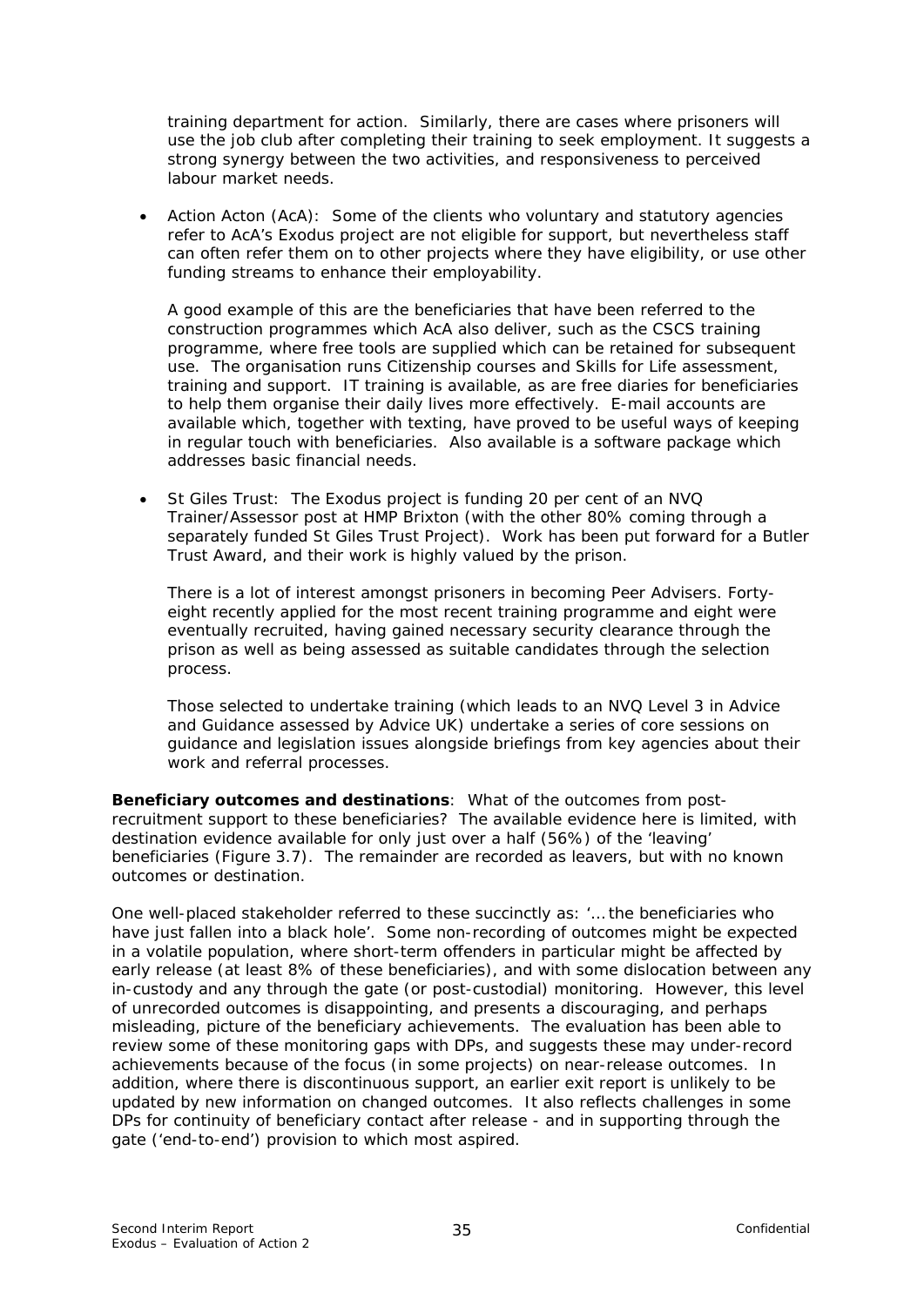training department for action. Similarly, there are cases where prisoners will use the job club after completing their training to seek employment. It suggests a strong synergy between the two activities, and responsiveness to perceived labour market needs.

- Action Acton (AcA): Some of the clients who voluntary and statutory agencies refer to AcA's Exodus project are not eligible for support, but nevertheless staff can often refer them on to other projects where they have eligibility, or use other funding streams to enhance their employability.

  A good example of this are the beneficiaries that have been referred to the construction programmes which AcA also deliver, such as the CSCS training programme, where free tools are supplied which can be retained for subsequent use. The organisation runs Citizenship courses and Skills for Life assessment, training and support. IT training is available, as are free diaries for beneficiaries to help them organise their daily lives more effectively. E-mail accounts are available which, together with texting, have proved to be useful ways of keeping in regular touch with beneficiaries. Also available is a software package which addresses basic financial needs.

- St Giles Trust: The Exodus project is funding 20 per cent of an NVQ Trainer/Assessor post at HMP Brixton (with the other 80% coming through a separately funded St Giles Trust Project). Work has been put forward for a Butler Trust Award, and their work is highly valued by the prison.

  There is a lot of interest amongst prisoners in becoming Peer Advisers. Forty-eight recently applied for the most recent training programme and eight were eventually recruited, having gained necessary security clearance through the prison as well as being assessed as suitable candidates through the selection process.

  Those selected to undertake training (which leads to an NVQ Level 3 in Advice and Guidance assessed by Advice UK) undertake a series of core sessions on guidance and legislation issues alongside briefings from key agencies about their work and referral processes.

**Beneficiary outcomes and destinations**: What of the outcomes from post-recruitment support to these beneficiaries? The available evidence here is limited, with destination evidence available for only just over a half (56%) of the 'leaving' beneficiaries (Figure 3.7). The remainder are recorded as leavers, but with no known outcomes or destination.

One well-placed stakeholder referred to these succinctly as: '… the beneficiaries who have just fallen into a black hole'. Some non-recording of outcomes might be expected in a volatile population, where short-term offenders in particular might be affected by early release (at least 8% of these beneficiaries), and with some dislocation between any in-custody and any through the gate (or post-custodial) monitoring. However, this level of unrecorded outcomes is disappointing, and presents a discouraging, and perhaps misleading, picture of the beneficiary achievements. The evaluation has been able to review some of these monitoring gaps with DPs, and suggests these may under-record achievements because of the focus (in some projects) on near-release outcomes. In addition, where there is discontinuous support, an earlier exit report is unlikely to be updated by new information on changed outcomes. It also reflects challenges in some DPs for continuity of beneficiary contact after release - and in supporting through the gate ('end-to-end') provision to which most aspired.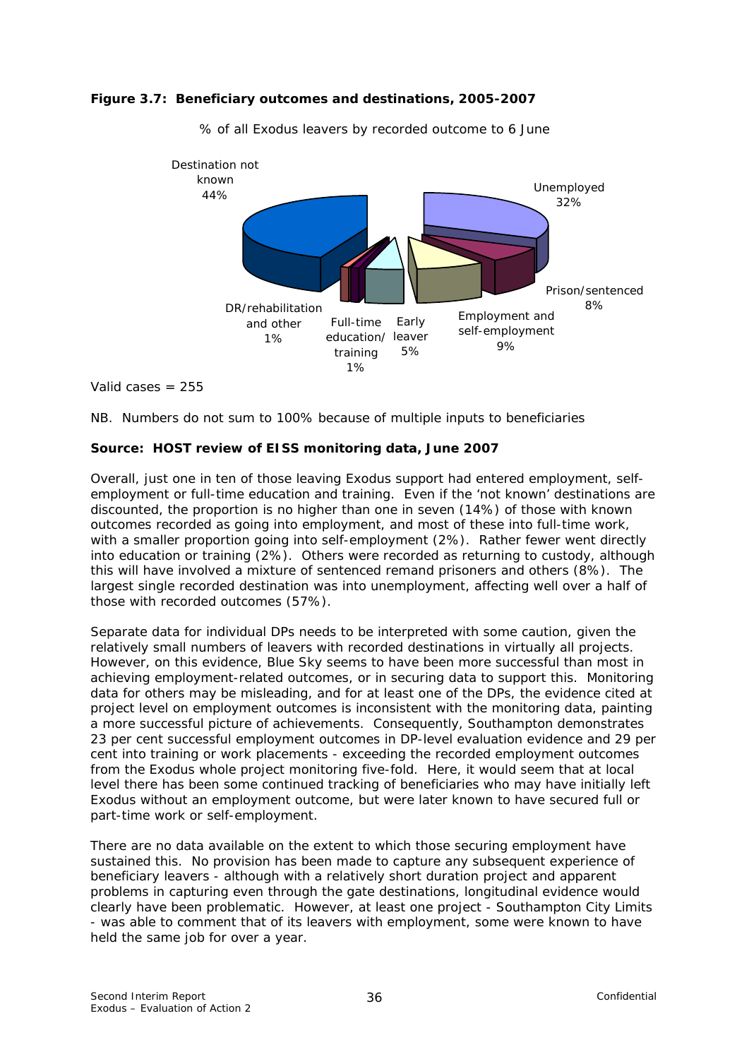**Figure 3.7: Beneficiary outcomes and destinations, 2005-2007**

% of all Exodus leavers by recorded outcome to 6 June

Destination not known 44%

Unemployed 32%

Prison/sentenced 8%

Employment and self-employment 9%

Early leaver 5%

Full-time education/ training 1%

DR/rehabilitation and other 1%

Valid cases = 255

NB. Numbers do not sum to 100% because of multiple inputs to beneficiaries

**Source: HOST review of EISS monitoring data, June 2007**

Overall, just one in ten of those leaving Exodus support had entered employment, self-employment or full-time education and training. Even if the 'not known' destinations are discounted, the proportion is no higher than one in seven (14%) of those with known outcomes recorded as going into employment, and most of these into full-time work, with a smaller proportion going into self-employment (2%). Rather fewer went directly into education or training (2%). Others were recorded as returning to custody, although this will have involved a mixture of sentenced remand prisoners and others (8%). The largest single recorded destination was into unemployment, affecting well over a half of those with recorded outcomes (57%).

Separate data for individual DPs needs to be interpreted with some caution, given the relatively small numbers of leavers with recorded destinations in virtually all projects. However, on this evidence, Blue Sky seems to have been more successful than most in achieving employment-related outcomes, or in securing data to support this. Monitoring data for others may be misleading, and for at least one of the DPs, the evidence cited at project level on employment outcomes is inconsistent with the monitoring data, painting a more successful picture of achievements. Consequently, Southampton demonstrates 23 per cent successful employment outcomes in DP-level evaluation evidence and 29 per cent into training or work placements - exceeding the recorded employment outcomes from the Exodus whole project monitoring five-fold. Here, it would seem that at local level there has been some continued tracking of beneficiaries who may have initially left Exodus without an employment outcome, but were later known to have secured full or part-time work or self-employment.

There are no data available on the extent to which those securing employment have sustained this. No provision has been made to capture any subsequent experience of beneficiary leavers - although with a relatively short duration project and apparent problems in capturing even through the gate destinations, longitudinal evidence would clearly have been problematic. However, at least one project - Southampton City Limits - was able to comment that of its leavers with employment, some were known to have held the same job for over a year.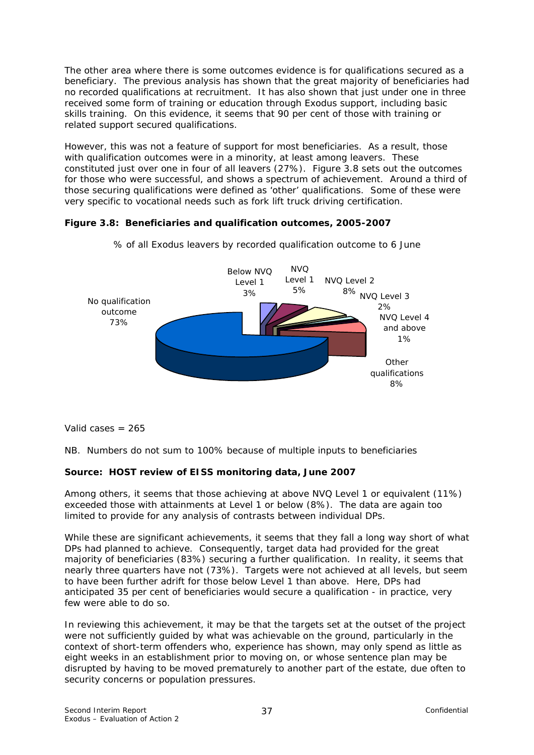The other area where there is some outcomes evidence is for qualifications secured as a beneficiary. The previous analysis has shown that the great majority of beneficiaries had no recorded qualifications at recruitment. It has also shown that just under one in three received some form of training or education through Exodus support, including basic skills training. On this evidence, it seems that 90 per cent of those with training or related support secured qualifications.

However, this was not a feature of support for most beneficiaries. As a result, those with qualification outcomes were in a minority, at least among leavers. These constituted just over one in four of all leavers (27%). Figure 3.8 sets out the outcomes for those who were successful, and shows a spectrum of achievement. Around a third of those securing qualifications were defined as 'other' qualifications. Some of these were very specific to vocational needs such as fork lift truck driving certification.

**Figure 3.8: Beneficiaries and qualification outcomes, 2005-2007**

% of all Exodus leavers by recorded qualification outcome to 6 June

| Qualification outcome | % |
|---|---|
| No qualification outcome | 73% |
| Below NVQ Level 1 | 3% |
| NVQ Level 1 | 5% |
| NVQ Level 2 | 8% |
| NVQ Level 3 | 2% |
| NVQ Level 4 and above | 1% |
| Other qualifications | 8% |

Valid cases = 265

NB. Numbers do not sum to 100% because of multiple inputs to beneficiaries

**Source: HOST review of EISS monitoring data, June 2007**

Among others, it seems that those achieving at above NVQ Level 1 or equivalent (11%) exceeded those with attainments at Level 1 or below (8%). The data are again too limited to provide for any analysis of contrasts between individual DPs.

While these are significant achievements, it seems that they fall a long way short of what DPs had planned to achieve. Consequently, target data had provided for the great majority of beneficiaries (83%) securing a further qualification. In reality, it seems that nearly three quarters have not (73%). Targets were not achieved at all levels, but seem to have been further adrift for those below Level 1 than above. Here, DPs had anticipated 35 per cent of beneficiaries would secure a qualification - in practice, very few were able to do so.

In reviewing this achievement, it may be that the targets set at the outset of the project were not sufficiently guided by what was achievable on the ground, particularly in the context of short-term offenders who, experience has shown, may only spend as little as eight weeks in an establishment prior to moving on, or whose sentence plan may be disrupted by having to be moved prematurely to another part of the estate, due often to security concerns or population pressures.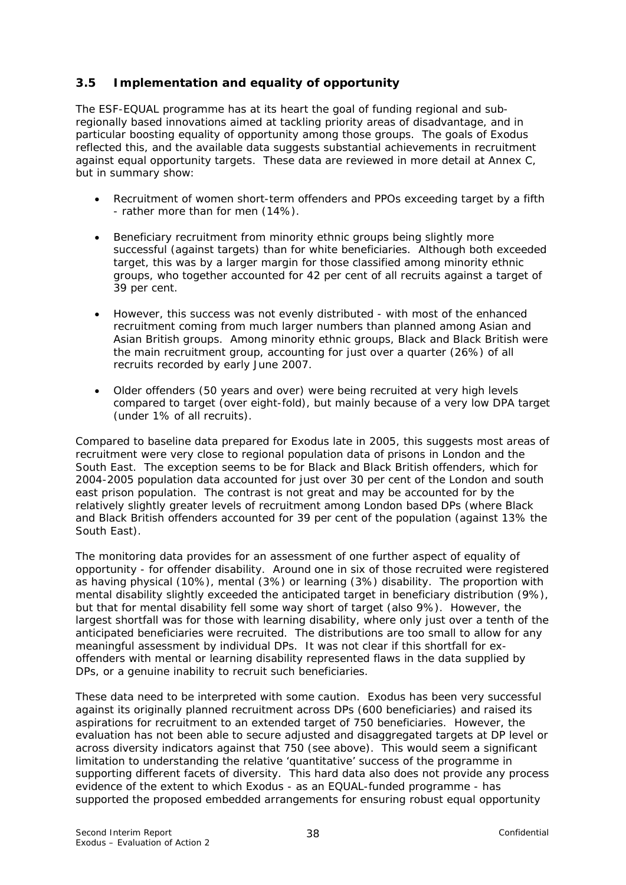### 3.5 Implementation and equality of opportunity

The ESF-EQUAL programme has at its heart the goal of funding regional and sub-regionally based innovations aimed at tackling priority areas of disadvantage, and in particular boosting equality of opportunity among those groups. The goals of Exodus reflected this, and the available data suggests substantial achievements in recruitment against equal opportunity targets. These data are reviewed in more detail at Annex C, but in summary show:

- Recruitment of women short-term offenders and PPOs exceeding target by a fifth - rather more than for men (14%).
- Beneficiary recruitment from minority ethnic groups being slightly more successful (against targets) than for white beneficiaries. Although both exceeded target, this was by a larger margin for those classified among minority ethnic groups, who together accounted for 42 per cent of all recruits against a target of 39 per cent.
- However, this success was not evenly distributed - with most of the enhanced recruitment coming from much larger numbers than planned among Asian and Asian British groups. Among minority ethnic groups, Black and Black British were the main recruitment group, accounting for just over a quarter (26%) of all recruits recorded by early June 2007.
- Older offenders (50 years and over) were being recruited at very high levels compared to target (over eight-fold), but mainly because of a very low DPA target (under 1% of all recruits).

Compared to baseline data prepared for Exodus late in 2005, this suggests most areas of recruitment were very close to regional population data of prisons in London and the South East. The exception seems to be for Black and Black British offenders, which for 2004-2005 population data accounted for just over 30 per cent of the London and south east prison population. The contrast is not great and may be accounted for by the relatively slightly greater levels of recruitment among London based DPs (where Black and Black British offenders accounted for 39 per cent of the population (against 13% the South East).

The monitoring data provides for an assessment of one further aspect of equality of opportunity - for offender disability. Around one in six of those recruited were registered as having physical (10%), mental (3%) or learning (3%) disability. The proportion with mental disability slightly exceeded the anticipated target in beneficiary distribution (9%), but that for mental disability fell some way short of target (also 9%). However, the largest shortfall was for those with learning disability, where only just over a tenth of the anticipated beneficiaries were recruited. The distributions are too small to allow for any meaningful assessment by individual DPs. It was not clear if this shortfall for ex-offenders with mental or learning disability represented flaws in the data supplied by DPs, or a genuine inability to recruit such beneficiaries.

These data need to be interpreted with some caution. Exodus has been very successful against its originally planned recruitment across DPs (600 beneficiaries) and raised its aspirations for recruitment to an extended target of 750 beneficiaries. However, the evaluation has not been able to secure adjusted and disaggregated targets at DP level or across diversity indicators against that 750 (see above). This would seem a significant limitation to understanding the relative 'quantitative' success of the programme in supporting different facets of diversity. This hard data also does not provide any process evidence of the extent to which Exodus - as an EQUAL-funded programme - has supported the proposed embedded arrangements for ensuring robust equal opportunity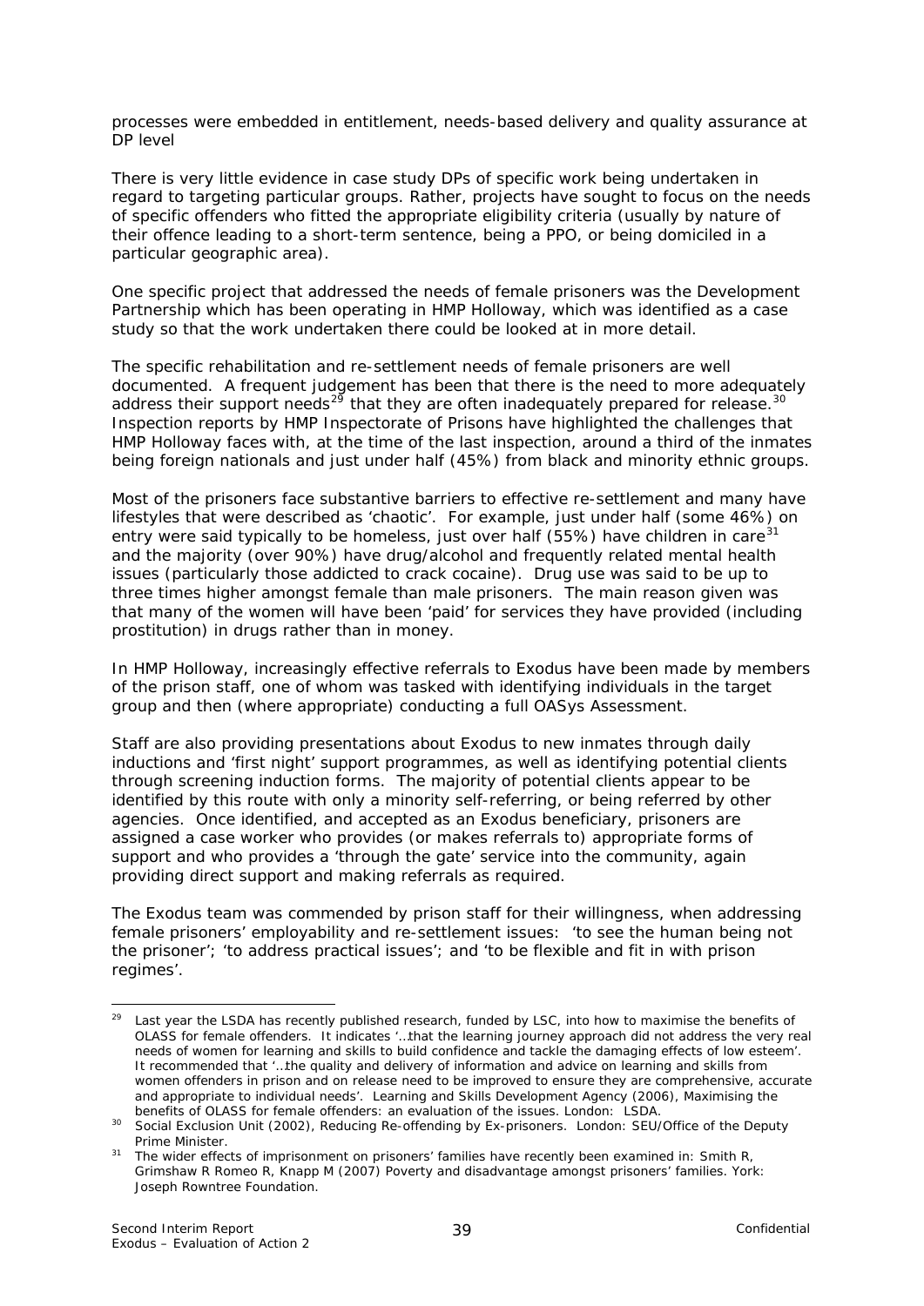processes were embedded in entitlement, needs-based delivery and quality assurance at DP level

There is very little evidence in case study DPs of specific work being undertaken in regard to targeting particular groups. Rather, projects have sought to focus on the needs of specific offenders who fitted the appropriate eligibility criteria (usually by nature of their offence leading to a short-term sentence, being a PPO, or being domiciled in a particular geographic area).

One specific project that addressed the needs of female prisoners was the Development Partnership which has been operating in HMP Holloway, which was identified as a case study so that the work undertaken there could be looked at in more detail.

The specific rehabilitation and re-settlement needs of female prisoners are well documented. A frequent judgement has been that there is the need to more adequately address their support needs[29] that they are often inadequately prepared for release.[30] Inspection reports by HMP Inspectorate of Prisons have highlighted the challenges that HMP Holloway faces with, at the time of the last inspection, around a third of the inmates being foreign nationals and just under half (45%) from black and minority ethnic groups.

Most of the prisoners face substantive barriers to effective re-settlement and many have lifestyles that were described as 'chaotic'. For example, just under half (some 46%) on entry were said typically to be homeless, just over half (55%) have children in care[31] and the majority (over 90%) have drug/alcohol and frequently related mental health issues (particularly those addicted to crack cocaine). Drug use was said to be up to three times higher amongst female than male prisoners. The main reason given was that many of the women will have been 'paid' for services they have provided (including prostitution) in drugs rather than in money.

In HMP Holloway, increasingly effective referrals to Exodus have been made by members of the prison staff, one of whom was tasked with identifying individuals in the target group and then (where appropriate) conducting a full OASys Assessment.

Staff are also providing presentations about Exodus to new inmates through daily inductions and 'first night' support programmes, as well as identifying potential clients through screening induction forms. The majority of potential clients appear to be identified by this route with only a minority self-referring, or being referred by other agencies. Once identified, and accepted as an Exodus beneficiary, prisoners are assigned a case worker who provides (or makes referrals to) appropriate forms of support and who provides a 'through the gate' service into the community, again providing direct support and making referrals as required.

The Exodus team was commended by prison staff for their willingness, when addressing female prisoners' employability and re-settlement issues: 'to see the human being not the prisoner'; 'to address practical issues'; and 'to be flexible and fit in with prison regimes'.

---

[29] Last year the LSDA has recently published research, funded by LSC, into how to maximise the benefits of OLASS for female offenders. It indicates '…that the learning journey approach did not address the very real needs of women for learning and skills to build confidence and tackle the damaging effects of low esteem'. It recommended that '…the quality and delivery of information and advice on learning and skills from women offenders in prison and on release need to be improved to ensure they are comprehensive, accurate and appropriate to individual needs'. Learning and Skills Development Agency (2006), Maximising the benefits of OLASS for female offenders: an evaluation of the issues. London: LSDA.

[30] Social Exclusion Unit (2002), Reducing Re-offending by Ex-prisoners. London: SEU/Office of the Deputy Prime Minister.

[31] The wider effects of imprisonment on prisoners' families have recently been examined in: Smith R, Grimshaw R Romeo R, Knapp M (2007) Poverty and disadvantage amongst prisoners' families. York: Joseph Rowntree Foundation.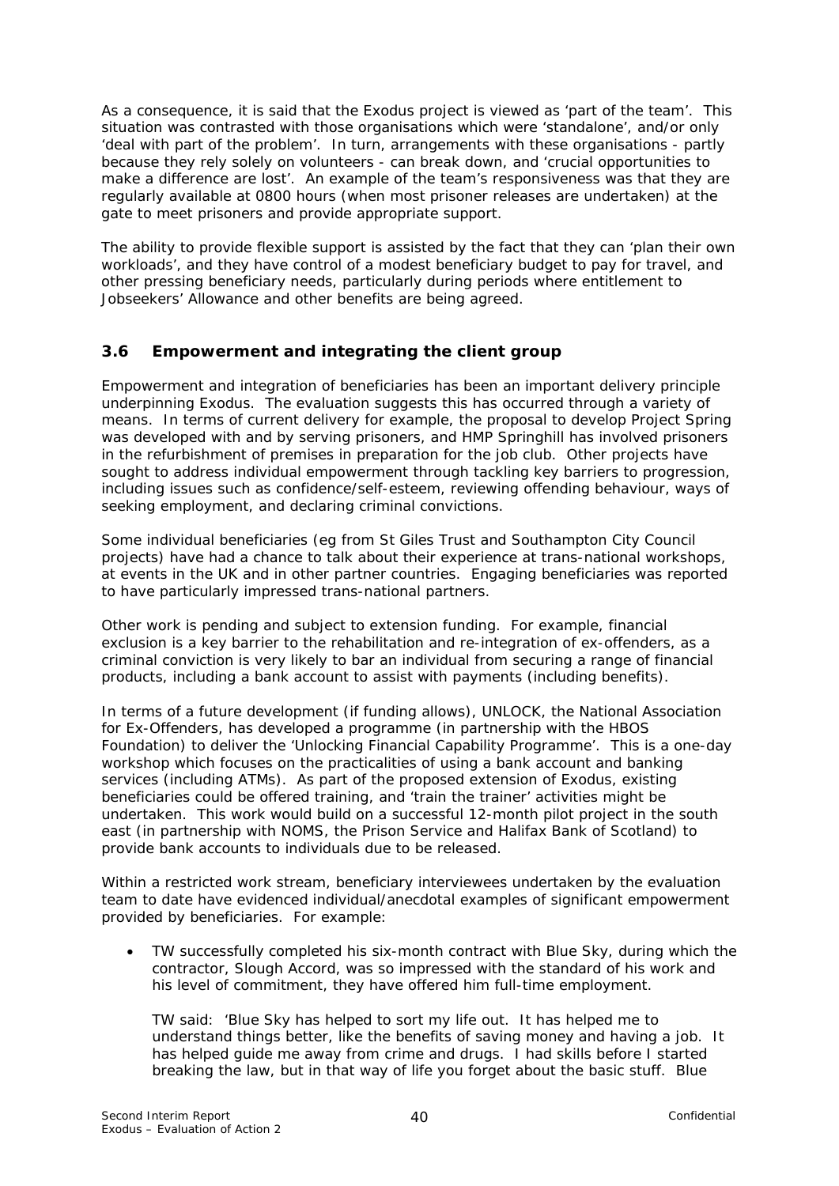As a consequence, it is said that the Exodus project is viewed as 'part of the team'. This situation was contrasted with those organisations which were 'standalone', and/or only 'deal with part of the problem'. In turn, arrangements with these organisations - partly because they rely solely on volunteers - can break down, and 'crucial opportunities to make a difference are lost'. An example of the team's responsiveness was that they are regularly available at 0800 hours (when most prisoner releases are undertaken) at the gate to meet prisoners and provide appropriate support.

The ability to provide flexible support is assisted by the fact that they can 'plan their own workloads', and they have control of a modest beneficiary budget to pay for travel, and other pressing beneficiary needs, particularly during periods where entitlement to Jobseekers' Allowance and other benefits are being agreed.

## 3.6 Empowerment and integrating the client group

Empowerment and integration of beneficiaries has been an important delivery principle underpinning Exodus. The evaluation suggests this has occurred through a variety of means. In terms of current delivery for example, the proposal to develop Project Spring was developed with and by serving prisoners, and HMP Springhill has involved prisoners in the refurbishment of premises in preparation for the job club. Other projects have sought to address individual empowerment through tackling key barriers to progression, including issues such as confidence/self-esteem, reviewing offending behaviour, ways of seeking employment, and declaring criminal convictions.

Some individual beneficiaries (eg from St Giles Trust and Southampton City Council projects) have had a chance to talk about their experience at trans-national workshops, at events in the UK and in other partner countries. Engaging beneficiaries was reported to have particularly impressed trans-national partners.

Other work is pending and subject to extension funding. For example, financial exclusion is a key barrier to the rehabilitation and re-integration of ex-offenders, as a criminal conviction is very likely to bar an individual from securing a range of financial products, including a bank account to assist with payments (including benefits).

In terms of a future development (if funding allows), UNLOCK, the National Association for Ex-Offenders, has developed a programme (in partnership with the HBOS Foundation) to deliver the 'Unlocking Financial Capability Programme'. This is a one-day workshop which focuses on the practicalities of using a bank account and banking services (including ATMs). As part of the proposed extension of Exodus, existing beneficiaries could be offered training, and 'train the trainer' activities might be undertaken. This work would build on a successful 12-month pilot project in the south east (in partnership with NOMS, the Prison Service and Halifax Bank of Scotland) to provide bank accounts to individuals due to be released.

Within a restricted work stream, beneficiary interviewees undertaken by the evaluation team to date have evidenced individual/anecdotal examples of significant empowerment provided by beneficiaries. For example:

- TW successfully completed his six-month contract with Blue Sky, during which the contractor, Slough Accord, was so impressed with the standard of his work and his level of commitment, they have offered him full-time employment.

  TW said: 'Blue Sky has helped to sort my life out. It has helped me to understand things better, like the benefits of saving money and having a job. It has helped guide me away from crime and drugs. I had skills before I started breaking the law, but in that way of life you forget about the basic stuff. Blue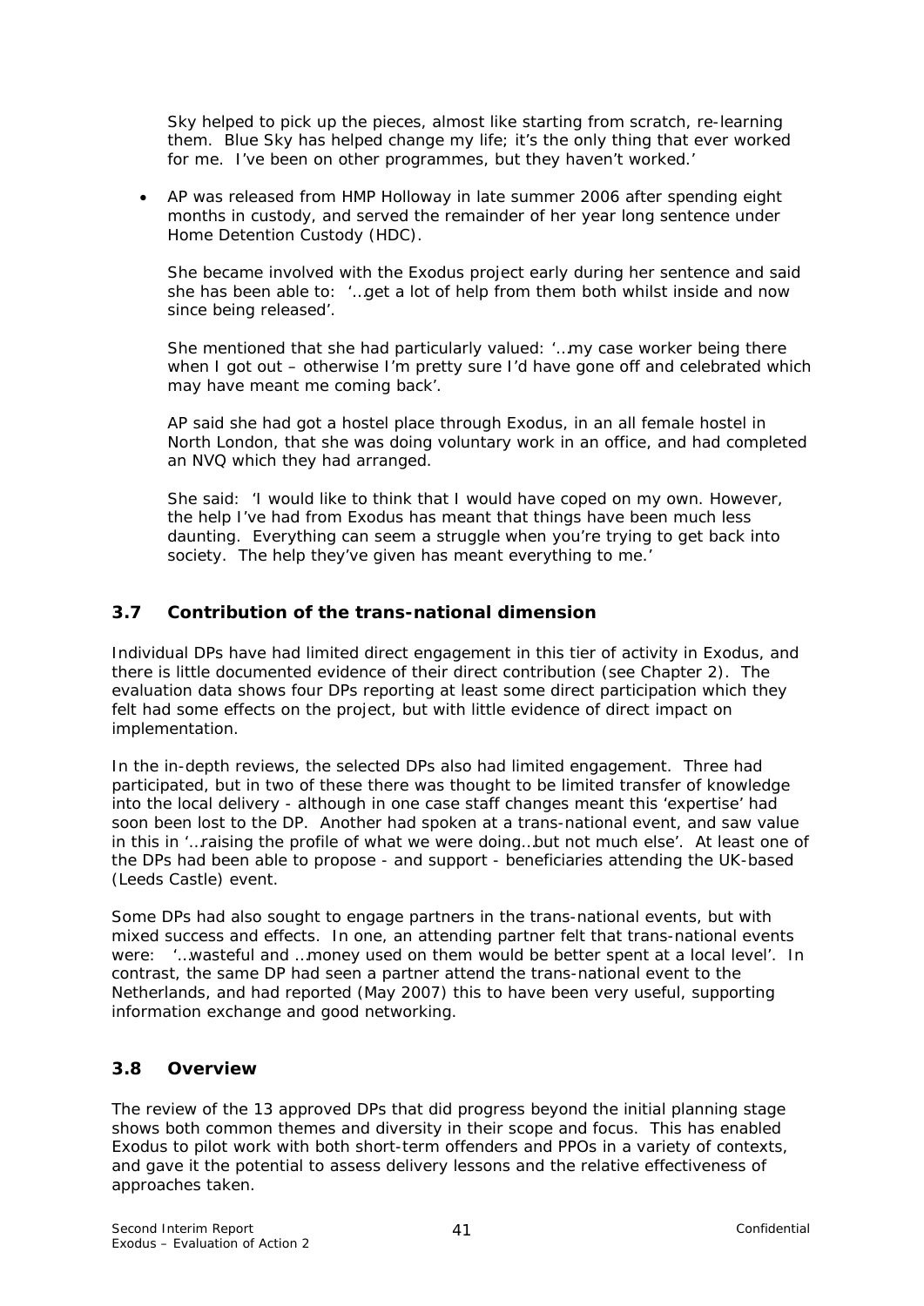Sky helped to pick up the pieces, almost like starting from scratch, re-learning them. Blue Sky has helped change my life; it's the only thing that ever worked for me. I've been on other programmes, but they haven't worked.'

- AP was released from HMP Holloway in late summer 2006 after spending eight months in custody, and served the remainder of her year long sentence under Home Detention Custody (HDC).

  She became involved with the Exodus project early during her sentence and said she has been able to: '…get a lot of help from them both whilst inside and now since being released'.

  She mentioned that she had particularly valued: '…my case worker being there when I got out – otherwise I'm pretty sure I'd have gone off and celebrated which may have meant me coming back'.

  AP said she had got a hostel place through Exodus, in an all female hostel in North London, that she was doing voluntary work in an office, and had completed an NVQ which they had arranged.

  She said: 'I would like to think that I would have coped on my own. However, the help I've had from Exodus has meant that things have been much less daunting. Everything can seem a struggle when you're trying to get back into society. The help they've given has meant everything to me.'

## 3.7 Contribution of the trans-national dimension

Individual DPs have had limited direct engagement in this tier of activity in Exodus, and there is little documented evidence of their direct contribution (see Chapter 2). The evaluation data shows four DPs reporting at least some direct participation which they felt had some effects on the project, but with little evidence of direct impact on implementation.

In the in-depth reviews, the selected DPs also had limited engagement. Three had participated, but in two of these there was thought to be limited transfer of knowledge into the local delivery - although in one case staff changes meant this 'expertise' had soon been lost to the DP. Another had spoken at a trans-national event, and saw value in this in '…raising the profile of what we were doing…but not much else'. At least one of the DPs had been able to propose - and support - beneficiaries attending the UK-based (Leeds Castle) event.

Some DPs had also sought to engage partners in the trans-national events, but with mixed success and effects. In one, an attending partner felt that trans-national events were: '…wasteful and …money used on them would be better spent at a local level'. In contrast, the same DP had seen a partner attend the trans-national event to the Netherlands, and had reported (May 2007) this to have been very useful, supporting information exchange and good networking.

## 3.8 Overview

The review of the 13 approved DPs that did progress beyond the initial planning stage shows both common themes and diversity in their scope and focus. This has enabled Exodus to pilot work with both short-term offenders and PPOs in a variety of contexts, and gave it the potential to assess delivery lessons and the relative effectiveness of approaches taken.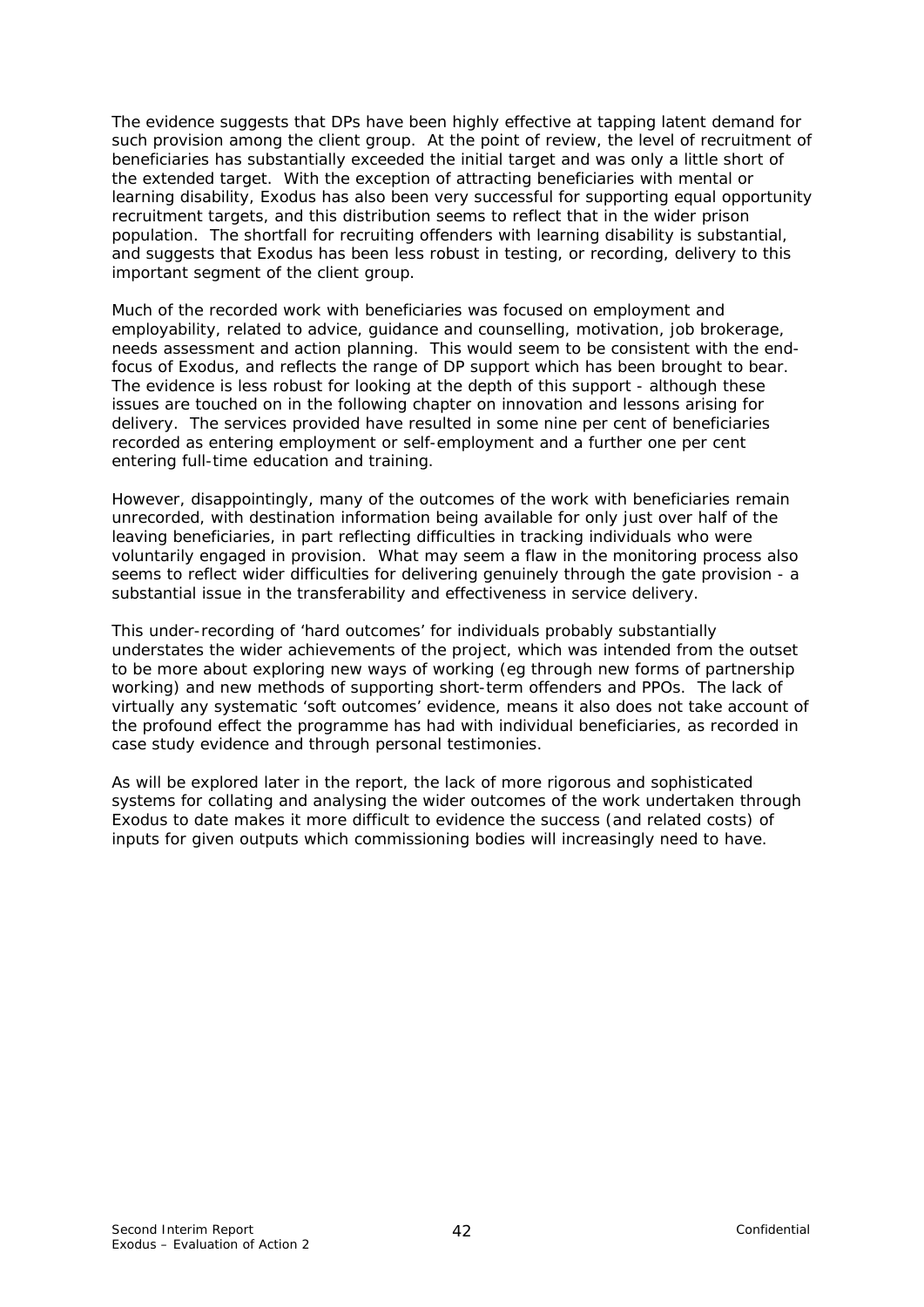The evidence suggests that DPs have been highly effective at tapping latent demand for such provision among the client group. At the point of review, the level of recruitment of beneficiaries has substantially exceeded the initial target and was only a little short of the extended target. With the exception of attracting beneficiaries with mental or learning disability, Exodus has also been very successful for supporting equal opportunity recruitment targets, and this distribution seems to reflect that in the wider prison population. The shortfall for recruiting offenders with learning disability is substantial, and suggests that Exodus has been less robust in testing, or recording, delivery to this important segment of the client group.

Much of the recorded work with beneficiaries was focused on employment and employability, related to advice, guidance and counselling, motivation, job brokerage, needs assessment and action planning. This would seem to be consistent with the end-focus of Exodus, and reflects the range of DP support which has been brought to bear. The evidence is less robust for looking at the depth of this support - although these issues are touched on in the following chapter on innovation and lessons arising for delivery. The services provided have resulted in some nine per cent of beneficiaries recorded as entering employment or self-employment and a further one per cent entering full-time education and training.

However, disappointingly, many of the outcomes of the work with beneficiaries remain unrecorded, with destination information being available for only just over half of the leaving beneficiaries, in part reflecting difficulties in tracking individuals who were voluntarily engaged in provision. What may seem a flaw in the monitoring process also seems to reflect wider difficulties for delivering genuinely through the gate provision - a substantial issue in the transferability and effectiveness in service delivery.

This under-recording of 'hard outcomes' for individuals probably substantially understates the wider achievements of the project, which was intended from the outset to be more about exploring new ways of working (eg through new forms of partnership working) and new methods of supporting short-term offenders and PPOs. The lack of virtually any systematic 'soft outcomes' evidence, means it also does not take account of the profound effect the programme has had with individual beneficiaries, as recorded in case study evidence and through personal testimonies.

As will be explored later in the report, the lack of more rigorous and sophisticated systems for collating and analysing the wider outcomes of the work undertaken through Exodus to date makes it more difficult to evidence the success (and related costs) of inputs for given outputs which commissioning bodies will increasingly need to have.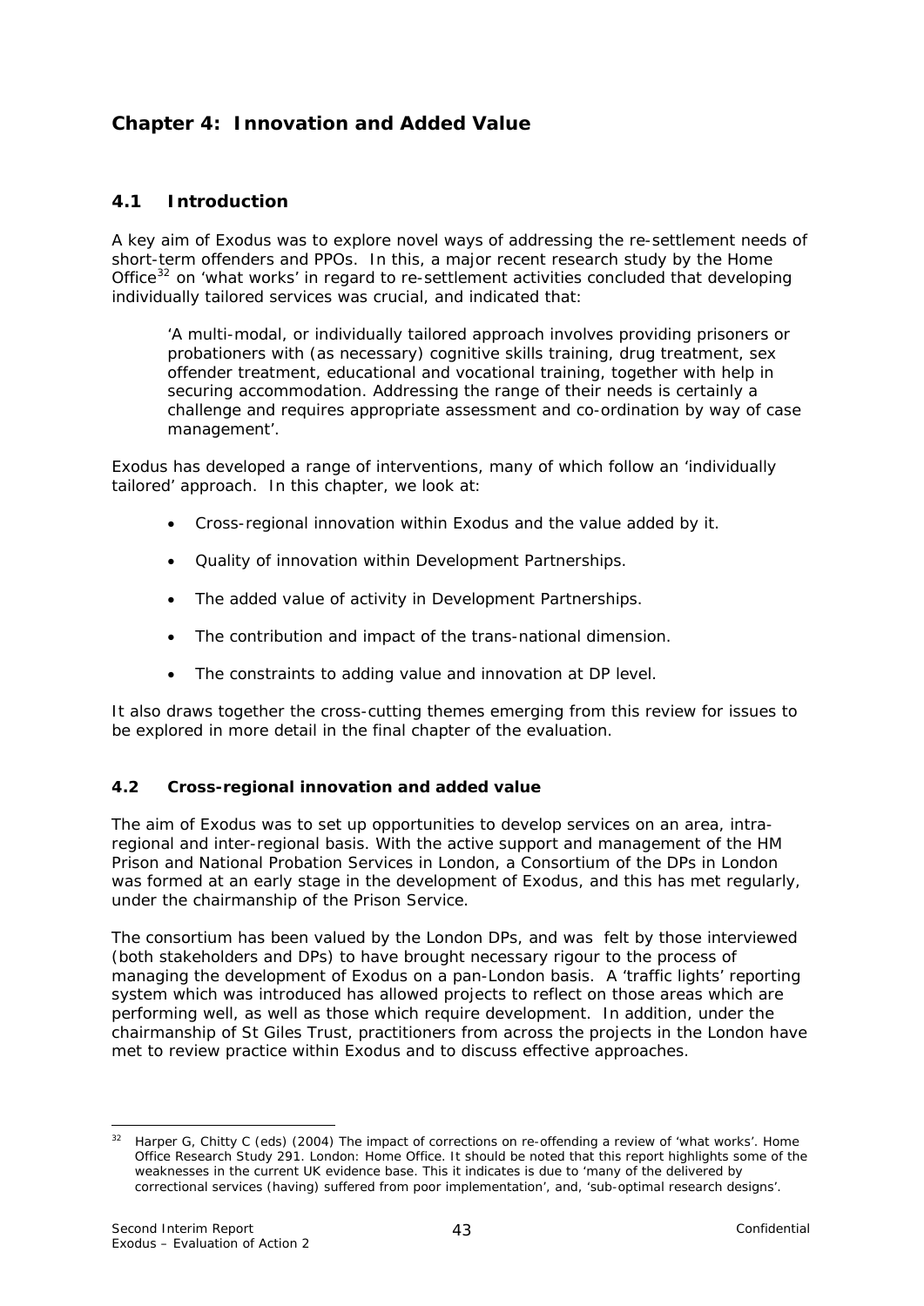## Chapter 4: Innovation and Added Value

### 4.1 Introduction

A key aim of Exodus was to explore novel ways of addressing the re-settlement needs of short-term offenders and PPOs. In this, a major recent research study by the Home Office[32] on 'what works' in regard to re-settlement activities concluded that developing individually tailored services was crucial, and indicated that:

> 'A multi-modal, or individually tailored approach involves providing prisoners or probationers with (as necessary) cognitive skills training, drug treatment, sex offender treatment, educational and vocational training, together with help in securing accommodation. Addressing the range of their needs is certainly a challenge and requires appropriate assessment and co-ordination by way of case management'.

Exodus has developed a range of interventions, many of which follow an 'individually tailored' approach. In this chapter, we look at:

- Cross-regional innovation within Exodus and the value added by it.
- Quality of innovation within Development Partnerships.
- The added value of activity in Development Partnerships.
- The contribution and impact of the trans-national dimension.
- The constraints to adding value and innovation at DP level.

It also draws together the cross-cutting themes emerging from this review for issues to be explored in more detail in the final chapter of the evaluation.

### 4.2 Cross-regional innovation and added value

The aim of Exodus was to set up opportunities to develop services on an area, intra-regional and inter-regional basis. With the active support and management of the HM Prison and National Probation Services in London, a Consortium of the DPs in London was formed at an early stage in the development of Exodus, and this has met regularly, under the chairmanship of the Prison Service.

The consortium has been valued by the London DPs, and was felt by those interviewed (both stakeholders and DPs) to have brought necessary rigour to the process of managing the development of Exodus on a pan-London basis. A 'traffic lights' reporting system which was introduced has allowed projects to reflect on those areas which are performing well, as well as those which require development. In addition, under the chairmanship of St Giles Trust, practitioners from across the projects in the London have met to review practice within Exodus and to discuss effective approaches.

---

[32] Harper G, Chitty C (eds) (2004) The impact of corrections on re-offending a review of 'what works'. Home Office Research Study 291. London: Home Office. It should be noted that this report highlights some of the weaknesses in the current UK evidence base. This it indicates is due to 'many of the delivered by correctional services (having) suffered from poor implementation', and, 'sub-optimal research designs'.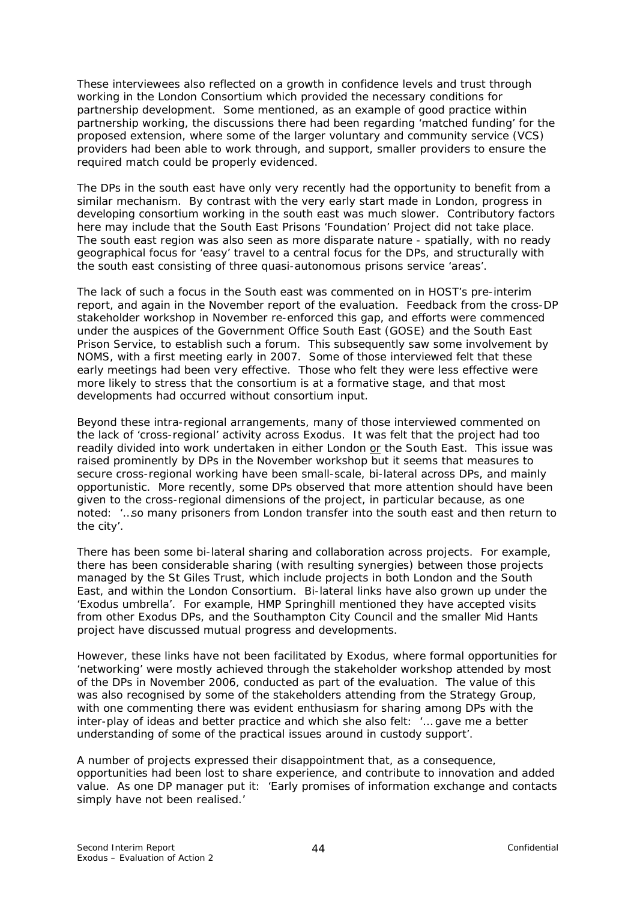These interviewees also reflected on a growth in confidence levels and trust through working in the London Consortium which provided the necessary conditions for partnership development. Some mentioned, as an example of good practice within partnership working, the discussions there had been regarding 'matched funding' for the proposed extension, where some of the larger voluntary and community service (VCS) providers had been able to work through, and support, smaller providers to ensure the required match could be properly evidenced.

The DPs in the south east have only very recently had the opportunity to benefit from a similar mechanism. By contrast with the very early start made in London, progress in developing consortium working in the south east was much slower. Contributory factors here may include that the South East Prisons 'Foundation' Project did not take place. The south east region was also seen as more disparate nature - spatially, with no ready geographical focus for 'easy' travel to a central focus for the DPs, and structurally with the south east consisting of three quasi-autonomous prisons service 'areas'.

The lack of such a focus in the South east was commented on in HOST's pre-interim report, and again in the November report of the evaluation. Feedback from the cross-DP stakeholder workshop in November re-enforced this gap, and efforts were commenced under the auspices of the Government Office South East (GOSE) and the South East Prison Service, to establish such a forum. This subsequently saw some involvement by NOMS, with a first meeting early in 2007. Some of those interviewed felt that these early meetings had been very effective. Those who felt they were less effective were more likely to stress that the consortium is at a formative stage, and that most developments had occurred without consortium input.

Beyond these intra-regional arrangements, many of those interviewed commented on the lack of 'cross-regional' activity across Exodus. It was felt that the project had too readily divided into work undertaken in either London <u>or</u> the South East. This issue was raised prominently by DPs in the November workshop but it seems that measures to secure cross-regional working have been small-scale, bi-lateral across DPs, and mainly opportunistic. More recently, some DPs observed that more attention should have been given to the cross-regional dimensions of the project, in particular because, as one noted: '...so many prisoners from London transfer into the south east and then return to the city'.

There has been some bi-lateral sharing and collaboration across projects. For example, there has been considerable sharing (with resulting synergies) between those projects managed by the St Giles Trust, which include projects in both London and the South East, and within the London Consortium. Bi-lateral links have also grown up under the 'Exodus umbrella'. For example, HMP Springhill mentioned they have accepted visits from other Exodus DPs, and the Southampton City Council and the smaller Mid Hants project have discussed mutual progress and developments.

However, these links have not been facilitated by Exodus, where formal opportunities for 'networking' were mostly achieved through the stakeholder workshop attended by most of the DPs in November 2006, conducted as part of the evaluation. The value of this was also recognised by some of the stakeholders attending from the Strategy Group, with one commenting there was evident enthusiasm for sharing among DPs with the inter-play of ideas and better practice and which she also felt: '... gave me a better understanding of some of the practical issues around in custody support'.

A number of projects expressed their disappointment that, as a consequence, opportunities had been lost to share experience, and contribute to innovation and added value. As one DP manager put it: 'Early promises of information exchange and contacts simply have not been realised.'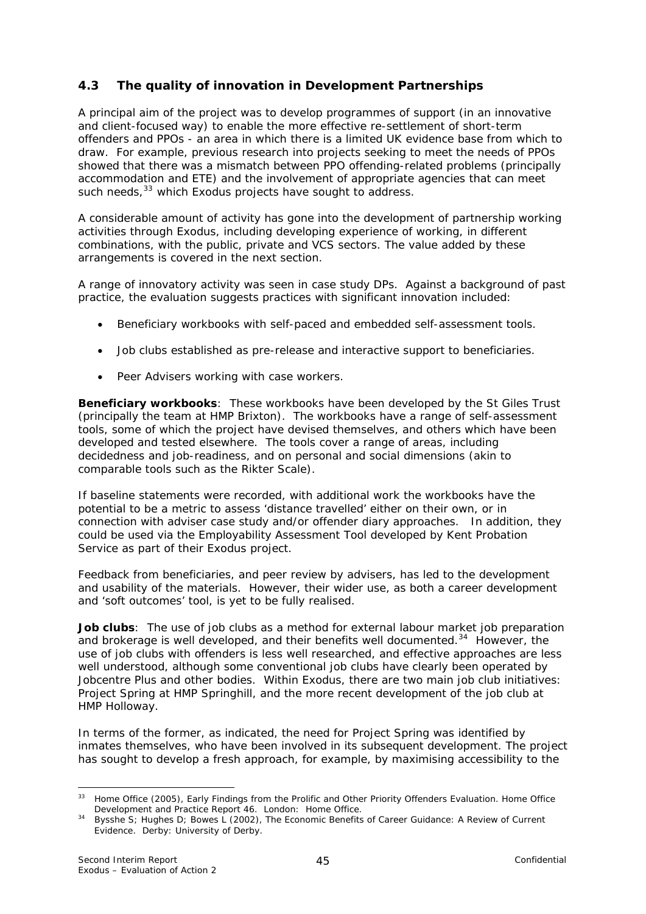## 4.3 The quality of innovation in Development Partnerships

A principal aim of the project was to develop programmes of support (in an innovative and client-focused way) to enable the more effective re-settlement of short-term offenders and PPOs - an area in which there is a limited UK evidence base from which to draw. For example, previous research into projects seeking to meet the needs of PPOs showed that there was a mismatch between PPO offending-related problems (principally accommodation and ETE) and the involvement of appropriate agencies that can meet such needs,[33] which Exodus projects have sought to address.

A considerable amount of activity has gone into the development of partnership working activities through Exodus, including developing experience of working, in different combinations, with the public, private and VCS sectors. The value added by these arrangements is covered in the next section.

A range of innovatory activity was seen in case study DPs. Against a background of past practice, the evaluation suggests practices with significant innovation included:

- Beneficiary workbooks with self-paced and embedded self-assessment tools.
- Job clubs established as pre-release and interactive support to beneficiaries.
- Peer Advisers working with case workers.

**Beneficiary workbooks**: These workbooks have been developed by the St Giles Trust (principally the team at HMP Brixton). The workbooks have a range of self-assessment tools, some of which the project have devised themselves, and others which have been developed and tested elsewhere. The tools cover a range of areas, including decidedness and job-readiness, and on personal and social dimensions (akin to comparable tools such as the Rikter Scale).

If baseline statements were recorded, with additional work the workbooks have the potential to be a metric to assess 'distance travelled' either on their own, or in connection with adviser case study and/or offender diary approaches. In addition, they could be used via the Employability Assessment Tool developed by Kent Probation Service as part of their Exodus project.

Feedback from beneficiaries, and peer review by advisers, has led to the development and usability of the materials. However, their wider use, as both a career development and 'soft outcomes' tool, is yet to be fully realised.

**Job clubs**: The use of job clubs as a method for external labour market job preparation and brokerage is well developed, and their benefits well documented.[34] However, the use of job clubs with offenders is less well researched, and effective approaches are less well understood, although some conventional job clubs have clearly been operated by Jobcentre Plus and other bodies. Within Exodus, there are two main job club initiatives: Project Spring at HMP Springhill, and the more recent development of the job club at HMP Holloway.

In terms of the former, as indicated, the need for Project Spring was identified by inmates themselves, who have been involved in its subsequent development. The project has sought to develop a fresh approach, for example, by maximising accessibility to the

---

[33] Home Office (2005), Early Findings from the Prolific and Other Priority Offenders Evaluation. Home Office Development and Practice Report 46. London: Home Office.

[34] Bysshe S; Hughes D; Bowes L (2002), The Economic Benefits of Career Guidance: A Review of Current Evidence. Derby: University of Derby.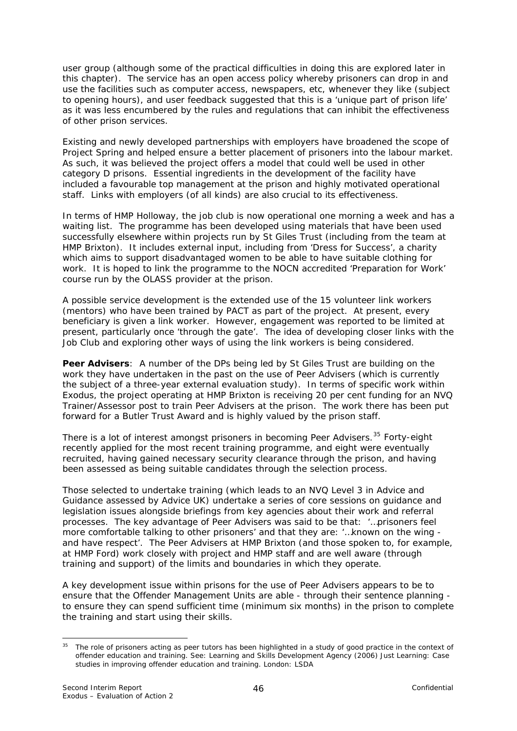user group (although some of the practical difficulties in doing this are explored later in this chapter). The service has an open access policy whereby prisoners can drop in and use the facilities such as computer access, newspapers, etc, whenever they like (subject to opening hours), and user feedback suggested that this is a 'unique part of prison life' as it was less encumbered by the rules and regulations that can inhibit the effectiveness of other prison services.

Existing and newly developed partnerships with employers have broadened the scope of Project Spring and helped ensure a better placement of prisoners into the labour market. As such, it was believed the project offers a model that could well be used in other category D prisons. Essential ingredients in the development of the facility have included a favourable top management at the prison and highly motivated operational staff. Links with employers (of all kinds) are also crucial to its effectiveness.

In terms of HMP Holloway, the job club is now operational one morning a week and has a waiting list. The programme has been developed using materials that have been used successfully elsewhere within projects run by St Giles Trust (including from the team at HMP Brixton). It includes external input, including from 'Dress for Success', a charity which aims to support disadvantaged women to be able to have suitable clothing for work. It is hoped to link the programme to the NOCN accredited 'Preparation for Work' course run by the OLASS provider at the prison.

A possible service development is the extended use of the 15 volunteer link workers (mentors) who have been trained by PACT as part of the project. At present, every beneficiary is given a link worker. However, engagement was reported to be limited at present, particularly once 'through the gate'. The idea of developing closer links with the Job Club and exploring other ways of using the link workers is being considered.

**Peer Advisers**: A number of the DPs being led by St Giles Trust are building on the work they have undertaken in the past on the use of Peer Advisers (which is currently the subject of a three-year external evaluation study). In terms of specific work within Exodus, the project operating at HMP Brixton is receiving 20 per cent funding for an NVQ Trainer/Assessor post to train Peer Advisers at the prison. The work there has been put forward for a Butler Trust Award and is highly valued by the prison staff.

There is a lot of interest amongst prisoners in becoming Peer Advisers.[35] Forty-eight recently applied for the most recent training programme, and eight were eventually recruited, having gained necessary security clearance through the prison, and having been assessed as being suitable candidates through the selection process.

Those selected to undertake training (which leads to an NVQ Level 3 in Advice and Guidance assessed by Advice UK) undertake a series of core sessions on guidance and legislation issues alongside briefings from key agencies about their work and referral processes. The key advantage of Peer Advisers was said to be that: '…prisoners feel more comfortable talking to other prisoners' and that they are: '…known on the wing - and have respect'. The Peer Advisers at HMP Brixton (and those spoken to, for example, at HMP Ford) work closely with project and HMP staff and are well aware (through training and support) of the limits and boundaries in which they operate.

A key development issue within prisons for the use of Peer Advisers appears to be to ensure that the Offender Management Units are able - through their sentence planning - to ensure they can spend sufficient time (minimum six months) in the prison to complete the training and start using their skills.

---

[35] The role of prisoners acting as peer tutors has been highlighted in a study of good practice in the context of offender education and training. See: Learning and Skills Development Agency (2006) Just Learning: Case studies in improving offender education and training. London: LSDA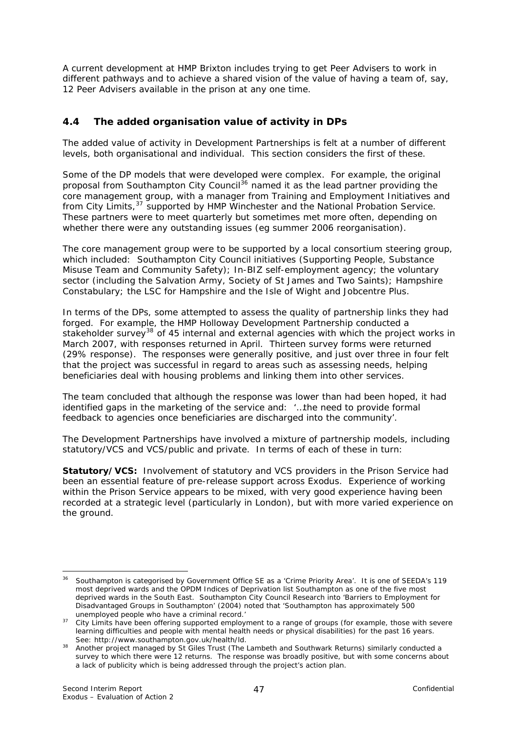A current development at HMP Brixton includes trying to get Peer Advisers to work in different pathways and to achieve a shared vision of the value of having a team of, say, 12 Peer Advisers available in the prison at any one time.

## 4.4 The added organisation value of activity in DPs

The added value of activity in Development Partnerships is felt at a number of different levels, both organisational and individual. This section considers the first of these.

Some of the DP models that were developed were complex. For example, the original proposal from Southampton City Council[36] named it as the lead partner providing the core management group, with a manager from Training and Employment Initiatives and from City Limits,[37] supported by HMP Winchester and the National Probation Service. These partners were to meet quarterly but sometimes met more often, depending on whether there were any outstanding issues (eg summer 2006 reorganisation).

The core management group were to be supported by a local consortium steering group, which included: Southampton City Council initiatives (Supporting People, Substance Misuse Team and Community Safety); In-BIZ self-employment agency; the voluntary sector (including the Salvation Army, Society of St James and Two Saints); Hampshire Constabulary; the LSC for Hampshire and the Isle of Wight and Jobcentre Plus.

In terms of the DPs, some attempted to assess the quality of partnership links they had forged. For example, the HMP Holloway Development Partnership conducted a stakeholder survey[38] of 45 internal and external agencies with which the project works in March 2007, with responses returned in April. Thirteen survey forms were returned (29% response). The responses were generally positive, and just over three in four felt that the project was successful in regard to areas such as assessing needs, helping beneficiaries deal with housing problems and linking them into other services.

The team concluded that although the response was lower than had been hoped, it had identified gaps in the marketing of the service and: '…the need to provide formal feedback to agencies once beneficiaries are discharged into the community'.

The Development Partnerships have involved a mixture of partnership models, including statutory/VCS and VCS/public and private. In terms of each of these in turn:

**Statutory/VCS:** Involvement of statutory and VCS providers in the Prison Service had been an essential feature of pre-release support across Exodus. Experience of working within the Prison Service appears to be mixed, with very good experience having been recorded at a strategic level (particularly in London), but with more varied experience on the ground.

---

[36] Southampton is categorised by Government Office SE as a 'Crime Priority Area'. It is one of SEEDA's 119 most deprived wards and the OPDM Indices of Deprivation list Southampton as one of the five most deprived wards in the South East. Southampton City Council Research into 'Barriers to Employment for Disadvantaged Groups in Southampton' (2004) noted that 'Southampton has approximately 500 unemployed people who have a criminal record.'

[37] City Limits have been offering supported employment to a range of groups (for example, those with severe learning difficulties and people with mental health needs or physical disabilities) for the past 16 years. See: http://www.southampton.gov.uk/health/ld.

[38] Another project managed by St Giles Trust (The Lambeth and Southwark Returns) similarly conducted a survey to which there were 12 returns. The response was broadly positive, but with some concerns about a lack of publicity which is being addressed through the project's action plan.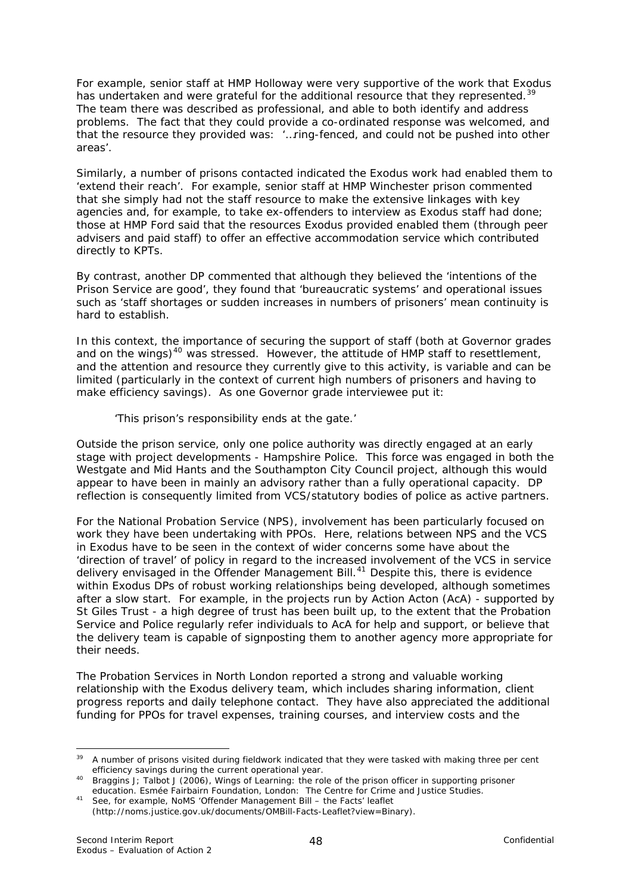For example, senior staff at HMP Holloway were very supportive of the work that Exodus has undertaken and were grateful for the additional resource that they represented.[39] The team there was described as professional, and able to both identify and address problems. The fact that they could provide a co-ordinated response was welcomed, and that the resource they provided was: '…ring-fenced, and could not be pushed into other areas'.

Similarly, a number of prisons contacted indicated the Exodus work had enabled them to 'extend their reach'. For example, senior staff at HMP Winchester prison commented that she simply had not the staff resource to make the extensive linkages with key agencies and, for example, to take ex-offenders to interview as Exodus staff had done; those at HMP Ford said that the resources Exodus provided enabled them (through peer advisers and paid staff) to offer an effective accommodation service which contributed directly to KPTs.

By contrast, another DP commented that although they believed the 'intentions of the Prison Service are good', they found that 'bureaucratic systems' and operational issues such as 'staff shortages or sudden increases in numbers of prisoners' mean continuity is hard to establish.

In this context, the importance of securing the support of staff (both at Governor grades and on the wings)[40] was stressed. However, the attitude of HMP staff to resettlement, and the attention and resource they currently give to this activity, is variable and can be limited (particularly in the context of current high numbers of prisoners and having to make efficiency savings). As one Governor grade interviewee put it:

> 'This prison's responsibility ends at the gate.'

Outside the prison service, only one police authority was directly engaged at an early stage with project developments - Hampshire Police. This force was engaged in both the Westgate and Mid Hants and the Southampton City Council project, although this would appear to have been in mainly an advisory rather than a fully operational capacity. DP reflection is consequently limited from VCS/statutory bodies of police as active partners.

For the National Probation Service (NPS), involvement has been particularly focused on work they have been undertaking with PPOs. Here, relations between NPS and the VCS in Exodus have to be seen in the context of wider concerns some have about the 'direction of travel' of policy in regard to the increased involvement of the VCS in service delivery envisaged in the Offender Management Bill.[41] Despite this, there is evidence within Exodus DPs of robust working relationships being developed, although sometimes after a slow start. For example, in the projects run by Action Acton (AcA) - supported by St Giles Trust - a high degree of trust has been built up, to the extent that the Probation Service and Police regularly refer individuals to AcA for help and support, or believe that the delivery team is capable of signposting them to another agency more appropriate for their needs.

The Probation Services in North London reported a strong and valuable working relationship with the Exodus delivery team, which includes sharing information, client progress reports and daily telephone contact. They have also appreciated the additional funding for PPOs for travel expenses, training courses, and interview costs and the

---

[39] A number of prisons visited during fieldwork indicated that they were tasked with making three per cent efficiency savings during the current operational year.

[40] Braggins J; Talbot J (2006), Wings of Learning: the role of the prison officer in supporting prisoner education. Esmée Fairbairn Foundation, London: The Centre for Crime and Justice Studies.

[41] See, for example, NoMS 'Offender Management Bill – the Facts' leaflet (http://noms.justice.gov.uk/documents/OMBill-Facts-Leaflet?view=Binary).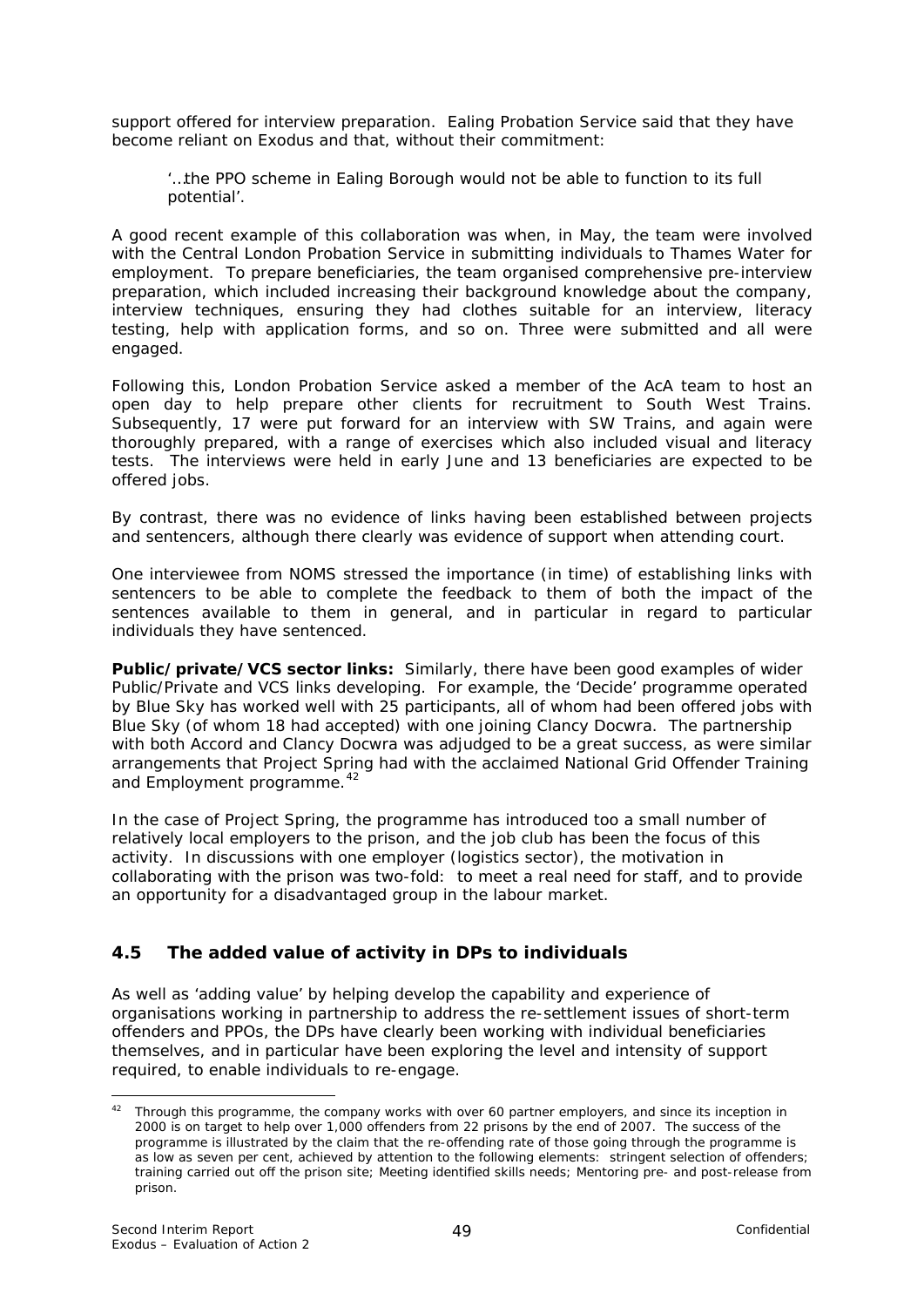support offered for interview preparation. Ealing Probation Service said that they have become reliant on Exodus and that, without their commitment:

> '…the PPO scheme in Ealing Borough would not be able to function to its full potential'.

A good recent example of this collaboration was when, in May, the team were involved with the Central London Probation Service in submitting individuals to Thames Water for employment. To prepare beneficiaries, the team organised comprehensive pre-interview preparation, which included increasing their background knowledge about the company, interview techniques, ensuring they had clothes suitable for an interview, literacy testing, help with application forms, and so on. Three were submitted and all were engaged.

Following this, London Probation Service asked a member of the AcA team to host an open day to help prepare other clients for recruitment to South West Trains. Subsequently, 17 were put forward for an interview with SW Trains, and again were thoroughly prepared, with a range of exercises which also included visual and literacy tests. The interviews were held in early June and 13 beneficiaries are expected to be offered jobs.

By contrast, there was no evidence of links having been established between projects and sentencers, although there clearly was evidence of support when attending court.

One interviewee from NOMS stressed the importance (in time) of establishing links with sentencers to be able to complete the feedback to them of both the impact of the sentences available to them in general, and in particular in regard to particular individuals they have sentenced.

**Public/private/VCS sector links:** Similarly, there have been good examples of wider Public/Private and VCS links developing. For example, the 'Decide' programme operated by Blue Sky has worked well with 25 participants, all of whom had been offered jobs with Blue Sky (of whom 18 had accepted) with one joining Clancy Docwra. The partnership with both Accord and Clancy Docwra was adjudged to be a great success, as were similar arrangements that Project Spring had with the acclaimed National Grid Offender Training and Employment programme.[42]

In the case of Project Spring, the programme has introduced too a small number of relatively local employers to the prison, and the job club has been the focus of this activity. In discussions with one employer (logistics sector), the motivation in collaborating with the prison was two-fold: to meet a real need for staff, and to provide an opportunity for a disadvantaged group in the labour market.

## 4.5 The added value of activity in DPs to individuals

As well as 'adding value' by helping develop the capability and experience of organisations working in partnership to address the re-settlement issues of short-term offenders and PPOs, the DPs have clearly been working with individual beneficiaries themselves, and in particular have been exploring the level and intensity of support required, to enable individuals to re-engage.

---

[42] Through this programme, the company works with over 60 partner employers, and since its inception in 2000 is on target to help over 1,000 offenders from 22 prisons by the end of 2007. The success of the programme is illustrated by the claim that the re-offending rate of those going through the programme is as low as seven per cent, achieved by attention to the following elements: stringent selection of offenders; training carried out off the prison site; Meeting identified skills needs; Mentoring pre- and post-release from prison.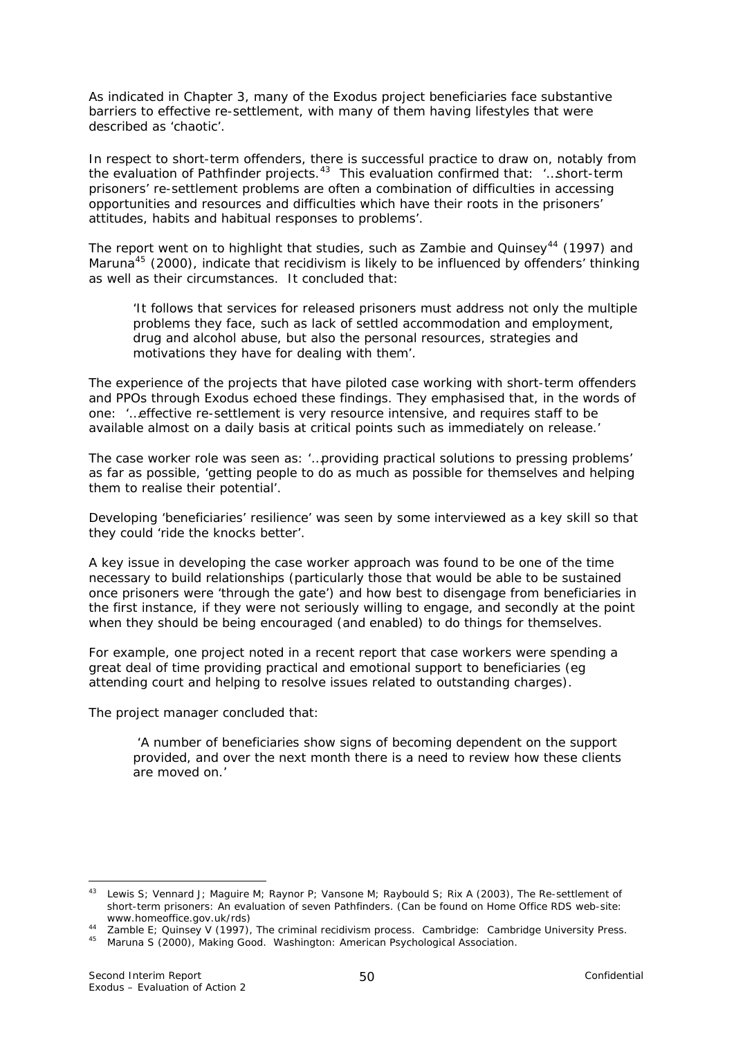As indicated in Chapter 3, many of the Exodus project beneficiaries face substantive barriers to effective re-settlement, with many of them having lifestyles that were described as 'chaotic'.

In respect to short-term offenders, there is successful practice to draw on, notably from the evaluation of Pathfinder projects.[43] This evaluation confirmed that: '…short-term prisoners' re-settlement problems are often a combination of difficulties in accessing opportunities and resources and difficulties which have their roots in the prisoners' attitudes, habits and habitual responses to problems'.

The report went on to highlight that studies, such as Zambie and Quinsey[44] (1997) and Maruna[45] (2000), indicate that recidivism is likely to be influenced by offenders' thinking as well as their circumstances. It concluded that:

> 'It follows that services for released prisoners must address not only the multiple problems they face, such as lack of settled accommodation and employment, drug and alcohol abuse, but also the personal resources, strategies and motivations they have for dealing with them'.

The experience of the projects that have piloted case working with short-term offenders and PPOs through Exodus echoed these findings. They emphasised that, in the words of one: '…effective re-settlement is very resource intensive, and requires staff to be available almost on a daily basis at critical points such as immediately on release.'

The case worker role was seen as: '…providing practical solutions to pressing problems' as far as possible, 'getting people to do as much as possible for themselves and helping them to realise their potential'.

Developing 'beneficiaries' resilience' was seen by some interviewed as a key skill so that they could 'ride the knocks better'.

A key issue in developing the case worker approach was found to be one of the time necessary to build relationships (particularly those that would be able to be sustained once prisoners were 'through the gate') and how best to disengage from beneficiaries in the first instance, if they were not seriously willing to engage, and secondly at the point when they should be being encouraged (and enabled) to do things for themselves.

For example, one project noted in a recent report that case workers were spending a great deal of time providing practical and emotional support to beneficiaries (eg attending court and helping to resolve issues related to outstanding charges).

The project manager concluded that:

> 'A number of beneficiaries show signs of becoming dependent on the support provided, and over the next month there is a need to review how these clients are moved on.'

---

[43] Lewis S; Vennard J; Maguire M; Raynor P; Vansone M; Raybould S; Rix A (2003), The Re-settlement of short-term prisoners: An evaluation of seven Pathfinders. (Can be found on Home Office RDS web-site: www.homeoffice.gov.uk/rds)

[44] Zamble E; Quinsey V (1997), The criminal recidivism process. Cambridge: Cambridge University Press.

[45] Maruna S (2000), Making Good. Washington: American Psychological Association.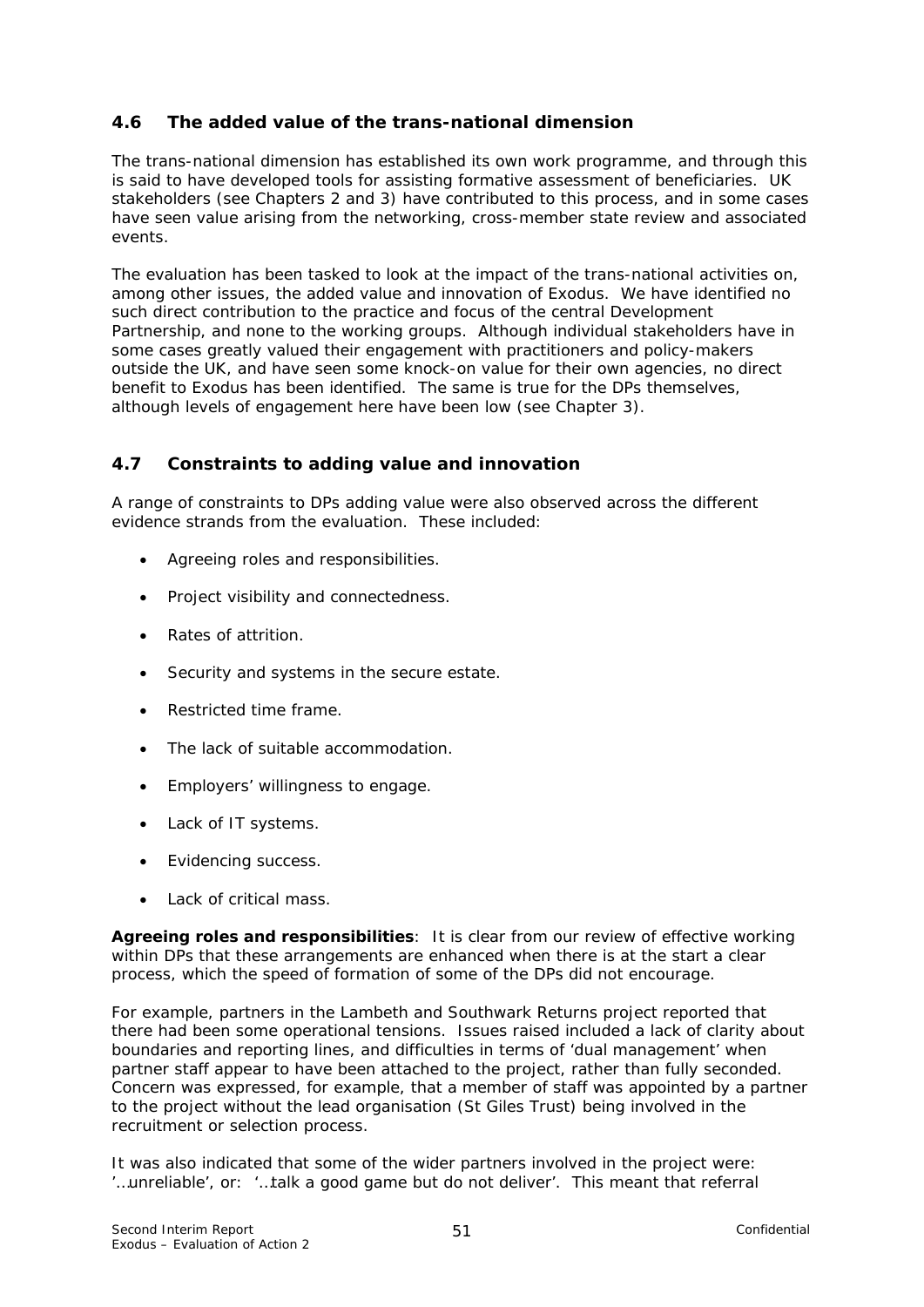## 4.6 The added value of the trans-national dimension

The trans-national dimension has established its own work programme, and through this is said to have developed tools for assisting formative assessment of beneficiaries. UK stakeholders (see Chapters 2 and 3) have contributed to this process, and in some cases have seen value arising from the networking, cross-member state review and associated events.

The evaluation has been tasked to look at the impact of the trans-national activities on, among other issues, the added value and innovation of Exodus. We have identified no such direct contribution to the practice and focus of the central Development Partnership, and none to the working groups. Although individual stakeholders have in some cases greatly valued their engagement with practitioners and policy-makers outside the UK, and have seen some knock-on value for their own agencies, no direct benefit to Exodus has been identified. The same is true for the DPs themselves, although levels of engagement here have been low (see Chapter 3).

## 4.7 Constraints to adding value and innovation

A range of constraints to DPs adding value were also observed across the different evidence strands from the evaluation. These included:

- Agreeing roles and responsibilities.
- Project visibility and connectedness.
- Rates of attrition.
- Security and systems in the secure estate.
- Restricted time frame.
- The lack of suitable accommodation.
- Employers' willingness to engage.
- Lack of IT systems.
- Evidencing success.
- Lack of critical mass.

**Agreeing roles and responsibilities**: It is clear from our review of effective working within DPs that these arrangements are enhanced when there is at the start a clear process, which the speed of formation of some of the DPs did not encourage.

For example, partners in the Lambeth and Southwark Returns project reported that there had been some operational tensions. Issues raised included a lack of clarity about boundaries and reporting lines, and difficulties in terms of 'dual management' when partner staff appear to have been attached to the project, rather than fully seconded. Concern was expressed, for example, that a member of staff was appointed by a partner to the project without the lead organisation (St Giles Trust) being involved in the recruitment or selection process.

It was also indicated that some of the wider partners involved in the project were: '…unreliable', or: '…talk a good game but do not deliver'. This meant that referral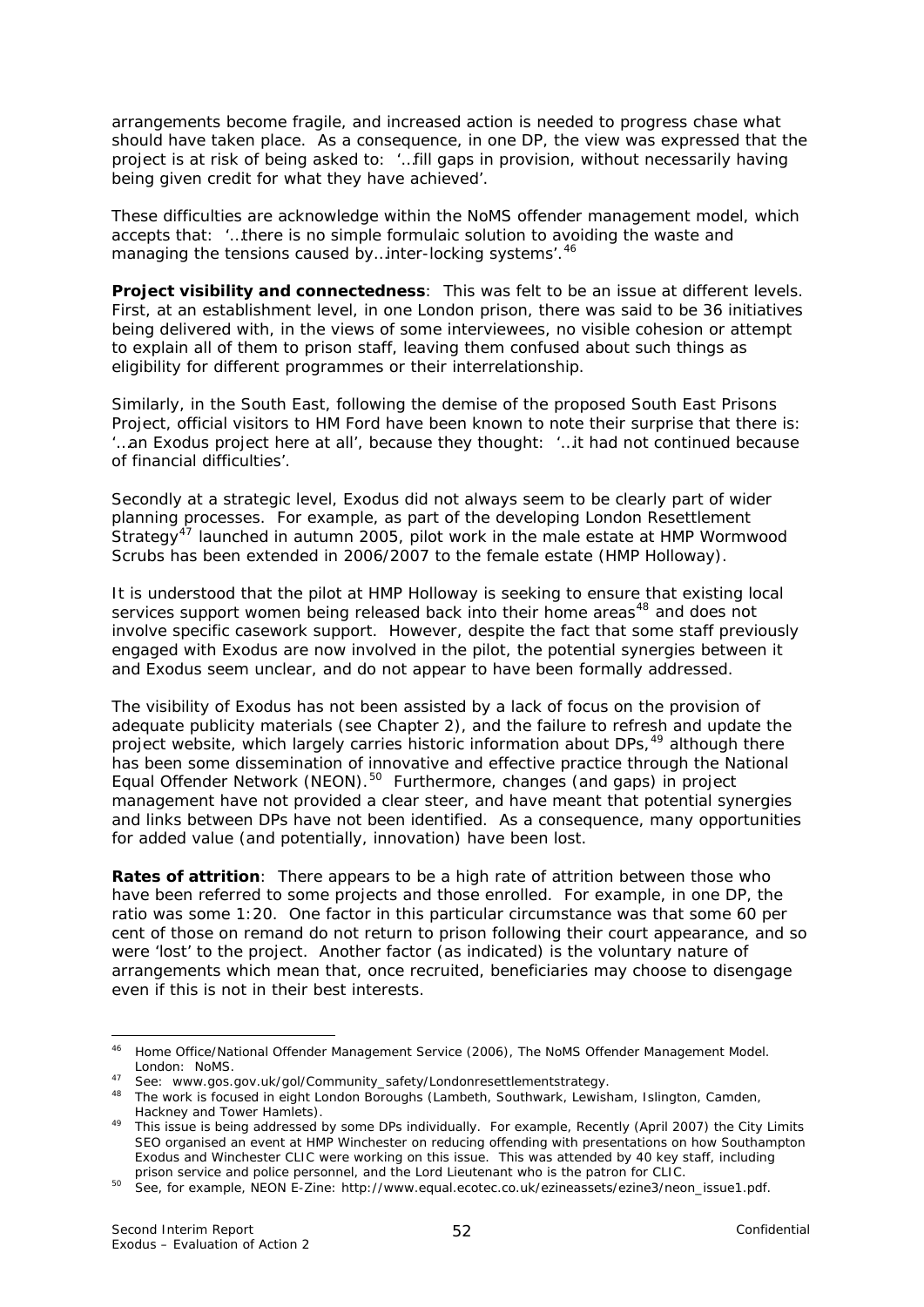arrangements become fragile, and increased action is needed to progress chase what should have taken place. As a consequence, in one DP, the view was expressed that the project is at risk of being asked to: '...fill gaps in provision, without necessarily having being given credit for what they have achieved'.

These difficulties are acknowledge within the NoMS offender management model, which accepts that: '...there is no simple formulaic solution to avoiding the waste and managing the tensions caused by...inter-locking systems'.[46]

**Project visibility and connectedness**: This was felt to be an issue at different levels. First, at an establishment level, in one London prison, there was said to be 36 initiatives being delivered with, in the views of some interviewees, no visible cohesion or attempt to explain all of them to prison staff, leaving them confused about such things as eligibility for different programmes or their interrelationship.

Similarly, in the South East, following the demise of the proposed South East Prisons Project, official visitors to HM Ford have been known to note their surprise that there is: '...an Exodus project here at all', because they thought: '...it had not continued because of financial difficulties'.

Secondly at a strategic level, Exodus did not always seem to be clearly part of wider planning processes. For example, as part of the developing London Resettlement Strategy[47] launched in autumn 2005, pilot work in the male estate at HMP Wormwood Scrubs has been extended in 2006/2007 to the female estate (HMP Holloway).

It is understood that the pilot at HMP Holloway is seeking to ensure that existing local services support women being released back into their home areas[48] and does not involve specific casework support. However, despite the fact that some staff previously engaged with Exodus are now involved in the pilot, the potential synergies between it and Exodus seem unclear, and do not appear to have been formally addressed.

The visibility of Exodus has not been assisted by a lack of focus on the provision of adequate publicity materials (see Chapter 2), and the failure to refresh and update the project website, which largely carries historic information about DPs,[49] although there has been some dissemination of innovative and effective practice through the National Equal Offender Network (NEON).[50] Furthermore, changes (and gaps) in project management have not provided a clear steer, and have meant that potential synergies and links between DPs have not been identified. As a consequence, many opportunities for added value (and potentially, innovation) have been lost.

**Rates of attrition**: There appears to be a high rate of attrition between those who have been referred to some projects and those enrolled. For example, in one DP, the ratio was some 1:20. One factor in this particular circumstance was that some 60 per cent of those on remand do not return to prison following their court appearance, and so were 'lost' to the project. Another factor (as indicated) is the voluntary nature of arrangements which mean that, once recruited, beneficiaries may choose to disengage even if this is not in their best interests.

---

[46] Home Office/National Offender Management Service (2006), The NoMS Offender Management Model. London: NoMS.

[47] See: www.gos.gov.uk/gol/Community_safety/Londonresettlementstrategy.

[48] The work is focused in eight London Boroughs (Lambeth, Southwark, Lewisham, Islington, Camden, Hackney and Tower Hamlets).

[49] This issue is being addressed by some DPs individually. For example, Recently (April 2007) the City Limits SEO organised an event at HMP Winchester on reducing offending with presentations on how Southampton Exodus and Winchester CLIC were working on this issue. This was attended by 40 key staff, including prison service and police personnel, and the Lord Lieutenant who is the patron for CLIC.

[50] See, for example, NEON E-Zine: http://www.equal.ecotec.co.uk/ezineassets/ezine3/neon_issue1.pdf.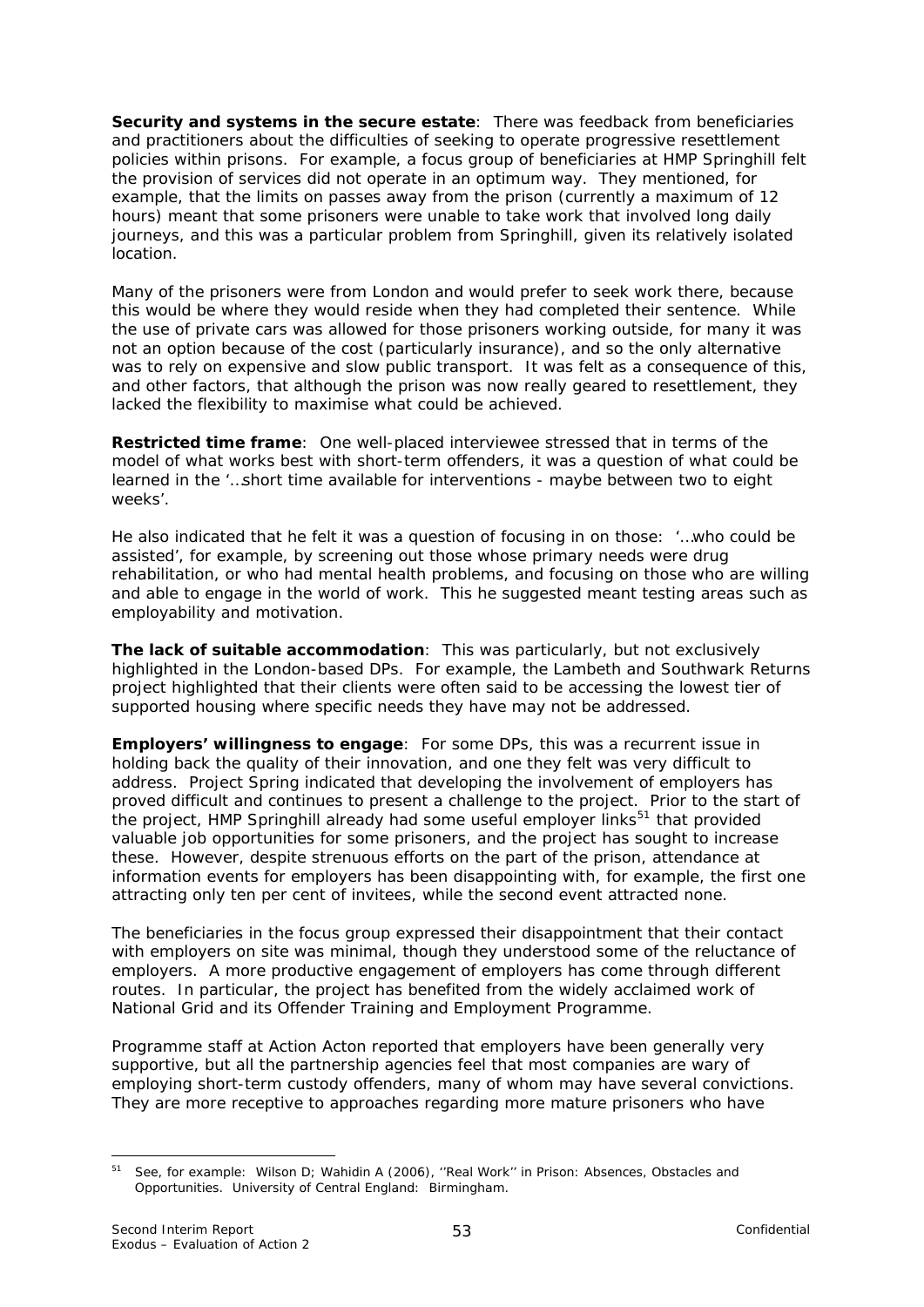**Security and systems in the secure estate**: There was feedback from beneficiaries and practitioners about the difficulties of seeking to operate progressive resettlement policies within prisons. For example, a focus group of beneficiaries at HMP Springhill felt the provision of services did not operate in an optimum way. They mentioned, for example, that the limits on passes away from the prison (currently a maximum of 12 hours) meant that some prisoners were unable to take work that involved long daily journeys, and this was a particular problem from Springhill, given its relatively isolated location.

Many of the prisoners were from London and would prefer to seek work there, because this would be where they would reside when they had completed their sentence. While the use of private cars was allowed for those prisoners working outside, for many it was not an option because of the cost (particularly insurance), and so the only alternative was to rely on expensive and slow public transport. It was felt as a consequence of this, and other factors, that although the prison was now really geared to resettlement, they lacked the flexibility to maximise what could be achieved.

**Restricted time frame**: One well-placed interviewee stressed that in terms of the model of what works best with short-term offenders, it was a question of what could be learned in the '…short time available for interventions - maybe between two to eight weeks'.

He also indicated that he felt it was a question of focusing in on those: '…who could be assisted', for example, by screening out those whose primary needs were drug rehabilitation, or who had mental health problems, and focusing on those who are willing and able to engage in the world of work. This he suggested meant testing areas such as employability and motivation.

**The lack of suitable accommodation**: This was particularly, but not exclusively highlighted in the London-based DPs. For example, the Lambeth and Southwark Returns project highlighted that their clients were often said to be accessing the lowest tier of supported housing where specific needs they have may not be addressed.

**Employers' willingness to engage**: For some DPs, this was a recurrent issue in holding back the quality of their innovation, and one they felt was very difficult to address. Project Spring indicated that developing the involvement of employers has proved difficult and continues to present a challenge to the project. Prior to the start of the project, HMP Springhill already had some useful employer links[51] that provided valuable job opportunities for some prisoners, and the project has sought to increase these. However, despite strenuous efforts on the part of the prison, attendance at information events for employers has been disappointing with, for example, the first one attracting only ten per cent of invitees, while the second event attracted none.

The beneficiaries in the focus group expressed their disappointment that their contact with employers on site was minimal, though they understood some of the reluctance of employers. A more productive engagement of employers has come through different routes. In particular, the project has benefited from the widely acclaimed work of National Grid and its Offender Training and Employment Programme.

Programme staff at Action Acton reported that employers have been generally very supportive, but all the partnership agencies feel that most companies are wary of employing short-term custody offenders, many of whom may have several convictions. They are more receptive to approaches regarding more mature prisoners who have

[51] See, for example: Wilson D; Wahidin A (2006), ''Real Work'' in Prison: Absences, Obstacles and Opportunities. University of Central England: Birmingham.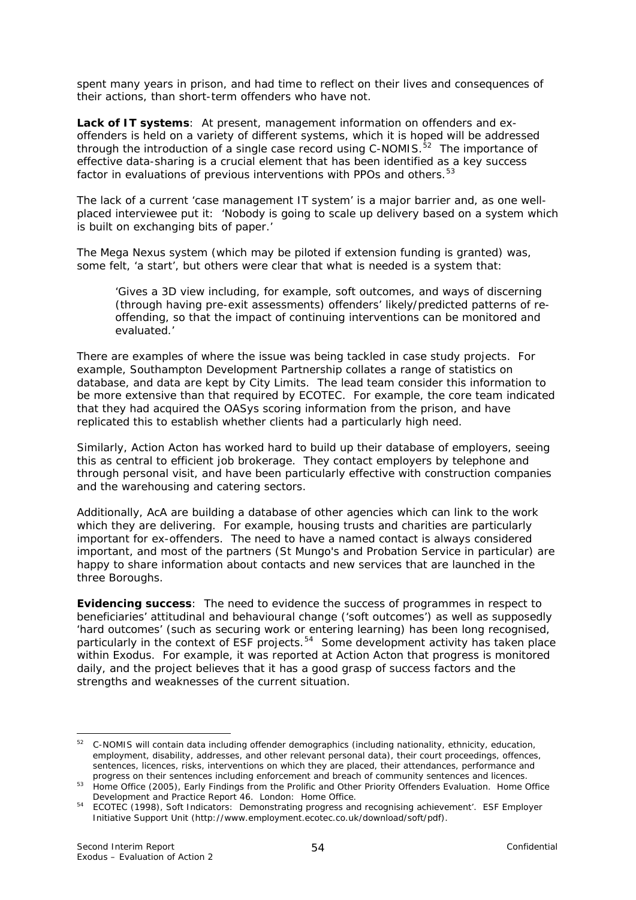spent many years in prison, and had time to reflect on their lives and consequences of their actions, than short-term offenders who have not.

**Lack of IT systems**: At present, management information on offenders and ex-offenders is held on a variety of different systems, which it is hoped will be addressed through the introduction of a single case record using C-NOMIS.[52] The importance of effective data-sharing is a crucial element that has been identified as a key success factor in evaluations of previous interventions with PPOs and others.[53]

The lack of a current 'case management IT system' is a major barrier and, as one well-placed interviewee put it: 'Nobody is going to scale up delivery based on a system which is built on exchanging bits of paper.'

The Mega Nexus system (which may be piloted if extension funding is granted) was, some felt, 'a start', but others were clear that what is needed is a system that:

> 'Gives a 3D view including, for example, soft outcomes, and ways of discerning (through having pre-exit assessments) offenders' likely/predicted patterns of re-offending, so that the impact of continuing interventions can be monitored and evaluated.'

There are examples of where the issue was being tackled in case study projects. For example, Southampton Development Partnership collates a range of statistics on database, and data are kept by City Limits. The lead team consider this information to be more extensive than that required by ECOTEC. For example, the core team indicated that they had acquired the OASys scoring information from the prison, and have replicated this to establish whether clients had a particularly high need.

Similarly, Action Acton has worked hard to build up their database of employers, seeing this as central to efficient job brokerage. They contact employers by telephone and through personal visit, and have been particularly effective with construction companies and the warehousing and catering sectors.

Additionally, AcA are building a database of other agencies which can link to the work which they are delivering. For example, housing trusts and charities are particularly important for ex-offenders. The need to have a named contact is always considered important, and most of the partners (St Mungo's and Probation Service in particular) are happy to share information about contacts and new services that are launched in the three Boroughs.

**Evidencing success**: The need to evidence the success of programmes in respect to beneficiaries' attitudinal and behavioural change ('soft outcomes') as well as supposedly 'hard outcomes' (such as securing work or entering learning) has been long recognised, particularly in the context of ESF projects.[54] Some development activity has taken place within Exodus. For example, it was reported at Action Acton that progress is monitored daily, and the project believes that it has a good grasp of success factors and the strengths and weaknesses of the current situation.

---

[52] C-NOMIS will contain data including offender demographics (including nationality, ethnicity, education, employment, disability, addresses, and other relevant personal data), their court proceedings, offences, sentences, licences, risks, interventions on which they are placed, their attendances, performance and progress on their sentences including enforcement and breach of community sentences and licences.

[53] Home Office (2005), Early Findings from the Prolific and Other Priority Offenders Evaluation. Home Office Development and Practice Report 46. London: Home Office.

[54] ECOTEC (1998), Soft Indicators: Demonstrating progress and recognising achievement'. ESF Employer Initiative Support Unit (http://www.employment.ecotec.co.uk/download/soft/pdf).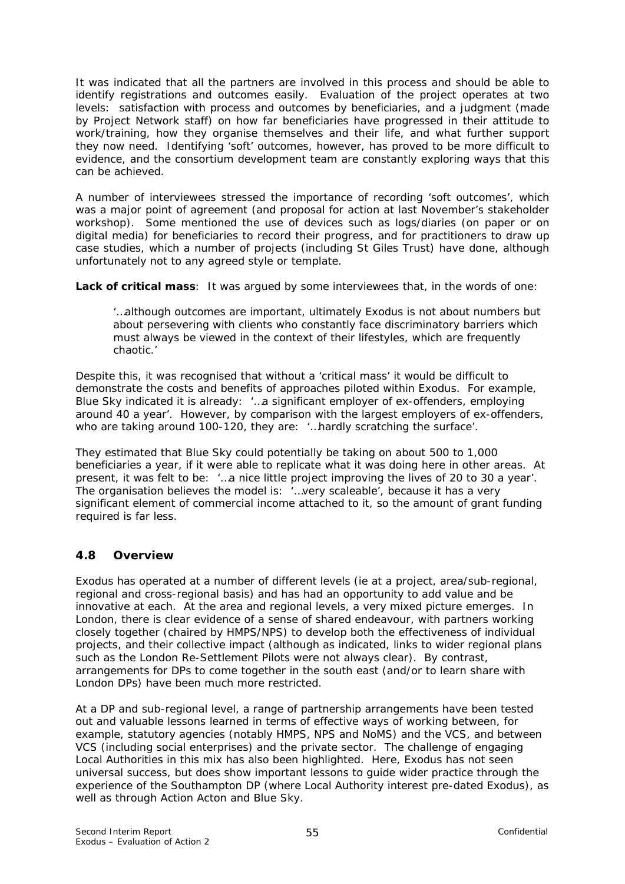It was indicated that all the partners are involved in this process and should be able to identify registrations and outcomes easily. Evaluation of the project operates at two levels: satisfaction with process and outcomes by beneficiaries, and a judgment (made by Project Network staff) on how far beneficiaries have progressed in their attitude to work/training, how they organise themselves and their life, and what further support they now need. Identifying 'soft' outcomes, however, has proved to be more difficult to evidence, and the consortium development team are constantly exploring ways that this can be achieved.

A number of interviewees stressed the importance of recording 'soft outcomes', which was a major point of agreement (and proposal for action at last November's stakeholder workshop). Some mentioned the use of devices such as logs/diaries (on paper or on digital media) for beneficiaries to record their progress, and for practitioners to draw up case studies, which a number of projects (including St Giles Trust) have done, although unfortunately not to any agreed style or template.

**Lack of critical mass**: It was argued by some interviewees that, in the words of one:

> '…although outcomes are important, ultimately Exodus is not about numbers but about persevering with clients who constantly face discriminatory barriers which must always be viewed in the context of their lifestyles, which are frequently chaotic.'

Despite this, it was recognised that without a 'critical mass' it would be difficult to demonstrate the costs and benefits of approaches piloted within Exodus. For example, Blue Sky indicated it is already: '…a significant employer of ex-offenders, employing around 40 a year'. However, by comparison with the largest employers of ex-offenders, who are taking around 100-120, they are: '…hardly scratching the surface'.

They estimated that Blue Sky could potentially be taking on about 500 to 1,000 beneficiaries a year, if it were able to replicate what it was doing here in other areas. At present, it was felt to be: '…a nice little project improving the lives of 20 to 30 a year'. The organisation believes the model is: '…very scaleable', because it has a very significant element of commercial income attached to it, so the amount of grant funding required is far less.

## 4.8 Overview

Exodus has operated at a number of different levels (ie at a project, area/sub-regional, regional and cross-regional basis) and has had an opportunity to add value and be innovative at each. At the area and regional levels, a very mixed picture emerges. In London, there is clear evidence of a sense of shared endeavour, with partners working closely together (chaired by HMPS/NPS) to develop both the effectiveness of individual projects, and their collective impact (although as indicated, links to wider regional plans such as the London Re-Settlement Pilots were not always clear). By contrast, arrangements for DPs to come together in the south east (and/or to learn share with London DPs) have been much more restricted.

At a DP and sub-regional level, a range of partnership arrangements have been tested out and valuable lessons learned in terms of effective ways of working between, for example, statutory agencies (notably HMPS, NPS and NoMS) and the VCS, and between VCS (including social enterprises) and the private sector. The challenge of engaging Local Authorities in this mix has also been highlighted. Here, Exodus has not seen universal success, but does show important lessons to guide wider practice through the experience of the Southampton DP (where Local Authority interest pre-dated Exodus), as well as through Action Acton and Blue Sky.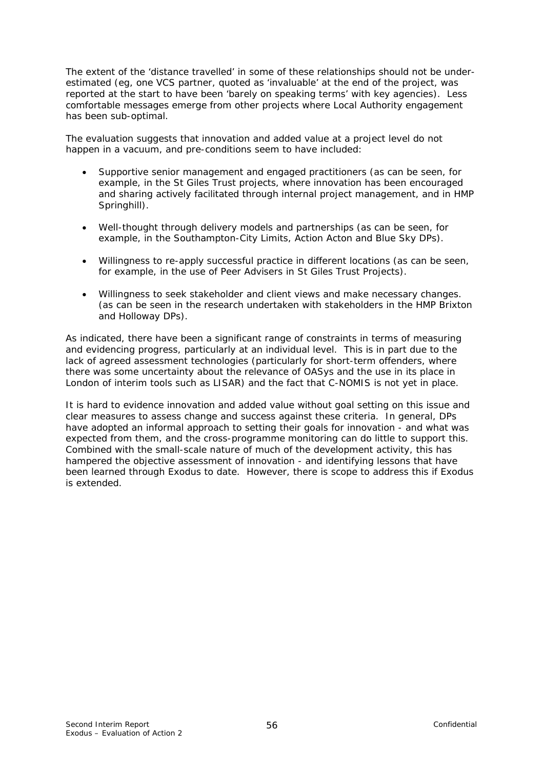The extent of the 'distance travelled' in some of these relationships should not be under-estimated (eg, one VCS partner, quoted as 'invaluable' at the end of the project, was reported at the start to have been 'barely on speaking terms' with key agencies). Less comfortable messages emerge from other projects where Local Authority engagement has been sub-optimal.

The evaluation suggests that innovation and added value at a project level do not happen in a vacuum, and pre-conditions seem to have included:

- Supportive senior management and engaged practitioners (as can be seen, for example, in the St Giles Trust projects, where innovation has been encouraged and sharing actively facilitated through internal project management, and in HMP Springhill).
- Well-thought through delivery models and partnerships (as can be seen, for example, in the Southampton-City Limits, Action Acton and Blue Sky DPs).
- Willingness to re-apply successful practice in different locations (as can be seen, for example, in the use of Peer Advisers in St Giles Trust Projects).
- Willingness to seek stakeholder and client views and make necessary changes. (as can be seen in the research undertaken with stakeholders in the HMP Brixton and Holloway DPs).

As indicated, there have been a significant range of constraints in terms of measuring and evidencing progress, particularly at an individual level. This is in part due to the lack of agreed assessment technologies (particularly for short-term offenders, where there was some uncertainty about the relevance of OASys and the use in its place in London of interim tools such as LISAR) and the fact that C-NOMIS is not yet in place.

It is hard to evidence innovation and added value without goal setting on this issue and clear measures to assess change and success against these criteria. In general, DPs have adopted an informal approach to setting their goals for innovation - and what was expected from them, and the cross-programme monitoring can do little to support this. Combined with the small-scale nature of much of the development activity, this has hampered the objective assessment of innovation - and identifying lessons that have been learned through Exodus to date. However, there is scope to address this if Exodus is extended.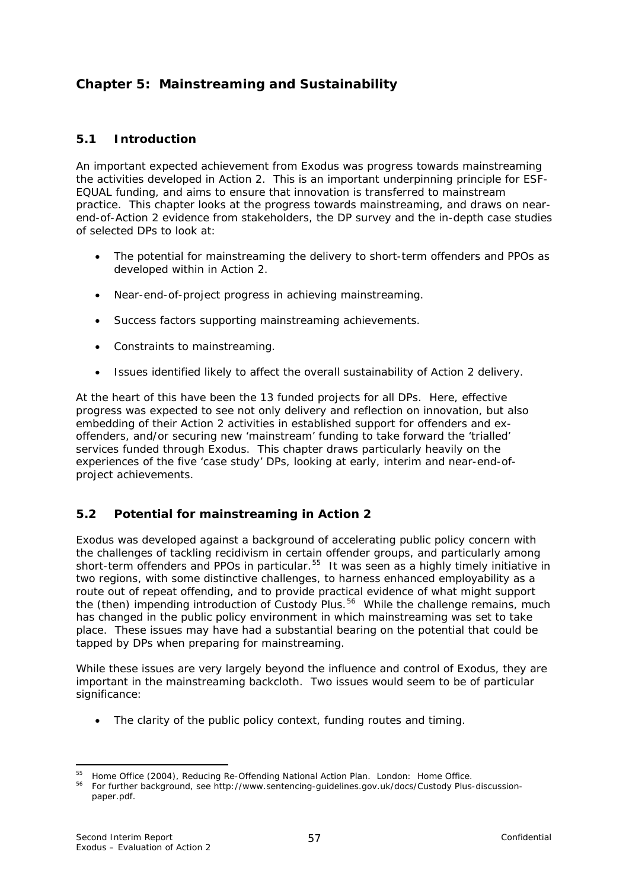# Chapter 5: Mainstreaming and Sustainability

## 5.1 Introduction

An important expected achievement from Exodus was progress towards mainstreaming the activities developed in Action 2. This is an important underpinning principle for ESF-EQUAL funding, and aims to ensure that innovation is transferred to mainstream practice. This chapter looks at the progress towards mainstreaming, and draws on near-end-of-Action 2 evidence from stakeholders, the DP survey and the in-depth case studies of selected DPs to look at:

- The potential for mainstreaming the delivery to short-term offenders and PPOs as developed within in Action 2.
- Near-end-of-project progress in achieving mainstreaming.
- Success factors supporting mainstreaming achievements.
- Constraints to mainstreaming.
- Issues identified likely to affect the overall sustainability of Action 2 delivery.

At the heart of this have been the 13 funded projects for all DPs. Here, effective progress was expected to see not only delivery and reflection on innovation, but also embedding of their Action 2 activities in established support for offenders and ex-offenders, and/or securing new 'mainstream' funding to take forward the 'trialled' services funded through Exodus. This chapter draws particularly heavily on the experiences of the five 'case study' DPs, looking at early, interim and near-end-of-project achievements.

## 5.2 Potential for mainstreaming in Action 2

Exodus was developed against a background of accelerating public policy concern with the challenges of tackling recidivism in certain offender groups, and particularly among short-term offenders and PPOs in particular.[55] It was seen as a highly timely initiative in two regions, with some distinctive challenges, to harness enhanced employability as a route out of repeat offending, and to provide practical evidence of what might support the (then) impending introduction of Custody Plus.[56] While the challenge remains, much has changed in the public policy environment in which mainstreaming was set to take place. These issues may have had a substantial bearing on the potential that could be tapped by DPs when preparing for mainstreaming.

While these issues are very largely beyond the influence and control of Exodus, they are important in the mainstreaming backcloth. Two issues would seem to be of particular significance:

- The clarity of the public policy context, funding routes and timing.

---

[55] Home Office (2004), Reducing Re-Offending National Action Plan. London: Home Office.

[56] For further background, see http://www.sentencing-guidelines.gov.uk/docs/Custody Plus-discussion-paper.pdf.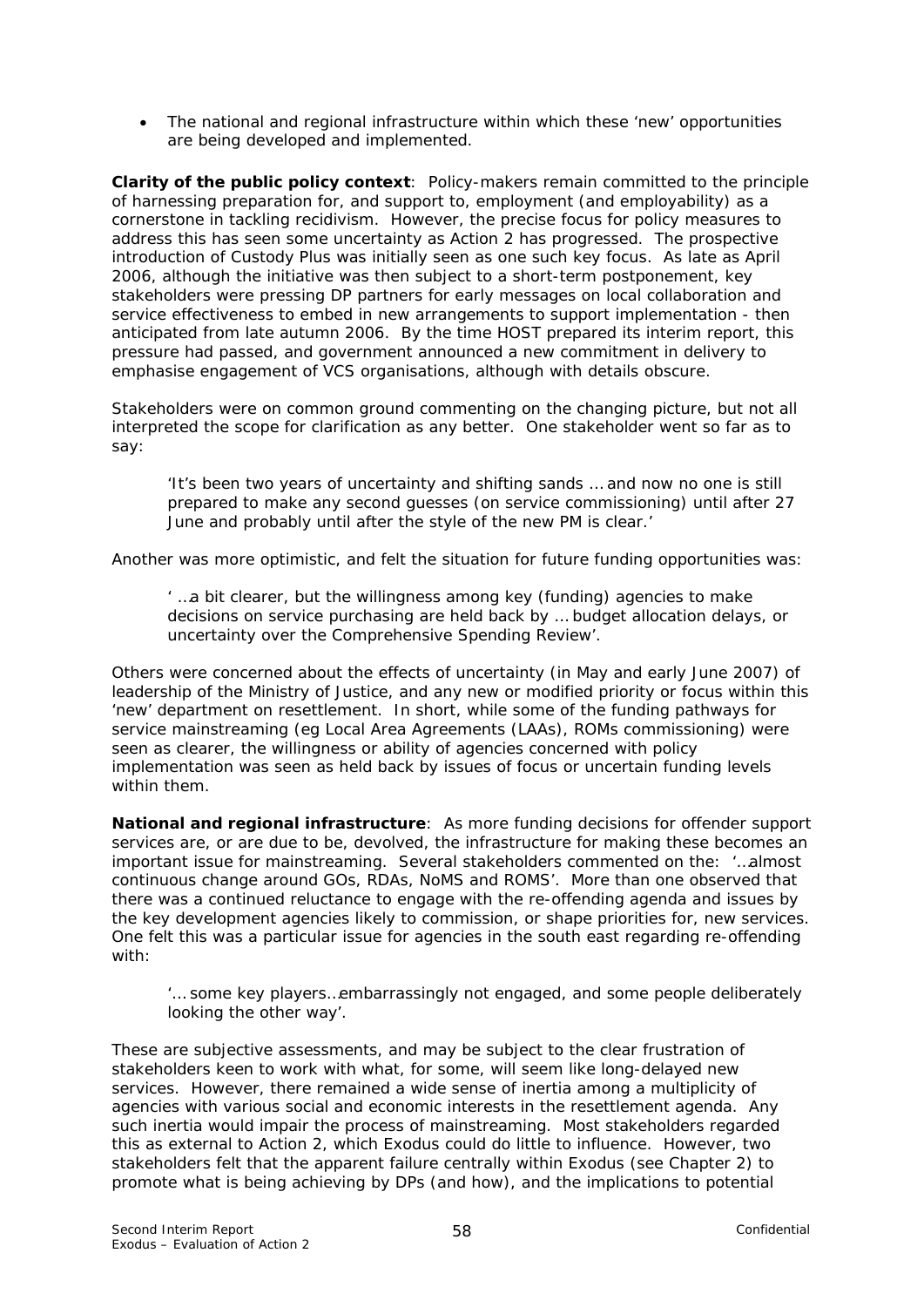- The national and regional infrastructure within which these 'new' opportunities are being developed and implemented.

**Clarity of the public policy context**: Policy-makers remain committed to the principle of harnessing preparation for, and support to, employment (and employability) as a cornerstone in tackling recidivism. However, the precise focus for policy measures to address this has seen some uncertainty as Action 2 has progressed. The prospective introduction of Custody Plus was initially seen as one such key focus. As late as April 2006, although the initiative was then subject to a short-term postponement, key stakeholders were pressing DP partners for early messages on local collaboration and service effectiveness to embed in new arrangements to support implementation - then anticipated from late autumn 2006. By the time HOST prepared its interim report, this pressure had passed, and government announced a new commitment in delivery to emphasise engagement of VCS organisations, although with details obscure.

Stakeholders were on common ground commenting on the changing picture, but not all interpreted the scope for clarification as any better. One stakeholder went so far as to say:

> 'It's been two years of uncertainty and shifting sands … and now no one is still prepared to make any second guesses (on service commissioning) until after 27 June and probably until after the style of the new PM is clear.'

Another was more optimistic, and felt the situation for future funding opportunities was:

> ' …a bit clearer, but the willingness among key (funding) agencies to make decisions on service purchasing are held back by … budget allocation delays, or uncertainty over the Comprehensive Spending Review'.

Others were concerned about the effects of uncertainty (in May and early June 2007) of leadership of the Ministry of Justice, and any new or modified priority or focus within this 'new' department on resettlement. In short, while some of the funding pathways for service mainstreaming (eg Local Area Agreements (LAAs), ROMs commissioning) were seen as clearer, the willingness or ability of agencies concerned with policy implementation was seen as held back by issues of focus or uncertain funding levels within them.

**National and regional infrastructure**: As more funding decisions for offender support services are, or are due to be, devolved, the infrastructure for making these becomes an important issue for mainstreaming. Several stakeholders commented on the: '…almost continuous change around GOs, RDAs, NoMS and ROMS'. More than one observed that there was a continued reluctance to engage with the re-offending agenda and issues by the key development agencies likely to commission, or shape priorities for, new services. One felt this was a particular issue for agencies in the south east regarding re-offending with:

> '… some key players…embarrassingly not engaged, and some people deliberately looking the other way'.

These are subjective assessments, and may be subject to the clear frustration of stakeholders keen to work with what, for some, will seem like long-delayed new services. However, there remained a wide sense of inertia among a multiplicity of agencies with various social and economic interests in the resettlement agenda. Any such inertia would impair the process of mainstreaming. Most stakeholders regarded this as external to Action 2, which Exodus could do little to influence. However, two stakeholders felt that the apparent failure centrally within Exodus (see Chapter 2) to promote what is being achieving by DPs (and how), and the implications to potential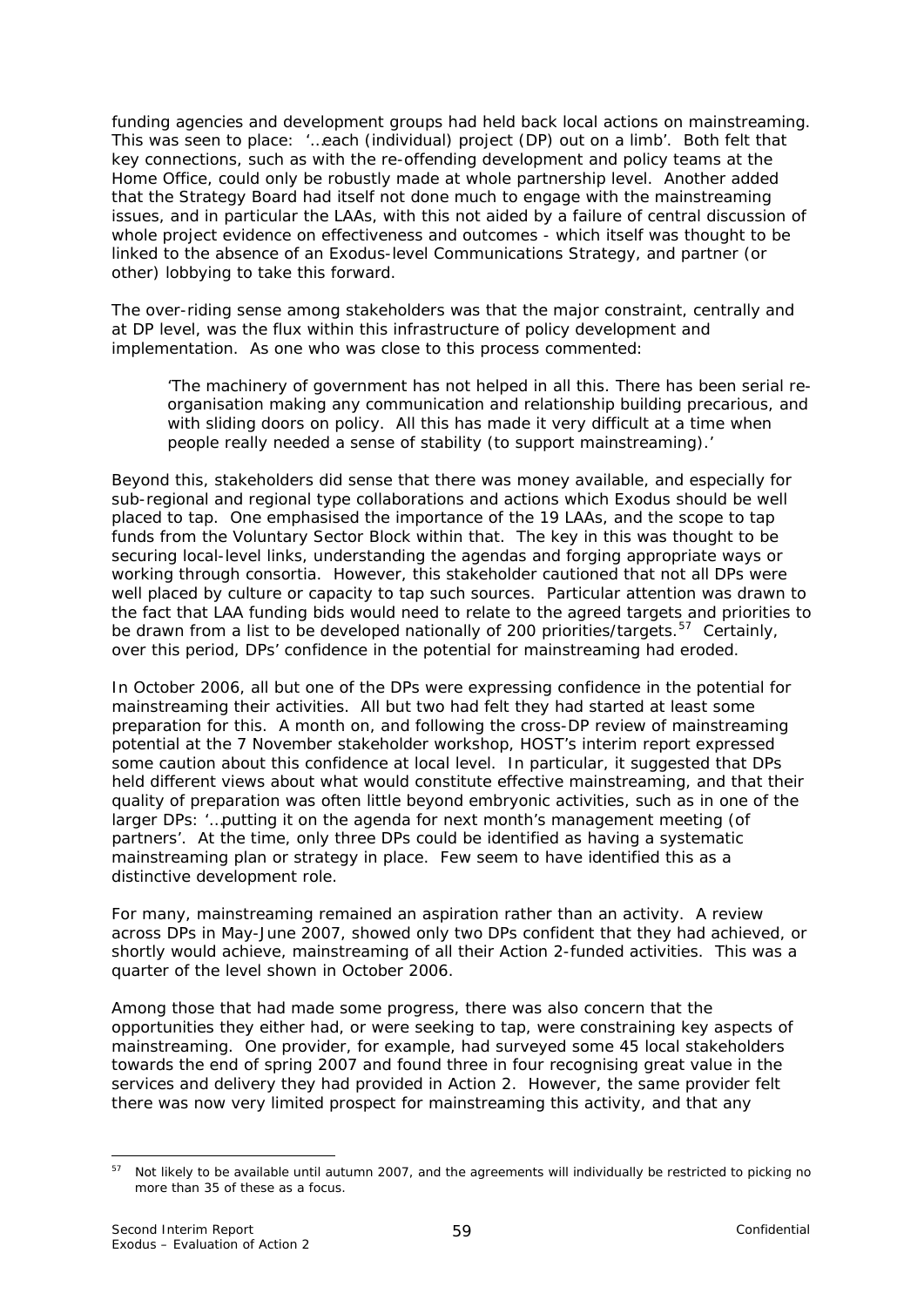funding agencies and development groups had held back local actions on mainstreaming. This was seen to place: '…each (individual) project (DP) out on a limb'. Both felt that key connections, such as with the re-offending development and policy teams at the Home Office, could only be robustly made at whole partnership level. Another added that the Strategy Board had itself not done much to engage with the mainstreaming issues, and in particular the LAAs, with this not aided by a failure of central discussion of whole project evidence on effectiveness and outcomes - which itself was thought to be linked to the absence of an Exodus-level Communications Strategy, and partner (or other) lobbying to take this forward.

The over-riding sense among stakeholders was that the major constraint, centrally and at DP level, was the flux within this infrastructure of policy development and implementation. As one who was close to this process commented:

> 'The machinery of government has not helped in all this. There has been serial re-organisation making any communication and relationship building precarious, and with sliding doors on policy. All this has made it very difficult at a time when people really needed a sense of stability (to support mainstreaming).'

Beyond this, stakeholders did sense that there was money available, and especially for sub-regional and regional type collaborations and actions which Exodus should be well placed to tap. One emphasised the importance of the 19 LAAs, and the scope to tap funds from the Voluntary Sector Block within that. The key in this was thought to be securing local-level links, understanding the agendas and forging appropriate ways or working through consortia. However, this stakeholder cautioned that not all DPs were well placed by culture or capacity to tap such sources. Particular attention was drawn to the fact that LAA funding bids would need to relate to the agreed targets and priorities to be drawn from a list to be developed nationally of 200 priorities/targets.[57] Certainly, over this period, DPs' confidence in the potential for mainstreaming had eroded.

In October 2006, all but one of the DPs were expressing confidence in the potential for mainstreaming their activities. All but two had felt they had started at least some preparation for this. A month on, and following the cross-DP review of mainstreaming potential at the 7 November stakeholder workshop, HOST's interim report expressed some caution about this confidence at local level. In particular, it suggested that DPs held different views about what would constitute effective mainstreaming, and that their quality of preparation was often little beyond embryonic activities, such as in one of the larger DPs: '…putting it on the agenda for next month's management meeting (of partners'. At the time, only three DPs could be identified as having a systematic mainstreaming plan or strategy in place. Few seem to have identified this as a distinctive development role.

For many, mainstreaming remained an aspiration rather than an activity. A review across DPs in May-June 2007, showed only two DPs confident that they had achieved, or shortly would achieve, mainstreaming of all their Action 2-funded activities. This was a quarter of the level shown in October 2006.

Among those that had made some progress, there was also concern that the opportunities they either had, or were seeking to tap, were constraining key aspects of mainstreaming. One provider, for example, had surveyed some 45 local stakeholders towards the end of spring 2007 and found three in four recognising great value in the services and delivery they had provided in Action 2. However, the same provider felt there was now very limited prospect for mainstreaming this activity, and that any

---

[57] Not likely to be available until autumn 2007, and the agreements will individually be restricted to picking no more than 35 of these as a focus.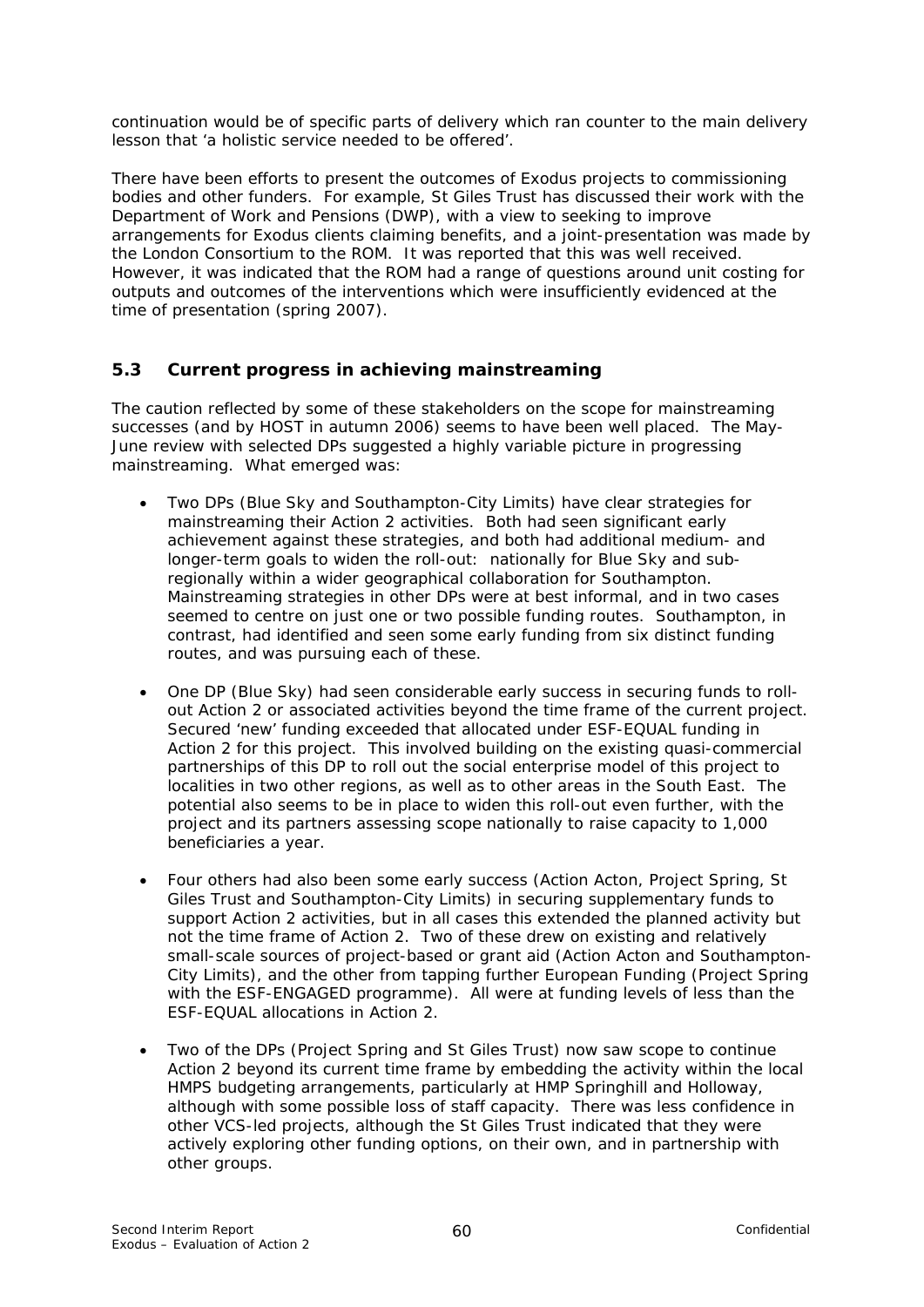continuation would be of specific parts of delivery which ran counter to the main delivery lesson that 'a holistic service needed to be offered'.

There have been efforts to present the outcomes of Exodus projects to commissioning bodies and other funders. For example, St Giles Trust has discussed their work with the Department of Work and Pensions (DWP), with a view to seeking to improve arrangements for Exodus clients claiming benefits, and a joint-presentation was made by the London Consortium to the ROM. It was reported that this was well received. However, it was indicated that the ROM had a range of questions around unit costing for outputs and outcomes of the interventions which were insufficiently evidenced at the time of presentation (spring 2007).

## 5.3 Current progress in achieving mainstreaming

The caution reflected by some of these stakeholders on the scope for mainstreaming successes (and by HOST in autumn 2006) seems to have been well placed. The May-June review with selected DPs suggested a highly variable picture in progressing mainstreaming. What emerged was:

- Two DPs (Blue Sky and Southampton-City Limits) have clear strategies for mainstreaming their Action 2 activities. Both had seen significant early achievement against these strategies, and both had additional medium- and longer-term goals to widen the roll-out: nationally for Blue Sky and sub-regionally within a wider geographical collaboration for Southampton. Mainstreaming strategies in other DPs were at best informal, and in two cases seemed to centre on just one or two possible funding routes. Southampton, in contrast, had identified and seen some early funding from six distinct funding routes, and was pursuing each of these.

- One DP (Blue Sky) had seen considerable early success in securing funds to roll-out Action 2 or associated activities beyond the time frame of the current project. Secured 'new' funding exceeded that allocated under ESF-EQUAL funding in Action 2 for this project. This involved building on the existing quasi-commercial partnerships of this DP to roll out the social enterprise model of this project to localities in two other regions, as well as to other areas in the South East. The potential also seems to be in place to widen this roll-out even further, with the project and its partners assessing scope nationally to raise capacity to 1,000 beneficiaries a year.

- Four others had also been some early success (Action Acton, Project Spring, St Giles Trust and Southampton-City Limits) in securing supplementary funds to support Action 2 activities, but in all cases this extended the planned activity but not the time frame of Action 2. Two of these drew on existing and relatively small-scale sources of project-based or grant aid (Action Acton and Southampton-City Limits), and the other from tapping further European Funding (Project Spring with the ESF-ENGAGED programme). All were at funding levels of less than the ESF-EQUAL allocations in Action 2.

- Two of the DPs (Project Spring and St Giles Trust) now saw scope to continue Action 2 beyond its current time frame by embedding the activity within the local HMPS budgeting arrangements, particularly at HMP Springhill and Holloway, although with some possible loss of staff capacity. There was less confidence in other VCS-led projects, although the St Giles Trust indicated that they were actively exploring other funding options, on their own, and in partnership with other groups.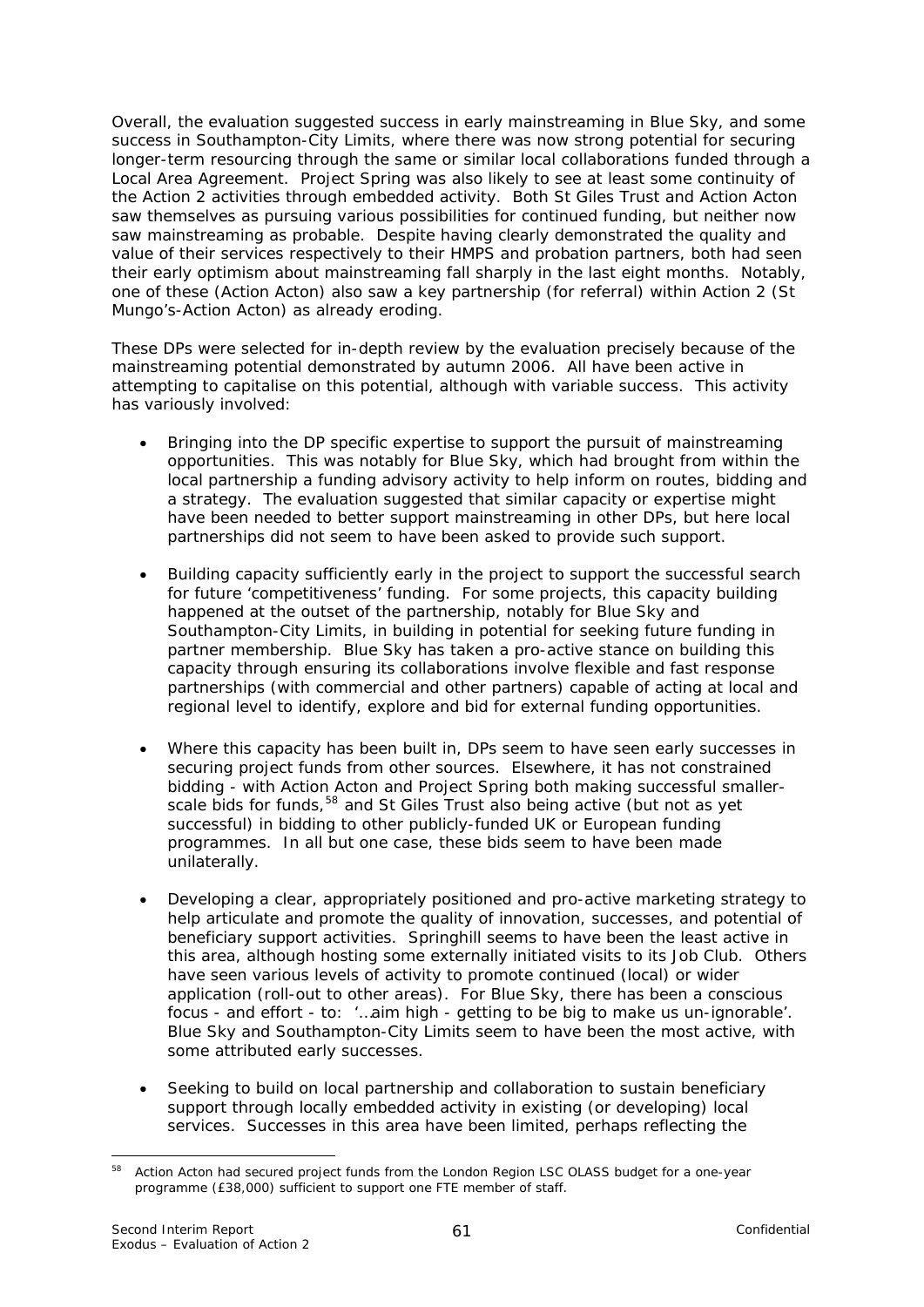Overall, the evaluation suggested success in early mainstreaming in Blue Sky, and some success in Southampton-City Limits, where there was now strong potential for securing longer-term resourcing through the same or similar local collaborations funded through a Local Area Agreement. Project Spring was also likely to see at least some continuity of the Action 2 activities through embedded activity. Both St Giles Trust and Action Acton saw themselves as pursuing various possibilities for continued funding, but neither now saw mainstreaming as probable. Despite having clearly demonstrated the quality and value of their services respectively to their HMPS and probation partners, both had seen their early optimism about mainstreaming fall sharply in the last eight months. Notably, one of these (Action Acton) also saw a key partnership (for referral) within Action 2 (St Mungo's-Action Acton) as already eroding.

These DPs were selected for in-depth review by the evaluation precisely because of the mainstreaming potential demonstrated by autumn 2006. All have been active in attempting to capitalise on this potential, although with variable success. This activity has variously involved:

- Bringing into the DP specific expertise to support the pursuit of mainstreaming opportunities. This was notably for Blue Sky, which had brought from within the local partnership a funding advisory activity to help inform on routes, bidding and a strategy. The evaluation suggested that similar capacity or expertise might have been needed to better support mainstreaming in other DPs, but here local partnerships did not seem to have been asked to provide such support.

- Building capacity sufficiently early in the project to support the successful search for future 'competitiveness' funding. For some projects, this capacity building happened at the outset of the partnership, notably for Blue Sky and Southampton-City Limits, in building in potential for seeking future funding in partner membership. Blue Sky has taken a pro-active stance on building this capacity through ensuring its collaborations involve flexible and fast response partnerships (with commercial and other partners) capable of acting at local and regional level to identify, explore and bid for external funding opportunities.

- Where this capacity has been built in, DPs seem to have seen early successes in securing project funds from other sources. Elsewhere, it has not constrained bidding - with Action Acton and Project Spring both making successful smaller-scale bids for funds,[58] and St Giles Trust also being active (but not as yet successful) in bidding to other publicly-funded UK or European funding programmes. In all but one case, these bids seem to have been made unilaterally.

- Developing a clear, appropriately positioned and pro-active marketing strategy to help articulate and promote the quality of innovation, successes, and potential of beneficiary support activities. Springhill seems to have been the least active in this area, although hosting some externally initiated visits to its Job Club. Others have seen various levels of activity to promote continued (local) or wider application (roll-out to other areas). For Blue Sky, there has been a conscious focus - and effort - to: '…aim high - getting to be big to make us un-ignorable'. Blue Sky and Southampton-City Limits seem to have been the most active, with some attributed early successes.

- Seeking to build on local partnership and collaboration to sustain beneficiary support through locally embedded activity in existing (or developing) local services. Successes in this area have been limited, perhaps reflecting the

---

[58] Action Acton had secured project funds from the London Region LSC OLASS budget for a one-year programme (£38,000) sufficient to support one FTE member of staff.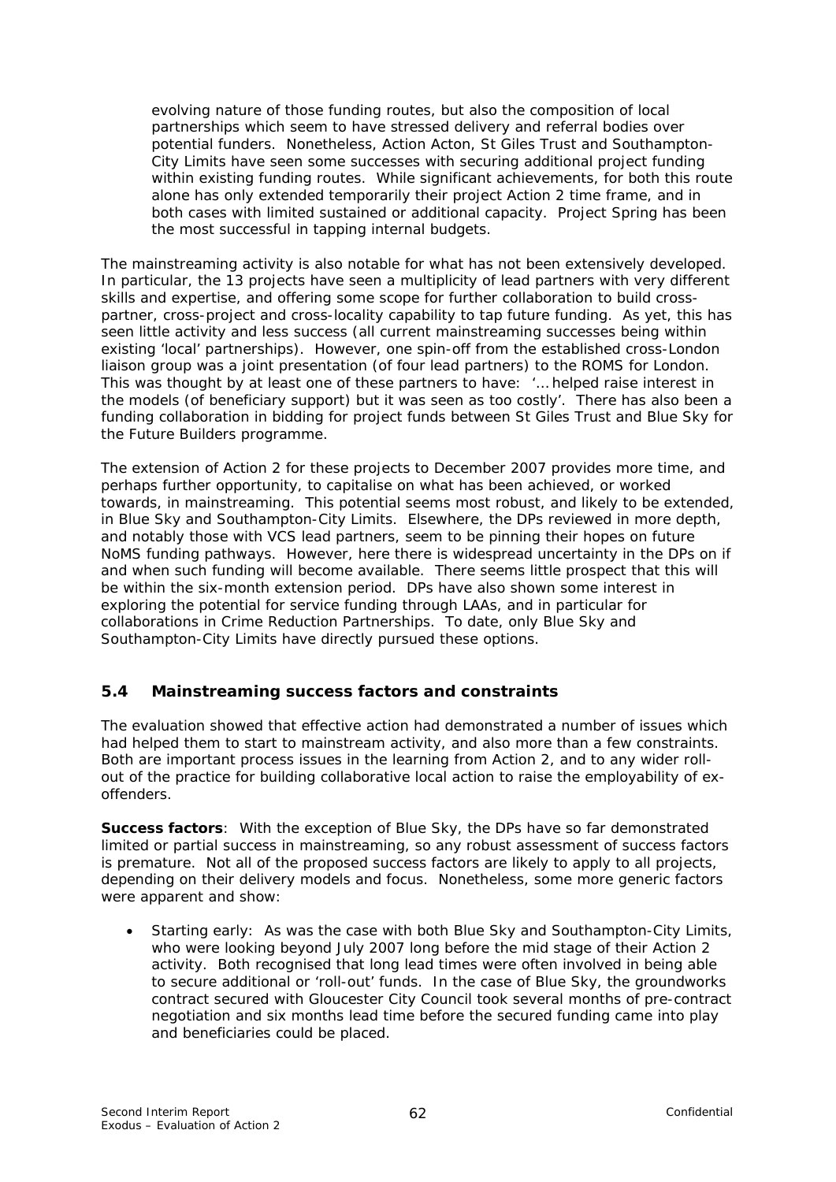evolving nature of those funding routes, but also the composition of local partnerships which seem to have stressed delivery and referral bodies over potential funders. Nonetheless, Action Acton, St Giles Trust and Southampton-City Limits have seen some successes with securing additional project funding within existing funding routes. While significant achievements, for both this route alone has only extended temporarily their project Action 2 time frame, and in both cases with limited sustained or additional capacity. Project Spring has been the most successful in tapping internal budgets.

The mainstreaming activity is also notable for what has not been extensively developed. In particular, the 13 projects have seen a multiplicity of lead partners with very different skills and expertise, and offering some scope for further collaboration to build cross-partner, cross-project and cross-locality capability to tap future funding. As yet, this has seen little activity and less success (all current mainstreaming successes being within existing 'local' partnerships). However, one spin-off from the established cross-London liaison group was a joint presentation (of four lead partners) to the ROMS for London. This was thought by at least one of these partners to have: '… helped raise interest in the models (of beneficiary support) but it was seen as too costly'. There has also been a funding collaboration in bidding for project funds between St Giles Trust and Blue Sky for the Future Builders programme.

The extension of Action 2 for these projects to December 2007 provides more time, and perhaps further opportunity, to capitalise on what has been achieved, or worked towards, in mainstreaming. This potential seems most robust, and likely to be extended, in Blue Sky and Southampton-City Limits. Elsewhere, the DPs reviewed in more depth, and notably those with VCS lead partners, seem to be pinning their hopes on future NoMS funding pathways. However, here there is widespread uncertainty in the DPs on if and when such funding will become available. There seems little prospect that this will be within the six-month extension period. DPs have also shown some interest in exploring the potential for service funding through LAAs, and in particular for collaborations in Crime Reduction Partnerships. To date, only Blue Sky and Southampton-City Limits have directly pursued these options.

## 5.4 Mainstreaming success factors and constraints

The evaluation showed that effective action had demonstrated a number of issues which had helped them to start to mainstream activity, and also more than a few constraints. Both are important process issues in the learning from Action 2, and to any wider roll-out of the practice for building collaborative local action to raise the employability of ex-offenders.

**Success factors**: With the exception of Blue Sky, the DPs have so far demonstrated limited or partial success in mainstreaming, so any robust assessment of success factors is premature. Not all of the proposed success factors are likely to apply to all projects, depending on their delivery models and focus. Nonetheless, some more generic factors were apparent and show:

- Starting early: As was the case with both Blue Sky and Southampton-City Limits, who were looking beyond July 2007 long before the mid stage of their Action 2 activity. Both recognised that long lead times were often involved in being able to secure additional or 'roll-out' funds. In the case of Blue Sky, the groundworks contract secured with Gloucester City Council took several months of pre-contract negotiation and six months lead time before the secured funding came into play and beneficiaries could be placed.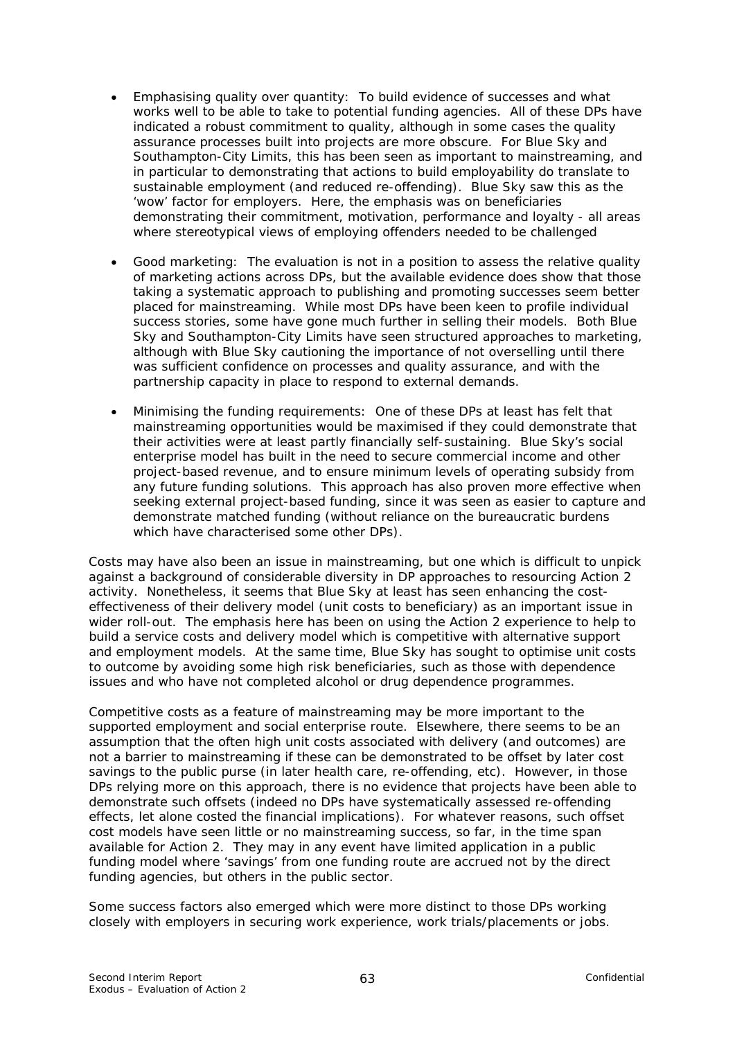- Emphasising quality over quantity: To build evidence of successes and what works well to be able to take to potential funding agencies. All of these DPs have indicated a robust commitment to quality, although in some cases the quality assurance processes built into projects are more obscure. For Blue Sky and Southampton-City Limits, this has been seen as important to mainstreaming, and in particular to demonstrating that actions to build employability do translate to sustainable employment (and reduced re-offending). Blue Sky saw this as the 'wow' factor for employers. Here, the emphasis was on beneficiaries demonstrating their commitment, motivation, performance and loyalty - all areas where stereotypical views of employing offenders needed to be challenged

- Good marketing: The evaluation is not in a position to assess the relative quality of marketing actions across DPs, but the available evidence does show that those taking a systematic approach to publishing and promoting successes seem better placed for mainstreaming. While most DPs have been keen to profile individual success stories, some have gone much further in selling their models. Both Blue Sky and Southampton-City Limits have seen structured approaches to marketing, although with Blue Sky cautioning the importance of not overselling until there was sufficient confidence on processes and quality assurance, and with the partnership capacity in place to respond to external demands.

- Minimising the funding requirements: One of these DPs at least has felt that mainstreaming opportunities would be maximised if they could demonstrate that their activities were at least partly financially self-sustaining. Blue Sky's social enterprise model has built in the need to secure commercial income and other project-based revenue, and to ensure minimum levels of operating subsidy from any future funding solutions. This approach has also proven more effective when seeking external project-based funding, since it was seen as easier to capture and demonstrate matched funding (without reliance on the bureaucratic burdens which have characterised some other DPs).

Costs may have also been an issue in mainstreaming, but one which is difficult to unpick against a background of considerable diversity in DP approaches to resourcing Action 2 activity. Nonetheless, it seems that Blue Sky at least has seen enhancing the cost-effectiveness of their delivery model (unit costs to beneficiary) as an important issue in wider roll-out. The emphasis here has been on using the Action 2 experience to help to build a service costs and delivery model which is competitive with alternative support and employment models. At the same time, Blue Sky has sought to optimise unit costs to outcome by avoiding some high risk beneficiaries, such as those with dependence issues and who have not completed alcohol or drug dependence programmes.

Competitive costs as a feature of mainstreaming may be more important to the supported employment and social enterprise route. Elsewhere, there seems to be an assumption that the often high unit costs associated with delivery (and outcomes) are not a barrier to mainstreaming if these can be demonstrated to be offset by later cost savings to the public purse (in later health care, re-offending, etc). However, in those DPs relying more on this approach, there is no evidence that projects have been able to demonstrate such offsets (indeed no DPs have systematically assessed re-offending effects, let alone costed the financial implications). For whatever reasons, such offset cost models have seen little or no mainstreaming success, so far, in the time span available for Action 2. They may in any event have limited application in a public funding model where 'savings' from one funding route are accrued not by the direct funding agencies, but others in the public sector.

Some success factors also emerged which were more distinct to those DPs working closely with employers in securing work experience, work trials/placements or jobs.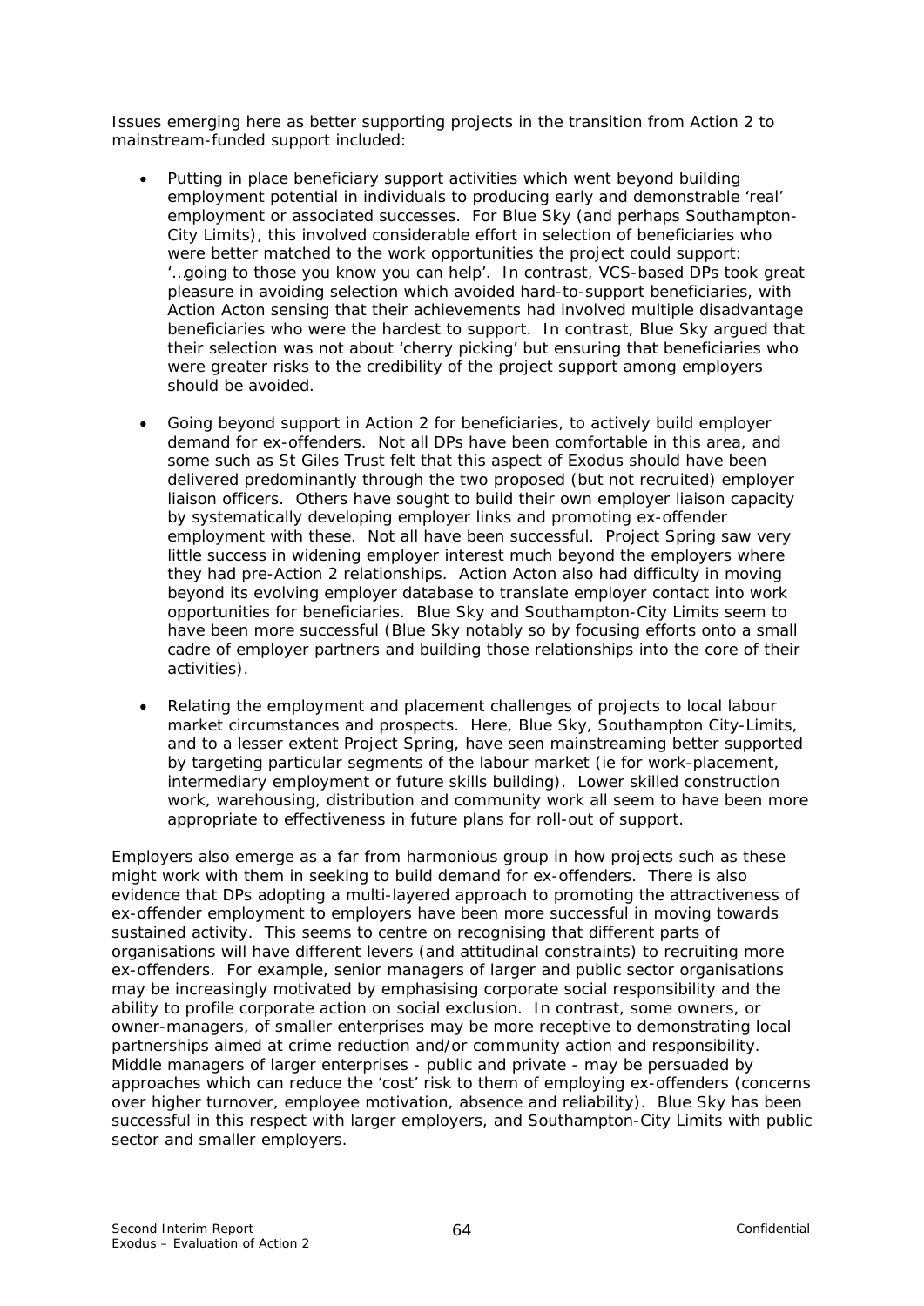Issues emerging here as better supporting projects in the transition from Action 2 to mainstream-funded support included:

- Putting in place beneficiary support activities which went beyond building employment potential in individuals to producing early and demonstrable 'real' employment or associated successes. For Blue Sky (and perhaps Southampton-City Limits), this involved considerable effort in selection of beneficiaries who were better matched to the work opportunities the project could support: '…going to those you know you can help'. In contrast, VCS-based DPs took great pleasure in avoiding selection which avoided hard-to-support beneficiaries, with Action Acton sensing that their achievements had involved multiple disadvantage beneficiaries who were the hardest to support. In contrast, Blue Sky argued that their selection was not about 'cherry picking' but ensuring that beneficiaries who were greater risks to the credibility of the project support among employers should be avoided.

- Going beyond support in Action 2 for beneficiaries, to actively build employer demand for ex-offenders. Not all DPs have been comfortable in this area, and some such as St Giles Trust felt that this aspect of Exodus should have been delivered predominantly through the two proposed (but not recruited) employer liaison officers. Others have sought to build their own employer liaison capacity by systematically developing employer links and promoting ex-offender employment with these. Not all have been successful. Project Spring saw very little success in widening employer interest much beyond the employers where they had pre-Action 2 relationships. Action Acton also had difficulty in moving beyond its evolving employer database to translate employer contact into work opportunities for beneficiaries. Blue Sky and Southampton-City Limits seem to have been more successful (Blue Sky notably so by focusing efforts onto a small cadre of employer partners and building those relationships into the core of their activities).

- Relating the employment and placement challenges of projects to local labour market circumstances and prospects. Here, Blue Sky, Southampton City-Limits, and to a lesser extent Project Spring, have seen mainstreaming better supported by targeting particular segments of the labour market (ie for work-placement, intermediary employment or future skills building). Lower skilled construction work, warehousing, distribution and community work all seem to have been more appropriate to effectiveness in future plans for roll-out of support.

Employers also emerge as a far from harmonious group in how projects such as these might work with them in seeking to build demand for ex-offenders. There is also evidence that DPs adopting a multi-layered approach to promoting the attractiveness of ex-offender employment to employers have been more successful in moving towards sustained activity. This seems to centre on recognising that different parts of organisations will have different levers (and attitudinal constraints) to recruiting more ex-offenders. For example, senior managers of larger and public sector organisations may be increasingly motivated by emphasising corporate social responsibility and the ability to profile corporate action on social exclusion. In contrast, some owners, or owner-managers, of smaller enterprises may be more receptive to demonstrating local partnerships aimed at crime reduction and/or community action and responsibility. Middle managers of larger enterprises - public and private - may be persuaded by approaches which can reduce the 'cost' risk to them of employing ex-offenders (concerns over higher turnover, employee motivation, absence and reliability). Blue Sky has been successful in this respect with larger employers, and Southampton-City Limits with public sector and smaller employers.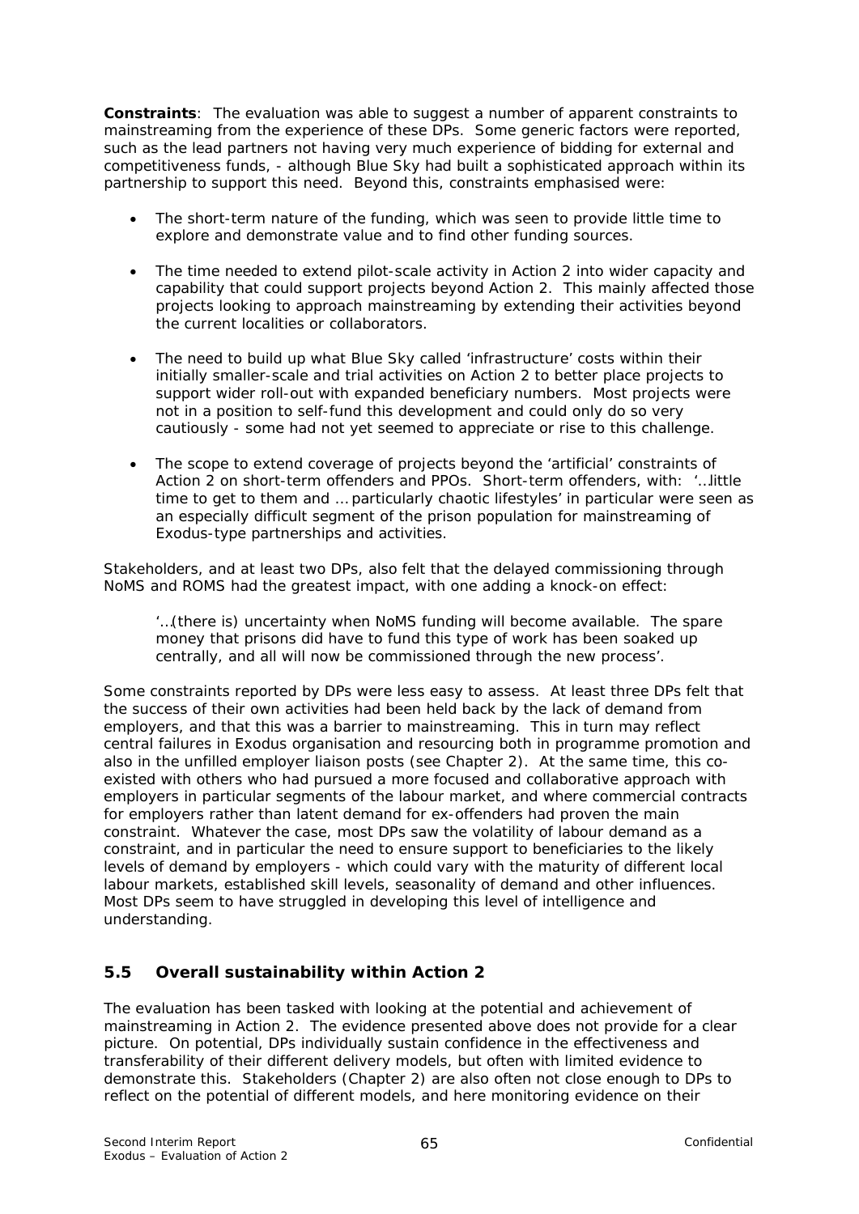**Constraints**: The evaluation was able to suggest a number of apparent constraints to mainstreaming from the experience of these DPs. Some generic factors were reported, such as the lead partners not having very much experience of bidding for external and competitiveness funds, - although Blue Sky had built a sophisticated approach within its partnership to support this need. Beyond this, constraints emphasised were:

- The short-term nature of the funding, which was seen to provide little time to explore and demonstrate value and to find other funding sources.
- The time needed to extend pilot-scale activity in Action 2 into wider capacity and capability that could support projects beyond Action 2. This mainly affected those projects looking to approach mainstreaming by extending their activities beyond the current localities or collaborators.
- The need to build up what Blue Sky called 'infrastructure' costs within their initially smaller-scale and trial activities on Action 2 to better place projects to support wider roll-out with expanded beneficiary numbers. Most projects were not in a position to self-fund this development and could only do so very cautiously - some had not yet seemed to appreciate or rise to this challenge.
- The scope to extend coverage of projects beyond the 'artificial' constraints of Action 2 on short-term offenders and PPOs. Short-term offenders, with: '…little time to get to them and … particularly chaotic lifestyles' in particular were seen as an especially difficult segment of the prison population for mainstreaming of Exodus-type partnerships and activities.

Stakeholders, and at least two DPs, also felt that the delayed commissioning through NoMS and ROMS had the greatest impact, with one adding a knock-on effect:

> '…(there is) uncertainty when NoMS funding will become available. The spare money that prisons did have to fund this type of work has been soaked up centrally, and all will now be commissioned through the new process'.

Some constraints reported by DPs were less easy to assess. At least three DPs felt that the success of their own activities had been held back by the lack of demand from employers, and that this was a barrier to mainstreaming. This in turn may reflect central failures in Exodus organisation and resourcing both in programme promotion and also in the unfilled employer liaison posts (see Chapter 2). At the same time, this co-existed with others who had pursued a more focused and collaborative approach with employers in particular segments of the labour market, and where commercial contracts for employers rather than latent demand for ex-offenders had proven the main constraint. Whatever the case, most DPs saw the volatility of labour demand as a constraint, and in particular the need to ensure support to beneficiaries to the likely levels of demand by employers - which could vary with the maturity of different local labour markets, established skill levels, seasonality of demand and other influences. Most DPs seem to have struggled in developing this level of intelligence and understanding.

## 5.5 Overall sustainability within Action 2

The evaluation has been tasked with looking at the potential and achievement of mainstreaming in Action 2. The evidence presented above does not provide for a clear picture. On potential, DPs individually sustain confidence in the effectiveness and transferability of their different delivery models, but often with limited evidence to demonstrate this. Stakeholders (Chapter 2) are also often not close enough to DPs to reflect on the potential of different models, and here monitoring evidence on their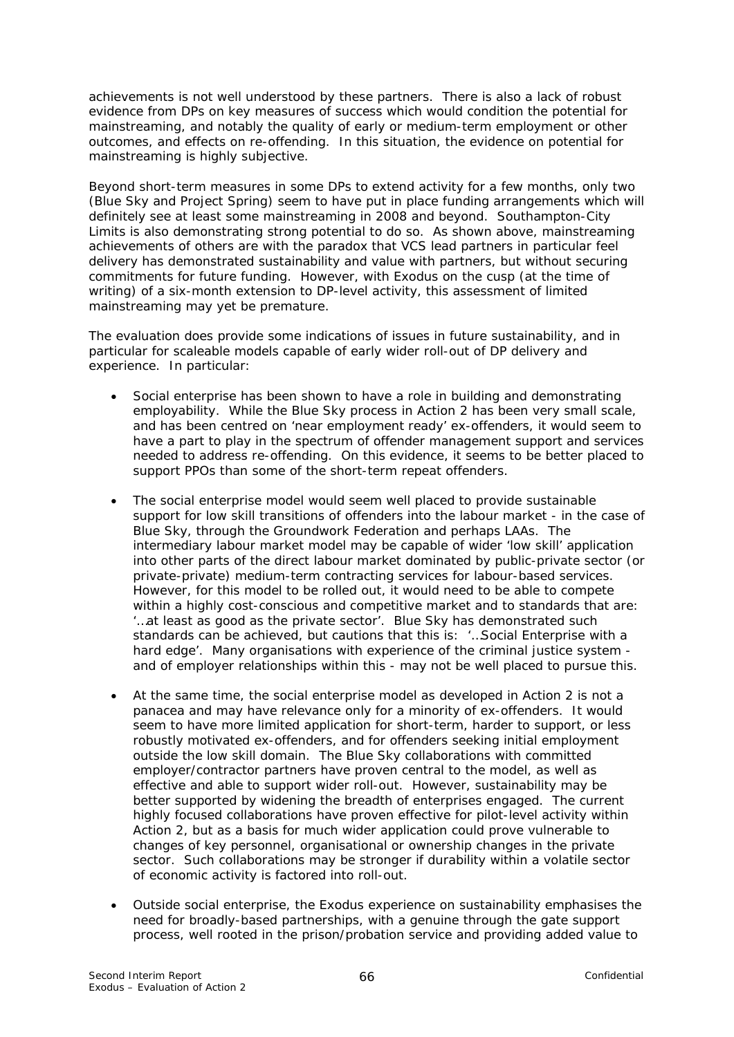achievements is not well understood by these partners. There is also a lack of robust evidence from DPs on key measures of success which would condition the potential for mainstreaming, and notably the quality of early or medium-term employment or other outcomes, and effects on re-offending. In this situation, the evidence on potential for mainstreaming is highly subjective.

Beyond short-term measures in some DPs to extend activity for a few months, only two (Blue Sky and Project Spring) seem to have put in place funding arrangements which will definitely see at least some mainstreaming in 2008 and beyond. Southampton-City Limits is also demonstrating strong potential to do so. As shown above, mainstreaming achievements of others are with the paradox that VCS lead partners in particular feel delivery has demonstrated sustainability and value with partners, but without securing commitments for future funding. However, with Exodus on the cusp (at the time of writing) of a six-month extension to DP-level activity, this assessment of limited mainstreaming may yet be premature.

The evaluation does provide some indications of issues in future sustainability, and in particular for scaleable models capable of early wider roll-out of DP delivery and experience. In particular:

- Social enterprise has been shown to have a role in building and demonstrating employability. While the Blue Sky process in Action 2 has been very small scale, and has been centred on 'near employment ready' ex-offenders, it would seem to have a part to play in the spectrum of offender management support and services needed to address re-offending. On this evidence, it seems to be better placed to support PPOs than some of the short-term repeat offenders.

- The social enterprise model would seem well placed to provide sustainable support for low skill transitions of offenders into the labour market - in the case of Blue Sky, through the Groundwork Federation and perhaps LAAs. The intermediary labour market model may be capable of wider 'low skill' application into other parts of the direct labour market dominated by public-private sector (or private-private) medium-term contracting services for labour-based services. However, for this model to be rolled out, it would need to be able to compete within a highly cost-conscious and competitive market and to standards that are: '…at least as good as the private sector'. Blue Sky has demonstrated such standards can be achieved, but cautions that this is: '…Social Enterprise with a hard edge'. Many organisations with experience of the criminal justice system - and of employer relationships within this - may not be well placed to pursue this.

- At the same time, the social enterprise model as developed in Action 2 is not a panacea and may have relevance only for a minority of ex-offenders. It would seem to have more limited application for short-term, harder to support, or less robustly motivated ex-offenders, and for offenders seeking initial employment outside the low skill domain. The Blue Sky collaborations with committed employer/contractor partners have proven central to the model, as well as effective and able to support wider roll-out. However, sustainability may be better supported by widening the breadth of enterprises engaged. The current highly focused collaborations have proven effective for pilot-level activity within Action 2, but as a basis for much wider application could prove vulnerable to changes of key personnel, organisational or ownership changes in the private sector. Such collaborations may be stronger if durability within a volatile sector of economic activity is factored into roll-out.

- Outside social enterprise, the Exodus experience on sustainability emphasises the need for broadly-based partnerships, with a genuine through the gate support process, well rooted in the prison/probation service and providing added value to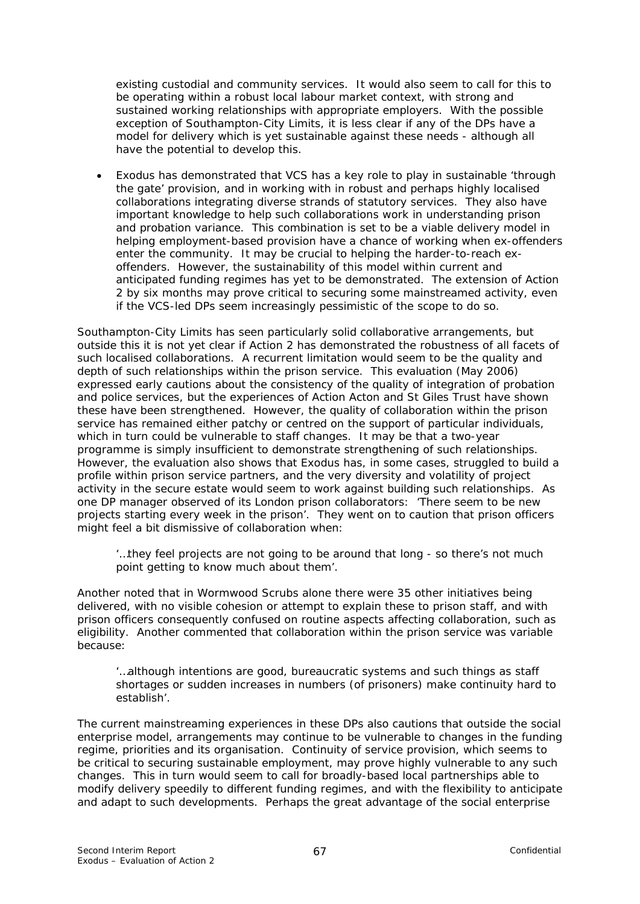existing custodial and community services. It would also seem to call for this to be operating within a robust local labour market context, with strong and sustained working relationships with appropriate employers. With the possible exception of Southampton-City Limits, it is less clear if any of the DPs have a model for delivery which is yet sustainable against these needs - although all have the potential to develop this.

- Exodus has demonstrated that VCS has a key role to play in sustainable 'through the gate' provision, and in working with in robust and perhaps highly localised collaborations integrating diverse strands of statutory services. They also have important knowledge to help such collaborations work in understanding prison and probation variance. This combination is set to be a viable delivery model in helping employment-based provision have a chance of working when ex-offenders enter the community. It may be crucial to helping the harder-to-reach ex-offenders. However, the sustainability of this model within current and anticipated funding regimes has yet to be demonstrated. The extension of Action 2 by six months may prove critical to securing some mainstreamed activity, even if the VCS-led DPs seem increasingly pessimistic of the scope to do so.

Southampton-City Limits has seen particularly solid collaborative arrangements, but outside this it is not yet clear if Action 2 has demonstrated the robustness of all facets of such localised collaborations. A recurrent limitation would seem to be the quality and depth of such relationships within the prison service. This evaluation (May 2006) expressed early cautions about the consistency of the quality of integration of probation and police services, but the experiences of Action Acton and St Giles Trust have shown these have been strengthened. However, the quality of collaboration within the prison service has remained either patchy or centred on the support of particular individuals, which in turn could be vulnerable to staff changes. It may be that a two-year programme is simply insufficient to demonstrate strengthening of such relationships. However, the evaluation also shows that Exodus has, in some cases, struggled to build a profile within prison service partners, and the very diversity and volatility of project activity in the secure estate would seem to work against building such relationships. As one DP manager observed of its London prison collaborators: 'There seem to be new projects starting every week in the prison'. They went on to caution that prison officers might feel a bit dismissive of collaboration when:

> '…they feel projects are not going to be around that long - so there's not much point getting to know much about them'.

Another noted that in Wormwood Scrubs alone there were 35 other initiatives being delivered, with no visible cohesion or attempt to explain these to prison staff, and with prison officers consequently confused on routine aspects affecting collaboration, such as eligibility. Another commented that collaboration within the prison service was variable because:

> '…although intentions are good, bureaucratic systems and such things as staff shortages or sudden increases in numbers (of prisoners) make continuity hard to establish'.

The current mainstreaming experiences in these DPs also cautions that outside the social enterprise model, arrangements may continue to be vulnerable to changes in the funding regime, priorities and its organisation. Continuity of service provision, which seems to be critical to securing sustainable employment, may prove highly vulnerable to any such changes. This in turn would seem to call for broadly-based local partnerships able to modify delivery speedily to different funding regimes, and with the flexibility to anticipate and adapt to such developments. Perhaps the great advantage of the social enterprise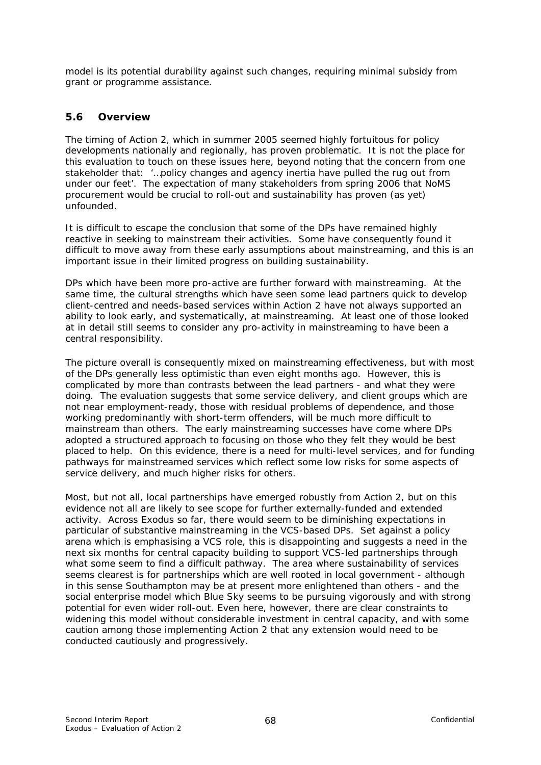model is its potential durability against such changes, requiring minimal subsidy from grant or programme assistance.

## 5.6 Overview

The timing of Action 2, which in summer 2005 seemed highly fortuitous for policy developments nationally and regionally, has proven problematic. It is not the place for this evaluation to touch on these issues here, beyond noting that the concern from one stakeholder that: '…policy changes and agency inertia have pulled the rug out from under our feet'. The expectation of many stakeholders from spring 2006 that NoMS procurement would be crucial to roll-out and sustainability has proven (as yet) unfounded.

It is difficult to escape the conclusion that some of the DPs have remained highly reactive in seeking to mainstream their activities. Some have consequently found it difficult to move away from these early assumptions about mainstreaming, and this is an important issue in their limited progress on building sustainability.

DPs which have been more pro-active are further forward with mainstreaming. At the same time, the cultural strengths which have seen some lead partners quick to develop client-centred and needs-based services within Action 2 have not always supported an ability to look early, and systematically, at mainstreaming. At least one of those looked at in detail still seems to consider any pro-activity in mainstreaming to have been a central responsibility.

The picture overall is consequently mixed on mainstreaming effectiveness, but with most of the DPs generally less optimistic than even eight months ago. However, this is complicated by more than contrasts between the lead partners - and what they were doing. The evaluation suggests that some service delivery, and client groups which are not near employment-ready, those with residual problems of dependence, and those working predominantly with short-term offenders, will be much more difficult to mainstream than others. The early mainstreaming successes have come where DPs adopted a structured approach to focusing on those who they felt they would be best placed to help. On this evidence, there is a need for multi-level services, and for funding pathways for mainstreamed services which reflect some low risks for some aspects of service delivery, and much higher risks for others.

Most, but not all, local partnerships have emerged robustly from Action 2, but on this evidence not all are likely to see scope for further externally-funded and extended activity. Across Exodus so far, there would seem to be diminishing expectations in particular of substantive mainstreaming in the VCS-based DPs. Set against a policy arena which is emphasising a VCS role, this is disappointing and suggests a need in the next six months for central capacity building to support VCS-led partnerships through what some seem to find a difficult pathway. The area where sustainability of services seems clearest is for partnerships which are well rooted in local government - although in this sense Southampton may be at present more enlightened than others - and the social enterprise model which Blue Sky seems to be pursuing vigorously and with strong potential for even wider roll-out. Even here, however, there are clear constraints to widening this model without considerable investment in central capacity, and with some caution among those implementing Action 2 that any extension would need to be conducted cautiously and progressively.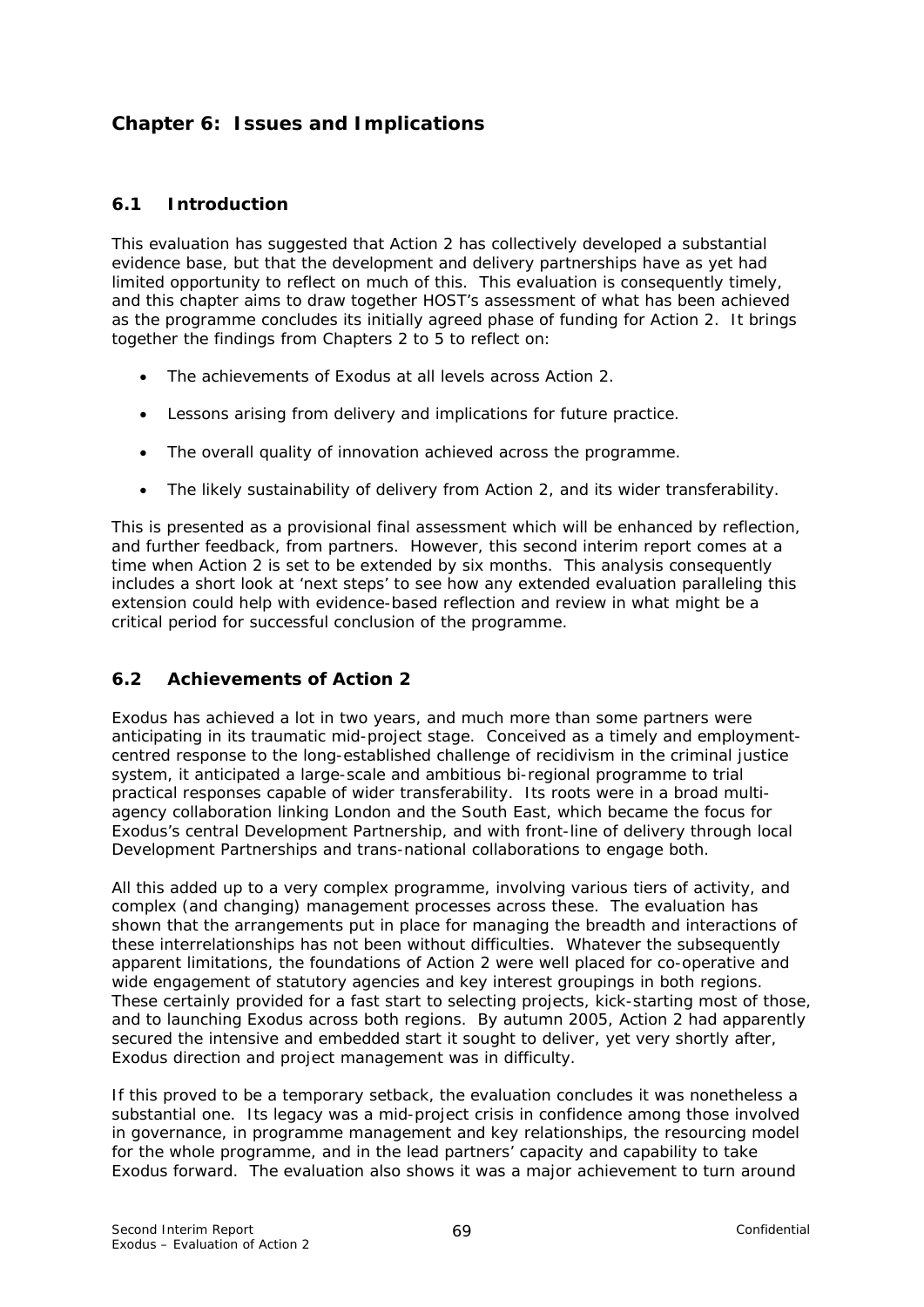## Chapter 6: Issues and Implications

### 6.1 Introduction

This evaluation has suggested that Action 2 has collectively developed a substantial evidence base, but that the development and delivery partnerships have as yet had limited opportunity to reflect on much of this. This evaluation is consequently timely, and this chapter aims to draw together HOST's assessment of what has been achieved as the programme concludes its initially agreed phase of funding for Action 2. It brings together the findings from Chapters 2 to 5 to reflect on:

- The achievements of Exodus at all levels across Action 2.
- Lessons arising from delivery and implications for future practice.
- The overall quality of innovation achieved across the programme.
- The likely sustainability of delivery from Action 2, and its wider transferability.

This is presented as a provisional final assessment which will be enhanced by reflection, and further feedback, from partners. However, this second interim report comes at a time when Action 2 is set to be extended by six months. This analysis consequently includes a short look at 'next steps' to see how any extended evaluation paralleling this extension could help with evidence-based reflection and review in what might be a critical period for successful conclusion of the programme.

### 6.2 Achievements of Action 2

Exodus has achieved a lot in two years, and much more than some partners were anticipating in its traumatic mid-project stage. Conceived as a timely and employment-centred response to the long-established challenge of recidivism in the criminal justice system, it anticipated a large-scale and ambitious bi-regional programme to trial practical responses capable of wider transferability. Its roots were in a broad multi-agency collaboration linking London and the South East, which became the focus for Exodus's central Development Partnership, and with front-line of delivery through local Development Partnerships and trans-national collaborations to engage both.

All this added up to a very complex programme, involving various tiers of activity, and complex (and changing) management processes across these. The evaluation has shown that the arrangements put in place for managing the breadth and interactions of these interrelationships has not been without difficulties. Whatever the subsequently apparent limitations, the foundations of Action 2 were well placed for co-operative and wide engagement of statutory agencies and key interest groupings in both regions. These certainly provided for a fast start to selecting projects, kick-starting most of those, and to launching Exodus across both regions. By autumn 2005, Action 2 had apparently secured the intensive and embedded start it sought to deliver, yet very shortly after, Exodus direction and project management was in difficulty.

If this proved to be a temporary setback, the evaluation concludes it was nonetheless a substantial one. Its legacy was a mid-project crisis in confidence among those involved in governance, in programme management and key relationships, the resourcing model for the whole programme, and in the lead partners' capacity and capability to take Exodus forward. The evaluation also shows it was a major achievement to turn around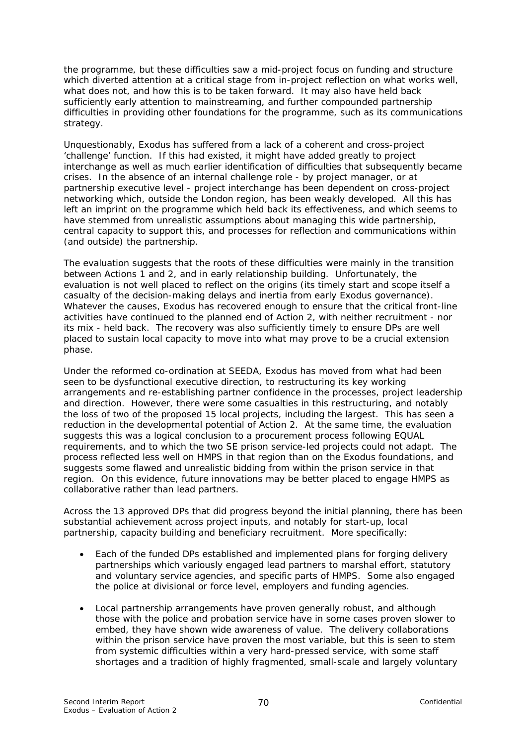the programme, but these difficulties saw a mid-project focus on funding and structure which diverted attention at a critical stage from in-project reflection on what works well, what does not, and how this is to be taken forward. It may also have held back sufficiently early attention to mainstreaming, and further compounded partnership difficulties in providing other foundations for the programme, such as its communications strategy.

Unquestionably, Exodus has suffered from a lack of a coherent and cross-project 'challenge' function. If this had existed, it might have added greatly to project interchange as well as much earlier identification of difficulties that subsequently became crises. In the absence of an internal challenge role - by project manager, or at partnership executive level - project interchange has been dependent on cross-project networking which, outside the London region, has been weakly developed. All this has left an imprint on the programme which held back its effectiveness, and which seems to have stemmed from unrealistic assumptions about managing this wide partnership, central capacity to support this, and processes for reflection and communications within (and outside) the partnership.

The evaluation suggests that the roots of these difficulties were mainly in the transition between Actions 1 and 2, and in early relationship building. Unfortunately, the evaluation is not well placed to reflect on the origins (its timely start and scope itself a casualty of the decision-making delays and inertia from early Exodus governance). Whatever the causes, Exodus has recovered enough to ensure that the critical front-line activities have continued to the planned end of Action 2, with neither recruitment - nor its mix - held back. The recovery was also sufficiently timely to ensure DPs are well placed to sustain local capacity to move into what may prove to be a crucial extension phase.

Under the reformed co-ordination at SEEDA, Exodus has moved from what had been seen to be dysfunctional executive direction, to restructuring its key working arrangements and re-establishing partner confidence in the processes, project leadership and direction. However, there were some casualties in this restructuring, and notably the loss of two of the proposed 15 local projects, including the largest. This has seen a reduction in the developmental potential of Action 2. At the same time, the evaluation suggests this was a logical conclusion to a procurement process following EQUAL requirements, and to which the two SE prison service-led projects could not adapt. The process reflected less well on HMPS in that region than on the Exodus foundations, and suggests some flawed and unrealistic bidding from within the prison service in that region. On this evidence, future innovations may be better placed to engage HMPS as collaborative rather than lead partners.

Across the 13 approved DPs that did progress beyond the initial planning, there has been substantial achievement across project inputs, and notably for start-up, local partnership, capacity building and beneficiary recruitment. More specifically:

- Each of the funded DPs established and implemented plans for forging delivery partnerships which variously engaged lead partners to marshal effort, statutory and voluntary service agencies, and specific parts of HMPS. Some also engaged the police at divisional or force level, employers and funding agencies.

- Local partnership arrangements have proven generally robust, and although those with the police and probation service have in some cases proven slower to embed, they have shown wide awareness of value. The delivery collaborations within the prison service have proven the most variable, but this is seen to stem from systemic difficulties within a very hard-pressed service, with some staff shortages and a tradition of highly fragmented, small-scale and largely voluntary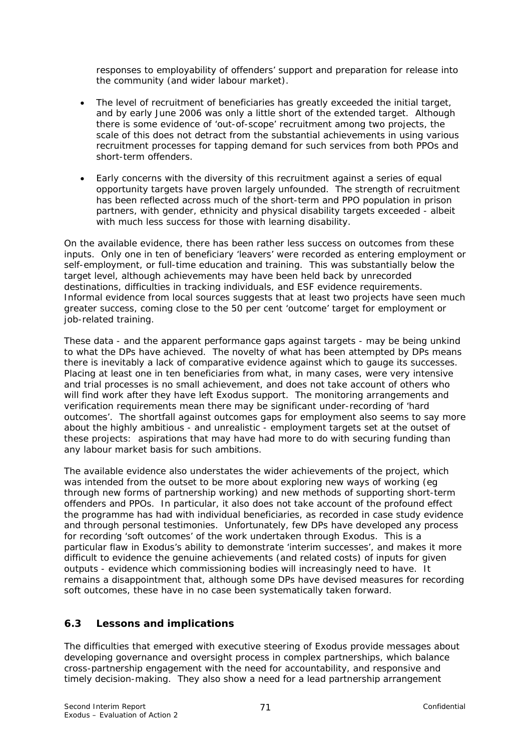responses to employability of offenders' support and preparation for release into the community (and wider labour market).

- The level of recruitment of beneficiaries has greatly exceeded the initial target, and by early June 2006 was only a little short of the extended target. Although there is some evidence of 'out-of-scope' recruitment among two projects, the scale of this does not detract from the substantial achievements in using various recruitment processes for tapping demand for such services from both PPOs and short-term offenders.

- Early concerns with the diversity of this recruitment against a series of equal opportunity targets have proven largely unfounded. The strength of recruitment has been reflected across much of the short-term and PPO population in prison partners, with gender, ethnicity and physical disability targets exceeded - albeit with much less success for those with learning disability.

On the available evidence, there has been rather less success on outcomes from these inputs. Only one in ten of beneficiary 'leavers' were recorded as entering employment or self-employment, or full-time education and training. This was substantially below the target level, although achievements may have been held back by unrecorded destinations, difficulties in tracking individuals, and ESF evidence requirements. Informal evidence from local sources suggests that at least two projects have seen much greater success, coming close to the 50 per cent 'outcome' target for employment or job-related training.

These data - and the apparent performance gaps against targets - may be being unkind to what the DPs have achieved. The novelty of what has been attempted by DPs means there is inevitably a lack of comparative evidence against which to gauge its successes. Placing at least one in ten beneficiaries from what, in many cases, were very intensive and trial processes is no small achievement, and does not take account of others who will find work after they have left Exodus support. The monitoring arrangements and verification requirements mean there may be significant under-recording of 'hard outcomes'. The shortfall against outcomes gaps for employment also seems to say more about the highly ambitious - and unrealistic - employment targets set at the outset of these projects: aspirations that may have had more to do with securing funding than any labour market basis for such ambitions.

The available evidence also understates the wider achievements of the project, which was intended from the outset to be more about exploring new ways of working (eg through new forms of partnership working) and new methods of supporting short-term offenders and PPOs. In particular, it also does not take account of the profound effect the programme has had with individual beneficiaries, as recorded in case study evidence and through personal testimonies. Unfortunately, few DPs have developed any process for recording 'soft outcomes' of the work undertaken through Exodus. This is a particular flaw in Exodus's ability to demonstrate 'interim successes', and makes it more difficult to evidence the genuine achievements (and related costs) of inputs for given outputs - evidence which commissioning bodies will increasingly need to have. It remains a disappointment that, although some DPs have devised measures for recording soft outcomes, these have in no case been systematically taken forward.

## 6.3 Lessons and implications

The difficulties that emerged with executive steering of Exodus provide messages about developing governance and oversight process in complex partnerships, which balance cross-partnership engagement with the need for accountability, and responsive and timely decision-making. They also show a need for a lead partnership arrangement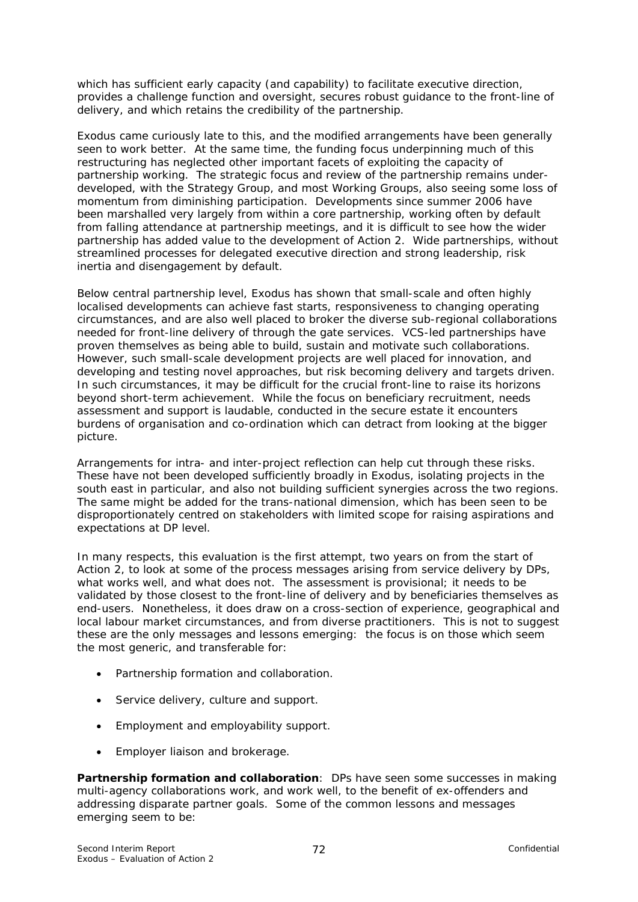which has sufficient early capacity (and capability) to facilitate executive direction, provides a challenge function and oversight, secures robust guidance to the front-line of delivery, and which retains the credibility of the partnership.

Exodus came curiously late to this, and the modified arrangements have been generally seen to work better. At the same time, the funding focus underpinning much of this restructuring has neglected other important facets of exploiting the capacity of partnership working. The strategic focus and review of the partnership remains under-developed, with the Strategy Group, and most Working Groups, also seeing some loss of momentum from diminishing participation. Developments since summer 2006 have been marshalled very largely from within a core partnership, working often by default from falling attendance at partnership meetings, and it is difficult to see how the wider partnership has added value to the development of Action 2. Wide partnerships, without streamlined processes for delegated executive direction and strong leadership, risk inertia and disengagement by default.

Below central partnership level, Exodus has shown that small-scale and often highly localised developments can achieve fast starts, responsiveness to changing operating circumstances, and are also well placed to broker the diverse sub-regional collaborations needed for front-line delivery of through the gate services. VCS-led partnerships have proven themselves as being able to build, sustain and motivate such collaborations. However, such small-scale development projects are well placed for innovation, and developing and testing novel approaches, but risk becoming delivery and targets driven. In such circumstances, it may be difficult for the crucial front-line to raise its horizons beyond short-term achievement. While the focus on beneficiary recruitment, needs assessment and support is laudable, conducted in the secure estate it encounters burdens of organisation and co-ordination which can detract from looking at the bigger picture.

Arrangements for intra- and inter-project reflection can help cut through these risks. These have not been developed sufficiently broadly in Exodus, isolating projects in the south east in particular, and also not building sufficient synergies across the two regions. The same might be added for the trans-national dimension, which has been seen to be disproportionately centred on stakeholders with limited scope for raising aspirations and expectations at DP level.

In many respects, this evaluation is the first attempt, two years on from the start of Action 2, to look at some of the process messages arising from service delivery by DPs, what works well, and what does not. The assessment is provisional; it needs to be validated by those closest to the front-line of delivery and by beneficiaries themselves as end-users. Nonetheless, it does draw on a cross-section of experience, geographical and local labour market circumstances, and from diverse practitioners. This is not to suggest these are the only messages and lessons emerging: the focus is on those which seem the most generic, and transferable for:

- Partnership formation and collaboration.
- Service delivery, culture and support.
- Employment and employability support.
- Employer liaison and brokerage.

**Partnership formation and collaboration**: DPs have seen some successes in making multi-agency collaborations work, and work well, to the benefit of ex-offenders and addressing disparate partner goals. Some of the common lessons and messages emerging seem to be: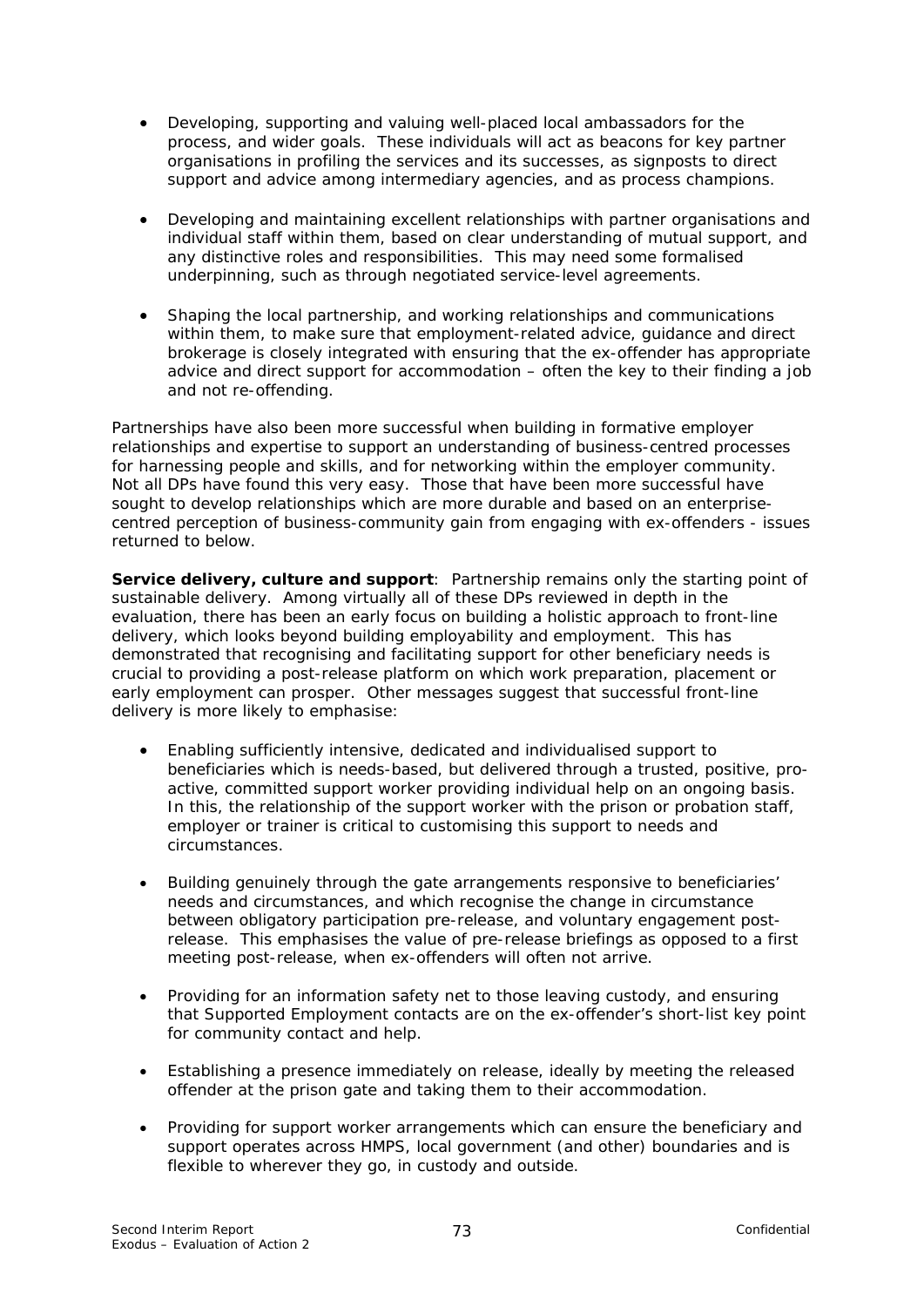- Developing, supporting and valuing well-placed local ambassadors for the process, and wider goals. These individuals will act as beacons for key partner organisations in profiling the services and its successes, as signposts to direct support and advice among intermediary agencies, and as process champions.

- Developing and maintaining excellent relationships with partner organisations and individual staff within them, based on clear understanding of mutual support, and any distinctive roles and responsibilities. This may need some formalised underpinning, such as through negotiated service-level agreements.

- Shaping the local partnership, and working relationships and communications within them, to make sure that employment-related advice, guidance and direct brokerage is closely integrated with ensuring that the ex-offender has appropriate advice and direct support for accommodation – often the key to their finding a job and not re-offending.

Partnerships have also been more successful when building in formative employer relationships and expertise to support an understanding of business-centred processes for harnessing people and skills, and for networking within the employer community. Not all DPs have found this very easy. Those that have been more successful have sought to develop relationships which are more durable and based on an enterprise-centred perception of business-community gain from engaging with ex-offenders - issues returned to below.

**Service delivery, culture and support**: Partnership remains only the starting point of sustainable delivery. Among virtually all of these DPs reviewed in depth in the evaluation, there has been an early focus on building a holistic approach to front-line delivery, which looks beyond building employability and employment. This has demonstrated that recognising and facilitating support for other beneficiary needs is crucial to providing a post-release platform on which work preparation, placement or early employment can prosper. Other messages suggest that successful front-line delivery is more likely to emphasise:

- Enabling sufficiently intensive, dedicated and individualised support to beneficiaries which is needs-based, but delivered through a trusted, positive, pro-active, committed support worker providing individual help on an ongoing basis. In this, the relationship of the support worker with the prison or probation staff, employer or trainer is critical to customising this support to needs and circumstances.

- Building genuinely through the gate arrangements responsive to beneficiaries' needs and circumstances, and which recognise the change in circumstance between obligatory participation pre-release, and voluntary engagement post-release. This emphasises the value of pre-release briefings as opposed to a first meeting post-release, when ex-offenders will often not arrive.

- Providing for an information safety net to those leaving custody, and ensuring that Supported Employment contacts are on the ex-offender's short-list key point for community contact and help.

- Establishing a presence immediately on release, ideally by meeting the released offender at the prison gate and taking them to their accommodation.

- Providing for support worker arrangements which can ensure the beneficiary and support operates across HMPS, local government (and other) boundaries and is flexible to wherever they go, in custody and outside.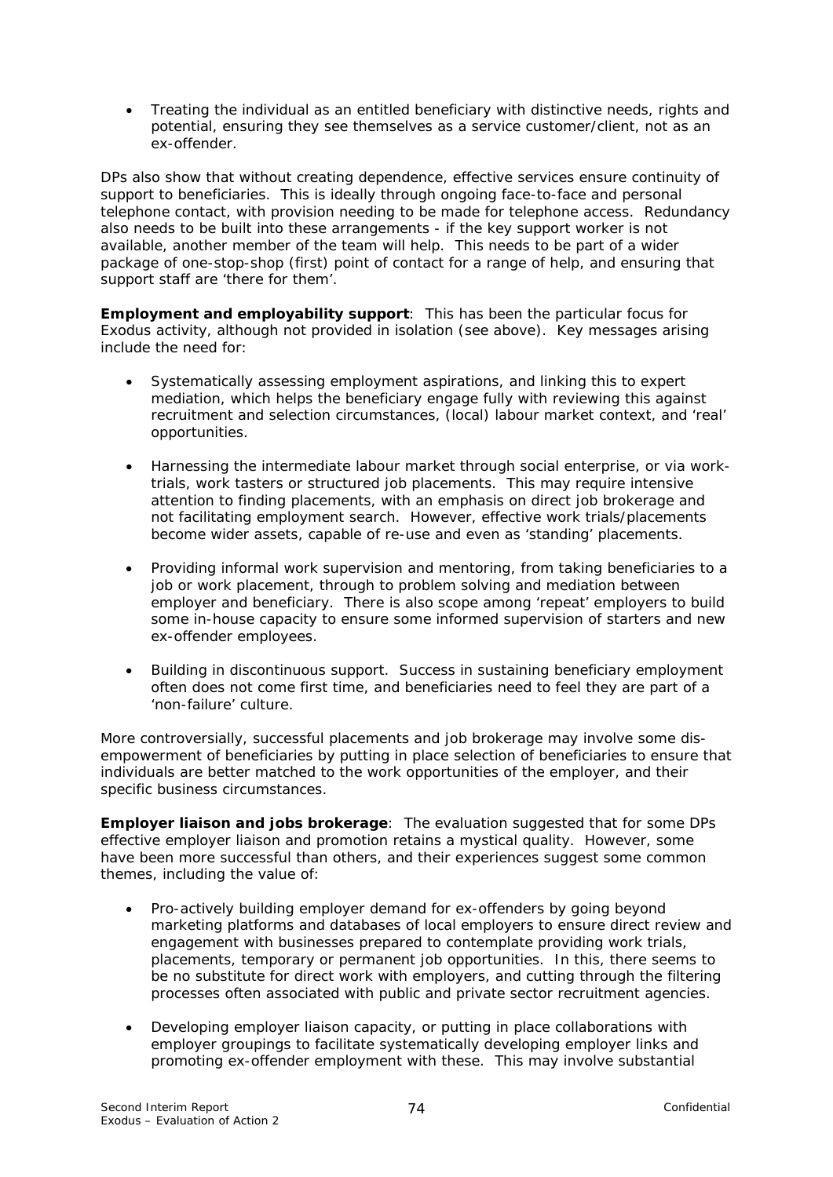- Treating the individual as an entitled beneficiary with distinctive needs, rights and potential, ensuring they see themselves as a service customer/client, not as an ex-offender.

DPs also show that without creating dependence, effective services ensure continuity of support to beneficiaries. This is ideally through ongoing face-to-face and personal telephone contact, with provision needing to be made for telephone access. Redundancy also needs to be built into these arrangements - if the key support worker is not available, another member of the team will help. This needs to be part of a wider package of one-stop-shop (first) point of contact for a range of help, and ensuring that support staff are 'there for them'.

**Employment and employability support**: This has been the particular focus for Exodus activity, although not provided in isolation (see above). Key messages arising include the need for:

- Systematically assessing employment aspirations, and linking this to expert mediation, which helps the beneficiary engage fully with reviewing this against recruitment and selection circumstances, (local) labour market context, and 'real' opportunities.

- Harnessing the intermediate labour market through social enterprise, or via work-trials, work tasters or structured job placements. This may require intensive attention to finding placements, with an emphasis on direct job brokerage and not facilitating employment search. However, effective work trials/placements become wider assets, capable of re-use and even as 'standing' placements.

- Providing informal work supervision and mentoring, from taking beneficiaries to a job or work placement, through to problem solving and mediation between employer and beneficiary. There is also scope among 'repeat' employers to build some in-house capacity to ensure some informed supervision of starters and new ex-offender employees.

- Building in discontinuous support. Success in sustaining beneficiary employment often does not come first time, and beneficiaries need to feel they are part of a 'non-failure' culture.

More controversially, successful placements and job brokerage may involve some dis-empowerment of beneficiaries by putting in place selection of beneficiaries to ensure that individuals are better matched to the work opportunities of the employer, and their specific business circumstances.

**Employer liaison and jobs brokerage**: The evaluation suggested that for some DPs effective employer liaison and promotion retains a mystical quality. However, some have been more successful than others, and their experiences suggest some common themes, including the value of:

- Pro-actively building employer demand for ex-offenders by going beyond marketing platforms and databases of local employers to ensure direct review and engagement with businesses prepared to contemplate providing work trials, placements, temporary or permanent job opportunities. In this, there seems to be no substitute for direct work with employers, and cutting through the filtering processes often associated with public and private sector recruitment agencies.

- Developing employer liaison capacity, or putting in place collaborations with employer groupings to facilitate systematically developing employer links and promoting ex-offender employment with these. This may involve substantial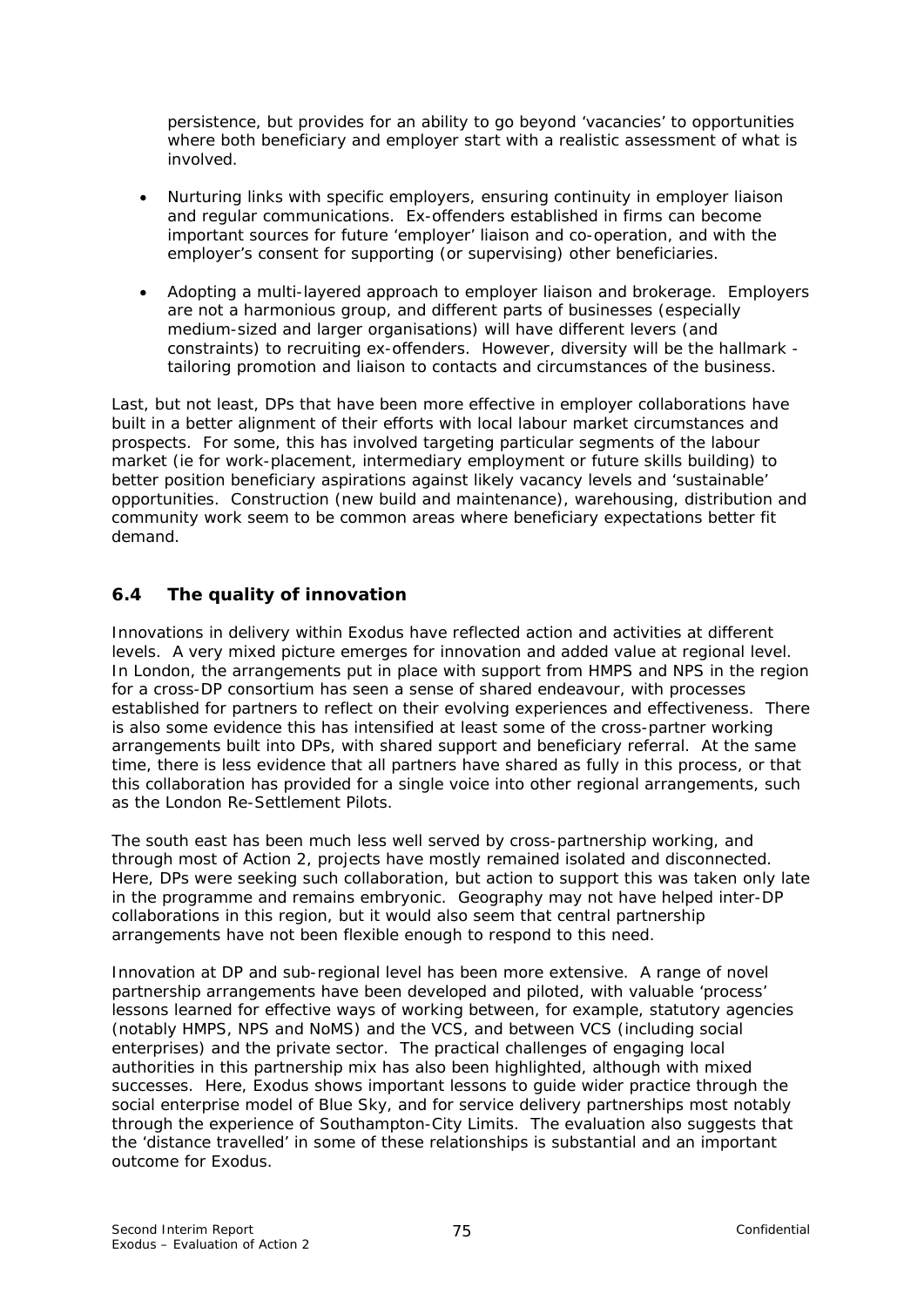persistence, but provides for an ability to go beyond 'vacancies' to opportunities where both beneficiary and employer start with a realistic assessment of what is involved.

- Nurturing links with specific employers, ensuring continuity in employer liaison and regular communications. Ex-offenders established in firms can become important sources for future 'employer' liaison and co-operation, and with the employer's consent for supporting (or supervising) other beneficiaries.

- Adopting a multi-layered approach to employer liaison and brokerage. Employers are not a harmonious group, and different parts of businesses (especially medium-sized and larger organisations) will have different levers (and constraints) to recruiting ex-offenders. However, diversity will be the hallmark - tailoring promotion and liaison to contacts and circumstances of the business.

Last, but not least, DPs that have been more effective in employer collaborations have built in a better alignment of their efforts with local labour market circumstances and prospects. For some, this has involved targeting particular segments of the labour market (ie for work-placement, intermediary employment or future skills building) to better position beneficiary aspirations against likely vacancy levels and 'sustainable' opportunities. Construction (new build and maintenance), warehousing, distribution and community work seem to be common areas where beneficiary expectations better fit demand.

## 6.4 The quality of innovation

Innovations in delivery within Exodus have reflected action and activities at different levels. A very mixed picture emerges for innovation and added value at regional level. In London, the arrangements put in place with support from HMPS and NPS in the region for a cross-DP consortium has seen a sense of shared endeavour, with processes established for partners to reflect on their evolving experiences and effectiveness. There is also some evidence this has intensified at least some of the cross-partner working arrangements built into DPs, with shared support and beneficiary referral. At the same time, there is less evidence that all partners have shared as fully in this process, or that this collaboration has provided for a single voice into other regional arrangements, such as the London Re-Settlement Pilots.

The south east has been much less well served by cross-partnership working, and through most of Action 2, projects have mostly remained isolated and disconnected. Here, DPs were seeking such collaboration, but action to support this was taken only late in the programme and remains embryonic. Geography may not have helped inter-DP collaborations in this region, but it would also seem that central partnership arrangements have not been flexible enough to respond to this need.

Innovation at DP and sub-regional level has been more extensive. A range of novel partnership arrangements have been developed and piloted, with valuable 'process' lessons learned for effective ways of working between, for example, statutory agencies (notably HMPS, NPS and NoMS) and the VCS, and between VCS (including social enterprises) and the private sector. The practical challenges of engaging local authorities in this partnership mix has also been highlighted, although with mixed successes. Here, Exodus shows important lessons to guide wider practice through the social enterprise model of Blue Sky, and for service delivery partnerships most notably through the experience of Southampton-City Limits. The evaluation also suggests that the 'distance travelled' in some of these relationships is substantial and an important outcome for Exodus.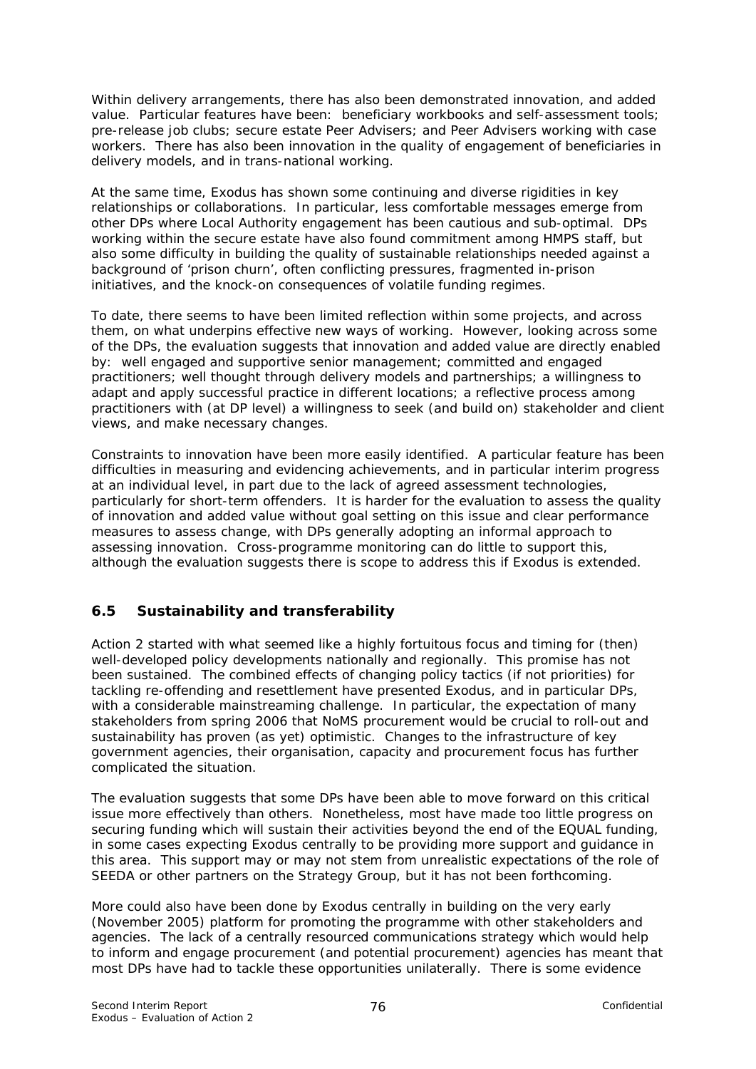Within delivery arrangements, there has also been demonstrated innovation, and added value. Particular features have been: beneficiary workbooks and self-assessment tools; pre-release job clubs; secure estate Peer Advisers; and Peer Advisers working with case workers. There has also been innovation in the quality of engagement of beneficiaries in delivery models, and in trans-national working.

At the same time, Exodus has shown some continuing and diverse rigidities in key relationships or collaborations. In particular, less comfortable messages emerge from other DPs where Local Authority engagement has been cautious and sub-optimal. DPs working within the secure estate have also found commitment among HMPS staff, but also some difficulty in building the quality of sustainable relationships needed against a background of 'prison churn', often conflicting pressures, fragmented in-prison initiatives, and the knock-on consequences of volatile funding regimes.

To date, there seems to have been limited reflection within some projects, and across them, on what underpins effective new ways of working. However, looking across some of the DPs, the evaluation suggests that innovation and added value are directly enabled by: well engaged and supportive senior management; committed and engaged practitioners; well thought through delivery models and partnerships; a willingness to adapt and apply successful practice in different locations; a reflective process among practitioners with (at DP level) a willingness to seek (and build on) stakeholder and client views, and make necessary changes.

Constraints to innovation have been more easily identified. A particular feature has been difficulties in measuring and evidencing achievements, and in particular interim progress at an individual level, in part due to the lack of agreed assessment technologies, particularly for short-term offenders. It is harder for the evaluation to assess the quality of innovation and added value without goal setting on this issue and clear performance measures to assess change, with DPs generally adopting an informal approach to assessing innovation. Cross-programme monitoring can do little to support this, although the evaluation suggests there is scope to address this if Exodus is extended.

## 6.5 Sustainability and transferability

Action 2 started with what seemed like a highly fortuitous focus and timing for (then) well-developed policy developments nationally and regionally. This promise has not been sustained. The combined effects of changing policy tactics (if not priorities) for tackling re-offending and resettlement have presented Exodus, and in particular DPs, with a considerable mainstreaming challenge. In particular, the expectation of many stakeholders from spring 2006 that NoMS procurement would be crucial to roll-out and sustainability has proven (as yet) optimistic. Changes to the infrastructure of key government agencies, their organisation, capacity and procurement focus has further complicated the situation.

The evaluation suggests that some DPs have been able to move forward on this critical issue more effectively than others. Nonetheless, most have made too little progress on securing funding which will sustain their activities beyond the end of the EQUAL funding, in some cases expecting Exodus centrally to be providing more support and guidance in this area. This support may or may not stem from unrealistic expectations of the role of SEEDA or other partners on the Strategy Group, but it has not been forthcoming.

More could also have been done by Exodus centrally in building on the very early (November 2005) platform for promoting the programme with other stakeholders and agencies. The lack of a centrally resourced communications strategy which would help to inform and engage procurement (and potential procurement) agencies has meant that most DPs have had to tackle these opportunities unilaterally. There is some evidence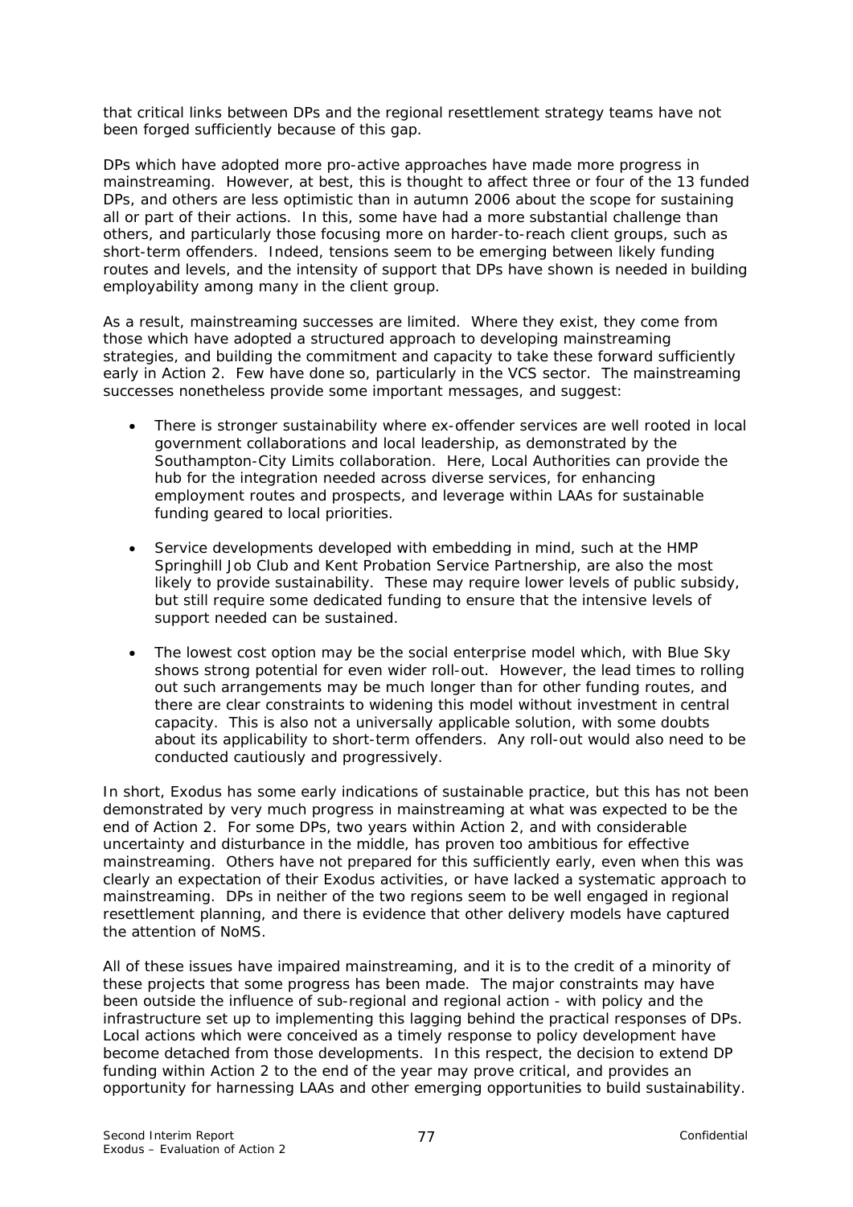that critical links between DPs and the regional resettlement strategy teams have not been forged sufficiently because of this gap.

DPs which have adopted more pro-active approaches have made more progress in mainstreaming. However, at best, this is thought to affect three or four of the 13 funded DPs, and others are less optimistic than in autumn 2006 about the scope for sustaining all or part of their actions. In this, some have had a more substantial challenge than others, and particularly those focusing more on harder-to-reach client groups, such as short-term offenders. Indeed, tensions seem to be emerging between likely funding routes and levels, and the intensity of support that DPs have shown is needed in building employability among many in the client group.

As a result, mainstreaming successes are limited. Where they exist, they come from those which have adopted a structured approach to developing mainstreaming strategies, and building the commitment and capacity to take these forward sufficiently early in Action 2. Few have done so, particularly in the VCS sector. The mainstreaming successes nonetheless provide some important messages, and suggest:

- There is stronger sustainability where ex-offender services are well rooted in local government collaborations and local leadership, as demonstrated by the Southampton-City Limits collaboration. Here, Local Authorities can provide the hub for the integration needed across diverse services, for enhancing employment routes and prospects, and leverage within LAAs for sustainable funding geared to local priorities.

- Service developments developed with embedding in mind, such at the HMP Springhill Job Club and Kent Probation Service Partnership, are also the most likely to provide sustainability. These may require lower levels of public subsidy, but still require some dedicated funding to ensure that the intensive levels of support needed can be sustained.

- The lowest cost option may be the social enterprise model which, with Blue Sky shows strong potential for even wider roll-out. However, the lead times to rolling out such arrangements may be much longer than for other funding routes, and there are clear constraints to widening this model without investment in central capacity. This is also not a universally applicable solution, with some doubts about its applicability to short-term offenders. Any roll-out would also need to be conducted cautiously and progressively.

In short, Exodus has some early indications of sustainable practice, but this has not been demonstrated by very much progress in mainstreaming at what was expected to be the end of Action 2. For some DPs, two years within Action 2, and with considerable uncertainty and disturbance in the middle, has proven too ambitious for effective mainstreaming. Others have not prepared for this sufficiently early, even when this was clearly an expectation of their Exodus activities, or have lacked a systematic approach to mainstreaming. DPs in neither of the two regions seem to be well engaged in regional resettlement planning, and there is evidence that other delivery models have captured the attention of NoMS.

All of these issues have impaired mainstreaming, and it is to the credit of a minority of these projects that some progress has been made. The major constraints may have been outside the influence of sub-regional and regional action - with policy and the infrastructure set up to implementing this lagging behind the practical responses of DPs. Local actions which were conceived as a timely response to policy development have become detached from those developments. In this respect, the decision to extend DP funding within Action 2 to the end of the year may prove critical, and provides an opportunity for harnessing LAAs and other emerging opportunities to build sustainability.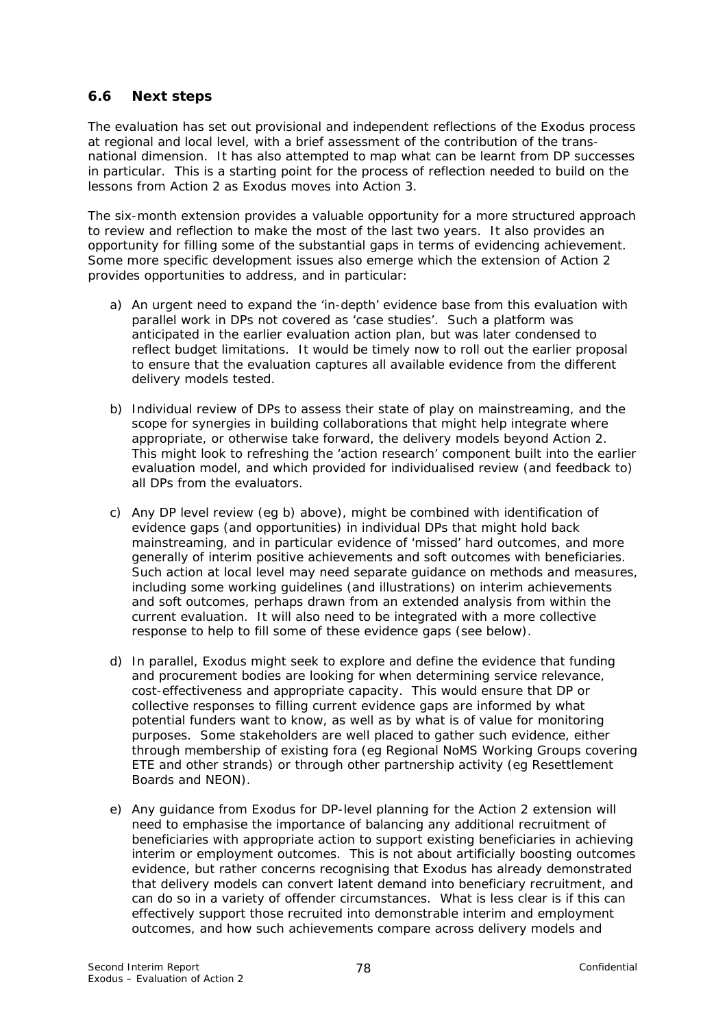### 6.6 Next steps

The evaluation has set out provisional and independent reflections of the Exodus process at regional and local level, with a brief assessment of the contribution of the trans-national dimension. It has also attempted to map what can be learnt from DP successes in particular. This is a starting point for the process of reflection needed to build on the lessons from Action 2 as Exodus moves into Action 3.

The six-month extension provides a valuable opportunity for a more structured approach to review and reflection to make the most of the last two years. It also provides an opportunity for filling some of the substantial gaps in terms of evidencing achievement. Some more specific development issues also emerge which the extension of Action 2 provides opportunities to address, and in particular:

a) An urgent need to expand the 'in-depth' evidence base from this evaluation with parallel work in DPs not covered as 'case studies'. Such a platform was anticipated in the earlier evaluation action plan, but was later condensed to reflect budget limitations. It would be timely now to roll out the earlier proposal to ensure that the evaluation captures all available evidence from the different delivery models tested.

b) Individual review of DPs to assess their state of play on mainstreaming, and the scope for synergies in building collaborations that might help integrate where appropriate, or otherwise take forward, the delivery models beyond Action 2. This might look to refreshing the 'action research' component built into the earlier evaluation model, and which provided for individualised review (and feedback to) all DPs from the evaluators.

c) Any DP level review (eg b) above), might be combined with identification of evidence gaps (and opportunities) in individual DPs that might hold back mainstreaming, and in particular evidence of 'missed' hard outcomes, and more generally of interim positive achievements and soft outcomes with beneficiaries. Such action at local level may need separate guidance on methods and measures, including some working guidelines (and illustrations) on interim achievements and soft outcomes, perhaps drawn from an extended analysis from within the current evaluation. It will also need to be integrated with a more collective response to help to fill some of these evidence gaps (see below).

d) In parallel, Exodus might seek to explore and define the evidence that funding and procurement bodies are looking for when determining service relevance, cost-effectiveness and appropriate capacity. This would ensure that DP or collective responses to filling current evidence gaps are informed by what potential funders want to know, as well as by what is of value for monitoring purposes. Some stakeholders are well placed to gather such evidence, either through membership of existing fora (eg Regional NoMS Working Groups covering ETE and other strands) or through other partnership activity (eg Resettlement Boards and NEON).

e) Any guidance from Exodus for DP-level planning for the Action 2 extension will need to emphasise the importance of balancing any additional recruitment of beneficiaries with appropriate action to support existing beneficiaries in achieving interim or employment outcomes. This is not about artificially boosting outcomes evidence, but rather concerns recognising that Exodus has already demonstrated that delivery models can convert latent demand into beneficiary recruitment, and can do so in a variety of offender circumstances. What is less clear is if this can effectively support those recruited into demonstrable interim and employment outcomes, and how such achievements compare across delivery models and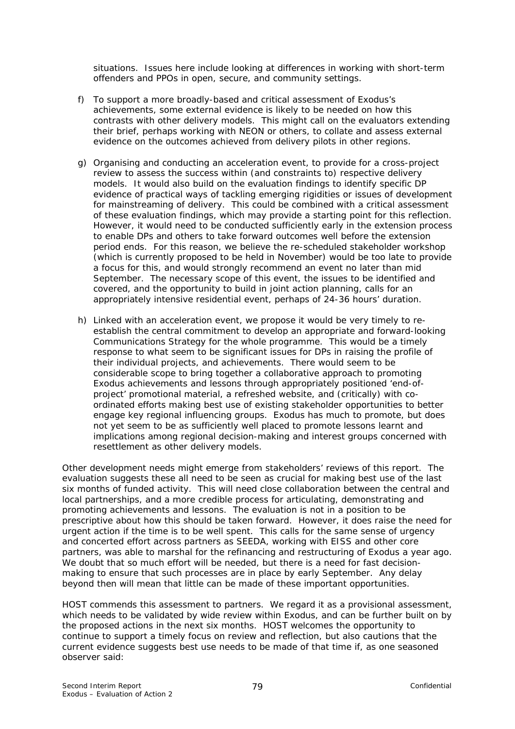situations. Issues here include looking at differences in working with short-term offenders and PPOs in open, secure, and community settings.

f) To support a more broadly-based and critical assessment of Exodus's achievements, some external evidence is likely to be needed on how this contrasts with other delivery models. This might call on the evaluators extending their brief, perhaps working with NEON or others, to collate and assess external evidence on the outcomes achieved from delivery pilots in other regions.

g) Organising and conducting an acceleration event, to provide for a cross-project review to assess the success within (and constraints to) respective delivery models. It would also build on the evaluation findings to identify specific DP evidence of practical ways of tackling emerging rigidities or issues of development for mainstreaming of delivery. This could be combined with a critical assessment of these evaluation findings, which may provide a starting point for this reflection. However, it would need to be conducted sufficiently early in the extension process to enable DPs and others to take forward outcomes well before the extension period ends. For this reason, we believe the re-scheduled stakeholder workshop (which is currently proposed to be held in November) would be too late to provide a focus for this, and would strongly recommend an event no later than mid September. The necessary scope of this event, the issues to be identified and covered, and the opportunity to build in joint action planning, calls for an appropriately intensive residential event, perhaps of 24-36 hours' duration.

h) Linked with an acceleration event, we propose it would be very timely to re-establish the central commitment to develop an appropriate and forward-looking Communications Strategy for the whole programme. This would be a timely response to what seem to be significant issues for DPs in raising the profile of their individual projects, and achievements. There would seem to be considerable scope to bring together a collaborative approach to promoting Exodus achievements and lessons through appropriately positioned 'end-of-project' promotional material, a refreshed website, and (critically) with co-ordinated efforts making best use of existing stakeholder opportunities to better engage key regional influencing groups. Exodus has much to promote, but does not yet seem to be as sufficiently well placed to promote lessons learnt and implications among regional decision-making and interest groups concerned with resettlement as other delivery models.

Other development needs might emerge from stakeholders' reviews of this report. The evaluation suggests these all need to be seen as crucial for making best use of the last six months of funded activity. This will need close collaboration between the central and local partnerships, and a more credible process for articulating, demonstrating and promoting achievements and lessons. The evaluation is not in a position to be prescriptive about how this should be taken forward. However, it does raise the need for urgent action if the time is to be well spent. This calls for the same sense of urgency and concerted effort across partners as SEEDA, working with EISS and other core partners, was able to marshal for the refinancing and restructuring of Exodus a year ago. We doubt that so much effort will be needed, but there is a need for fast decision-making to ensure that such processes are in place by early September. Any delay beyond then will mean that little can be made of these important opportunities.

HOST commends this assessment to partners. We regard it as a provisional assessment, which needs to be validated by wide review within Exodus, and can be further built on by the proposed actions in the next six months. HOST welcomes the opportunity to continue to support a timely focus on review and reflection, but also cautions that the current evidence suggests best use needs to be made of that time if, as one seasoned observer said: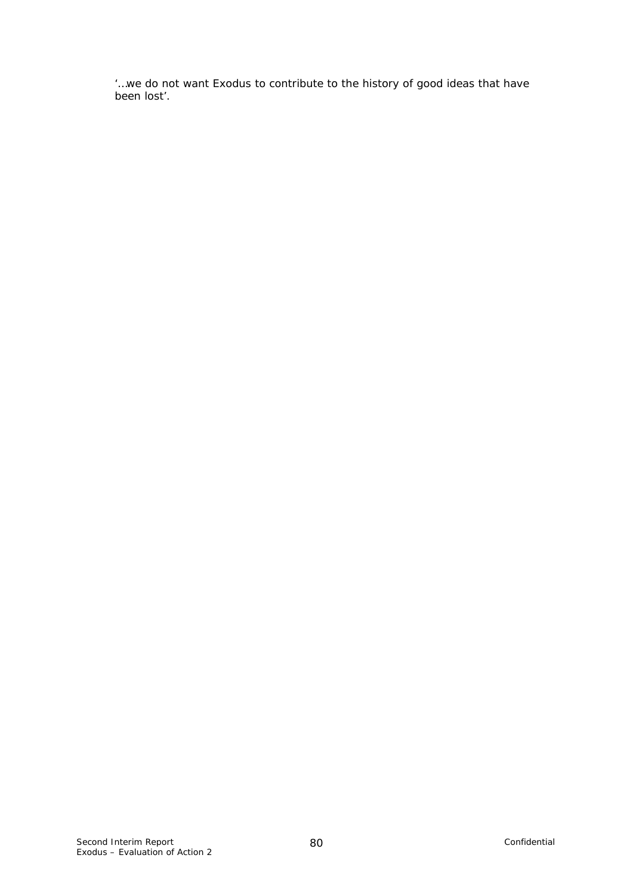'…we do not want Exodus to contribute to the history of good ideas that have been lost'.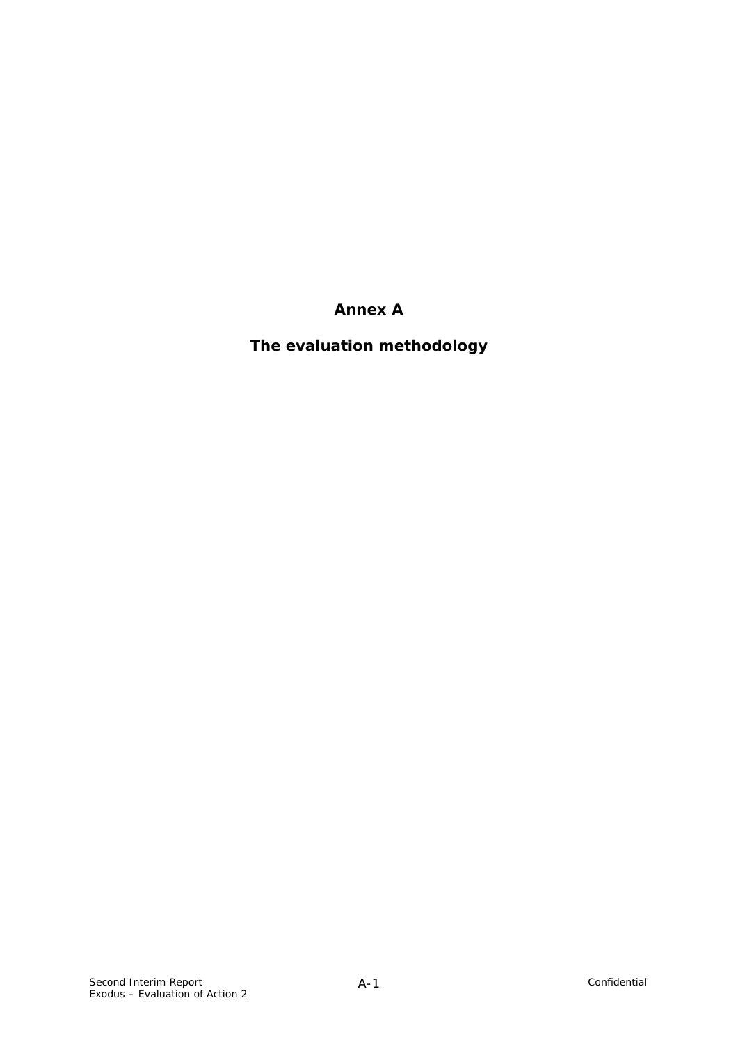# Annex A

# The evaluation methodology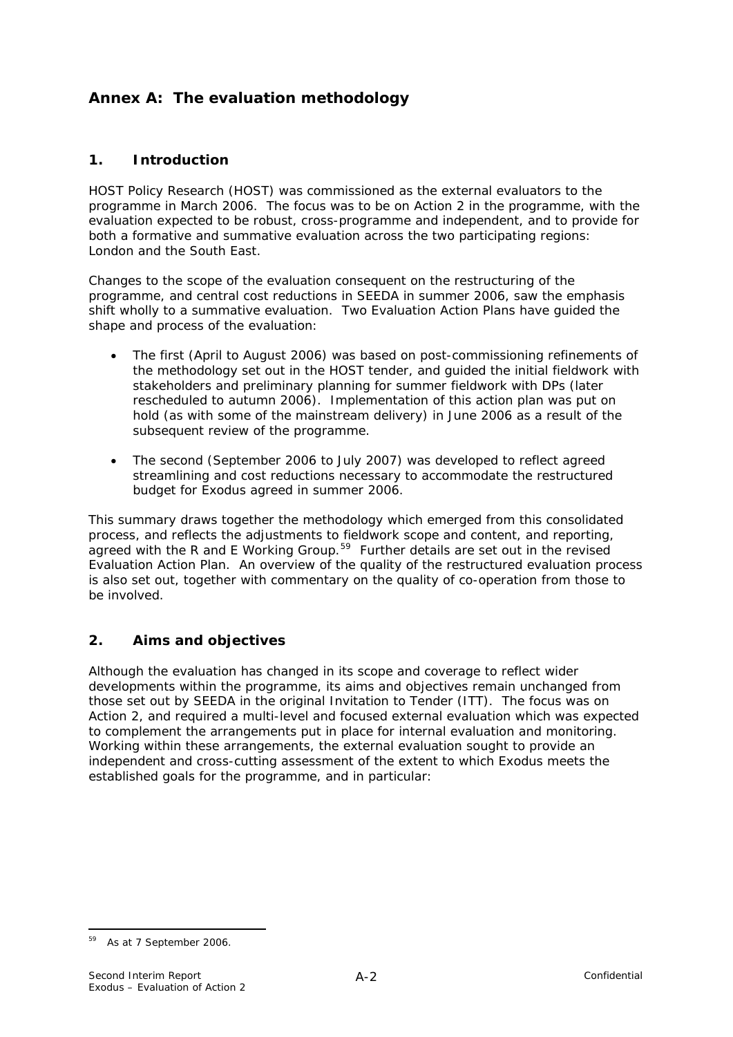# Annex A: The evaluation methodology

## 1. Introduction

HOST Policy Research (HOST) was commissioned as the external evaluators to the programme in March 2006. The focus was to be on Action 2 in the programme, with the evaluation expected to be robust, cross-programme and independent, and to provide for both a formative and summative evaluation across the two participating regions: London and the South East.

Changes to the scope of the evaluation consequent on the restructuring of the programme, and central cost reductions in SEEDA in summer 2006, saw the emphasis shift wholly to a summative evaluation. Two Evaluation Action Plans have guided the shape and process of the evaluation:

- The first (April to August 2006) was based on post-commissioning refinements of the methodology set out in the HOST tender, and guided the initial fieldwork with stakeholders and preliminary planning for summer fieldwork with DPs (later rescheduled to autumn 2006). Implementation of this action plan was put on hold (as with some of the mainstream delivery) in June 2006 as a result of the subsequent review of the programme.

- The second (September 2006 to July 2007) was developed to reflect agreed streamlining and cost reductions necessary to accommodate the restructured budget for Exodus agreed in summer 2006.

This summary draws together the methodology which emerged from this consolidated process, and reflects the adjustments to fieldwork scope and content, and reporting, agreed with the R and E Working Group.[59] Further details are set out in the revised Evaluation Action Plan. An overview of the quality of the restructured evaluation process is also set out, together with commentary on the quality of co-operation from those to be involved.

## 2. Aims and objectives

Although the evaluation has changed in its scope and coverage to reflect wider developments within the programme, its aims and objectives remain unchanged from those set out by SEEDA in the original Invitation to Tender (ITT). The focus was on Action 2, and required a multi-level and focused external evaluation which was expected to complement the arrangements put in place for internal evaluation and monitoring. Working within these arrangements, the external evaluation sought to provide an independent and cross-cutting assessment of the extent to which Exodus meets the established goals for the programme, and in particular:

---

[59] As at 7 September 2006.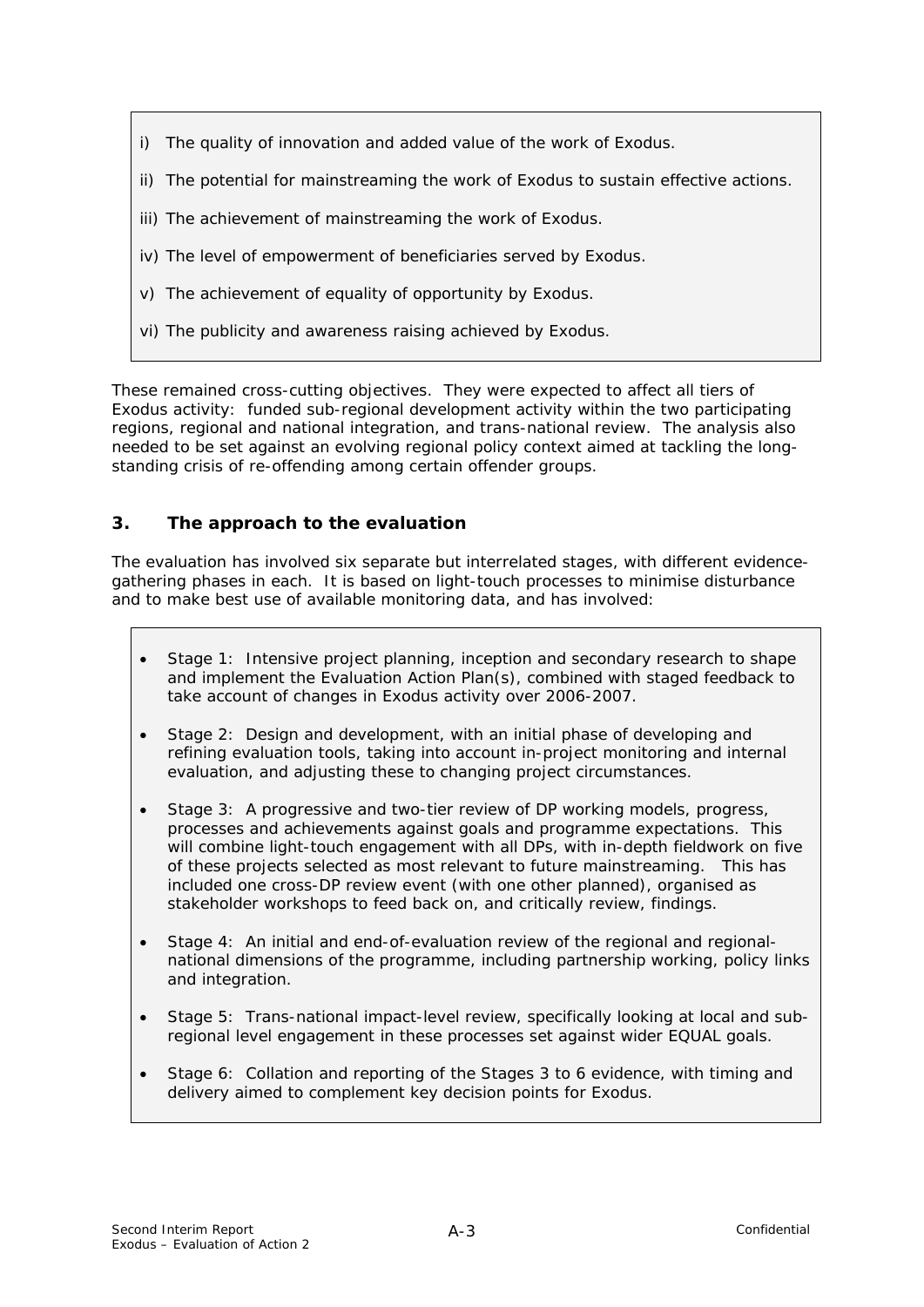i) The quality of innovation and added value of the work of Exodus.

ii) The potential for mainstreaming the work of Exodus to sustain effective actions.

iii) The achievement of mainstreaming the work of Exodus.

iv) The level of empowerment of beneficiaries served by Exodus.

v) The achievement of equality of opportunity by Exodus.

vi) The publicity and awareness raising achieved by Exodus.

These remained cross-cutting objectives. They were expected to affect all tiers of Exodus activity: funded sub-regional development activity within the two participating regions, regional and national integration, and trans-national review. The analysis also needed to be set against an evolving regional policy context aimed at tackling the long-standing crisis of re-offending among certain offender groups.

## 3. The approach to the evaluation

The evaluation has involved six separate but interrelated stages, with different evidence-gathering phases in each. It is based on light-touch processes to minimise disturbance and to make best use of available monitoring data, and has involved:

- Stage 1: Intensive project planning, inception and secondary research to shape and implement the Evaluation Action Plan(s), combined with staged feedback to take account of changes in Exodus activity over 2006-2007.
- Stage 2: Design and development, with an initial phase of developing and refining evaluation tools, taking into account in-project monitoring and internal evaluation, and adjusting these to changing project circumstances.
- Stage 3: A progressive and two-tier review of DP working models, progress, processes and achievements against goals and programme expectations. This will combine light-touch engagement with all DPs, with in-depth fieldwork on five of these projects selected as most relevant to future mainstreaming. This has included one cross-DP review event (with one other planned), organised as stakeholder workshops to feed back on, and critically review, findings.
- Stage 4: An initial and end-of-evaluation review of the regional and regional-national dimensions of the programme, including partnership working, policy links and integration.
- Stage 5: Trans-national impact-level review, specifically looking at local and sub-regional level engagement in these processes set against wider EQUAL goals.
- Stage 6: Collation and reporting of the Stages 3 to 6 evidence, with timing and delivery aimed to complement key decision points for Exodus.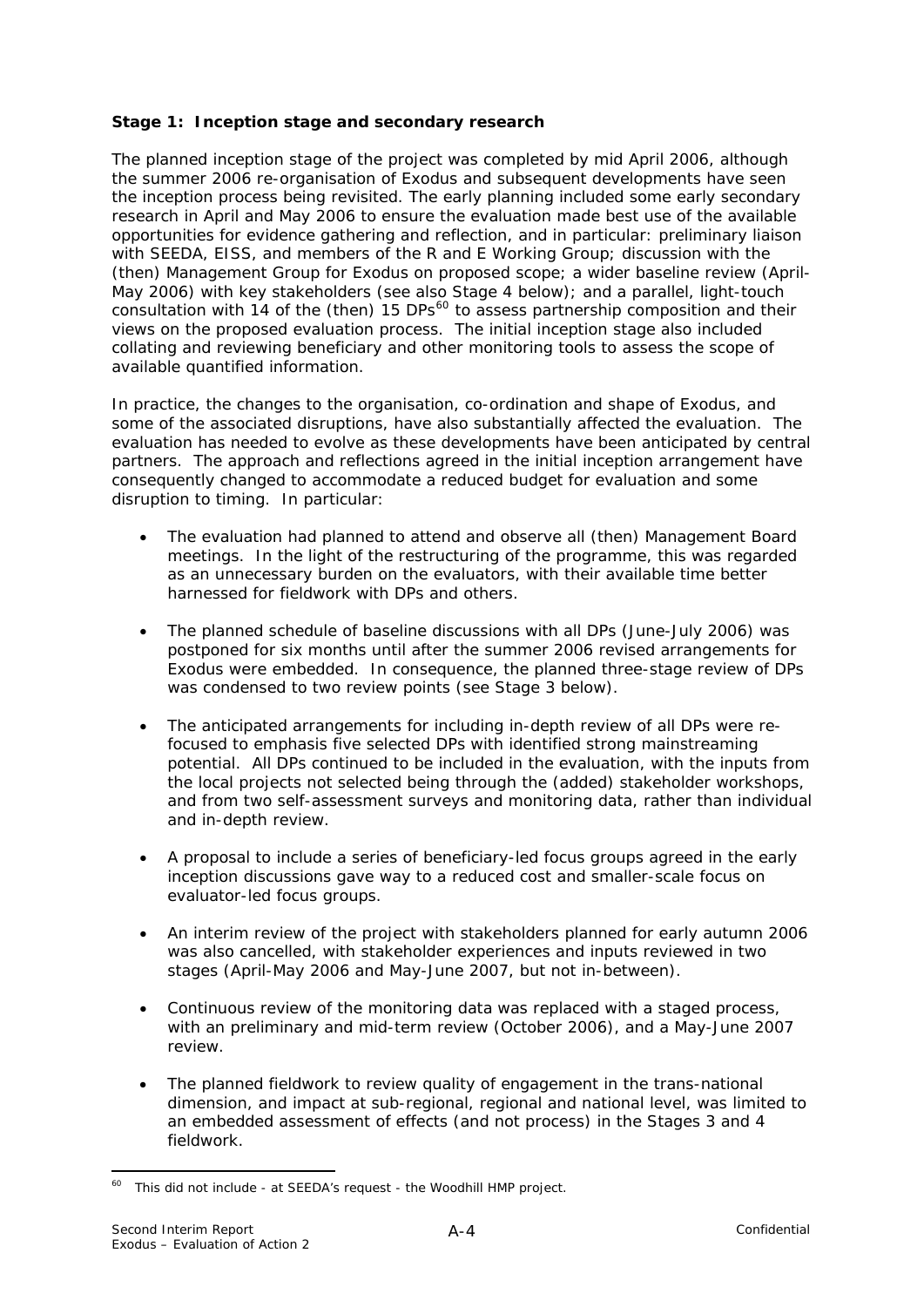**Stage 1: Inception stage and secondary research**

The planned inception stage of the project was completed by mid April 2006, although the summer 2006 re-organisation of Exodus and subsequent developments have seen the inception process being revisited. The early planning included some early secondary research in April and May 2006 to ensure the evaluation made best use of the available opportunities for evidence gathering and reflection, and in particular: preliminary liaison with SEEDA, EISS, and members of the R and E Working Group; discussion with the (then) Management Group for Exodus on proposed scope; a wider baseline review (April-May 2006) with key stakeholders (see also Stage 4 below); and a parallel, light-touch consultation with 14 of the (then) 15 DPs[60] to assess partnership composition and their views on the proposed evaluation process. The initial inception stage also included collating and reviewing beneficiary and other monitoring tools to assess the scope of available quantified information.

In practice, the changes to the organisation, co-ordination and shape of Exodus, and some of the associated disruptions, have also substantially affected the evaluation. The evaluation has needed to evolve as these developments have been anticipated by central partners. The approach and reflections agreed in the initial inception arrangement have consequently changed to accommodate a reduced budget for evaluation and some disruption to timing. In particular:

- The evaluation had planned to attend and observe all (then) Management Board meetings. In the light of the restructuring of the programme, this was regarded as an unnecessary burden on the evaluators, with their available time better harnessed for fieldwork with DPs and others.

- The planned schedule of baseline discussions with all DPs (June-July 2006) was postponed for six months until after the summer 2006 revised arrangements for Exodus were embedded. In consequence, the planned three-stage review of DPs was condensed to two review points (see Stage 3 below).

- The anticipated arrangements for including in-depth review of all DPs were re-focused to emphasis five selected DPs with identified strong mainstreaming potential. All DPs continued to be included in the evaluation, with the inputs from the local projects not selected being through the (added) stakeholder workshops, and from two self-assessment surveys and monitoring data, rather than individual and in-depth review.

- A proposal to include a series of beneficiary-led focus groups agreed in the early inception discussions gave way to a reduced cost and smaller-scale focus on evaluator-led focus groups.

- An interim review of the project with stakeholders planned for early autumn 2006 was also cancelled, with stakeholder experiences and inputs reviewed in two stages (April-May 2006 and May-June 2007, but not in-between).

- Continuous review of the monitoring data was replaced with a staged process, with an preliminary and mid-term review (October 2006), and a May-June 2007 review.

- The planned fieldwork to review quality of engagement in the trans-national dimension, and impact at sub-regional, regional and national level, was limited to an embedded assessment of effects (and not process) in the Stages 3 and 4 fieldwork.

[60] This did not include - at SEEDA's request - the Woodhill HMP project.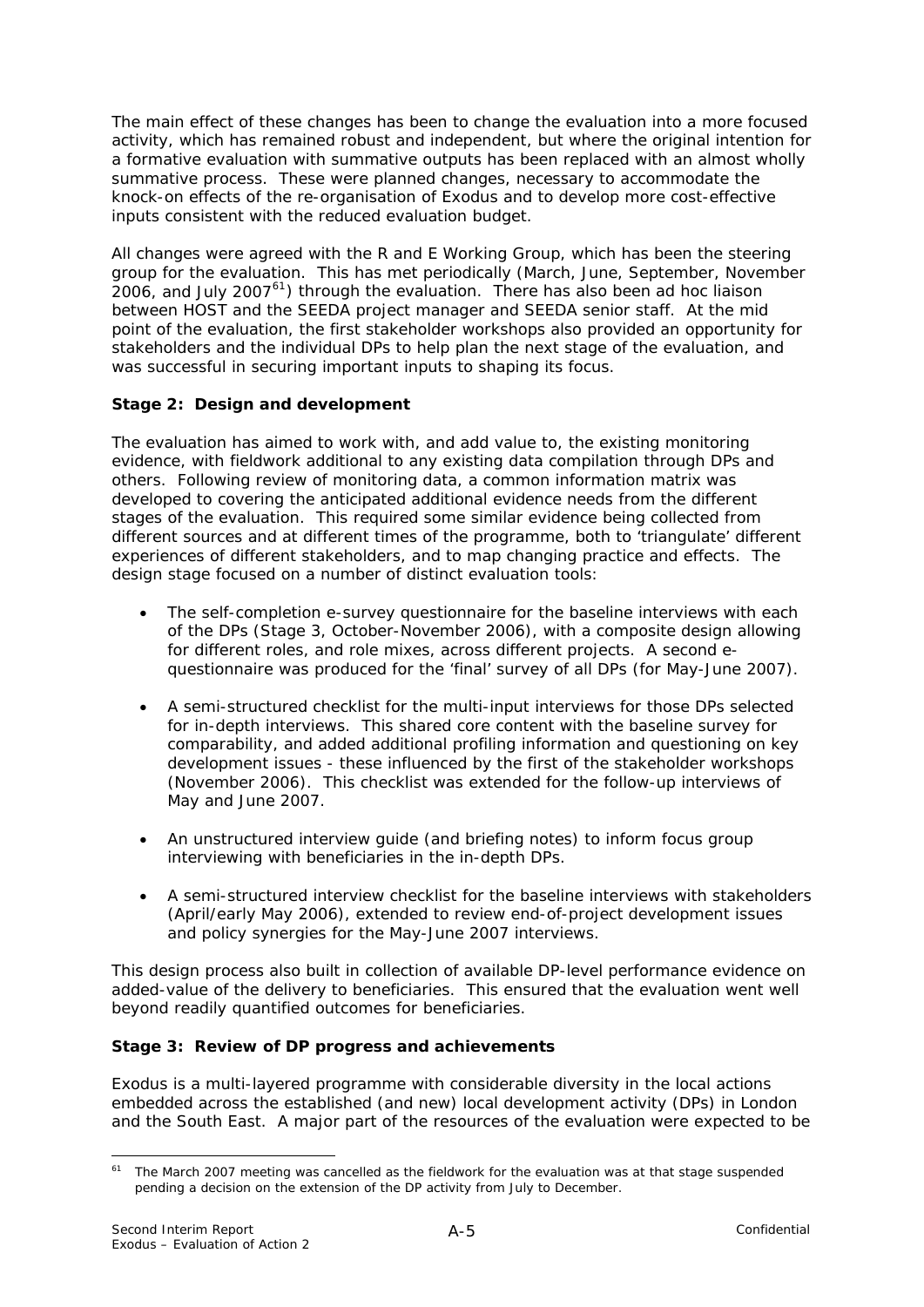The main effect of these changes has been to change the evaluation into a more focused activity, which has remained robust and independent, but where the original intention for a formative evaluation with summative outputs has been replaced with an almost wholly summative process. These were planned changes, necessary to accommodate the knock-on effects of the re-organisation of Exodus and to develop more cost-effective inputs consistent with the reduced evaluation budget.

All changes were agreed with the R and E Working Group, which has been the steering group for the evaluation. This has met periodically (March, June, September, November 2006, and July 2007[61]) through the evaluation. There has also been ad hoc liaison between HOST and the SEEDA project manager and SEEDA senior staff. At the mid point of the evaluation, the first stakeholder workshops also provided an opportunity for stakeholders and the individual DPs to help plan the next stage of the evaluation, and was successful in securing important inputs to shaping its focus.

**Stage 2: Design and development**

The evaluation has aimed to work with, and add value to, the existing monitoring evidence, with fieldwork additional to any existing data compilation through DPs and others. Following review of monitoring data, a common information matrix was developed to covering the anticipated additional evidence needs from the different stages of the evaluation. This required some similar evidence being collected from different sources and at different times of the programme, both to 'triangulate' different experiences of different stakeholders, and to map changing practice and effects. The design stage focused on a number of distinct evaluation tools:

- The self-completion e-survey questionnaire for the baseline interviews with each of the DPs (Stage 3, October-November 2006), with a composite design allowing for different roles, and role mixes, across different projects. A second e-questionnaire was produced for the 'final' survey of all DPs (for May-June 2007).

- A semi-structured checklist for the multi-input interviews for those DPs selected for in-depth interviews. This shared core content with the baseline survey for comparability, and added additional profiling information and questioning on key development issues - these influenced by the first of the stakeholder workshops (November 2006). This checklist was extended for the follow-up interviews of May and June 2007.

- An unstructured interview guide (and briefing notes) to inform focus group interviewing with beneficiaries in the in-depth DPs.

- A semi-structured interview checklist for the baseline interviews with stakeholders (April/early May 2006), extended to review end-of-project development issues and policy synergies for the May-June 2007 interviews.

This design process also built in collection of available DP-level performance evidence on added-value of the delivery to beneficiaries. This ensured that the evaluation went well beyond readily quantified outcomes for beneficiaries.

**Stage 3: Review of DP progress and achievements**

Exodus is a multi-layered programme with considerable diversity in the local actions embedded across the established (and new) local development activity (DPs) in London and the South East. A major part of the resources of the evaluation were expected to be

[61] The March 2007 meeting was cancelled as the fieldwork for the evaluation was at that stage suspended pending a decision on the extension of the DP activity from July to December.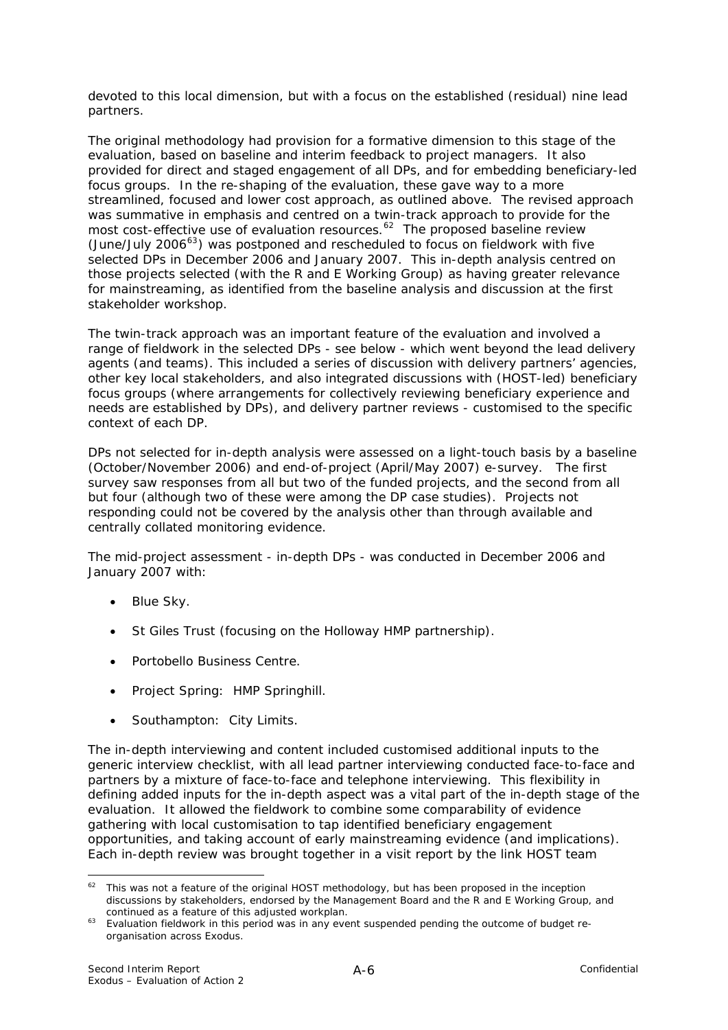devoted to this local dimension, but with a focus on the established (residual) nine lead partners.

The original methodology had provision for a formative dimension to this stage of the evaluation, based on baseline and interim feedback to project managers. It also provided for direct and staged engagement of all DPs, and for embedding beneficiary-led focus groups. In the re-shaping of the evaluation, these gave way to a more streamlined, focused and lower cost approach, as outlined above. The revised approach was summative in emphasis and centred on a twin-track approach to provide for the most cost-effective use of evaluation resources.[62] The proposed baseline review (June/July 2006[63]) was postponed and rescheduled to focus on fieldwork with five selected DPs in December 2006 and January 2007. This in-depth analysis centred on those projects selected (with the R and E Working Group) as having greater relevance for mainstreaming, as identified from the baseline analysis and discussion at the first stakeholder workshop.

The twin-track approach was an important feature of the evaluation and involved a range of fieldwork in the selected DPs - see below - which went beyond the lead delivery agents (and teams). This included a series of discussion with delivery partners' agencies, other key local stakeholders, and also integrated discussions with (HOST-led) beneficiary focus groups (where arrangements for collectively reviewing beneficiary experience and needs are established by DPs), and delivery partner reviews - customised to the specific context of each DP.

DPs not selected for in-depth analysis were assessed on a light-touch basis by a baseline (October/November 2006) and end-of-project (April/May 2007) e-survey. The first survey saw responses from all but two of the funded projects, and the second from all but four (although two of these were among the DP case studies). Projects not responding could not be covered by the analysis other than through available and centrally collated monitoring evidence.

The mid-project assessment - in-depth DPs - was conducted in December 2006 and January 2007 with:

- Blue Sky.
- St Giles Trust (focusing on the Holloway HMP partnership).
- Portobello Business Centre.
- Project Spring: HMP Springhill.
- Southampton: City Limits.

The in-depth interviewing and content included customised additional inputs to the generic interview checklist, with all lead partner interviewing conducted face-to-face and partners by a mixture of face-to-face and telephone interviewing. This flexibility in defining added inputs for the in-depth aspect was a vital part of the in-depth stage of the evaluation. It allowed the fieldwork to combine some comparability of evidence gathering with local customisation to tap identified beneficiary engagement opportunities, and taking account of early mainstreaming evidence (and implications). Each in-depth review was brought together in a visit report by the link HOST team

---

[62] This was not a feature of the original HOST methodology, but has been proposed in the inception discussions by stakeholders, endorsed by the Management Board and the R and E Working Group, and continued as a feature of this adjusted workplan.

[63] Evaluation fieldwork in this period was in any event suspended pending the outcome of budget re-organisation across Exodus.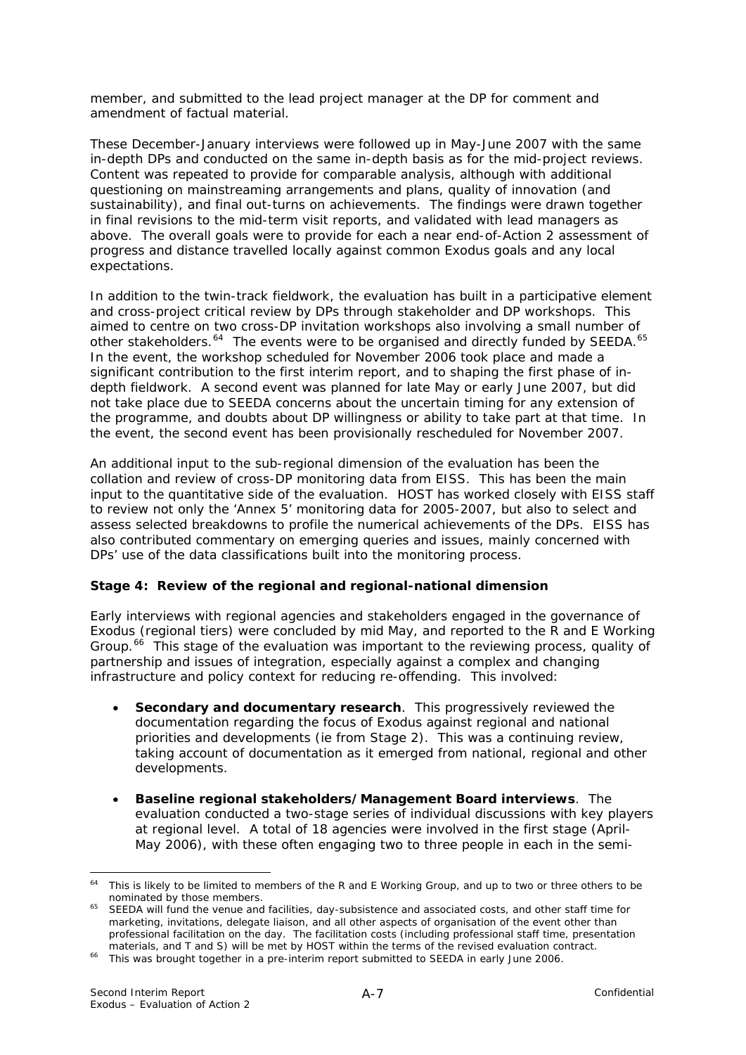member, and submitted to the lead project manager at the DP for comment and amendment of factual material.

These December-January interviews were followed up in May-June 2007 with the same in-depth DPs and conducted on the same in-depth basis as for the mid-project reviews. Content was repeated to provide for comparable analysis, although with additional questioning on mainstreaming arrangements and plans, quality of innovation (and sustainability), and final out-turns on achievements. The findings were drawn together in final revisions to the mid-term visit reports, and validated with lead managers as above. The overall goals were to provide for each a near end-of-Action 2 assessment of progress and distance travelled locally against common Exodus goals and any local expectations.

In addition to the twin-track fieldwork, the evaluation has built in a participative element and cross-project critical review by DPs through stakeholder and DP workshops. This aimed to centre on two cross-DP invitation workshops also involving a small number of other stakeholders.[64] The events were to be organised and directly funded by SEEDA.[65] In the event, the workshop scheduled for November 2006 took place and made a significant contribution to the first interim report, and to shaping the first phase of in-depth fieldwork. A second event was planned for late May or early June 2007, but did not take place due to SEEDA concerns about the uncertain timing for any extension of the programme, and doubts about DP willingness or ability to take part at that time. In the event, the second event has been provisionally rescheduled for November 2007.

An additional input to the sub-regional dimension of the evaluation has been the collation and review of cross-DP monitoring data from EISS. This has been the main input to the quantitative side of the evaluation. HOST has worked closely with EISS staff to review not only the 'Annex 5' monitoring data for 2005-2007, but also to select and assess selected breakdowns to profile the numerical achievements of the DPs. EISS has also contributed commentary on emerging queries and issues, mainly concerned with DPs' use of the data classifications built into the monitoring process.

**Stage 4: Review of the regional and regional-national dimension**

Early interviews with regional agencies and stakeholders engaged in the governance of Exodus (regional tiers) were concluded by mid May, and reported to the R and E Working Group.[66] This stage of the evaluation was important to the reviewing process, quality of partnership and issues of integration, especially against a complex and changing infrastructure and policy context for reducing re-offending. This involved:

- **Secondary and documentary research**. This progressively reviewed the documentation regarding the focus of Exodus against regional and national priorities and developments (ie from Stage 2). This was a continuing review, taking account of documentation as it emerged from national, regional and other developments.

- **Baseline regional stakeholders/Management Board interviews**. The evaluation conducted a two-stage series of individual discussions with key players at regional level. A total of 18 agencies were involved in the first stage (April-May 2006), with these often engaging two to three people in each in the semi-

---

[64] This is likely to be limited to members of the R and E Working Group, and up to two or three others to be nominated by those members.

[65] SEEDA will fund the venue and facilities, day-subsistence and associated costs, and other staff time for marketing, invitations, delegate liaison, and all other aspects of organisation of the event other than professional facilitation on the day. The facilitation costs (including professional staff time, presentation materials, and T and S) will be met by HOST within the terms of the revised evaluation contract.

[66] This was brought together in a pre-interim report submitted to SEEDA in early June 2006.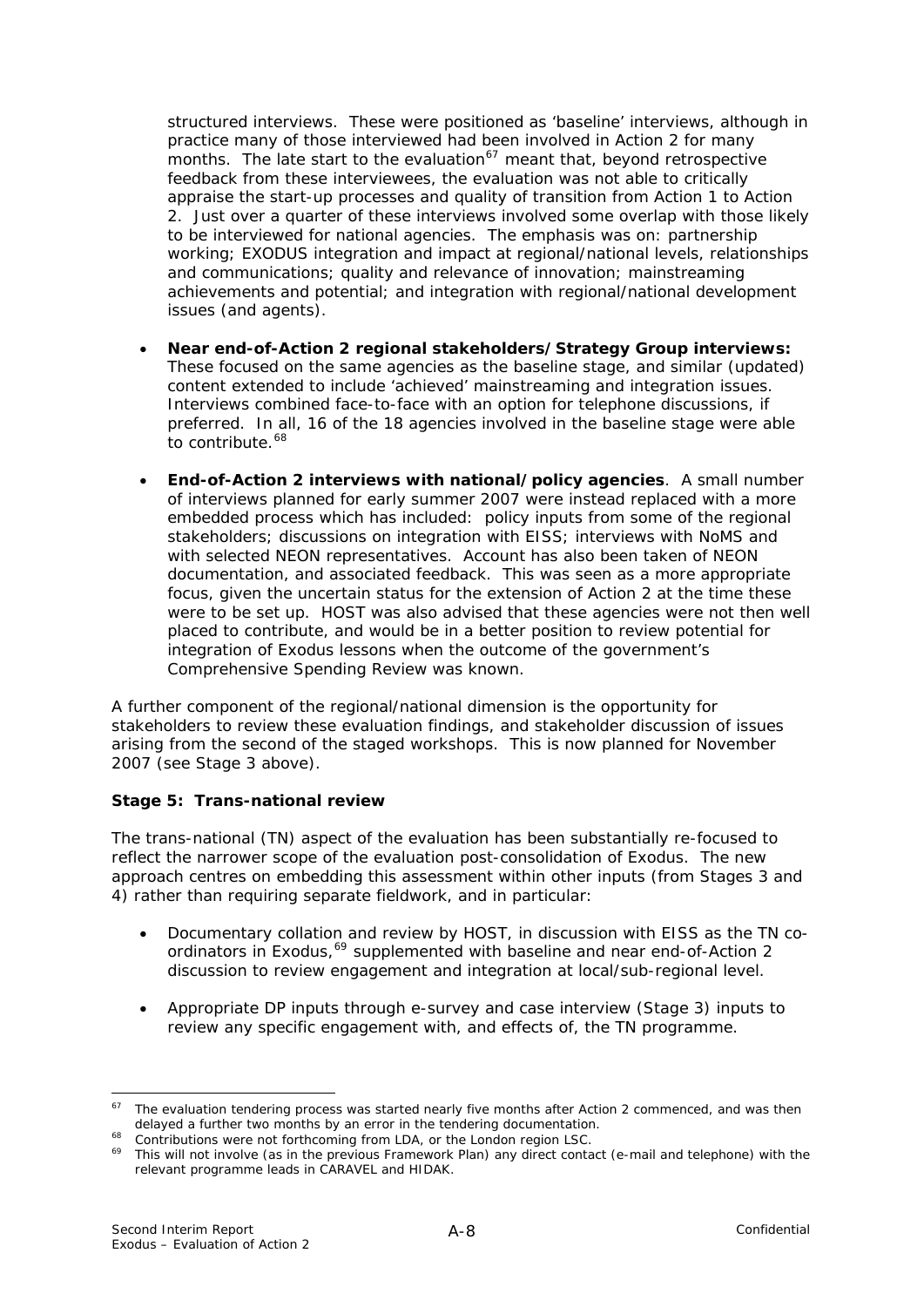structured interviews. These were positioned as 'baseline' interviews, although in practice many of those interviewed had been involved in Action 2 for many months. The late start to the evaluation[67] meant that, beyond retrospective feedback from these interviewees, the evaluation was not able to critically appraise the start-up processes and quality of transition from Action 1 to Action 2. Just over a quarter of these interviews involved some overlap with those likely to be interviewed for national agencies. The emphasis was on: partnership working; EXODUS integration and impact at regional/national levels, relationships and communications; quality and relevance of innovation; mainstreaming achievements and potential; and integration with regional/national development issues (and agents).

- **Near end-of-Action 2 regional stakeholders/Strategy Group interviews:** These focused on the same agencies as the baseline stage, and similar (updated) content extended to include 'achieved' mainstreaming and integration issues. Interviews combined face-to-face with an option for telephone discussions, if preferred. In all, 16 of the 18 agencies involved in the baseline stage were able to contribute.[68]

- **End-of-Action 2 interviews with national/policy agencies**. A small number of interviews planned for early summer 2007 were instead replaced with a more embedded process which has included: policy inputs from some of the regional stakeholders; discussions on integration with EISS; interviews with NoMS and with selected NEON representatives. Account has also been taken of NEON documentation, and associated feedback. This was seen as a more appropriate focus, given the uncertain status for the extension of Action 2 at the time these were to be set up. HOST was also advised that these agencies were not then well placed to contribute, and would be in a better position to review potential for integration of Exodus lessons when the outcome of the government's Comprehensive Spending Review was known.

A further component of the regional/national dimension is the opportunity for stakeholders to review these evaluation findings, and stakeholder discussion of issues arising from the second of the staged workshops. This is now planned for November 2007 (see Stage 3 above).

**Stage 5: Trans-national review**

The trans-national (TN) aspect of the evaluation has been substantially re-focused to reflect the narrower scope of the evaluation post-consolidation of Exodus. The new approach centres on embedding this assessment within other inputs (from Stages 3 and 4) rather than requiring separate fieldwork, and in particular:

- Documentary collation and review by HOST, in discussion with EISS as the TN co-ordinators in Exodus,[69] supplemented with baseline and near end-of-Action 2 discussion to review engagement and integration at local/sub-regional level.

- Appropriate DP inputs through e-survey and case interview (Stage 3) inputs to review any specific engagement with, and effects of, the TN programme.

[67] The evaluation tendering process was started nearly five months after Action 2 commenced, and was then delayed a further two months by an error in the tendering documentation.

[68] Contributions were not forthcoming from LDA, or the London region LSC.

[69] This will not involve (as in the previous Framework Plan) any direct contact (e-mail and telephone) with the relevant programme leads in CARAVEL and HIDAK.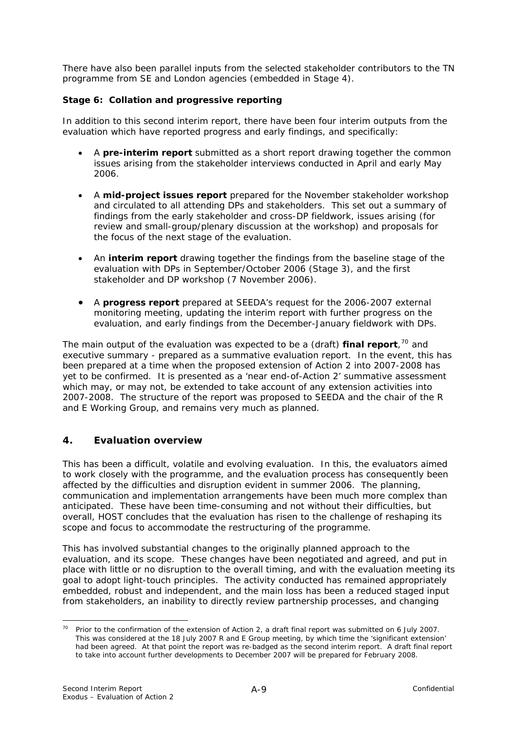There have also been parallel inputs from the selected stakeholder contributors to the TN programme from SE and London agencies (embedded in Stage 4).

**Stage 6: Collation and progressive reporting**

In addition to this second interim report, there have been four interim outputs from the evaluation which have reported progress and early findings, and specifically:

- A **pre-interim report** submitted as a short report drawing together the common issues arising from the stakeholder interviews conducted in April and early May 2006.

- A **mid-project issues report** prepared for the November stakeholder workshop and circulated to all attending DPs and stakeholders. This set out a summary of findings from the early stakeholder and cross-DP fieldwork, issues arising (for review and small-group/plenary discussion at the workshop) and proposals for the focus of the next stage of the evaluation.

- An **interim report** drawing together the findings from the baseline stage of the evaluation with DPs in September/October 2006 (Stage 3), and the first stakeholder and DP workshop (7 November 2006).

- A **progress report** prepared at SEEDA's request for the 2006-2007 external monitoring meeting, updating the interim report with further progress on the evaluation, and early findings from the December-January fieldwork with DPs.

The main output of the evaluation was expected to be a (draft) **final report**,[70] and executive summary - prepared as a summative evaluation report. In the event, this has been prepared at a time when the proposed extension of Action 2 into 2007-2008 has yet to be confirmed. It is presented as a 'near end-of-Action 2' summative assessment which may, or may not, be extended to take account of any extension activities into 2007-2008. The structure of the report was proposed to SEEDA and the chair of the R and E Working Group, and remains very much as planned.

## 4. Evaluation overview

This has been a difficult, volatile and evolving evaluation. In this, the evaluators aimed to work closely with the programme, and the evaluation process has consequently been affected by the difficulties and disruption evident in summer 2006. The planning, communication and implementation arrangements have been much more complex than anticipated. These have been time-consuming and not without their difficulties, but overall, HOST concludes that the evaluation has risen to the challenge of reshaping its scope and focus to accommodate the restructuring of the programme.

This has involved substantial changes to the originally planned approach to the evaluation, and its scope. These changes have been negotiated and agreed, and put in place with little or no disruption to the overall timing, and with the evaluation meeting its goal to adopt light-touch principles. The activity conducted has remained appropriately embedded, robust and independent, and the main loss has been a reduced staged input from stakeholders, an inability to directly review partnership processes, and changing

[70] Prior to the confirmation of the extension of Action 2, a draft final report was submitted on 6 July 2007. This was considered at the 18 July 2007 R and E Group meeting, by which time the 'significant extension' had been agreed. At that point the report was re-badged as the second interim report. A draft final report to take into account further developments to December 2007 will be prepared for February 2008.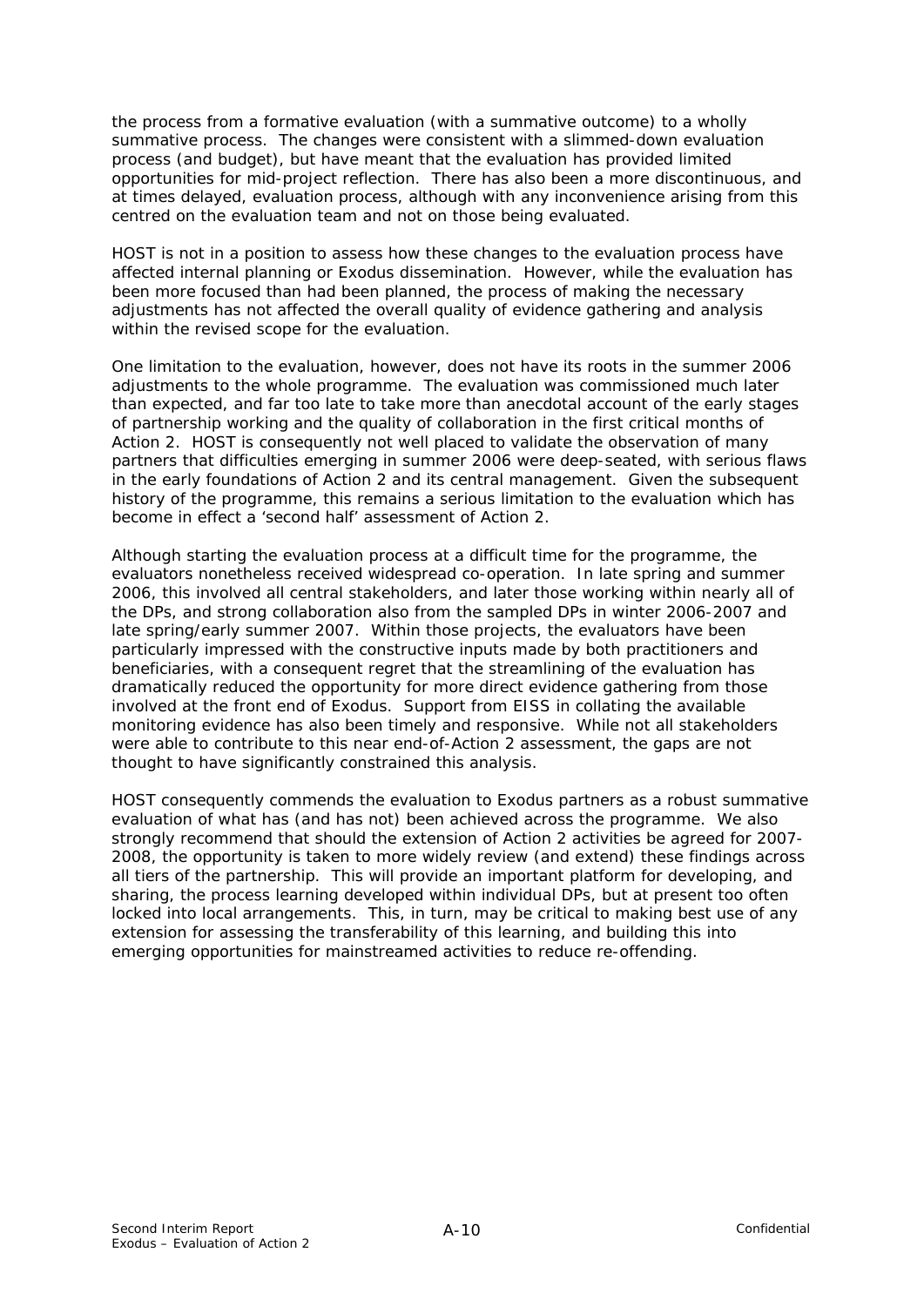the process from a formative evaluation (with a summative outcome) to a wholly summative process. The changes were consistent with a slimmed-down evaluation process (and budget), but have meant that the evaluation has provided limited opportunities for mid-project reflection. There has also been a more discontinuous, and at times delayed, evaluation process, although with any inconvenience arising from this centred on the evaluation team and not on those being evaluated.

HOST is not in a position to assess how these changes to the evaluation process have affected internal planning or Exodus dissemination. However, while the evaluation has been more focused than had been planned, the process of making the necessary adjustments has not affected the overall quality of evidence gathering and analysis within the revised scope for the evaluation.

One limitation to the evaluation, however, does not have its roots in the summer 2006 adjustments to the whole programme. The evaluation was commissioned much later than expected, and far too late to take more than anecdotal account of the early stages of partnership working and the quality of collaboration in the first critical months of Action 2. HOST is consequently not well placed to validate the observation of many partners that difficulties emerging in summer 2006 were deep-seated, with serious flaws in the early foundations of Action 2 and its central management. Given the subsequent history of the programme, this remains a serious limitation to the evaluation which has become in effect a 'second half' assessment of Action 2.

Although starting the evaluation process at a difficult time for the programme, the evaluators nonetheless received widespread co-operation. In late spring and summer 2006, this involved all central stakeholders, and later those working within nearly all of the DPs, and strong collaboration also from the sampled DPs in winter 2006-2007 and late spring/early summer 2007. Within those projects, the evaluators have been particularly impressed with the constructive inputs made by both practitioners and beneficiaries, with a consequent regret that the streamlining of the evaluation has dramatically reduced the opportunity for more direct evidence gathering from those involved at the front end of Exodus. Support from EISS in collating the available monitoring evidence has also been timely and responsive. While not all stakeholders were able to contribute to this near end-of-Action 2 assessment, the gaps are not thought to have significantly constrained this analysis.

HOST consequently commends the evaluation to Exodus partners as a robust summative evaluation of what has (and has not) been achieved across the programme. We also strongly recommend that should the extension of Action 2 activities be agreed for 2007-2008, the opportunity is taken to more widely review (and extend) these findings across all tiers of the partnership. This will provide an important platform for developing, and sharing, the process learning developed within individual DPs, but at present too often locked into local arrangements. This, in turn, may be critical to making best use of any extension for assessing the transferability of this learning, and building this into emerging opportunities for mainstreamed activities to reduce re-offending.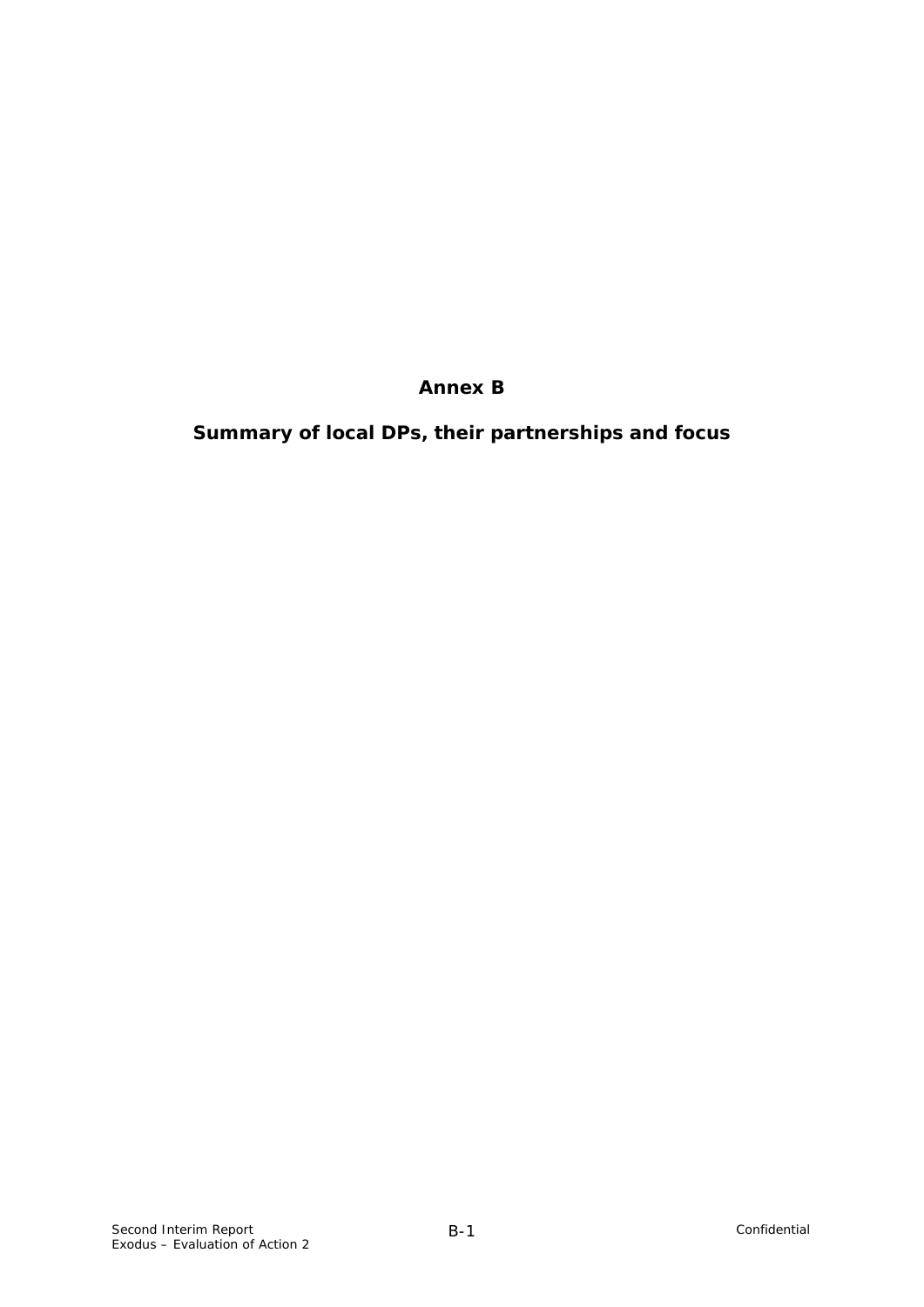# Annex B

## Summary of local DPs, their partnerships and focus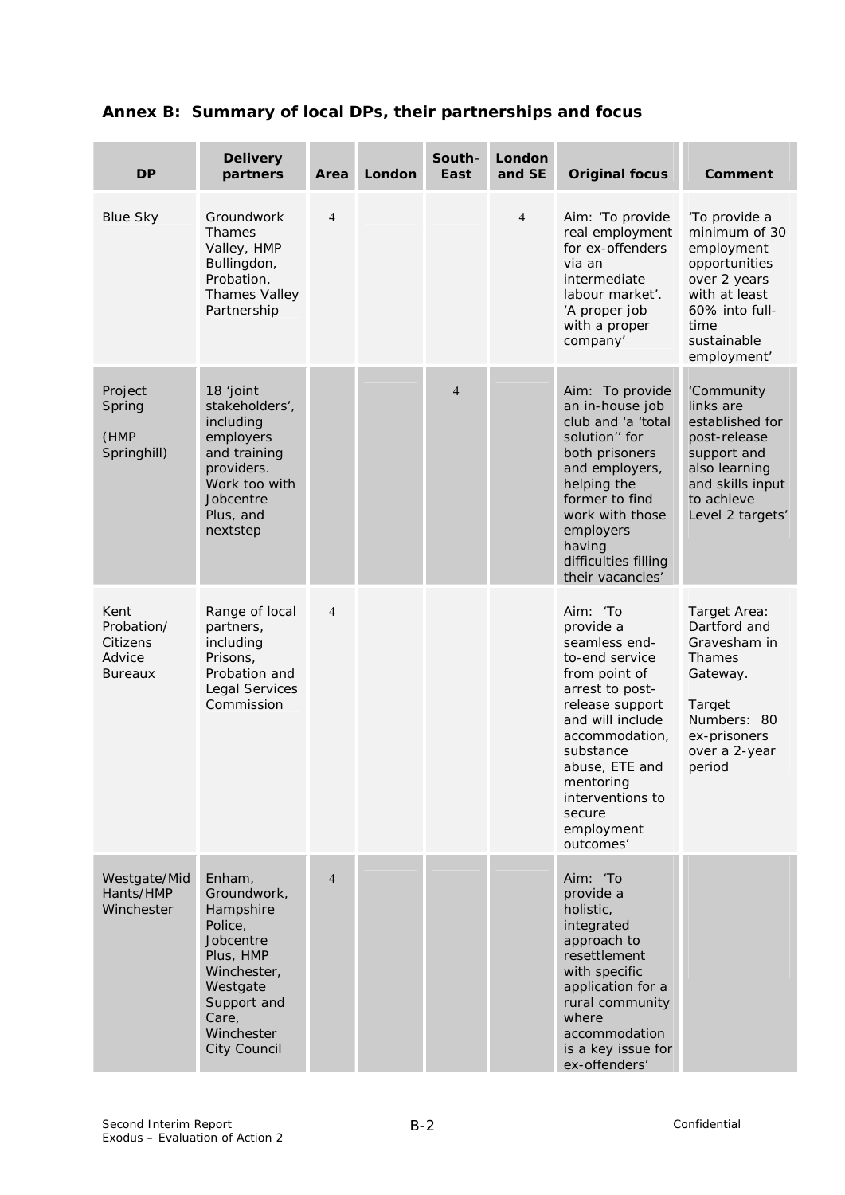## Annex B: Summary of local DPs, their partnerships and focus

| DP | Delivery partners | Area | London | South-East | London and SE | Original focus | Comment |
|---|---|---|---|---|---|---|---|
| Blue Sky | Groundwork Thames Valley, HMP Bullingdon, Probation, Thames Valley Partnership | 4 | | | 4 | Aim: 'To provide real employment for ex-offenders via an intermediate labour market'. 'A proper job with a proper company' | 'To provide a minimum of 30 employment opportunities over 2 years with at least 60% into full-time sustainable employment' |
| Project Spring (HMP Springhill) | 18 'joint stakeholders', including employers and training providers. Work too with Jobcentre Plus, and nextstep | | | 4 | | Aim: To provide an in-house job club and 'a 'total solution'' for both prisoners and employers, helping the former to find work with those employers having difficulties filling their vacancies' | 'Community links are established for post-release support and also learning and skills input to achieve Level 2 targets' |
| Kent Probation/ Citizens Advice Bureaux | Range of local partners, including Prisons, Probation and Legal Services Commission | 4 | | | | Aim: 'To provide a seamless end-to-end service from point of arrest to post-release support and will include accommodation, substance abuse, ETE and mentoring interventions to secure employment outcomes' | Target Area: Dartford and Gravesham in Thames Gateway. Target Numbers: 80 ex-prisoners over a 2-year period |
| Westgate/Mid Hants/HMP Winchester | Enham, Groundwork, Hampshire Police, Jobcentre Plus, HMP Winchester, Westgate Support and Care, Winchester City Council | 4 | | | | Aim: 'To provide a holistic, integrated approach to resettlement with specific application for a rural community where accommodation is a key issue for ex-offenders' | |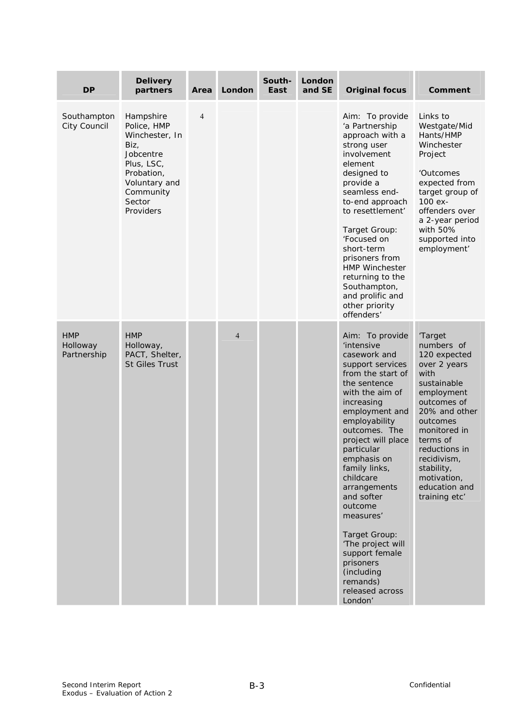| DP | Delivery partners | Area | London | South-East | London and SE | Original focus | Comment |
|---|---|---|---|---|---|---|---|
| Southampton City Council | Hampshire Police, HMP Winchester, In Biz, Jobcentre Plus, LSC, Probation, Voluntary and Community Sector Providers | 4 | | | | Aim: To provide 'a Partnership approach with a strong user involvement element designed to provide a seamless end-to-end approach to resettlement'<br><br>Target Group: 'Focused on short-term prisoners from HMP Winchester returning to the Southampton, and prolific and other priority offenders' | Links to Westgate/Mid Hants/HMP Winchester Project<br><br>'Outcomes expected from target group of 100 ex-offenders over a 2-year period with 50% supported into employment' |
| HMP Holloway Partnership | HMP Holloway, PACT, Shelter, St Giles Trust | | 4 | | | Aim: To provide 'intensive casework and support services from the start of the sentence with the aim of increasing employment and employability outcomes. The project will place particular emphasis on family links, childcare arrangements and softer outcome measures'<br><br>Target Group: 'The project will support female prisoners (including remands) released across London' | 'Target numbers of 120 expected over 2 years with sustainable employment outcomes of 20% and other outcomes monitored in terms of reductions in recidivism, stability, motivation, education and training etc' |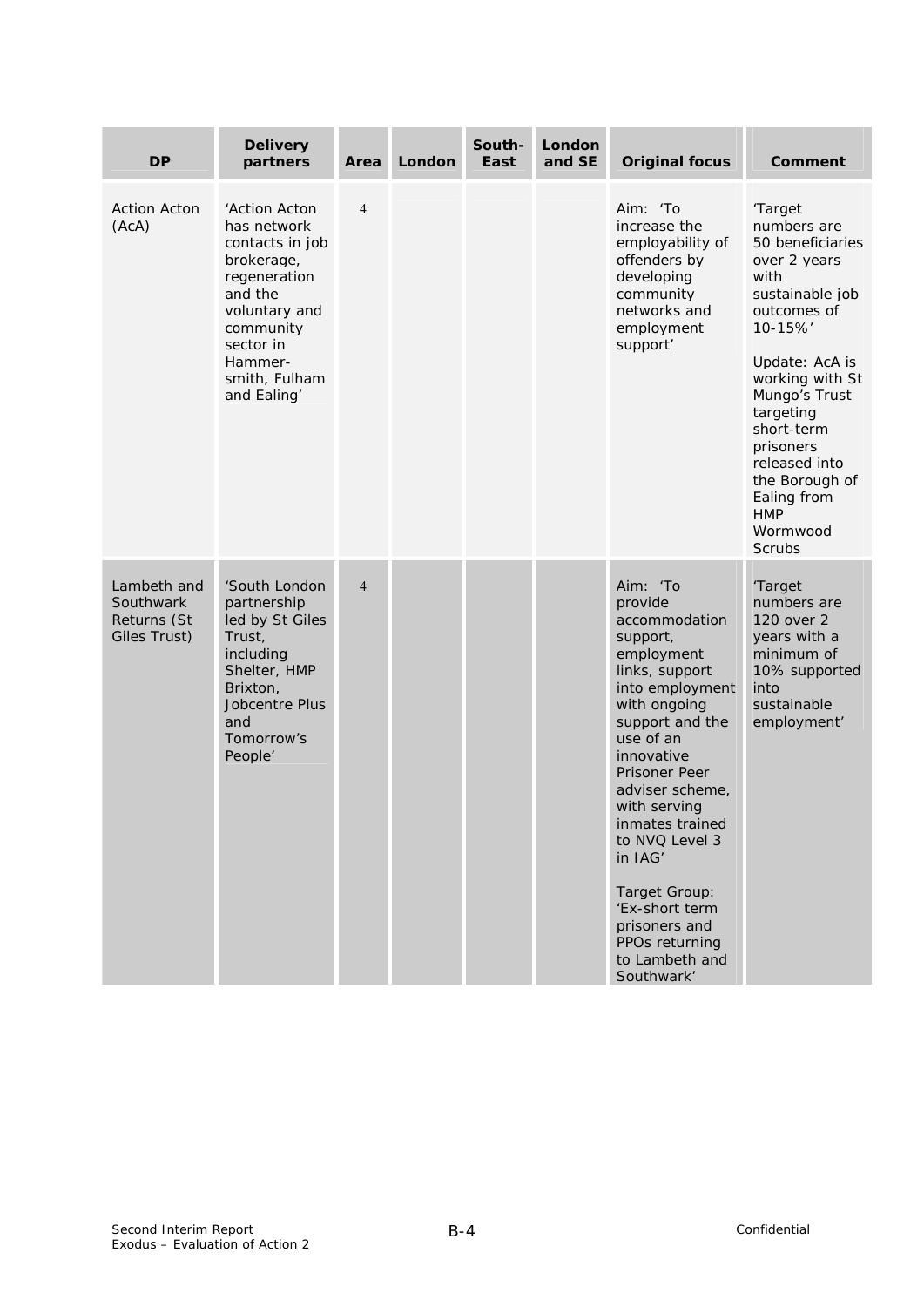| DP | Delivery partners | Area | London | South-East | London and SE | Original focus | Comment |
|---|---|---|---|---|---|---|---|
| Action Acton (AcA) | 'Action Acton has network contacts in job brokerage, regeneration and the voluntary and community sector in Hammer-smith, Fulham and Ealing' | 4 | | | | Aim: 'To increase the employability of offenders by developing community networks and employment support' | 'Target numbers are 50 beneficiaries over 2 years with sustainable job outcomes of 10-15%'<br><br>Update: AcA is working with St Mungo's Trust targeting short-term prisoners released into the Borough of Ealing from HMP Wormwood Scrubs |
| Lambeth and Southwark Returns (St Giles Trust) | 'South London partnership led by St Giles Trust, including Shelter, HMP Brixton, Jobcentre Plus and Tomorrow's People' | 4 | | | | Aim: 'To provide accommodation support, employment links, support into employment with ongoing support and the use of an innovative Prisoner Peer adviser scheme, with serving inmates trained to NVQ Level 3 in IAG'<br><br>Target Group: 'Ex-short term prisoners and PPOs returning to Lambeth and Southwark' | 'Target numbers are 120 over 2 years with a minimum of 10% supported into sustainable employment' |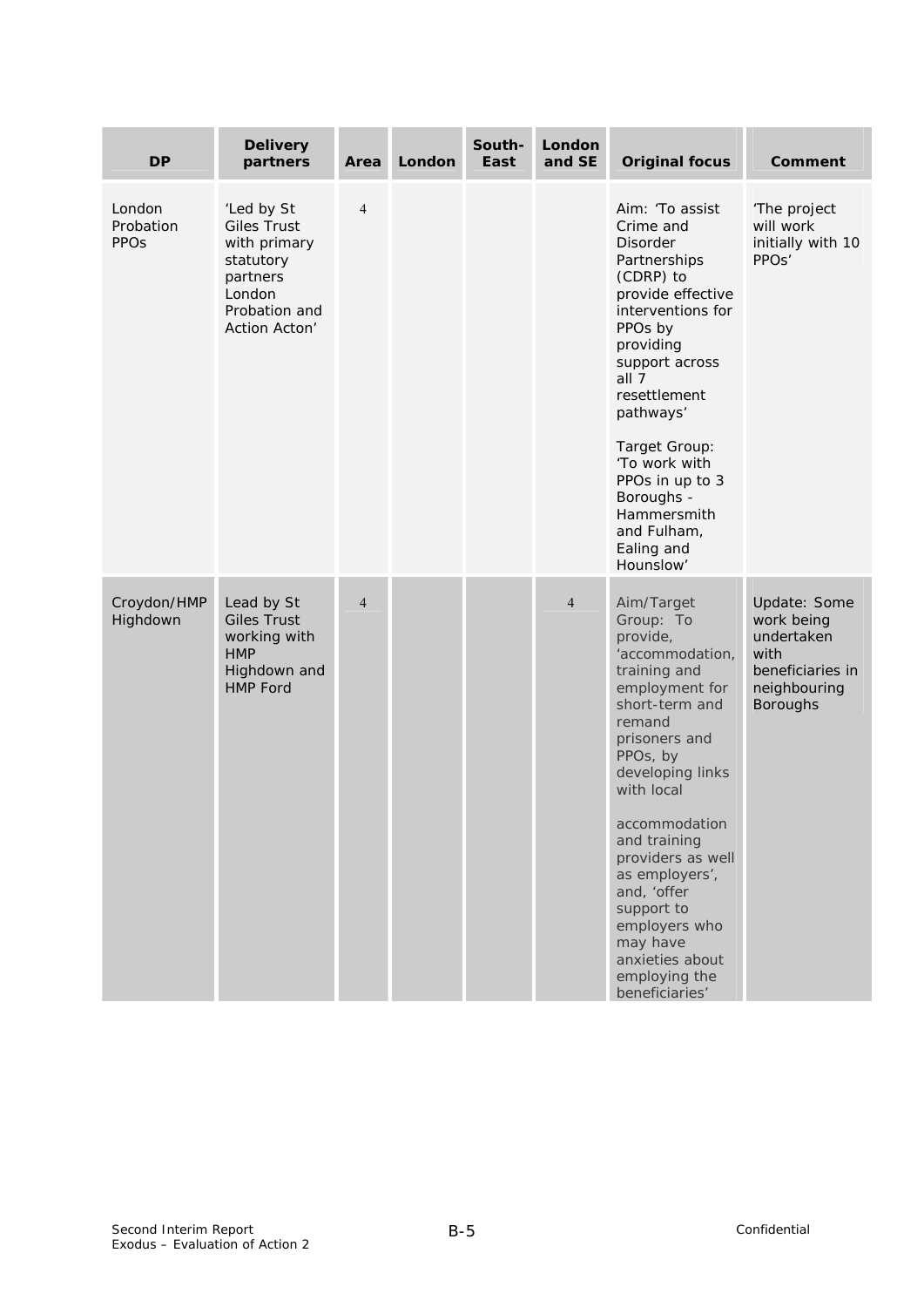| DP | Delivery partners | Area | London | South-East | London and SE | Original focus | Comment |
|---|---|---|---|---|---|---|---|
| London Probation PPOs | 'Led by St Giles Trust with primary statutory partners London Probation and Action Acton' | 4 | | | | Aim: 'To assist Crime and Disorder Partnerships (CDRP) to provide effective interventions for PPOs by providing support across all 7 resettlement pathways'<br><br>Target Group: 'To work with PPOs in up to 3 Boroughs - Hammersmith and Fulham, Ealing and Hounslow' | 'The project will work initially with 10 PPOs' |
| Croydon/HMP Highdown | Lead by St Giles Trust working with HMP Highdown and HMP Ford | 4 | | | 4 | Aim/Target Group: To provide, 'accommodation, training and employment for short-term and remand prisoners and PPOs, by developing links with local accommodation and training providers as well as employers', and, 'offer support to employers who may have anxieties about employing the beneficiaries' | Update: Some work being undertaken with beneficiaries in neighbouring Boroughs |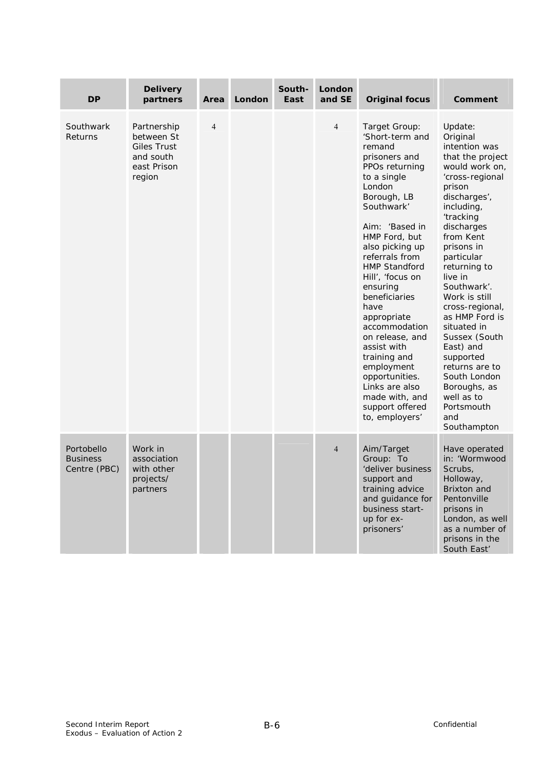| DP | Delivery partners | Area | London | South-East | London and SE | Original focus | Comment |
|---|---|---|---|---|---|---|---|
| Southwark Returns | Partnership between St Giles Trust and south east Prison region | 4 | | | 4 | Target Group: 'Short-term and remand prisoners and PPOs returning to a single London Borough, LB Southwark'<br><br>Aim: 'Based in HMP Ford, but also picking up referrals from HMP Standford Hill', 'focus on ensuring beneficiaries have appropriate accommodation on release, and assist with training and employment opportunities. Links are also made with, and support offered to, employers' | Update: Original intention was that the project would work on, 'cross-regional prison discharges', including, 'tracking discharges from Kent prisons in particular returning to live in Southwark'. Work is still cross-regional, as HMP Ford is situated in Sussex (South East) and supported returns are to South London Boroughs, as well as to Portsmouth and Southampton |
| Portobello Business Centre (PBC) | Work in association with other projects/ partners | | | | 4 | Aim/Target Group: To 'deliver business support and training advice and guidance for business start-up for ex-prisoners' | Have operated in: 'Wormwood Scrubs, Holloway, Brixton and Pentonville prisons in London, as well as a number of prisons in the South East' |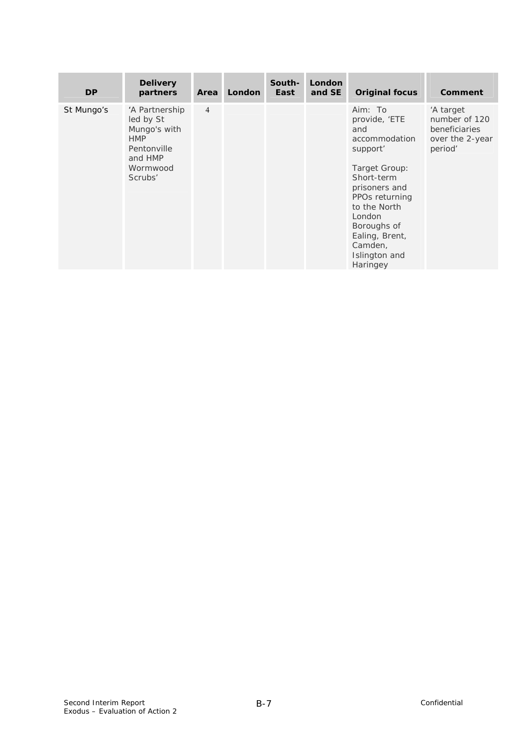| DP | Delivery partners | Area | London | South-East | London and SE | Original focus | Comment |
|---|---|---|---|---|---|---|---|
| St Mungo's | 'A Partnership led by St Mungo's with HMP Pentonville and HMP Wormwood Scrubs' | 4 | | | | Aim: To provide, 'ETE and accommodation support'<br><br>Target Group: Short-term prisoners and PPOs returning to the North London Boroughs of Ealing, Brent, Camden, Islington and Haringey | 'A target number of 120 beneficiaries over the 2-year period' |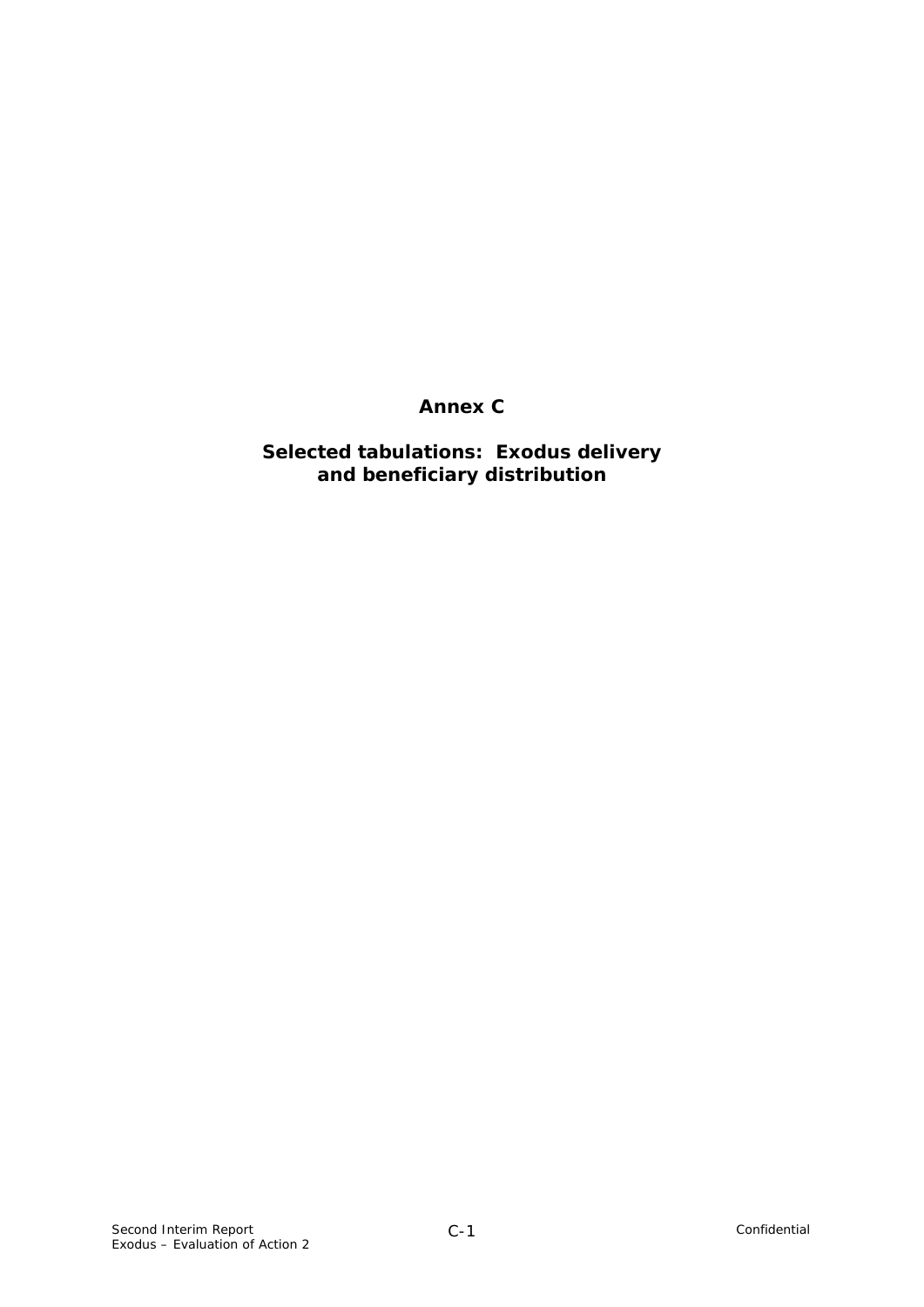# Annex C

## Selected tabulations: Exodus delivery and beneficiary distribution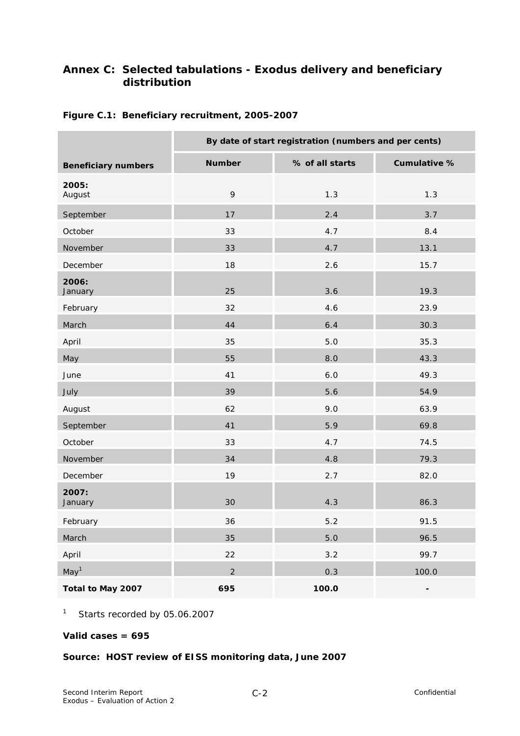## Annex C: Selected tabulations - Exodus delivery and beneficiary distribution

**Figure C.1: Beneficiary recruitment, 2005-2007**

| | By date of start registration (numbers and per cents) | | |
|---|---|---|---|
| **Beneficiary numbers** | **Number** | **% of all starts** | **Cumulative %** |
| **2005:** August | 9 | 1.3 | 1.3 |
| September | 17 | 2.4 | 3.7 |
| October | 33 | 4.7 | 8.4 |
| November | 33 | 4.7 | 13.1 |
| December | 18 | 2.6 | 15.7 |
| **2006:** January | 25 | 3.6 | 19.3 |
| February | 32 | 4.6 | 23.9 |
| March | 44 | 6.4 | 30.3 |
| April | 35 | 5.0 | 35.3 |
| May | 55 | 8.0 | 43.3 |
| June | 41 | 6.0 | 49.3 |
| July | 39 | 5.6 | 54.9 |
| August | 62 | 9.0 | 63.9 |
| September | 41 | 5.9 | 69.8 |
| October | 33 | 4.7 | 74.5 |
| November | 34 | 4.8 | 79.3 |
| December | 19 | 2.7 | 82.0 |
| **2007:** January | 30 | 4.3 | 86.3 |
| February | 36 | 5.2 | 91.5 |
| March | 35 | 5.0 | 96.5 |
| April | 22 | 3.2 | 99.7 |
| May[1] | 2 | 0.3 | 100.0 |
| **Total to May 2007** | **695** | **100.0** | **-** |

[1] Starts recorded by 05.06.2007

**Valid cases = 695**

**Source: HOST review of EISS monitoring data, June 2007**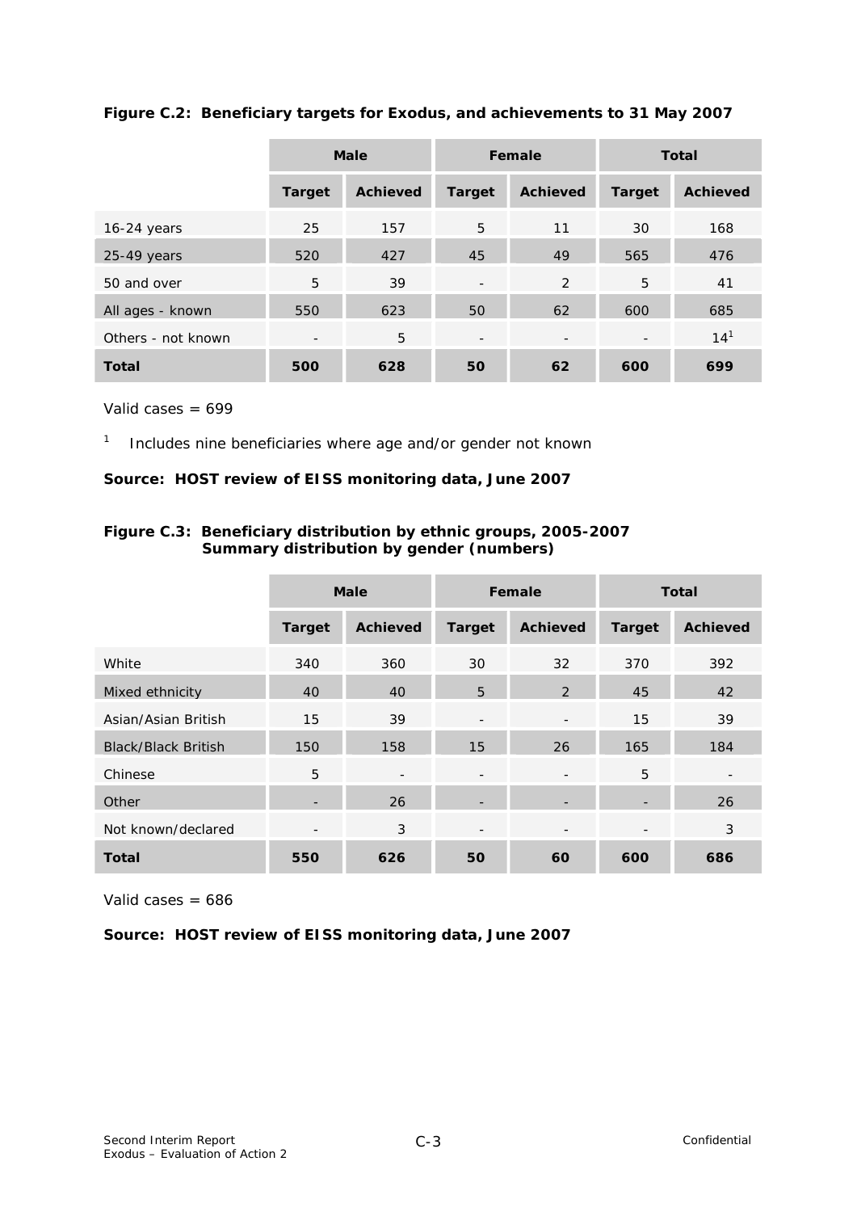**Figure C.2: Beneficiary targets for Exodus, and achievements to 31 May 2007**

| | Male | | Female | | Total | |
|---|---|---|---|---|---|---|
| | Target | Achieved | Target | Achieved | Target | Achieved |
| 16-24 years | 25 | 157 | 5 | 11 | 30 | 168 |
| 25-49 years | 520 | 427 | 45 | 49 | 565 | 476 |
| 50 and over | 5 | 39 | - | 2 | 5 | 41 |
| All ages - known | 550 | 623 | 50 | 62 | 600 | 685 |
| Others - not known | - | 5 | - | - | - | 14[1] |
| **Total** | **500** | **628** | **50** | **62** | **600** | **699** |

Valid cases = 699

[1] Includes nine beneficiaries where age and/or gender not known

**Source: HOST review of EISS monitoring data, June 2007**

**Figure C.3: Beneficiary distribution by ethnic groups, 2005-2007 Summary distribution by gender (numbers)**

| | Male | | Female | | Total | |
|---|---|---|---|---|---|---|
| | Target | Achieved | Target | Achieved | Target | Achieved |
| White | 340 | 360 | 30 | 32 | 370 | 392 |
| Mixed ethnicity | 40 | 40 | 5 | 2 | 45 | 42 |
| Asian/Asian British | 15 | 39 | - | - | 15 | 39 |
| Black/Black British | 150 | 158 | 15 | 26 | 165 | 184 |
| Chinese | 5 | - | - | - | 5 | - |
| Other | - | 26 | - | - | - | 26 |
| Not known/declared | - | 3 | - | - | - | 3 |
| **Total** | **550** | **626** | **50** | **60** | **600** | **686** |

Valid cases = 686

**Source: HOST review of EISS monitoring data, June 2007**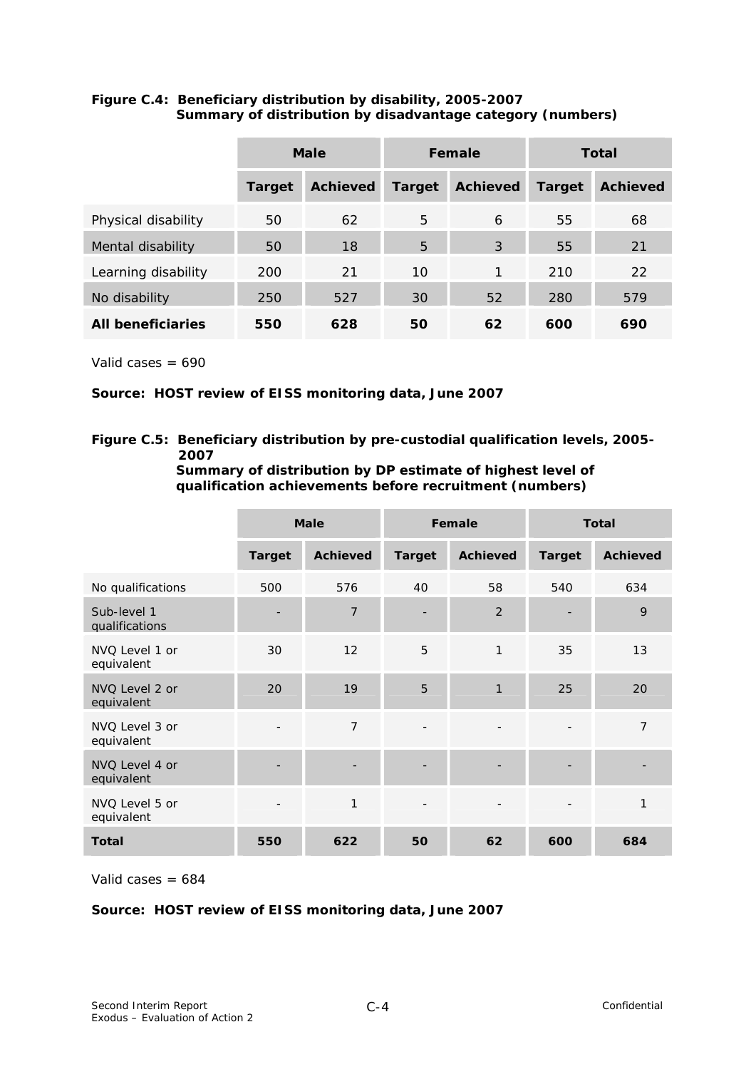**Figure C.4: Beneficiary distribution by disability, 2005-2007**
**Summary of distribution by disadvantage category (numbers)**

| | Male | | Female | | Total | |
|---|---|---|---|---|---|---|
| | **Target** | **Achieved** | **Target** | **Achieved** | **Target** | **Achieved** |
| Physical disability | 50 | 62 | 5 | 6 | 55 | 68 |
| Mental disability | 50 | 18 | 5 | 3 | 55 | 21 |
| Learning disability | 200 | 21 | 10 | 1 | 210 | 22 |
| No disability | 250 | 527 | 30 | 52 | 280 | 579 |
| **All beneficiaries** | **550** | **628** | **50** | **62** | **600** | **690** |

Valid cases = 690

**Source: HOST review of EISS monitoring data, June 2007**

**Figure C.5: Beneficiary distribution by pre-custodial qualification levels, 2005-2007**
**Summary of distribution by DP estimate of highest level of qualification achievements before recruitment (numbers)**

| | Male | | Female | | Total | |
|---|---|---|---|---|---|---|
| | **Target** | **Achieved** | **Target** | **Achieved** | **Target** | **Achieved** |
| No qualifications | 500 | 576 | 40 | 58 | 540 | 634 |
| Sub-level 1 qualifications | - | 7 | - | 2 | - | 9 |
| NVQ Level 1 or equivalent | 30 | 12 | 5 | 1 | 35 | 13 |
| NVQ Level 2 or equivalent | 20 | 19 | 5 | 1 | 25 | 20 |
| NVQ Level 3 or equivalent | - | 7 | - | - | - | 7 |
| NVQ Level 4 or equivalent | - | - | - | - | - | - |
| NVQ Level 5 or equivalent | - | 1 | - | - | - | 1 |
| **Total** | **550** | **622** | **50** | **62** | **600** | **684** |

Valid cases = 684

**Source: HOST review of EISS monitoring data, June 2007**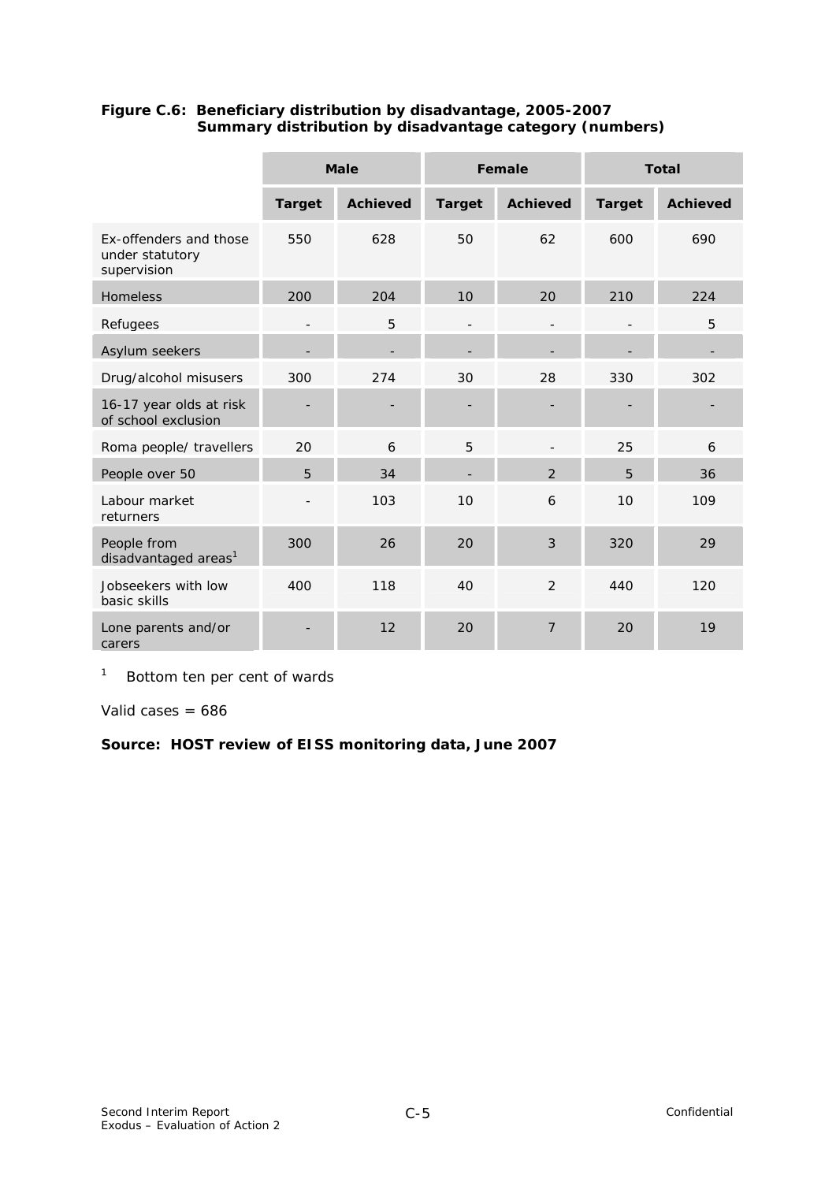**Figure C.6: Beneficiary distribution by disadvantage, 2005-2007**
**Summary distribution by disadvantage category (numbers)**

| | Male | | Female | | Total | |
|---|---|---|---|---|---|---|
| | **Target** | **Achieved** | **Target** | **Achieved** | **Target** | **Achieved** |
| Ex-offenders and those under statutory supervision | 550 | 628 | 50 | 62 | 600 | 690 |
| Homeless | 200 | 204 | 10 | 20 | 210 | 224 |
| Refugees | - | 5 | - | - | - | 5 |
| Asylum seekers | - | - | - | - | - | - |
| Drug/alcohol misusers | 300 | 274 | 30 | 28 | 330 | 302 |
| 16-17 year olds at risk of school exclusion | - | - | - | - | - | - |
| Roma people/ travellers | 20 | 6 | 5 | - | 25 | 6 |
| People over 50 | 5 | 34 | - | 2 | 5 | 36 |
| Labour market returners | - | 103 | 10 | 6 | 10 | 109 |
| People from disadvantaged areas[1] | 300 | 26 | 20 | 3 | 320 | 29 |
| Jobseekers with low basic skills | 400 | 118 | 40 | 2 | 440 | 120 |
| Lone parents and/or carers | - | 12 | 20 | 7 | 20 | 19 |

[1] Bottom ten per cent of wards

Valid cases = 686

**Source: HOST review of EISS monitoring data, June 2007**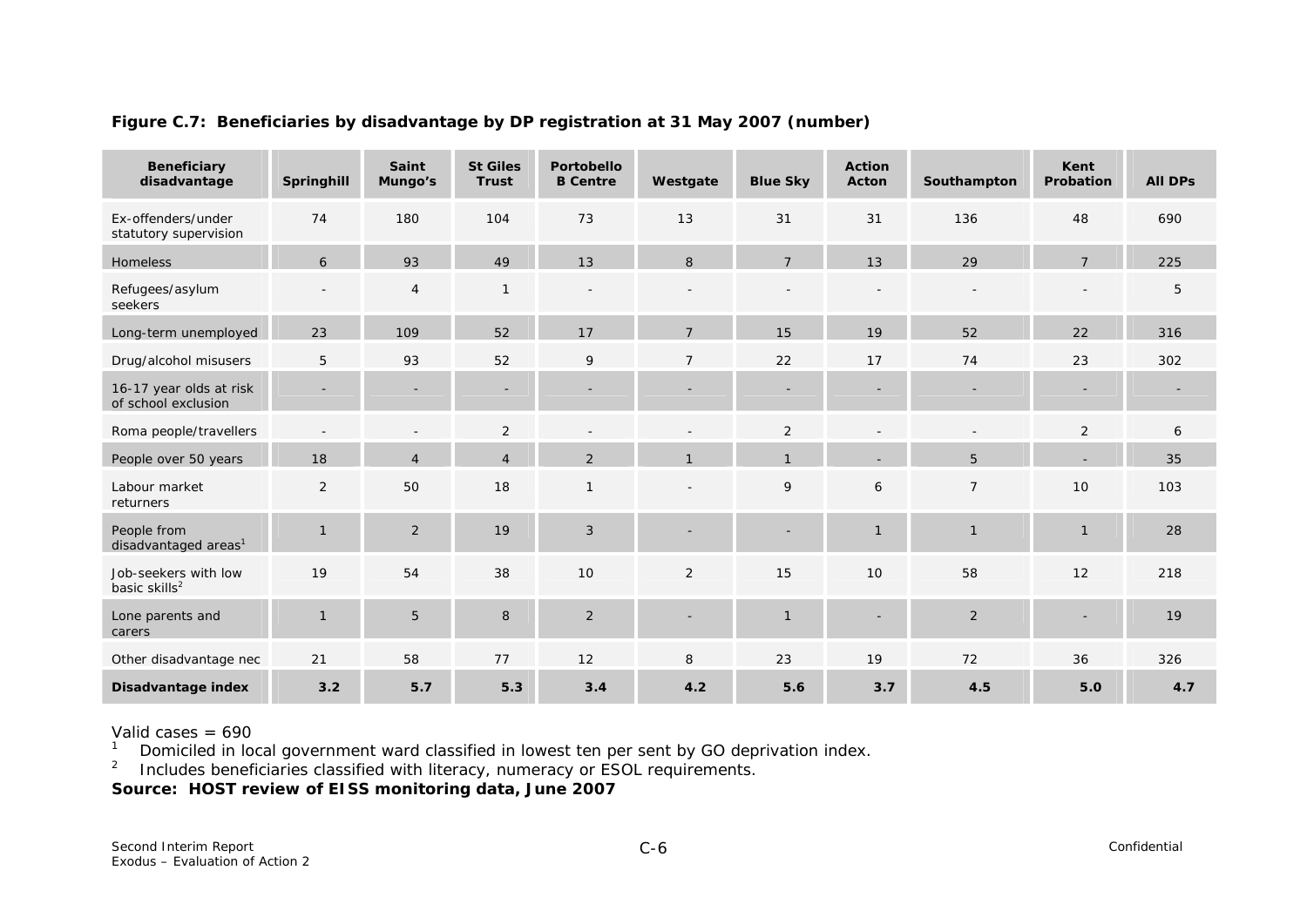**Figure C.7: Beneficiaries by disadvantage by DP registration at 31 May 2007 (number)**

| Beneficiary disadvantage | Springhill | Saint Mungo's | St Giles Trust | Portobello B Centre | Westgate | Blue Sky | Action Acton | Southampton | Kent Probation | All DPs |
|---|---|---|---|---|---|---|---|---|---|---|
| Ex-offenders/under statutory supervision | 74 | 180 | 104 | 73 | 13 | 31 | 31 | 136 | 48 | 690 |
| Homeless | 6 | 93 | 49 | 13 | 8 | 7 | 13 | 29 | 7 | 225 |
| Refugees/asylum seekers | - | 4 | 1 | - | - | - | - | - | - | 5 |
| Long-term unemployed | 23 | 109 | 52 | 17 | 7 | 15 | 19 | 52 | 22 | 316 |
| Drug/alcohol misusers | 5 | 93 | 52 | 9 | 7 | 22 | 17 | 74 | 23 | 302 |
| 16-17 year olds at risk of school exclusion | - | - | - | - | - | - | - | - | - | - |
| Roma people/travellers | - | - | 2 | - | - | 2 | - | - | 2 | 6 |
| People over 50 years | 18 | 4 | 4 | 2 | 1 | 1 | - | 5 | - | 35 |
| Labour market returners | 2 | 50 | 18 | 1 | - | 9 | 6 | 7 | 10 | 103 |
| People from disadvantaged areas[1] | 1 | 2 | 19 | 3 | - | - | 1 | 1 | 1 | 28 |
| Job-seekers with low basic skills[2] | 19 | 54 | 38 | 10 | 2 | 15 | 10 | 58 | 12 | 218 |
| Lone parents and carers | 1 | 5 | 8 | 2 | - | 1 | - | 2 | - | 19 |
| Other disadvantage nec | 21 | 58 | 77 | 12 | 8 | 23 | 19 | 72 | 36 | 326 |
| **Disadvantage index** | **3.2** | **5.7** | **5.3** | **3.4** | **4.2** | **5.6** | **3.7** | **4.5** | **5.0** | **4.7** |

Valid cases = 690

[1] Domiciled in local government ward classified in lowest ten per sent by GO deprivation index.

[2] Includes beneficiaries classified with literacy, numeracy or ESOL requirements.

**Source: HOST review of EISS monitoring data, June 2007**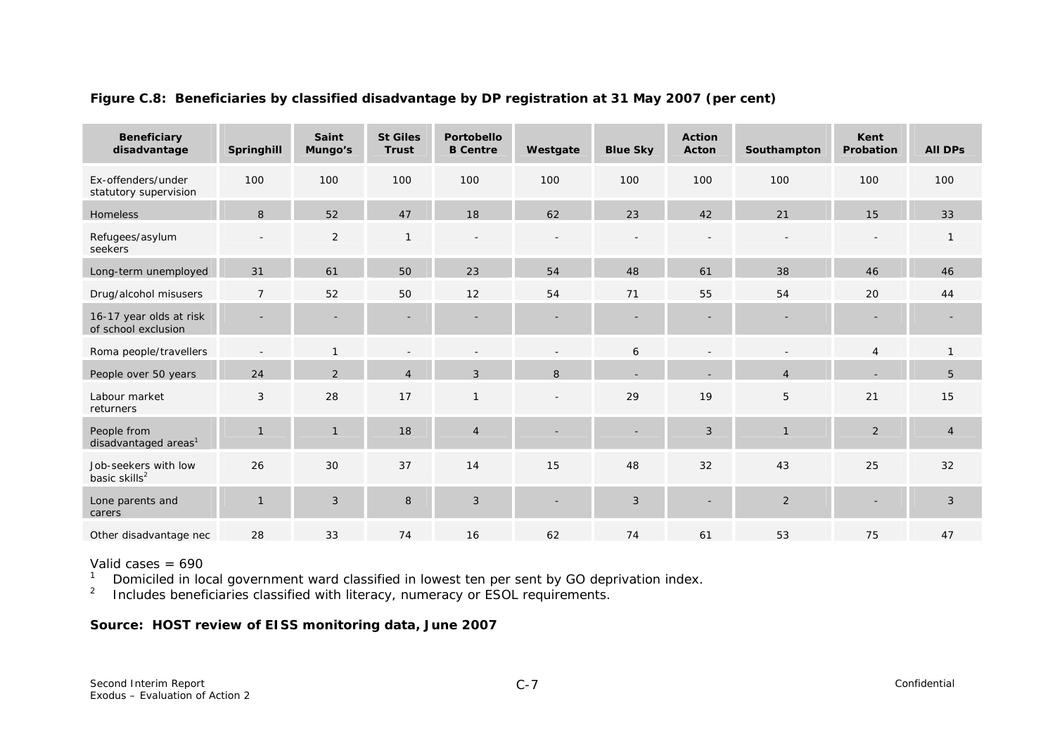**Figure C.8: Beneficiaries by classified disadvantage by DP registration at 31 May 2007 (per cent)**

| Beneficiary disadvantage | Springhill | Saint Mungo's | St Giles Trust | Portobello B Centre | Westgate | Blue Sky | Action Acton | Southampton | Kent Probation | All DPs |
|---|---|---|---|---|---|---|---|---|---|---|
| Ex-offenders/under statutory supervision | 100 | 100 | 100 | 100 | 100 | 100 | 100 | 100 | 100 | 100 |
| Homeless | 8 | 52 | 47 | 18 | 62 | 23 | 42 | 21 | 15 | 33 |
| Refugees/asylum seekers | - | 2 | 1 | - | - | - | - | - | - | 1 |
| Long-term unemployed | 31 | 61 | 50 | 23 | 54 | 48 | 61 | 38 | 46 | 46 |
| Drug/alcohol misusers | 7 | 52 | 50 | 12 | 54 | 71 | 55 | 54 | 20 | 44 |
| 16-17 year olds at risk of school exclusion | - | - | - | - | - | - | - | - | - | - |
| Roma people/travellers | - | 1 | - | - | - | 6 | - | - | 4 | 1 |
| People over 50 years | 24 | 2 | 4 | 3 | 8 | - | - | 4 | - | 5 |
| Labour market returners | 3 | 28 | 17 | 1 | - | 29 | 19 | 5 | 21 | 15 |
| People from disadvantaged areas[1] | 1 | 1 | 18 | 4 | - | - | 3 | 1 | 2 | 4 |
| Job-seekers with low basic skills[2] | 26 | 30 | 37 | 14 | 15 | 48 | 32 | 43 | 25 | 32 |
| Lone parents and carers | 1 | 3 | 8 | 3 | - | 3 | - | 2 | - | 3 |
| Other disadvantage nec | 28 | 33 | 74 | 16 | 62 | 74 | 61 | 53 | 75 | 47 |

Valid cases = 690

[1] Domiciled in local government ward classified in lowest ten per sent by GO deprivation index.

[2] Includes beneficiaries classified with literacy, numeracy or ESOL requirements.

**Source: HOST review of EISS monitoring data, June 2007**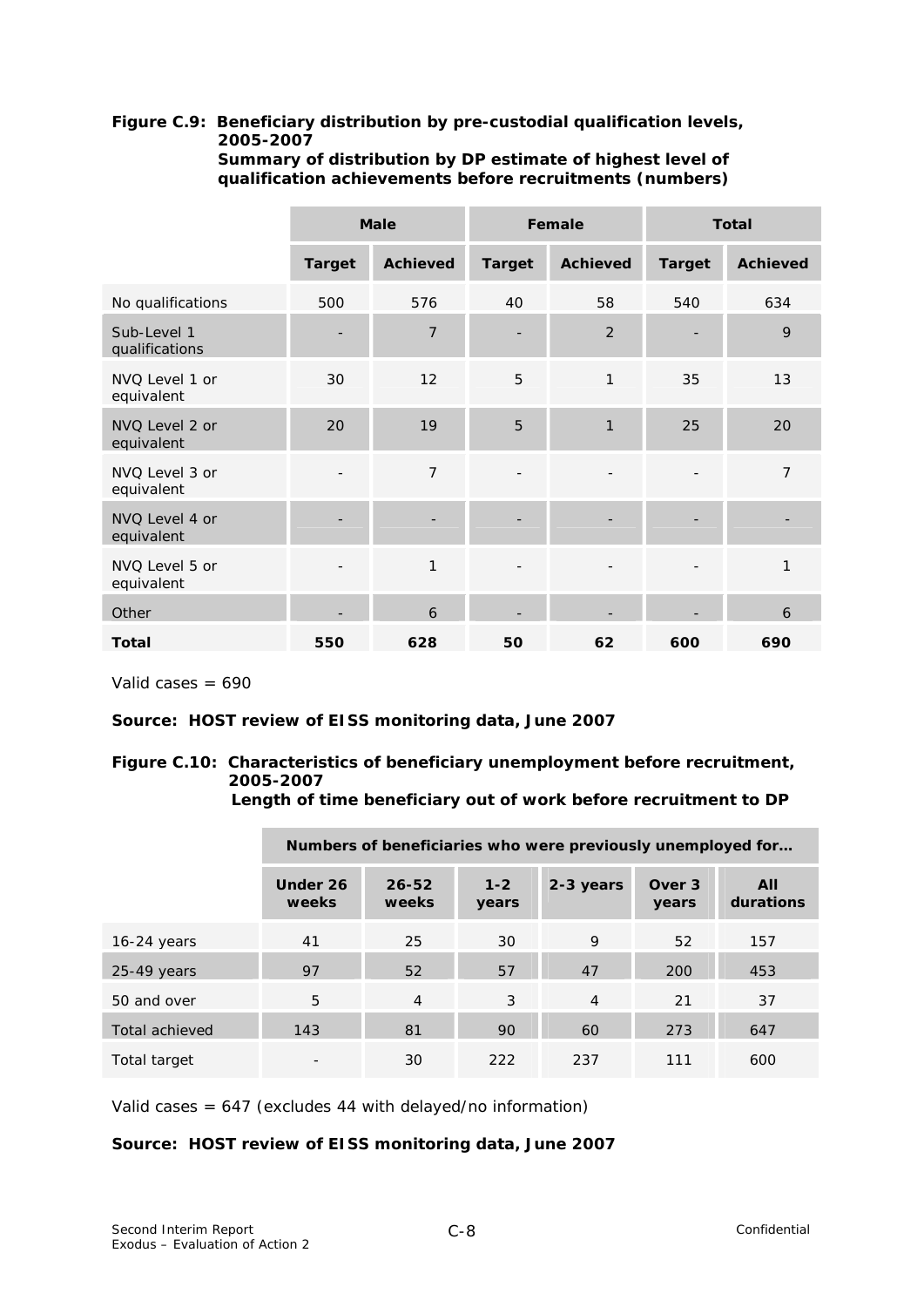**Figure C.9: Beneficiary distribution by pre-custodial qualification levels, 2005-2007**
**Summary of distribution by DP estimate of highest level of qualification achievements before recruitments (numbers)**

| | Male | | Female | | Total | |
|---|---|---|---|---|---|---|
| | **Target** | **Achieved** | **Target** | **Achieved** | **Target** | **Achieved** |
| No qualifications | 500 | 576 | 40 | 58 | 540 | 634 |
| Sub-Level 1 qualifications | - | 7 | - | 2 | - | 9 |
| NVQ Level 1 or equivalent | 30 | 12 | 5 | 1 | 35 | 13 |
| NVQ Level 2 or equivalent | 20 | 19 | 5 | 1 | 25 | 20 |
| NVQ Level 3 or equivalent | - | 7 | - | - | - | 7 |
| NVQ Level 4 or equivalent | - | - | - | - | - | - |
| NVQ Level 5 or equivalent | - | 1 | - | - | - | 1 |
| Other | - | 6 | - | - | - | 6 |
| **Total** | **550** | **628** | **50** | **62** | **600** | **690** |

Valid cases = 690

**Source: HOST review of EISS monitoring data, June 2007**

**Figure C.10: Characteristics of beneficiary unemployment before recruitment, 2005-2007**
**Length of time beneficiary out of work before recruitment to DP**

| | Numbers of beneficiaries who were previously unemployed for… | | | | | |
|---|---|---|---|---|---|---|
| | **Under 26 weeks** | **26-52 weeks** | **1-2 years** | **2-3 years** | **Over 3 years** | **All durations** |
| 16-24 years | 41 | 25 | 30 | 9 | 52 | 157 |
| 25-49 years | 97 | 52 | 57 | 47 | 200 | 453 |
| 50 and over | 5 | 4 | 3 | 4 | 21 | 37 |
| Total achieved | 143 | 81 | 90 | 60 | 273 | 647 |
| Total target | - | 30 | 222 | 237 | 111 | 600 |

Valid cases = 647 (excludes 44 with delayed/no information)

**Source: HOST review of EISS monitoring data, June 2007**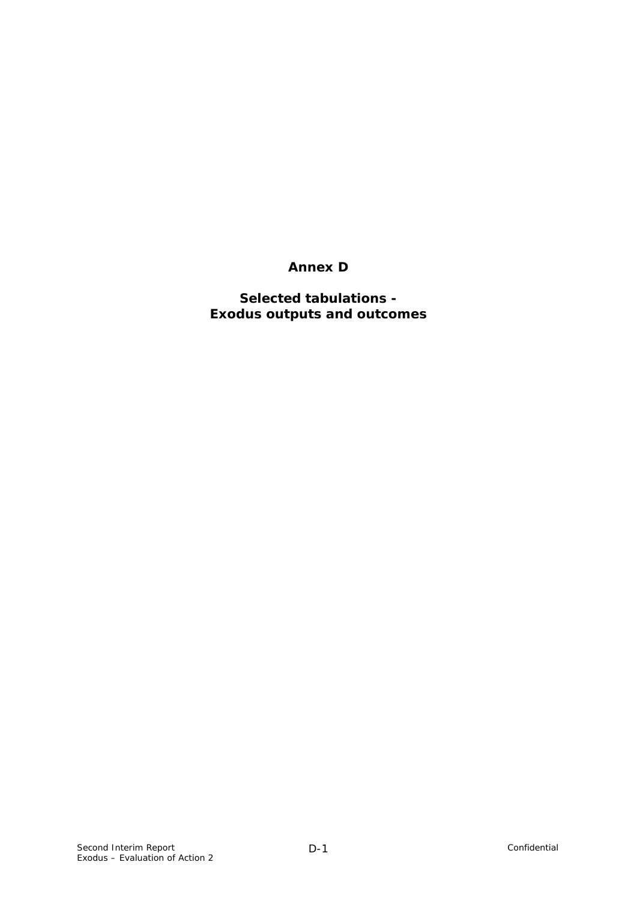# Annex D

## Selected tabulations - Exodus outputs and outcomes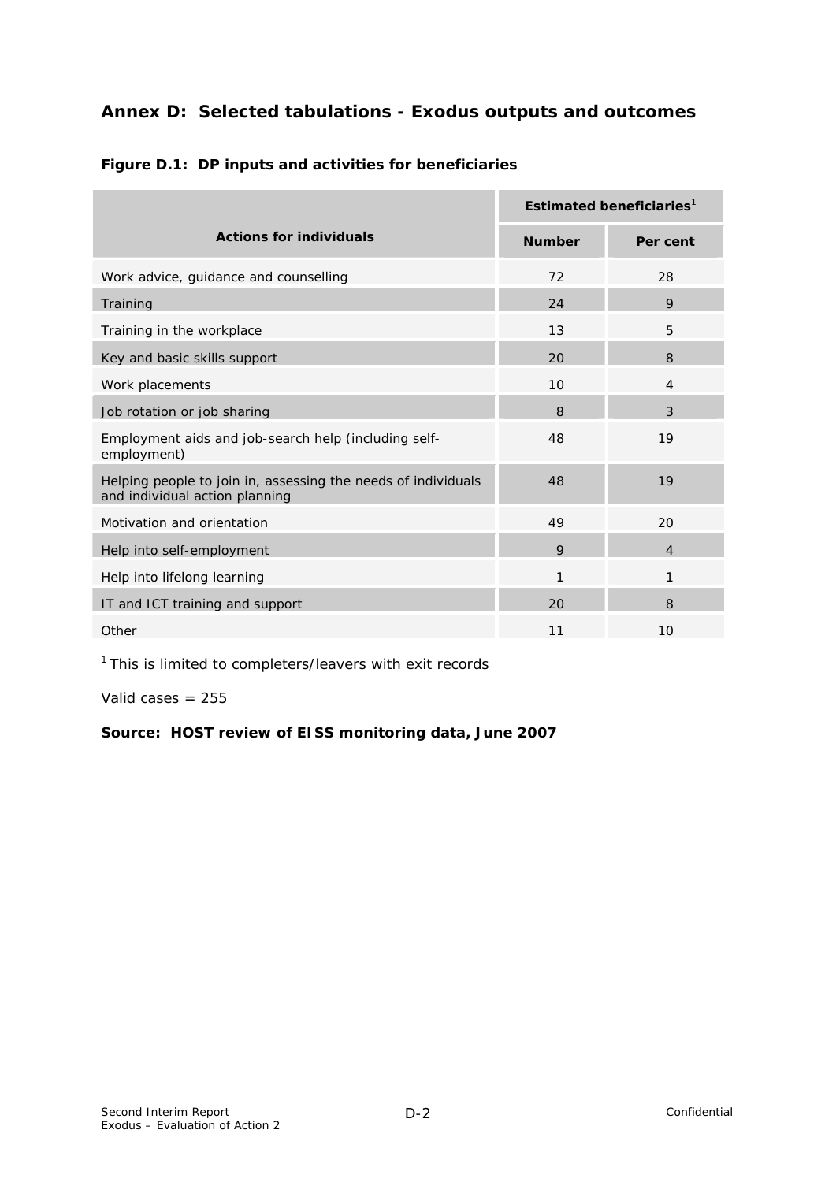## Annex D: Selected tabulations - Exodus outputs and outcomes

**Figure D.1: DP inputs and activities for beneficiaries**

| Actions for individuals | Estimated beneficiaries[1] | |
|---|---|---|
| | Number | Per cent |
| Work advice, guidance and counselling | 72 | 28 |
| Training | 24 | 9 |
| Training in the workplace | 13 | 5 |
| Key and basic skills support | 20 | 8 |
| Work placements | 10 | 4 |
| Job rotation or job sharing | 8 | 3 |
| Employment aids and job-search help (including self-employment) | 48 | 19 |
| Helping people to join in, assessing the needs of individuals and individual action planning | 48 | 19 |
| Motivation and orientation | 49 | 20 |
| Help into self-employment | 9 | 4 |
| Help into lifelong learning | 1 | 1 |
| IT and ICT training and support | 20 | 8 |
| Other | 11 | 10 |

[1] This is limited to completers/leavers with exit records

Valid cases = 255

**Source: HOST review of EISS monitoring data, June 2007**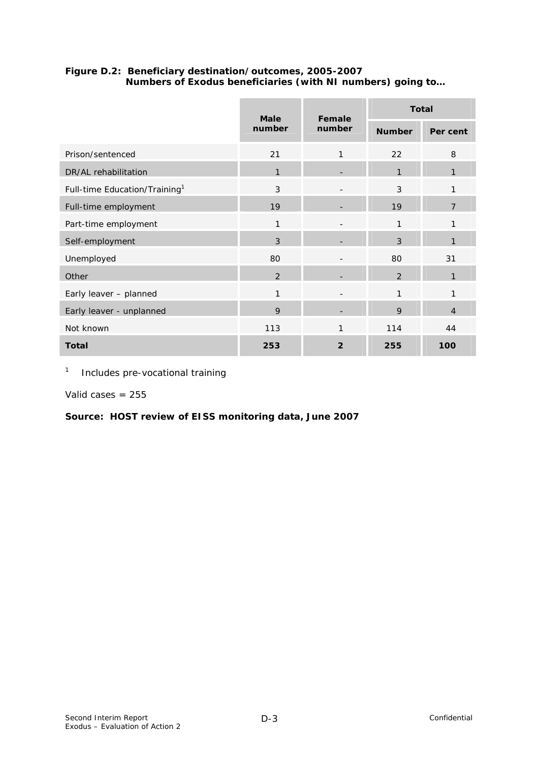**Figure D.2: Beneficiary destination/outcomes, 2005-2007**
**Numbers of Exodus beneficiaries (with NI numbers) going to…**

| | Male number | Female number | Total | |
|---|---|---|---|---|
| | | | Number | Per cent |
| Prison/sentenced | 21 | 1 | 22 | 8 |
| DR/AL rehabilitation | 1 | - | 1 | 1 |
| Full-time Education/Training[1] | 3 | - | 3 | 1 |
| Full-time employment | 19 | - | 19 | 7 |
| Part-time employment | 1 | - | 1 | 1 |
| Self-employment | 3 | - | 3 | 1 |
| Unemployed | 80 | - | 80 | 31 |
| Other | 2 | - | 2 | 1 |
| Early leaver – planned | 1 | - | 1 | 1 |
| Early leaver - unplanned | 9 | - | 9 | 4 |
| Not known | 113 | 1 | 114 | 44 |
| **Total** | **253** | **2** | **255** | **100** |

[1] Includes pre-vocational training

Valid cases = 255

**Source: HOST review of EISS monitoring data, June 2007**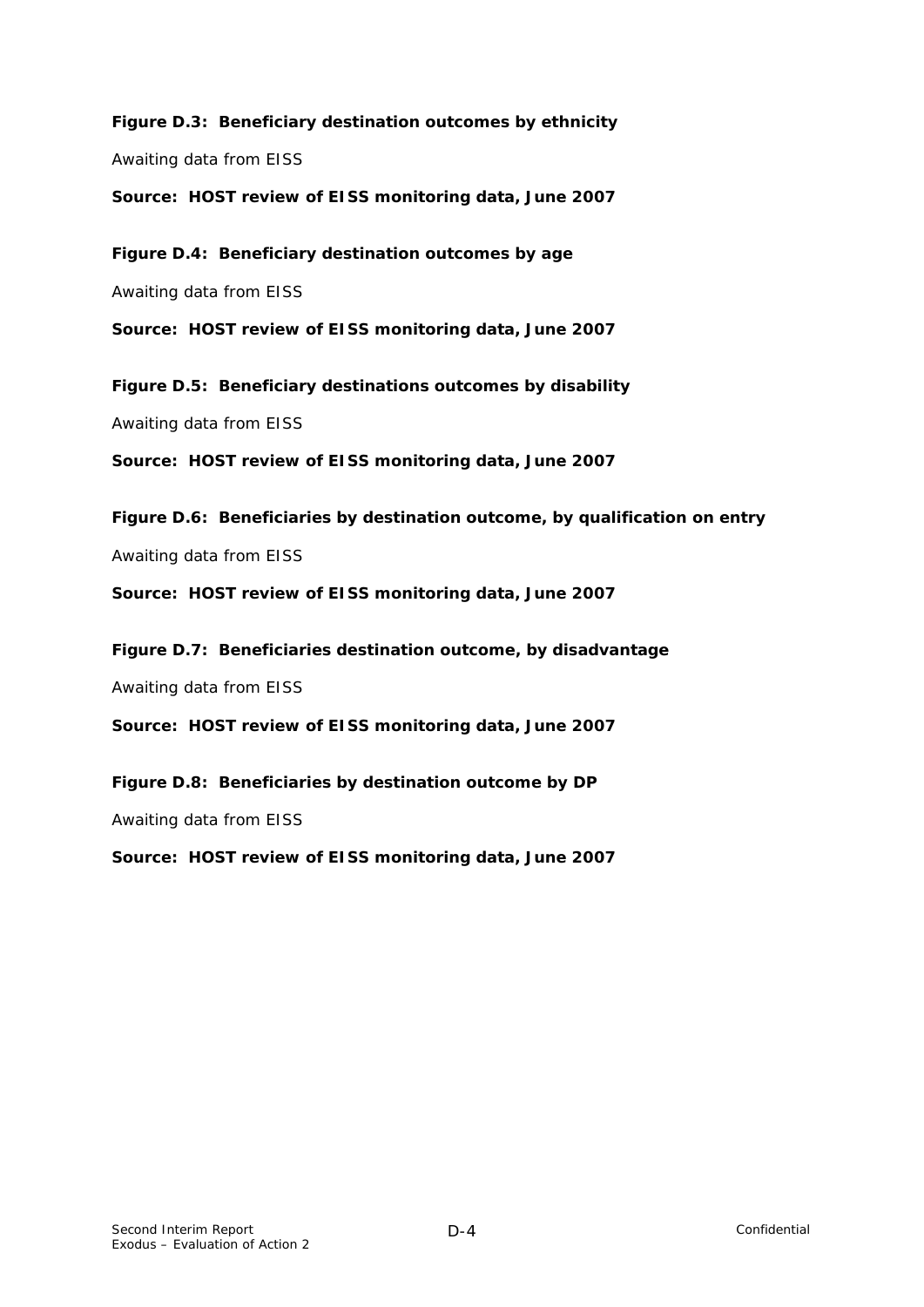**Figure D.3: Beneficiary destination outcomes by ethnicity**

Awaiting data from EISS

**Source: HOST review of EISS monitoring data, June 2007**

**Figure D.4: Beneficiary destination outcomes by age**

Awaiting data from EISS

**Source: HOST review of EISS monitoring data, June 2007**

**Figure D.5: Beneficiary destinations outcomes by disability**

Awaiting data from EISS

**Source: HOST review of EISS monitoring data, June 2007**

**Figure D.6: Beneficiaries by destination outcome, by qualification on entry**

Awaiting data from EISS

**Source: HOST review of EISS monitoring data, June 2007**

**Figure D.7: Beneficiaries destination outcome, by disadvantage**

Awaiting data from EISS

**Source: HOST review of EISS monitoring data, June 2007**

**Figure D.8: Beneficiaries by destination outcome by DP**

Awaiting data from EISS

**Source: HOST review of EISS monitoring data, June 2007**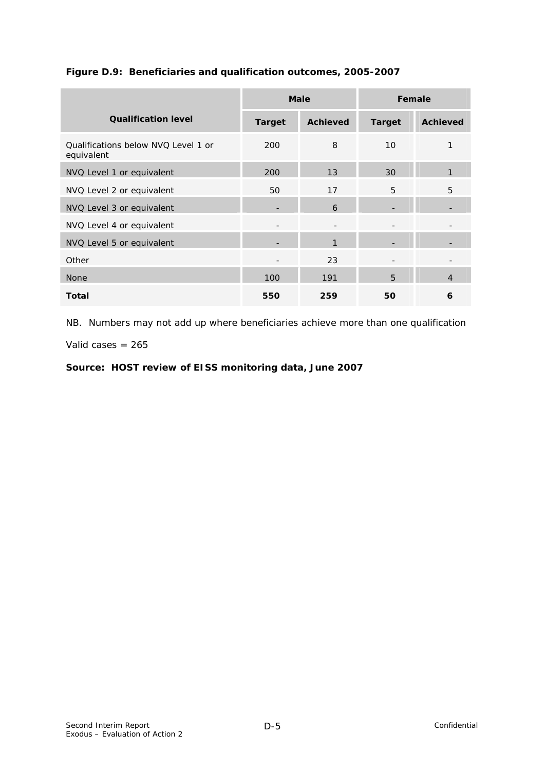**Figure D.9: Beneficiaries and qualification outcomes, 2005-2007**

| Qualification level | Male | | Female | |
|---|---|---|---|---|
| | Target | Achieved | Target | Achieved |
| Qualifications below NVQ Level 1 or equivalent | 200 | 8 | 10 | 1 |
| NVQ Level 1 or equivalent | 200 | 13 | 30 | 1 |
| NVQ Level 2 or equivalent | 50 | 17 | 5 | 5 |
| NVQ Level 3 or equivalent | - | 6 | - | - |
| NVQ Level 4 or equivalent | - | - | - | - |
| NVQ Level 5 or equivalent | - | 1 | - | - |
| Other | - | 23 | - | - |
| None | 100 | 191 | 5 | 4 |
| **Total** | **550** | **259** | **50** | **6** |

NB. Numbers may not add up where beneficiaries achieve more than one qualification

Valid cases = 265

**Source: HOST review of EISS monitoring data, June 2007**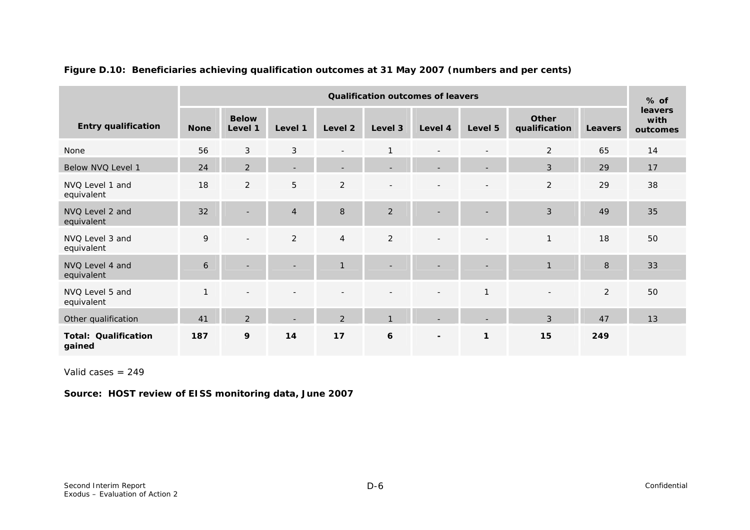**Figure D.10: Beneficiaries achieving qualification outcomes at 31 May 2007 (numbers and per cents)**

| Entry qualification | Qualification outcomes of leavers | | | | | | | | | % of leavers with outcomes |
|---|---|---|---|---|---|---|---|---|---|---|
| | None | Below Level 1 | Level 1 | Level 2 | Level 3 | Level 4 | Level 5 | Other qualification | Leavers | |
| None | 56 | 3 | 3 | - | 1 | - | - | 2 | 65 | 14 |
| Below NVQ Level 1 | 24 | 2 | - | - | - | - | - | 3 | 29 | 17 |
| NVQ Level 1 and equivalent | 18 | 2 | 5 | 2 | - | - | - | 2 | 29 | 38 |
| NVQ Level 2 and equivalent | 32 | - | 4 | 8 | 2 | - | - | 3 | 49 | 35 |
| NVQ Level 3 and equivalent | 9 | - | 2 | 4 | 2 | - | - | 1 | 18 | 50 |
| NVQ Level 4 and equivalent | 6 | - | - | 1 | - | - | - | 1 | 8 | 33 |
| NVQ Level 5 and equivalent | 1 | - | - | - | - | - | 1 | - | 2 | 50 |
| Other qualification | 41 | 2 | - | 2 | 1 | - | - | 3 | 47 | 13 |
| **Total: Qualification gained** | **187** | **9** | **14** | **17** | **6** | **-** | **1** | **15** | **249** | |

Valid cases = 249

**Source: HOST review of EISS monitoring data, June 2007**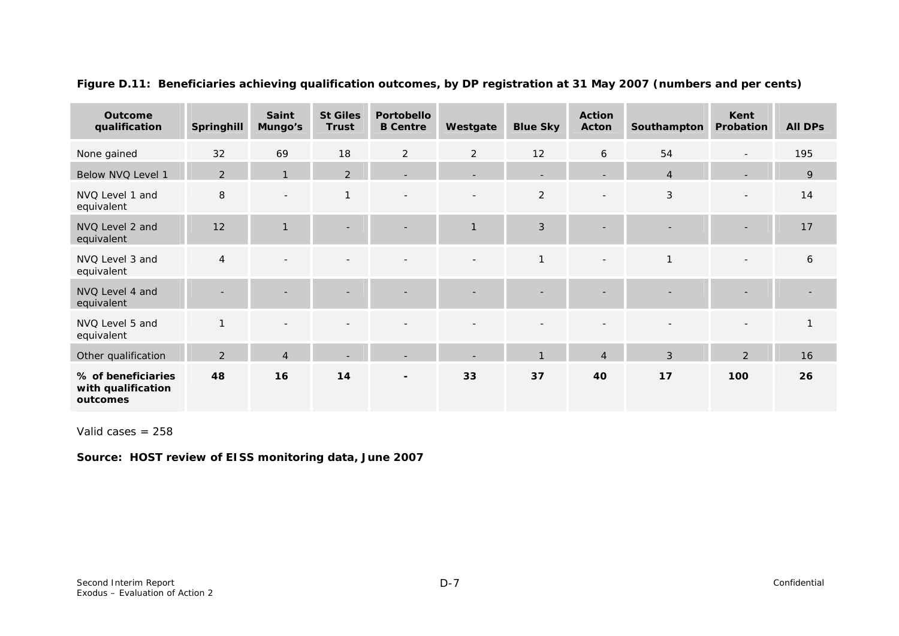**Figure D.11: Beneficiaries achieving qualification outcomes, by DP registration at 31 May 2007 (numbers and per cents)**

| Outcome qualification | Springhill | Saint Mungo's | St Giles Trust | Portobello B Centre | Westgate | Blue Sky | Action Acton | Southampton | Kent Probation | All DPs |
|---|---|---|---|---|---|---|---|---|---|---|
| None gained | 32 | 69 | 18 | 2 | 2 | 12 | 6 | 54 | - | 195 |
| Below NVQ Level 1 | 2 | 1 | 2 | - | - | - | - | 4 | - | 9 |
| NVQ Level 1 and equivalent | 8 | - | 1 | - | - | 2 | - | 3 | - | 14 |
| NVQ Level 2 and equivalent | 12 | 1 | - | - | 1 | 3 | - | - | - | 17 |
| NVQ Level 3 and equivalent | 4 | - | - | - | - | 1 | - | 1 | - | 6 |
| NVQ Level 4 and equivalent | - | - | - | - | - | - | - | - | - | - |
| NVQ Level 5 and equivalent | 1 | - | - | - | - | - | - | - | - | 1 |
| Other qualification | 2 | 4 | - | - | - | 1 | 4 | 3 | 2 | 16 |
| **% of beneficiaries with qualification outcomes** | **48** | **16** | **14** | **-** | **33** | **37** | **40** | **17** | **100** | **26** |

Valid cases = 258

**Source: HOST review of EISS monitoring data, June 2007**